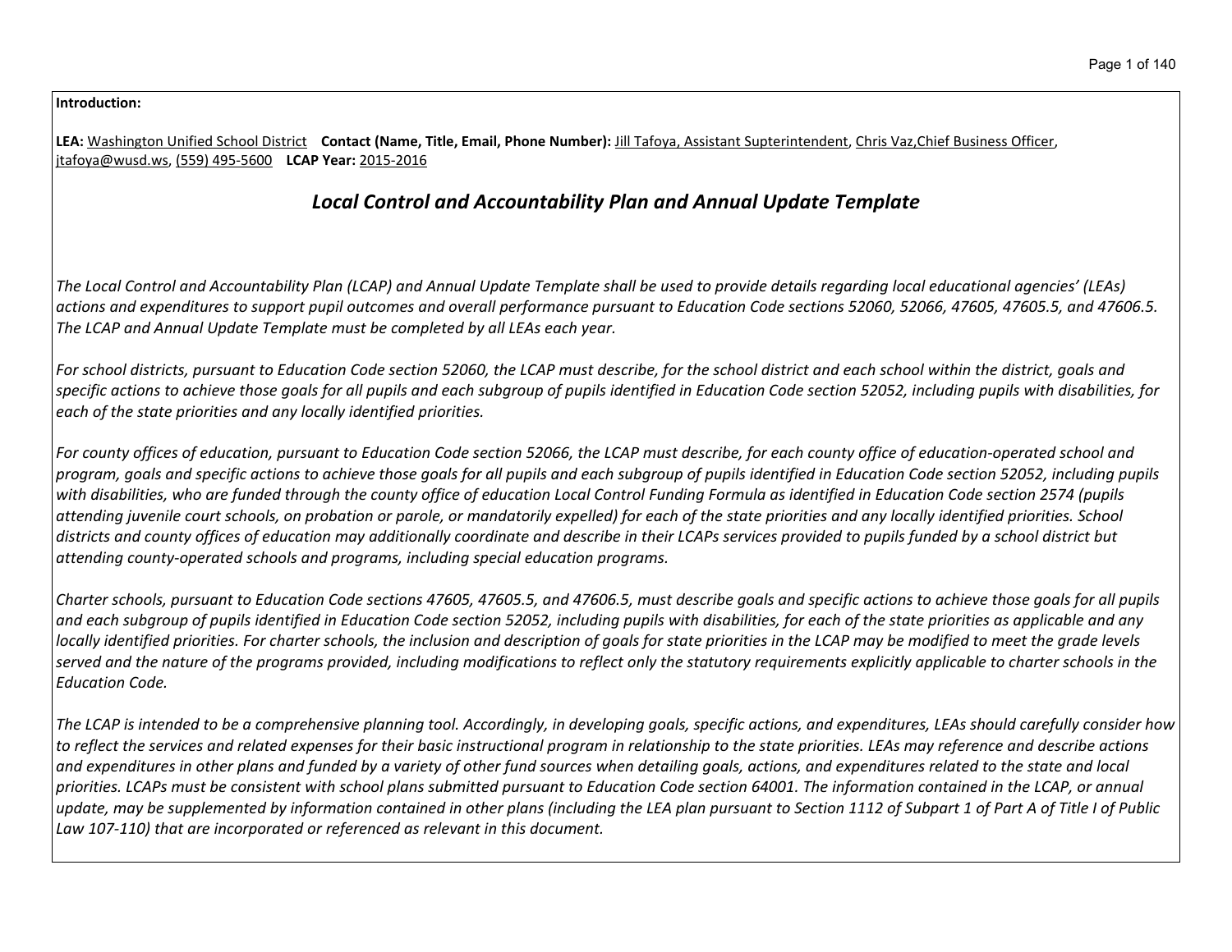**Introduction:**

**LEA:** Washington Unified School District **Contact (Name, Title, Email, Phone Number):** Jill Tafoya, Assistant Supterintendent, Chris Vaz,Chief Business Officer, jtafoya@wusd.ws, (559) 495-5600 **LCAP Year:** 2015-2016

## *Local Control and Accountability Plan and Annual Update Template*

*The Local Control and Accountability Plan (LCAP) and Annual Update Template shall be used to provide details regarding local educational agencies' (LEAs) actions and expenditures to support pupil outcomes and overall performance pursuant to Education Code sections 52060, 52066, 47605, 47605.5, and 47606.5. The LCAP and Annual Update Template must be completed by all LEAs each year.*

*For school districts, pursuant to Education Code section 52060, the LCAP must describe, for the school district and each school within the district, goals and specific actions to achieve those goals for all pupils and each subgroup of pupils identified in Education Code section 52052, including pupils with disabilities, for each of the state priorities and any locally identified priorities.*

*For county offices of education, pursuant to Education Code section 52066, the LCAP must describe, for each county office of education-operated school and program, goals and specific actions to achieve those goals for all pupils and each subgroup of pupils identified in Education Code section 52052, including pupils with disabilities, who are funded through the county office of education Local Control Funding Formula as identified in Education Code section 2574 (pupils attending juvenile court schools, on probation or parole, or mandatorily expelled) for each of the state priorities and any locally identified priorities. School districts and county offices of education may additionally coordinate and describe in their LCAPs services provided to pupils funded by a school district but attending county-operated schools and programs, including special education programs.*

*Charter schools, pursuant to Education Code sections 47605, 47605.5, and 47606.5, must describe goals and specific actions to achieve those goals for all pupils and each subgroup of pupils identified in Education Code section 52052, including pupils with disabilities, for each of the state priorities as applicable and any locally identified priorities. For charter schools, the inclusion and description of goals for state priorities in the LCAP may be modified to meet the grade levels served and the nature of the programs provided, including modifications to reflect only the statutory requirements explicitly applicable to charter schools in the Education Code.*

*The LCAP is intended to be a comprehensive planning tool. Accordingly, in developing goals, specific actions, and expenditures, LEAs should carefully consider how to reflect the services and related expenses for their basic instructional program in relationship to the state priorities. LEAs may reference and describe actions and expenditures in other plans and funded by a variety of other fund sources when detailing goals, actions, and expenditures related to the state and local priorities. LCAPs must be consistent with school plans submitted pursuant to Education Code section 64001. The information contained in the LCAP, or annual update, may be supplemented by information contained in other plans (including the LEA plan pursuant to Section 1112 of Subpart 1 of Part A of Title I of Public Law 107-110) that are incorporated or referenced as relevant in this document.*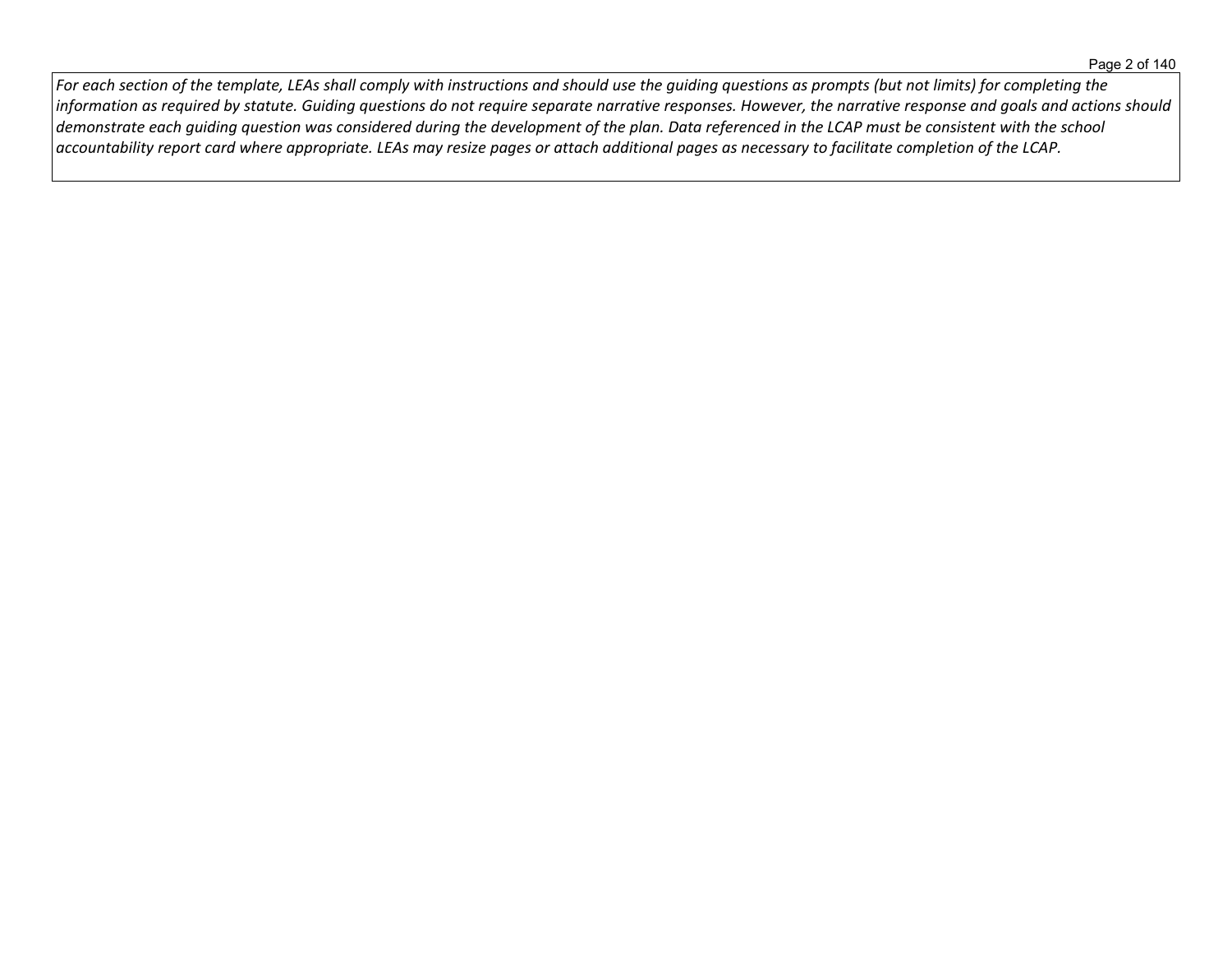*For each section of the template, LEAs shall comply with instructions and should use the guiding questions as prompts (but not limits) for completing the information as required by statute. Guiding questions do not require separate narrative responses. However, the narrative response and goals and actions should demonstrate each guiding question was considered during the development of the plan. Data referenced in the LCAP must be consistent with the school accountability report card where appropriate. LEAs may resize pages or attach additional pages as necessary to facilitate completion of the LCAP.*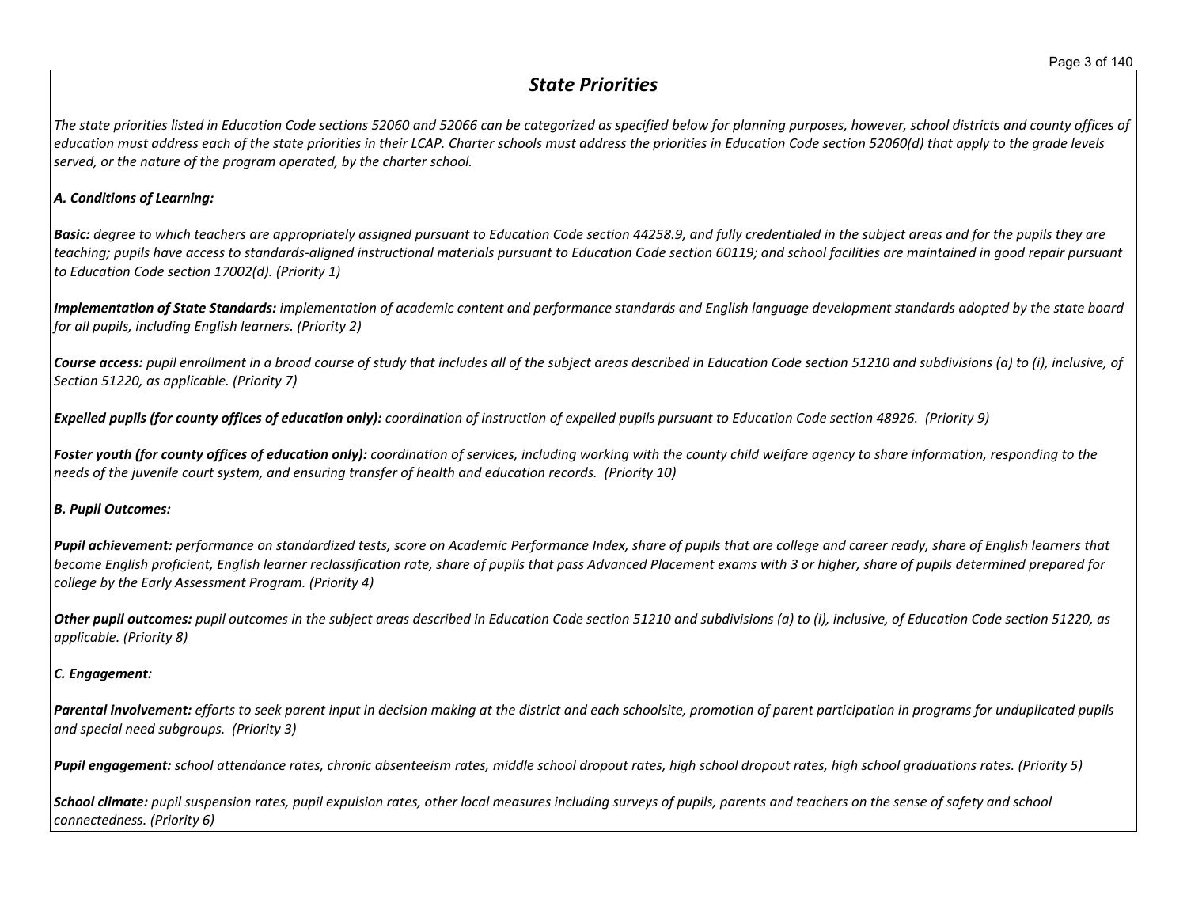## *State Priorities*

*The state priorities listed in Education Code sections 52060 and 52066 can be categorized as specified below for planning purposes, however, school districts and county offices of education must address each of the state priorities in their LCAP. Charter schools must address the priorities in Education Code section 52060(d) that apply to the grade levels served, or the nature of the program operated, by the charter school.*

***A. Conditions of Learning:***

***Basic:*** *degree to which teachers are appropriately assigned pursuant to Education Code section 44258.9, and fully credentialed in the subject areas and for the pupils they are teaching; pupils have access to standards-aligned instructional materials pursuant to Education Code section 60119; and school facilities are maintained in good repair pursuant to Education Code section 17002(d). (Priority 1)*

***Implementation of State Standards:*** *implementation of academic content and performance standards and English language development standards adopted by the state board for all pupils, including English learners. (Priority 2)*

***Course access:*** *pupil enrollment in a broad course of study that includes all of the subject areas described in Education Code section 51210 and subdivisions (a) to (i), inclusive, of Section 51220, as applicable. (Priority 7)*

***Expelled pupils (for county offices of education only):*** *coordination of instruction of expelled pupils pursuant to Education Code section 48926. (Priority 9)*

***Foster youth (for county offices of education only):*** *coordination of services, including working with the county child welfare agency to share information, responding to the needs of the juvenile court system, and ensuring transfer of health and education records. (Priority 10)*

***B. Pupil Outcomes:***

***Pupil achievement:*** *performance on standardized tests, score on Academic Performance Index, share of pupils that are college and career ready, share of English learners that become English proficient, English learner reclassification rate, share of pupils that pass Advanced Placement exams with 3 or higher, share of pupils determined prepared for college by the Early Assessment Program. (Priority 4)*

***Other pupil outcomes:*** *pupil outcomes in the subject areas described in Education Code section 51210 and subdivisions (a) to (i), inclusive, of Education Code section 51220, as applicable. (Priority 8)*

***C. Engagement:***

***Parental involvement:*** *efforts to seek parent input in decision making at the district and each schoolsite, promotion of parent participation in programs for unduplicated pupils and special need subgroups. (Priority 3)*

***Pupil engagement:*** *school attendance rates, chronic absenteeism rates, middle school dropout rates, high school dropout rates, high school graduations rates. (Priority 5)*

***School climate:*** *pupil suspension rates, pupil expulsion rates, other local measures including surveys of pupils, parents and teachers on the sense of safety and school connectedness. (Priority 6)*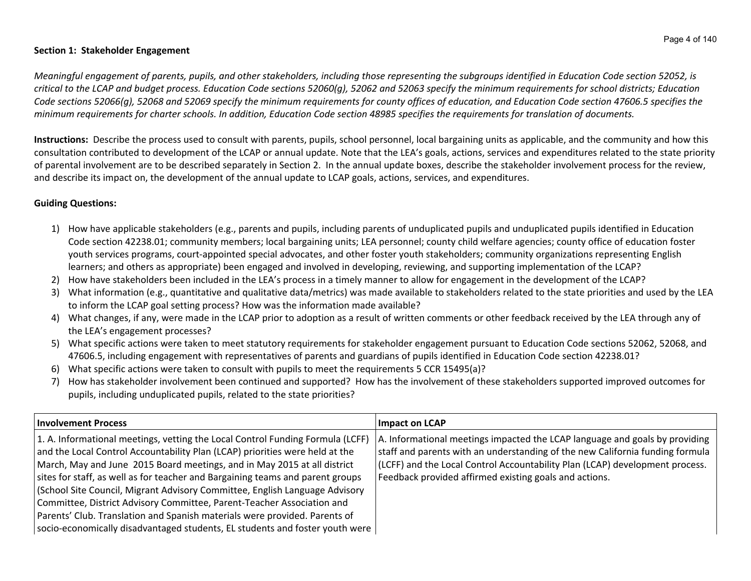**Section 1: Stakeholder Engagement**

*Meaningful engagement of parents, pupils, and other stakeholders, including those representing the subgroups identified in Education Code section 52052, is critical to the LCAP and budget process. Education Code sections 52060(g), 52062 and 52063 specify the minimum requirements for school districts; Education Code sections 52066(g), 52068 and 52069 specify the minimum requirements for county offices of education, and Education Code section 47606.5 specifies the minimum requirements for charter schools. In addition, Education Code section 48985 specifies the requirements for translation of documents.*

**Instructions:** Describe the process used to consult with parents, pupils, school personnel, local bargaining units as applicable, and the community and how this consultation contributed to development of the LCAP or annual update. Note that the LEA's goals, actions, services and expenditures related to the state priority of parental involvement are to be described separately in Section 2. In the annual update boxes, describe the stakeholder involvement process for the review, and describe its impact on, the development of the annual update to LCAP goals, actions, services, and expenditures.

**Guiding Questions:**

1) How have applicable stakeholders (e.g., parents and pupils, including parents of unduplicated pupils and unduplicated pupils identified in Education Code section 42238.01; community members; local bargaining units; LEA personnel; county child welfare agencies; county office of education foster youth services programs, court-appointed special advocates, and other foster youth stakeholders; community organizations representing English learners; and others as appropriate) been engaged and involved in developing, reviewing, and supporting implementation of the LCAP?
2) How have stakeholders been included in the LEA's process in a timely manner to allow for engagement in the development of the LCAP?
3) What information (e.g., quantitative and qualitative data/metrics) was made available to stakeholders related to the state priorities and used by the LEA to inform the LCAP goal setting process? How was the information made available?
4) What changes, if any, were made in the LCAP prior to adoption as a result of written comments or other feedback received by the LEA through any of the LEA's engagement processes?
5) What specific actions were taken to meet statutory requirements for stakeholder engagement pursuant to Education Code sections 52062, 52068, and 47606.5, including engagement with representatives of parents and guardians of pupils identified in Education Code section 42238.01?
6) What specific actions were taken to consult with pupils to meet the requirements 5 CCR 15495(a)?
7) How has stakeholder involvement been continued and supported? How has the involvement of these stakeholders supported improved outcomes for pupils, including unduplicated pupils, related to the state priorities?

| Involvement Process | Impact on LCAP |
|---|---|
| 1. A. Informational meetings, vetting the Local Control Funding Formula (LCFF) and the Local Control Accountability Plan (LCAP) priorities were held at the March, May and June 2015 Board meetings, and in May 2015 at all district sites for staff, as well as for teacher and Bargaining teams and parent groups (School Site Council, Migrant Advisory Committee, English Language Advisory Committee, District Advisory Committee, Parent-Teacher Association and Parents' Club. Translation and Spanish materials were provided. Parents of socio-economically disadvantaged students, EL students and foster youth were | A. Informational meetings impacted the LCAP language and goals by providing staff and parents with an understanding of the new California funding formula (LCFF) and the Local Control Accountability Plan (LCAP) development process. Feedback provided affirmed existing goals and actions. |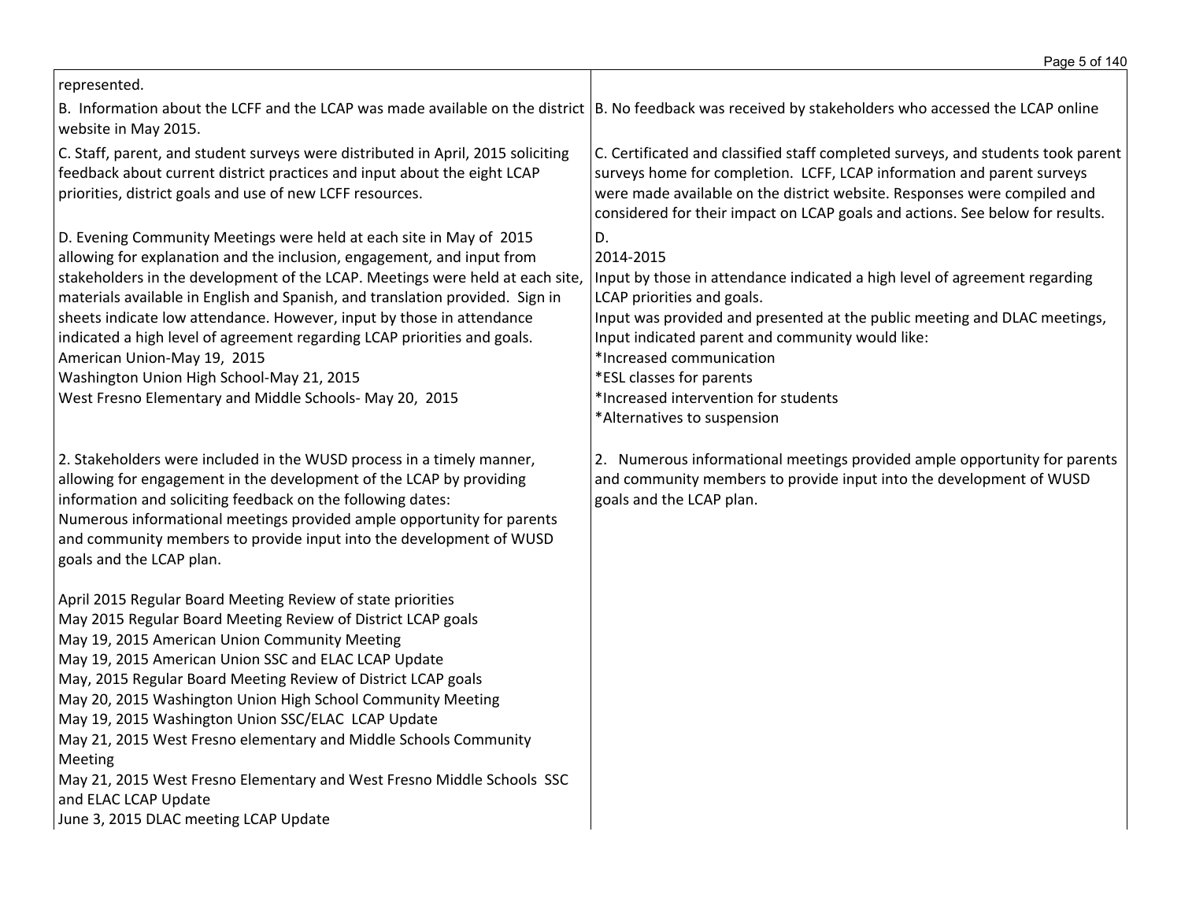| | |
|---|---|
| represented. | |
| B. Information about the LCFF and the LCAP was made available on the district website in May 2015. | B. No feedback was received by stakeholders who accessed the LCAP online |
| C. Staff, parent, and student surveys were distributed in April, 2015 soliciting feedback about current district practices and input about the eight LCAP priorities, district goals and use of new LCFF resources. | C. Certificated and classified staff completed surveys, and students took parent surveys home for completion. LCFF, LCAP information and parent surveys were made available on the district website. Responses were compiled and considered for their impact on LCAP goals and actions. See below for results. |
| D. Evening Community Meetings were held at each site in May of 2015 allowing for explanation and the inclusion, engagement, and input from stakeholders in the development of the LCAP. Meetings were held at each site, materials available in English and Spanish, and translation provided. Sign in sheets indicate low attendance. However, input by those in attendance indicated a high level of agreement regarding LCAP priorities and goals.<br>American Union-May 19, 2015<br>Washington Union High School-May 21, 2015<br>West Fresno Elementary and Middle Schools- May 20, 2015 | D.<br>2014-2015<br>Input by those in attendance indicated a high level of agreement regarding LCAP priorities and goals.<br>Input was provided and presented at the public meeting and DLAC meetings, Input indicated parent and community would like:<br>*Increased communication<br>*ESL classes for parents<br>*Increased intervention for students<br>*Alternatives to suspension |
| 2. Stakeholders were included in the WUSD process in a timely manner, allowing for engagement in the development of the LCAP by providing information and soliciting feedback on the following dates:<br>Numerous informational meetings provided ample opportunity for parents and community members to provide input into the development of WUSD goals and the LCAP plan.<br><br>April 2015 Regular Board Meeting Review of state priorities<br>May 2015 Regular Board Meeting Review of District LCAP goals<br>May 19, 2015 American Union Community Meeting<br>May 19, 2015 American Union SSC and ELAC LCAP Update<br>May, 2015 Regular Board Meeting Review of District LCAP goals<br>May 20, 2015 Washington Union High School Community Meeting<br>May 19, 2015 Washington Union SSC/ELAC LCAP Update<br>May 21, 2015 West Fresno elementary and Middle Schools Community Meeting<br>May 21, 2015 West Fresno Elementary and West Fresno Middle Schools SSC and ELAC LCAP Update<br>June 3, 2015 DLAC meeting LCAP Update | 2. Numerous informational meetings provided ample opportunity for parents and community members to provide input into the development of WUSD goals and the LCAP plan. |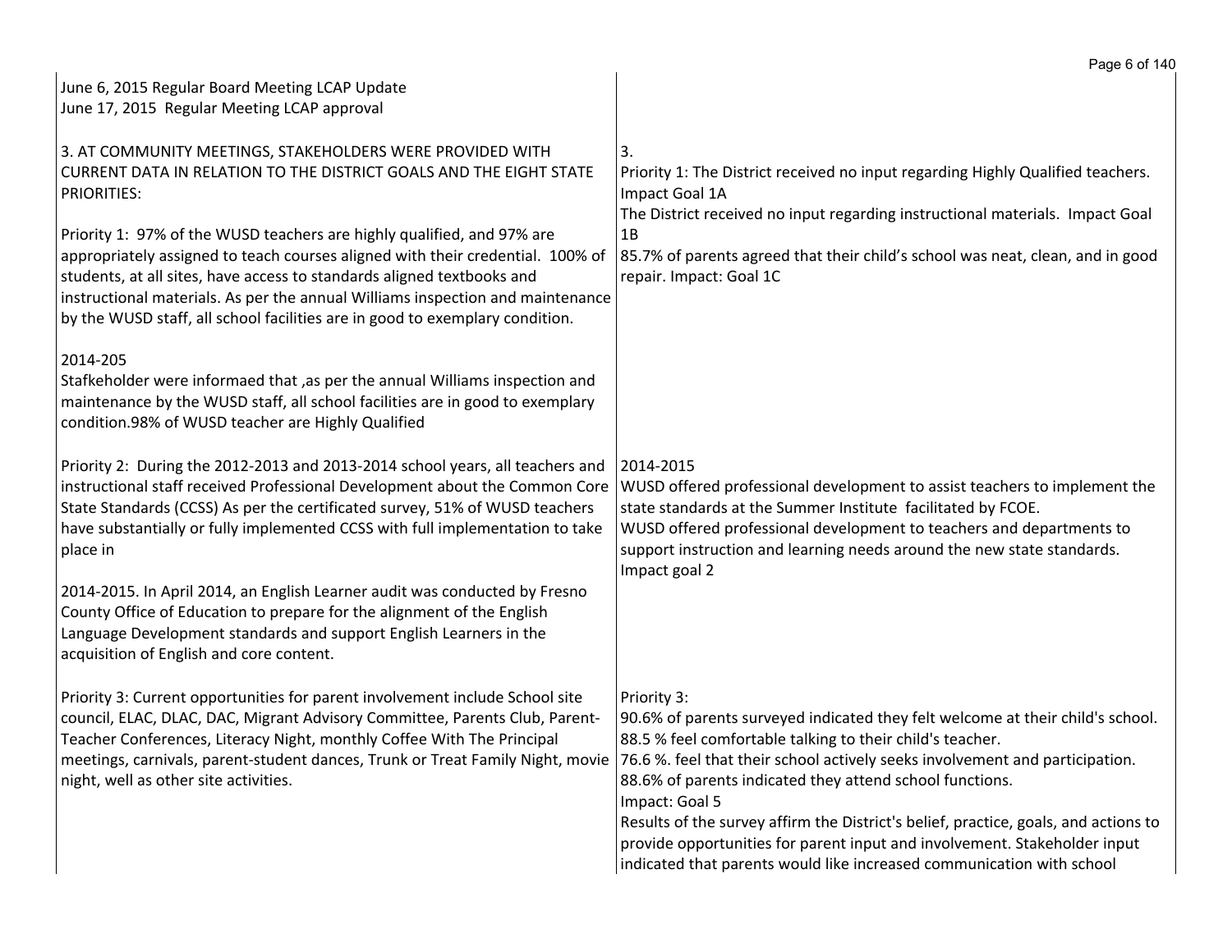| | |
|---|---|
| June 6, 2015 Regular Board Meeting LCAP Update<br>June 17, 2015 Regular Meeting LCAP approval<br><br>3. AT COMMUNITY MEETINGS, STAKEHOLDERS WERE PROVIDED WITH CURRENT DATA IN RELATION TO THE DISTRICT GOALS AND THE EIGHT STATE PRIORITIES:<br><br>Priority 1: 97% of the WUSD teachers are highly qualified, and 97% are appropriately assigned to teach courses aligned with their credential. 100% of students, at all sites, have access to standards aligned textbooks and instructional materials. As per the annual Williams inspection and maintenance by the WUSD staff, all school facilities are in good to exemplary condition.<br><br>2014-205<br>Stafkeholder were informaed that ,as per the annual Williams inspection and maintenance by the WUSD staff, all school facilities are in good to exemplary condition.98% of WUSD teacher are Highly Qualified | 3.<br>Priority 1: The District received no input regarding Highly Qualified teachers. Impact Goal 1A<br>The District received no input regarding instructional materials. Impact Goal 1B<br>85.7% of parents agreed that their child's school was neat, clean, and in good repair. Impact: Goal 1C |
| Priority 2: During the 2012-2013 and 2013-2014 school years, all teachers and instructional staff received Professional Development about the Common Core State Standards (CCSS) As per the certificated survey, 51% of WUSD teachers have substantially or fully implemented CCSS with full implementation to take place in<br><br>2014-2015. In April 2014, an English Learner audit was conducted by Fresno County Office of Education to prepare for the alignment of the English Language Development standards and support English Learners in the acquisition of English and core content. | 2014-2015<br>WUSD offered professional development to assist teachers to implement the state standards at the Summer Institute facilitated by FCOE.<br>WUSD offered professional development to teachers and departments to support instruction and learning needs around the new state standards. Impact goal 2 |
| Priority 3: Current opportunities for parent involvement include School site council, ELAC, DLAC, DAC, Migrant Advisory Committee, Parents Club, Parent-Teacher Conferences, Literacy Night, monthly Coffee With The Principal meetings, carnivals, parent-student dances, Trunk or Treat Family Night, movie night, well as other site activities. | Priority 3:<br>90.6% of parents surveyed indicated they felt welcome at their child's school.<br>88.5 % feel comfortable talking to their child's teacher.<br>76.6 %. feel that their school actively seeks involvement and participation.<br>88.6% of parents indicated they attend school functions.<br>Impact: Goal 5<br>Results of the survey affirm the District's belief, practice, goals, and actions to provide opportunities for parent input and involvement. Stakeholder input indicated that parents would like increased communication with school |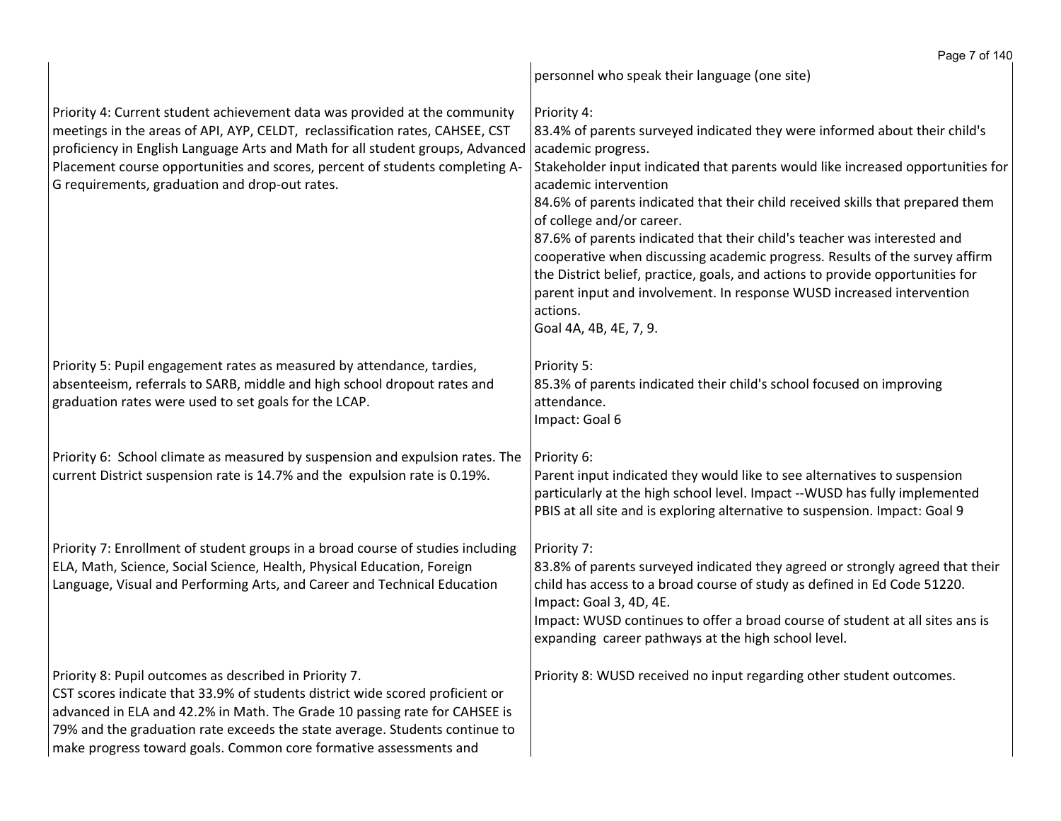| | |
|---|---|
| | personnel who speak their language (one site) |
| Priority 4: Current student achievement data was provided at the community meetings in the areas of API, AYP, CELDT, reclassification rates, CAHSEE, CST proficiency in English Language Arts and Math for all student groups, Advanced Placement course opportunities and scores, percent of students completing A-G requirements, graduation and drop-out rates. | Priority 4:<br>83.4% of parents surveyed indicated they were informed about their child's academic progress.<br>Stakeholder input indicated that parents would like increased opportunities for academic intervention<br>84.6% of parents indicated that their child received skills that prepared them of college and/or career.<br>87.6% of parents indicated that their child's teacher was interested and cooperative when discussing academic progress. Results of the survey affirm the District belief, practice, goals, and actions to provide opportunities for parent input and involvement. In response WUSD increased intervention actions.<br>Goal 4A, 4B, 4E, 7, 9. |
| Priority 5: Pupil engagement rates as measured by attendance, tardies, absenteeism, referrals to SARB, middle and high school dropout rates and graduation rates were used to set goals for the LCAP. | Priority 5:<br>85.3% of parents indicated their child's school focused on improving attendance.<br>Impact: Goal 6 |
| Priority 6: School climate as measured by suspension and expulsion rates. The current District suspension rate is 14.7% and the expulsion rate is 0.19%. | Priority 6:<br>Parent input indicated they would like to see alternatives to suspension particularly at the high school level. Impact --WUSD has fully implemented PBIS at all site and is exploring alternative to suspension. Impact: Goal 9 |
| Priority 7: Enrollment of student groups in a broad course of studies including ELA, Math, Science, Social Science, Health, Physical Education, Foreign Language, Visual and Performing Arts, and Career and Technical Education | Priority 7:<br>83.8% of parents surveyed indicated they agreed or strongly agreed that their child has access to a broad course of study as defined in Ed Code 51220.<br>Impact: Goal 3, 4D, 4E.<br>Impact: WUSD continues to offer a broad course of student at all sites ans is expanding career pathways at the high school level. |
| Priority 8: Pupil outcomes as described in Priority 7.<br>CST scores indicate that 33.9% of students district wide scored proficient or advanced in ELA and 42.2% in Math. The Grade 10 passing rate for CAHSEE is 79% and the graduation rate exceeds the state average. Students continue to make progress toward goals. Common core formative assessments and | Priority 8: WUSD received no input regarding other student outcomes. |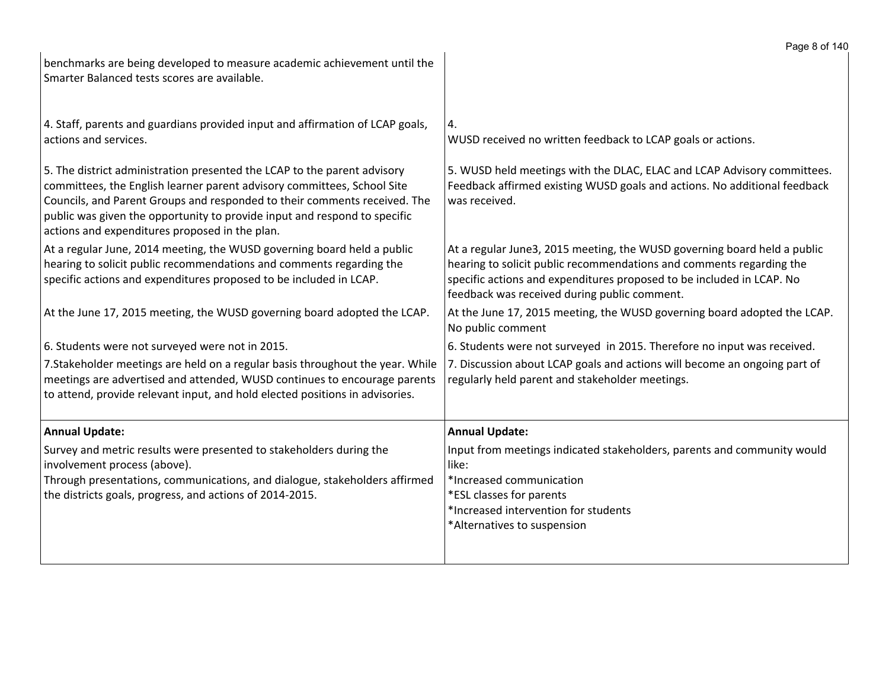| | |
|---|---|
| benchmarks are being developed to measure academic achievement until the Smarter Balanced tests scores are available. | |
| 4. Staff, parents and guardians provided input and affirmation of LCAP goals, actions and services. | 4.<br>WUSD received no written feedback to LCAP goals or actions. |
| 5. The district administration presented the LCAP to the parent advisory committees, the English learner parent advisory committees, School Site Councils, and Parent Groups and responded to their comments received. The public was given the opportunity to provide input and respond to specific actions and expenditures proposed in the plan. | 5. WUSD held meetings with the DLAC, ELAC and LCAP Advisory committees. Feedback affirmed existing WUSD goals and actions. No additional feedback was received. |
| At a regular June, 2014 meeting, the WUSD governing board held a public hearing to solicit public recommendations and comments regarding the specific actions and expenditures proposed to be included in LCAP. | At a regular June3, 2015 meeting, the WUSD governing board held a public hearing to solicit public recommendations and comments regarding the specific actions and expenditures proposed to be included in LCAP. No feedback was received during public comment. |
| At the June 17, 2015 meeting, the WUSD governing board adopted the LCAP. | At the June 17, 2015 meeting, the WUSD governing board adopted the LCAP. No public comment |
| 6. Students were not surveyed were not in 2015. | 6. Students were not surveyed in 2015. Therefore no input was received. |
| 7.Stakeholder meetings are held on a regular basis throughout the year. While meetings are advertised and attended, WUSD continues to encourage parents to attend, provide relevant input, and hold elected positions in advisories. | 7. Discussion about LCAP goals and actions will become an ongoing part of regularly held parent and stakeholder meetings. |
| **Annual Update:**<br>Survey and metric results were presented to stakeholders during the involvement process (above).<br>Through presentations, communications, and dialogue, stakeholders affirmed the districts goals, progress, and actions of 2014-2015. | **Annual Update:**<br>Input from meetings indicated stakeholders, parents and community would like:<br>*Increased communication<br>*ESL classes for parents<br>*Increased intervention for students<br>*Alternatives to suspension |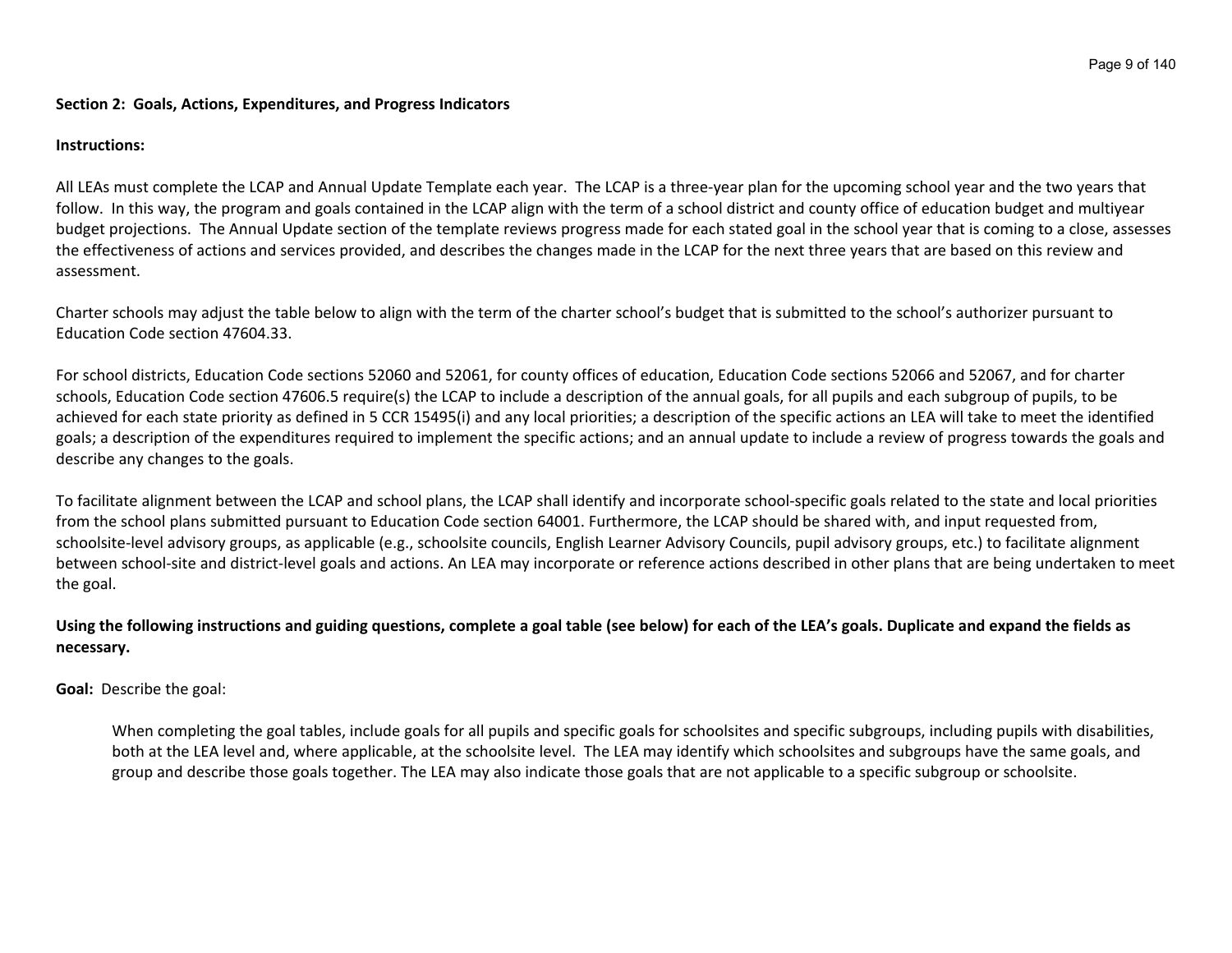**Section 2: Goals, Actions, Expenditures, and Progress Indicators**

**Instructions:**

All LEAs must complete the LCAP and Annual Update Template each year. The LCAP is a three-year plan for the upcoming school year and the two years that follow. In this way, the program and goals contained in the LCAP align with the term of a school district and county office of education budget and multiyear budget projections. The Annual Update section of the template reviews progress made for each stated goal in the school year that is coming to a close, assesses the effectiveness of actions and services provided, and describes the changes made in the LCAP for the next three years that are based on this review and assessment.

Charter schools may adjust the table below to align with the term of the charter school's budget that is submitted to the school's authorizer pursuant to Education Code section 47604.33.

For school districts, Education Code sections 52060 and 52061, for county offices of education, Education Code sections 52066 and 52067, and for charter schools, Education Code section 47606.5 require(s) the LCAP to include a description of the annual goals, for all pupils and each subgroup of pupils, to be achieved for each state priority as defined in 5 CCR 15495(i) and any local priorities; a description of the specific actions an LEA will take to meet the identified goals; a description of the expenditures required to implement the specific actions; and an annual update to include a review of progress towards the goals and describe any changes to the goals.

To facilitate alignment between the LCAP and school plans, the LCAP shall identify and incorporate school-specific goals related to the state and local priorities from the school plans submitted pursuant to Education Code section 64001. Furthermore, the LCAP should be shared with, and input requested from, schoolsite-level advisory groups, as applicable (e.g., schoolsite councils, English Learner Advisory Councils, pupil advisory groups, etc.) to facilitate alignment between school-site and district-level goals and actions. An LEA may incorporate or reference actions described in other plans that are being undertaken to meet the goal.

**Using the following instructions and guiding questions, complete a goal table (see below) for each of the LEA's goals. Duplicate and expand the fields as necessary.**

**Goal:** Describe the goal:

> When completing the goal tables, include goals for all pupils and specific goals for schoolsites and specific subgroups, including pupils with disabilities, both at the LEA level and, where applicable, at the schoolsite level. The LEA may identify which schoolsites and subgroups have the same goals, and group and describe those goals together. The LEA may also indicate those goals that are not applicable to a specific subgroup or schoolsite.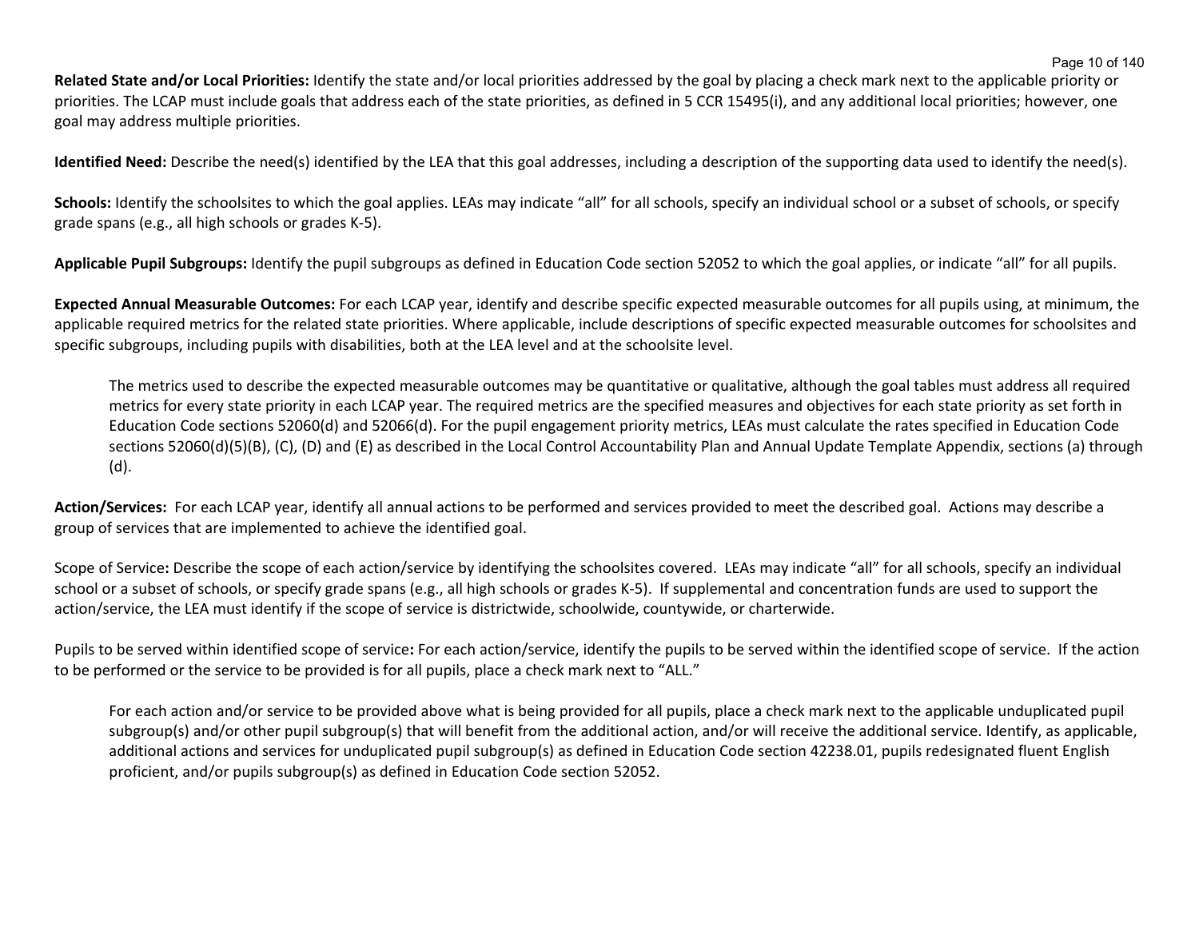**Related State and/or Local Priorities:** Identify the state and/or local priorities addressed by the goal by placing a check mark next to the applicable priority or priorities. The LCAP must include goals that address each of the state priorities, as defined in 5 CCR 15495(i), and any additional local priorities; however, one goal may address multiple priorities.

**Identified Need:** Describe the need(s) identified by the LEA that this goal addresses, including a description of the supporting data used to identify the need(s).

**Schools:** Identify the schoolsites to which the goal applies. LEAs may indicate "all" for all schools, specify an individual school or a subset of schools, or specify grade spans (e.g., all high schools or grades K-5).

**Applicable Pupil Subgroups:** Identify the pupil subgroups as defined in Education Code section 52052 to which the goal applies, or indicate "all" for all pupils.

**Expected Annual Measurable Outcomes:** For each LCAP year, identify and describe specific expected measurable outcomes for all pupils using, at minimum, the applicable required metrics for the related state priorities. Where applicable, include descriptions of specific expected measurable outcomes for schoolsites and specific subgroups, including pupils with disabilities, both at the LEA level and at the schoolsite level.

> The metrics used to describe the expected measurable outcomes may be quantitative or qualitative, although the goal tables must address all required metrics for every state priority in each LCAP year. The required metrics are the specified measures and objectives for each state priority as set forth in Education Code sections 52060(d) and 52066(d). For the pupil engagement priority metrics, LEAs must calculate the rates specified in Education Code sections 52060(d)(5)(B), (C), (D) and (E) as described in the Local Control Accountability Plan and Annual Update Template Appendix, sections (a) through (d).

**Action/Services:** For each LCAP year, identify all annual actions to be performed and services provided to meet the described goal. Actions may describe a group of services that are implemented to achieve the identified goal.

Scope of Service**:** Describe the scope of each action/service by identifying the schoolsites covered. LEAs may indicate "all" for all schools, specify an individual school or a subset of schools, or specify grade spans (e.g., all high schools or grades K-5). If supplemental and concentration funds are used to support the action/service, the LEA must identify if the scope of service is districtwide, schoolwide, countywide, or charterwide.

Pupils to be served within identified scope of service**:** For each action/service, identify the pupils to be served within the identified scope of service. If the action to be performed or the service to be provided is for all pupils, place a check mark next to "ALL."

> For each action and/or service to be provided above what is being provided for all pupils, place a check mark next to the applicable unduplicated pupil subgroup(s) and/or other pupil subgroup(s) that will benefit from the additional action, and/or will receive the additional service. Identify, as applicable, additional actions and services for unduplicated pupil subgroup(s) as defined in Education Code section 42238.01, pupils redesignated fluent English proficient, and/or pupils subgroup(s) as defined in Education Code section 52052.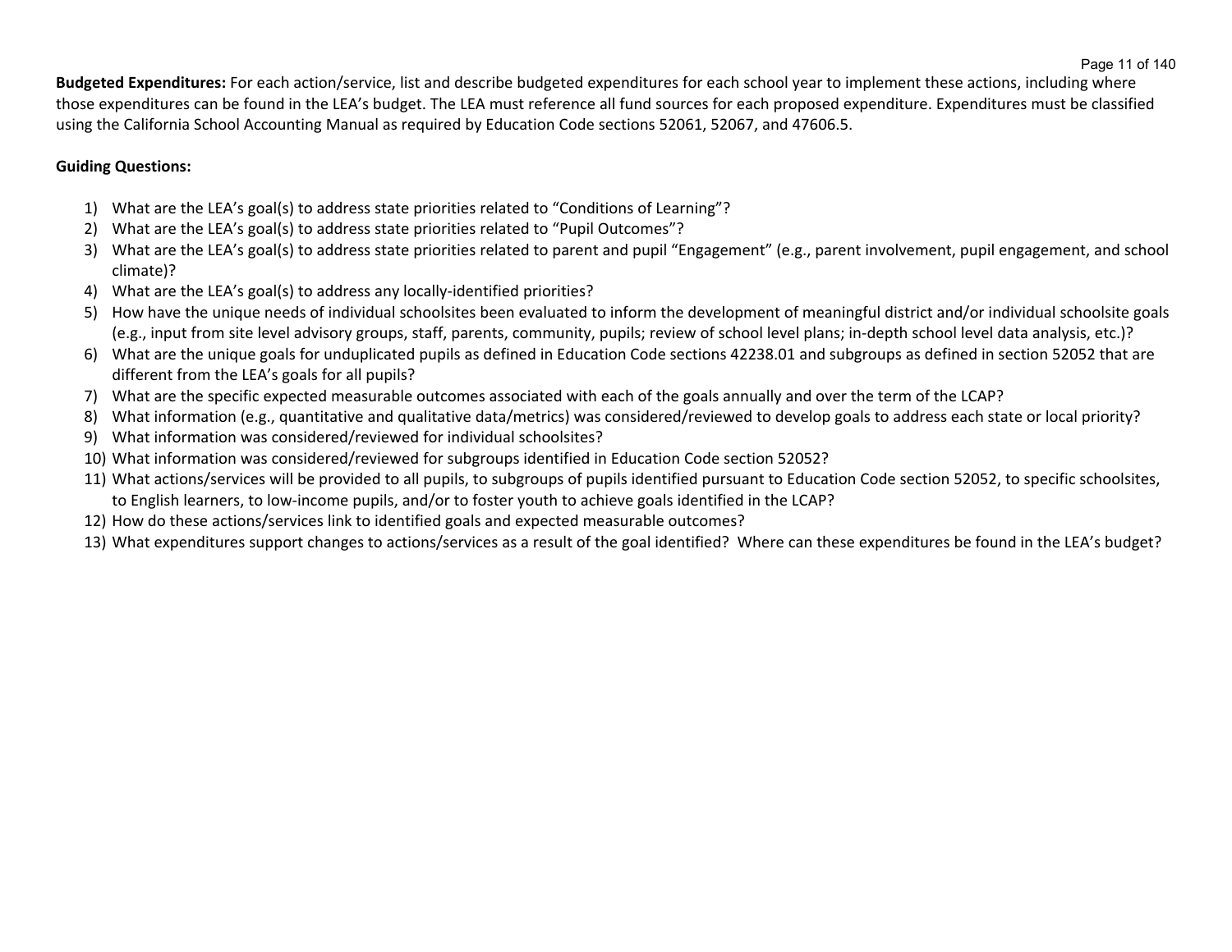**Budgeted Expenditures:** For each action/service, list and describe budgeted expenditures for each school year to implement these actions, including where those expenditures can be found in the LEA's budget. The LEA must reference all fund sources for each proposed expenditure. Expenditures must be classified using the California School Accounting Manual as required by Education Code sections 52061, 52067, and 47606.5.

**Guiding Questions:**

1) What are the LEA's goal(s) to address state priorities related to "Conditions of Learning"?
2) What are the LEA's goal(s) to address state priorities related to "Pupil Outcomes"?
3) What are the LEA's goal(s) to address state priorities related to parent and pupil "Engagement" (e.g., parent involvement, pupil engagement, and school climate)?
4) What are the LEA's goal(s) to address any locally-identified priorities?
5) How have the unique needs of individual schoolsites been evaluated to inform the development of meaningful district and/or individual schoolsite goals (e.g., input from site level advisory groups, staff, parents, community, pupils; review of school level plans; in-depth school level data analysis, etc.)?
6) What are the unique goals for unduplicated pupils as defined in Education Code sections 42238.01 and subgroups as defined in section 52052 that are different from the LEA's goals for all pupils?
7) What are the specific expected measurable outcomes associated with each of the goals annually and over the term of the LCAP?
8) What information (e.g., quantitative and qualitative data/metrics) was considered/reviewed to develop goals to address each state or local priority?
9) What information was considered/reviewed for individual schoolsites?
10) What information was considered/reviewed for subgroups identified in Education Code section 52052?
11) What actions/services will be provided to all pupils, to subgroups of pupils identified pursuant to Education Code section 52052, to specific schoolsites, to English learners, to low-income pupils, and/or to foster youth to achieve goals identified in the LCAP?
12) How do these actions/services link to identified goals and expected measurable outcomes?
13) What expenditures support changes to actions/services as a result of the goal identified? Where can these expenditures be found in the LEA's budget?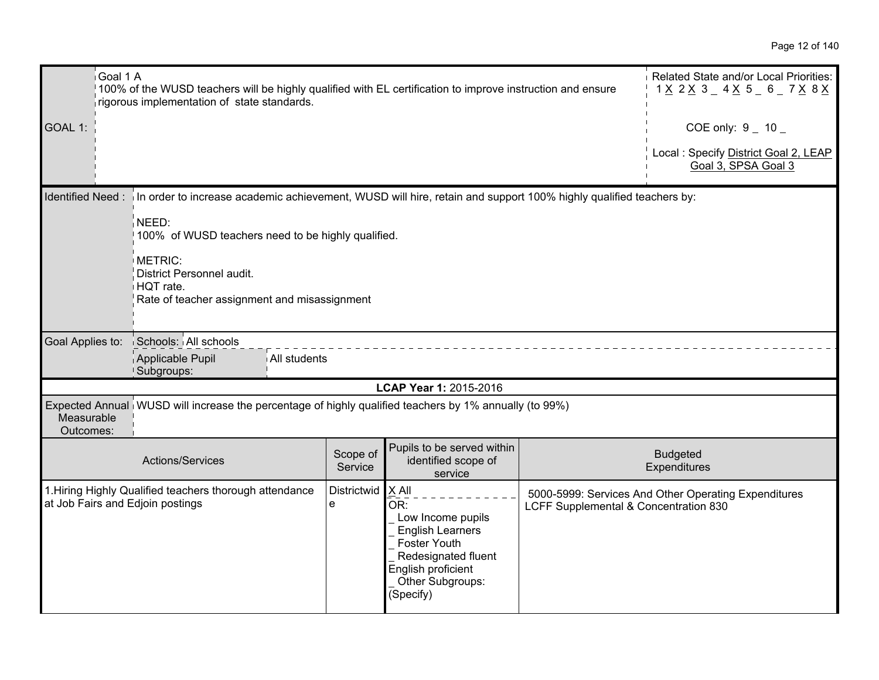| | | |
|---|---|---|
| GOAL 1: | Goal 1 A<br>100% of the WUSD teachers will be highly qualified with EL certification to improve instruction and ensure rigorous implementation of state standards. | Related State and/or Local Priorities:<br>1 X 2 X 3 _ 4 X 5 _ 6 _ 7 X 8 X<br><br>COE only: 9 _ 10 _<br><br>Local : Specify District Goal 2, LEAP Goal 3, SPSA Goal 3 |

| | |
|---|---|
| Identified Need : | In order to increase academic achievement, WUSD will hire, retain and support 100% highly qualified teachers by:<br><br>NEED:<br>100% of WUSD teachers need to be highly qualified.<br><br>METRIC:<br>District Personnel audit.<br>HQT rate.<br>Rate of teacher assignment and misassignment |
| Goal Applies to: | Schools: All schools<br>Applicable Pupil Subgroups: All students |

**LCAP Year 1:** 2015-2016

| | |
|---|---|
| Expected Annual Measurable Outcomes: | WUSD will increase the percentage of highly qualified teachers by 1% annually (to 99%) |

| Actions/Services | Scope of Service | Pupils to be served within identified scope of service | Budgeted Expenditures |
|---|---|---|---|
| 1.Hiring Highly Qualified teachers thorough attendance at Job Fairs and Edjoin postings | Districtwide | X All<br>OR:<br>_ Low Income pupils<br>_ English Learners<br>_ Foster Youth<br>_ Redesignated fluent English proficient<br>_ Other Subgroups: (Specify) | 5000-5999: Services And Other Operating Expenditures LCFF Supplemental & Concentration 830 |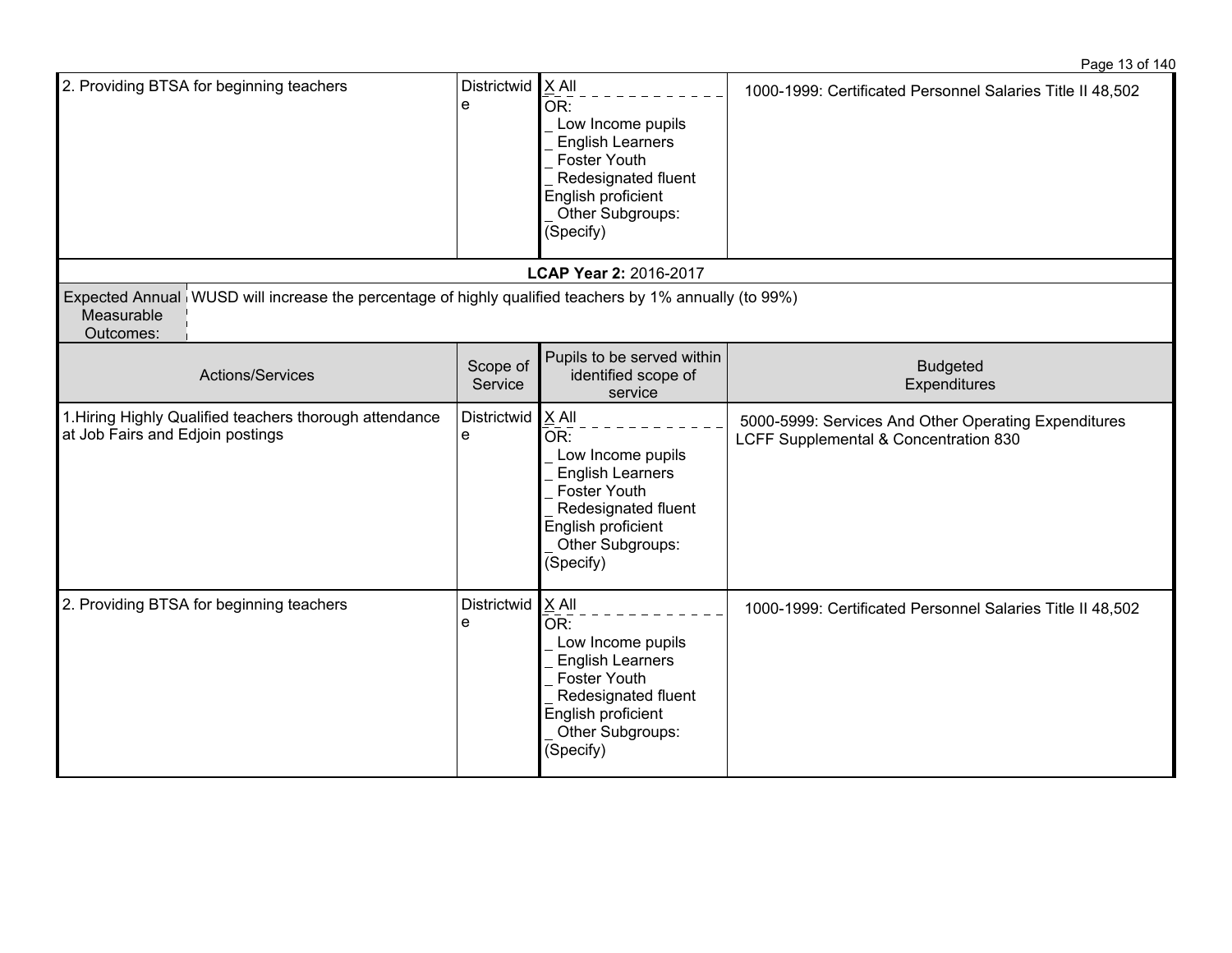| Actions/Services | Scope of Service | Pupils to be served within identified scope of service | Budgeted Expenditures |
|---|---|---|---|
| 2. Providing BTSA for beginning teachers | Districtwide | X All<br>OR:<br>_ Low Income pupils<br>_ English Learners<br>_ Foster Youth<br>_ Redesignated fluent English proficient<br>_ Other Subgroups: (Specify) | 1000-1999: Certificated Personnel Salaries Title II 48,502 |

**LCAP Year 2:** 2016-2017

| Expected Annual Measurable Outcomes: | WUSD will increase the percentage of highly qualified teachers by 1% annually (to 99%) |
|---|---|

| Actions/Services | Scope of Service | Pupils to be served within identified scope of service | Budgeted Expenditures |
|---|---|---|---|
| 1.Hiring Highly Qualified teachers thorough attendance at Job Fairs and Edjoin postings | Districtwide | X All<br>OR:<br>_ Low Income pupils<br>_ English Learners<br>_ Foster Youth<br>_ Redesignated fluent English proficient<br>_ Other Subgroups: (Specify) | 5000-5999: Services And Other Operating Expenditures LCFF Supplemental & Concentration 830 |
| 2. Providing BTSA for beginning teachers | Districtwide | X All<br>OR:<br>_ Low Income pupils<br>_ English Learners<br>_ Foster Youth<br>_ Redesignated fluent English proficient<br>_ Other Subgroups: (Specify) | 1000-1999: Certificated Personnel Salaries Title II 48,502 |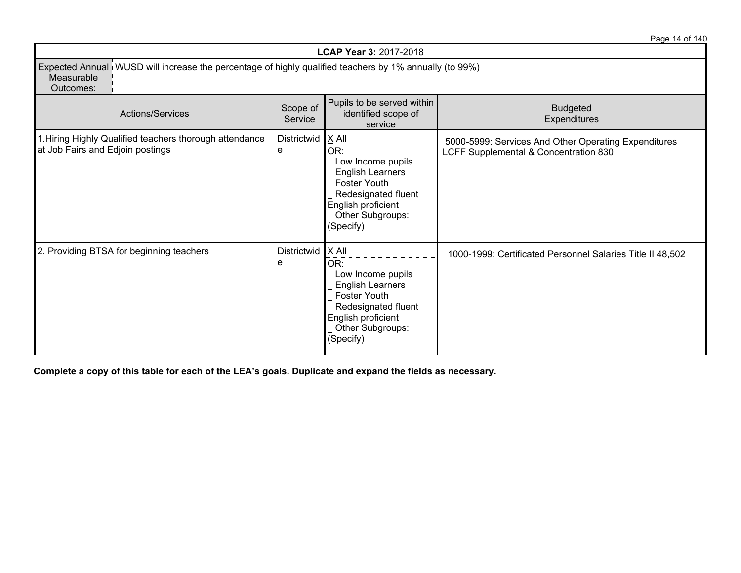| **LCAP Year 3:** 2017-2018 | | | |
|---|---|---|---|
| Expected Annual Measurable Outcomes: | WUSD will increase the percentage of highly qualified teachers by 1% annually (to 99%) | | |
| Actions/Services | Scope of Service | Pupils to be served within identified scope of service | Budgeted Expenditures |
| 1.Hiring Highly Qualified teachers thorough attendance at Job Fairs and Edjoin postings | Districtwide | X All<br>OR:<br>_ Low Income pupils<br>_ English Learners<br>_ Foster Youth<br>_ Redesignated fluent English proficient<br>_ Other Subgroups: (Specify) | 5000-5999: Services And Other Operating Expenditures LCFF Supplemental & Concentration 830 |
| 2. Providing BTSA for beginning teachers | Districtwide | X All<br>OR:<br>_ Low Income pupils<br>_ English Learners<br>_ Foster Youth<br>_ Redesignated fluent English proficient<br>_ Other Subgroups: (Specify) | 1000-1999: Certificated Personnel Salaries Title II 48,502 |

**Complete a copy of this table for each of the LEA's goals. Duplicate and expand the fields as necessary.**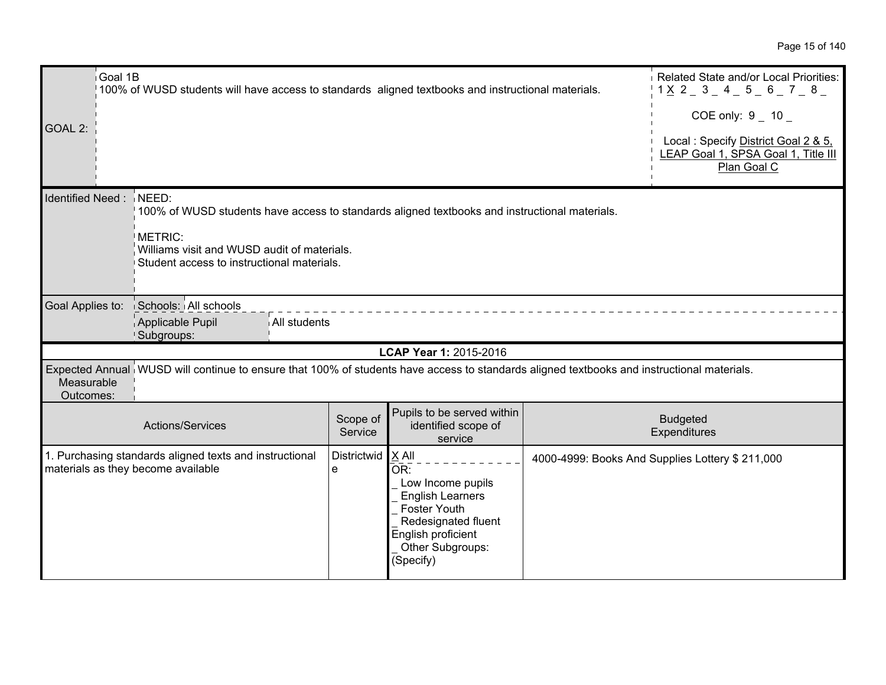| GOAL 2: | Goal 1B<br>100% of WUSD students will have access to standards aligned textbooks and instructional materials. | Related State and/or Local Priorities:<br>1 X 2 _ 3 _ 4 _ 5 _ 6 _ 7 _ 8 _<br><br>COE only: 9 _ 10 _<br><br>Local : Specify District Goal 2 & 5, LEAP Goal 1, SPSA Goal 1, Title III Plan Goal C |
|---|---|---|
| Identified Need : | NEED:<br>100% of WUSD students have access to standards aligned textbooks and instructional materials.<br><br>METRIC:<br>Williams visit and WUSD audit of materials.<br>Student access to instructional materials. | |
| Goal Applies to: | Schools: All schools<br>Applicable Pupil Subgroups: All students | |

**LCAP Year 1:** 2015-2016

| Expected Annual Measurable Outcomes: | WUSD will continue to ensure that 100% of students have access to standards aligned textbooks and instructional materials. |
|---|---|

| Actions/Services | Scope of Service | Pupils to be served within identified scope of service | Budgeted Expenditures |
|---|---|---|---|
| 1. Purchasing standards aligned texts and instructional materials as they become available | Districtwide | X All<br>OR:<br>_ Low Income pupils<br>_ English Learners<br>_ Foster Youth<br>_ Redesignated fluent English proficient<br>_ Other Subgroups: (Specify) | 4000-4999: Books And Supplies Lottery $ 211,000 |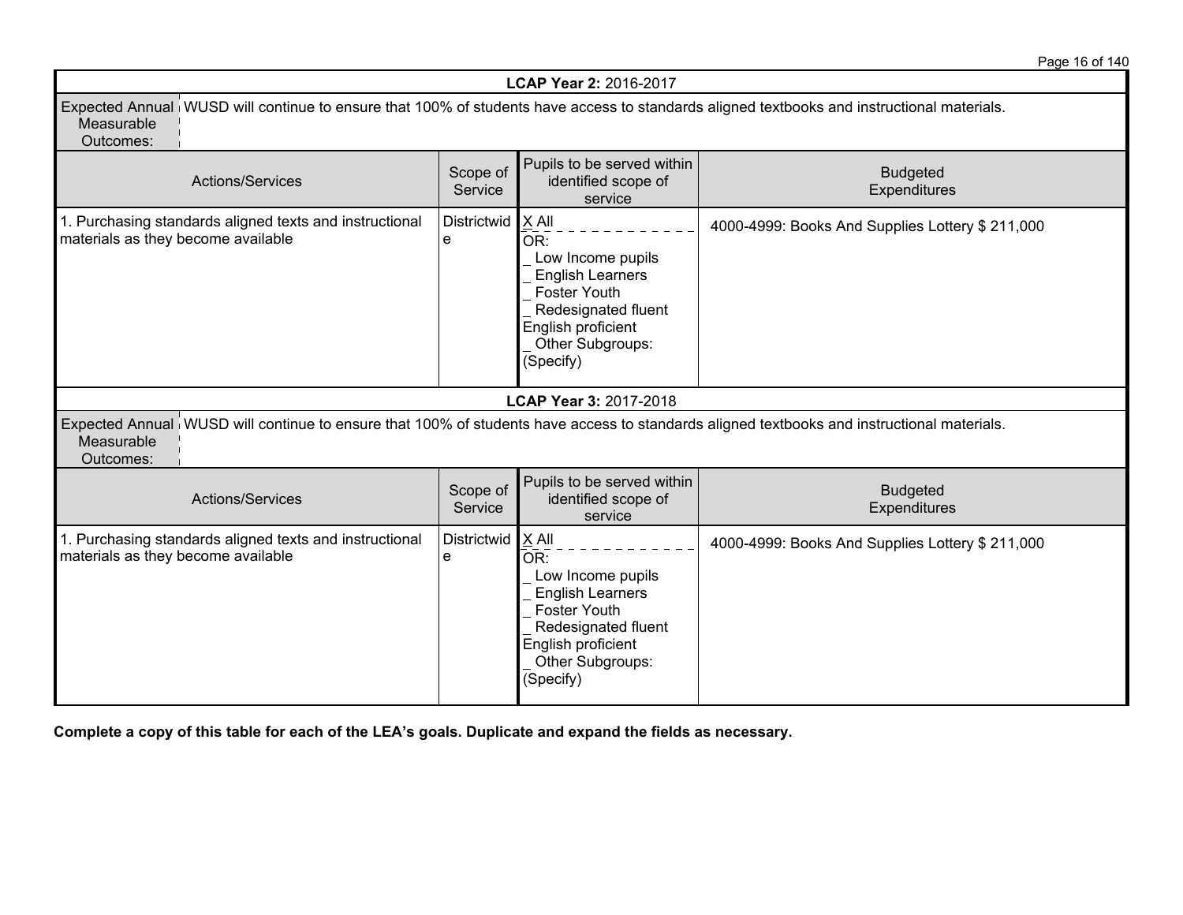| LCAP Year 2: 2016-2017 | | | |
|---|---|---|---|
| Expected Annual Measurable Outcomes: | WUSD will continue to ensure that 100% of students have access to standards aligned textbooks and instructional materials. | | |
| **Actions/Services** | **Scope of Service** | **Pupils to be served within identified scope of service** | **Budgeted Expenditures** |
| 1. Purchasing standards aligned texts and instructional materials as they become available | Districtwide | X All<br>OR:<br>_ Low Income pupils<br>_ English Learners<br>_ Foster Youth<br>_ Redesignated fluent English proficient<br>_ Other Subgroups: (Specify) | 4000-4999: Books And Supplies Lottery $ 211,000 |

| LCAP Year 3: 2017-2018 | | | |
|---|---|---|---|
| Expected Annual Measurable Outcomes: | WUSD will continue to ensure that 100% of students have access to standards aligned textbooks and instructional materials. | | |
| **Actions/Services** | **Scope of Service** | **Pupils to be served within identified scope of service** | **Budgeted Expenditures** |
| 1. Purchasing standards aligned texts and instructional materials as they become available | Districtwide | X All<br>OR:<br>_ Low Income pupils<br>_ English Learners<br>_ Foster Youth<br>_ Redesignated fluent English proficient<br>_ Other Subgroups: (Specify) | 4000-4999: Books And Supplies Lottery $ 211,000 |

**Complete a copy of this table for each of the LEA's goals. Duplicate and expand the fields as necessary.**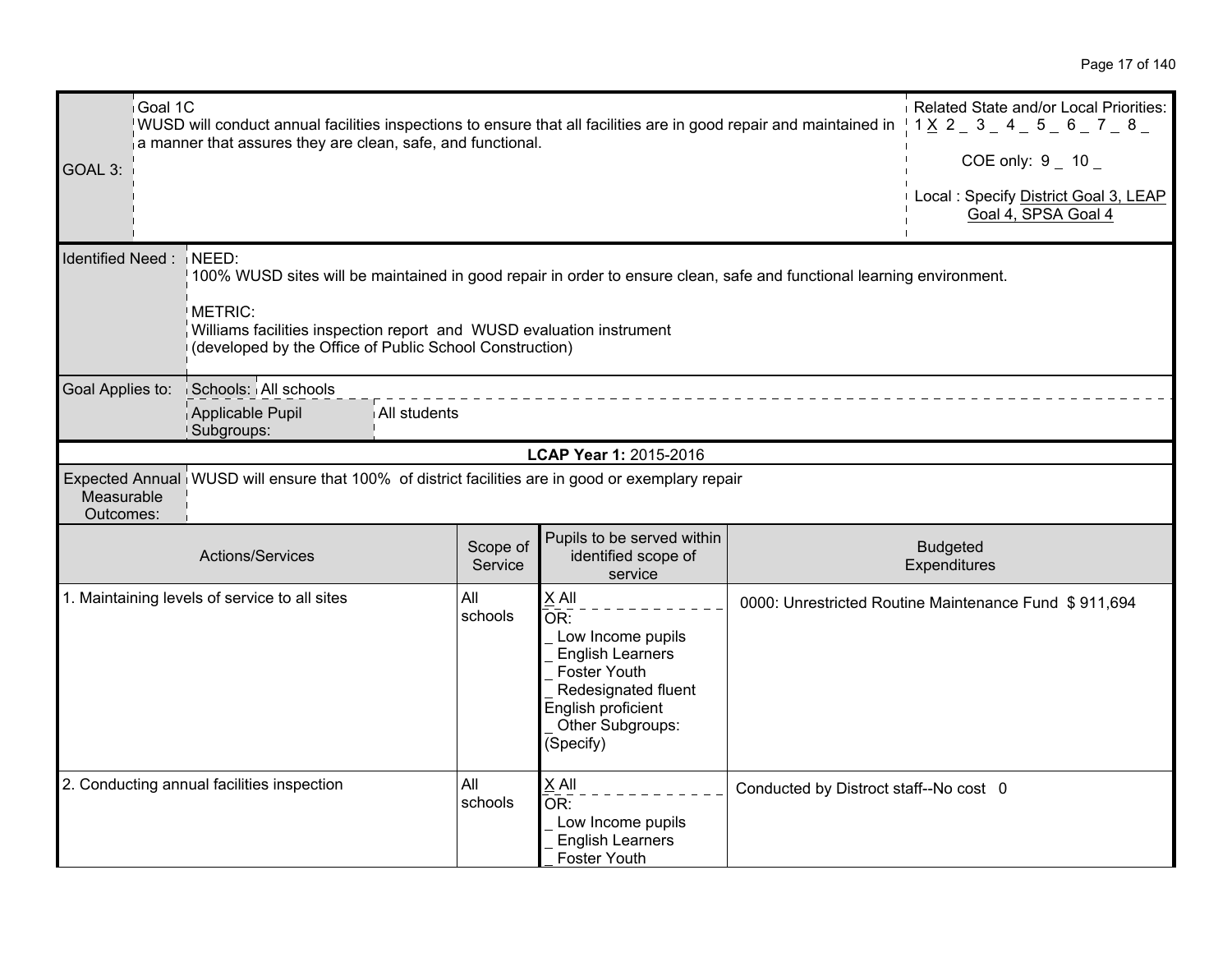| GOAL 3: | Goal 1C<br>WUSD will conduct annual facilities inspections to ensure that all facilities are in good repair and maintained in a manner that assures they are clean, safe, and functional. | Related State and/or Local Priorities:<br>1 X 2 _ 3 _ 4 _ 5 _ 6 _ 7 _ 8 _<br>COE only: 9 _ 10 _<br>Local : Specify District Goal 3, LEAP Goal 4, SPSA Goal 4 |
|---|---|---|

| Identified Need : | NEED:<br>100% WUSD sites will be maintained in good repair in order to ensure clean, safe and functional learning environment.<br><br>METRIC:<br>Williams facilities inspection report and WUSD evaluation instrument<br>(developed by the Office of Public School Construction) |
|---|---|
| Goal Applies to: | Schools: All schools<br>Applicable Pupil Subgroups: All students |

**LCAP Year 1:** 2015-2016

| Expected Annual Measurable Outcomes: | WUSD will ensure that 100% of district facilities are in good or exemplary repair |
|---|---|

| Actions/Services | Scope of Service | Pupils to be served within identified scope of service | Budgeted Expenditures |
|---|---|---|---|
| 1. Maintaining levels of service to all sites | All schools | X All<br>OR:<br>_ Low Income pupils<br>_ English Learners<br>_ Foster Youth<br>_ Redesignated fluent English proficient<br>_ Other Subgroups: (Specify) | 0000: Unrestricted Routine Maintenance Fund $ 911,694 |
| 2. Conducting annual facilities inspection | All schools | X All<br>OR:<br>_ Low Income pupils<br>_ English Learners<br>_ Foster Youth | Conducted by Distroct staff--No cost 0 |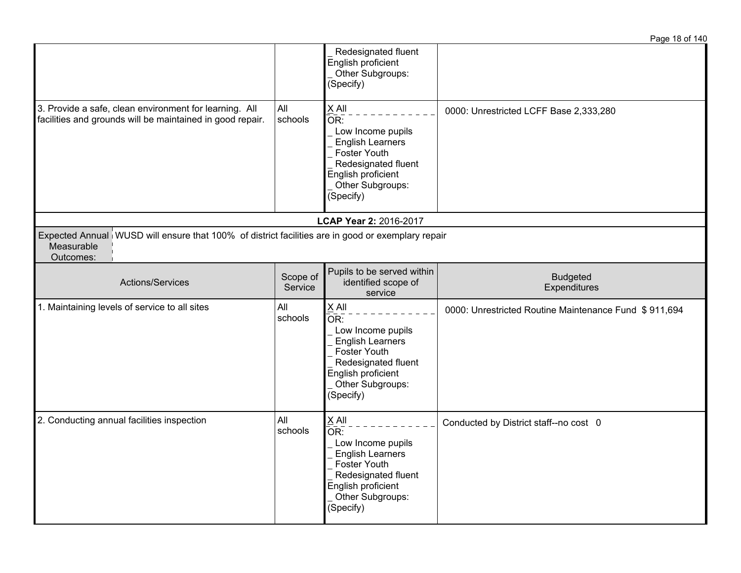| | | | |
|---|---|---|---|
| | | _ Redesignated fluent English proficient<br>_ Other Subgroups: (Specify) | |
| 3. Provide a safe, clean environment for learning. All facilities and grounds will be maintained in good repair. | All schools | X All<br>OR:<br>_ Low Income pupils<br>_ English Learners<br>_ Foster Youth<br>_ Redesignated fluent English proficient<br>_ Other Subgroups: (Specify) | 0000: Unrestricted LCFF Base 2,333,280 |

**LCAP Year 2:** 2016-2017

| Expected Annual Measurable Outcomes: | WUSD will ensure that 100% of district facilities are in good or exemplary repair |
|---|---|

| Actions/Services | Scope of Service | Pupils to be served within identified scope of service | Budgeted Expenditures |
|---|---|---|---|
| 1. Maintaining levels of service to all sites | All schools | X All<br>OR:<br>_ Low Income pupils<br>_ English Learners<br>_ Foster Youth<br>_ Redesignated fluent English proficient<br>_ Other Subgroups: (Specify) | 0000: Unrestricted Routine Maintenance Fund $ 911,694 |
| 2. Conducting annual facilities inspection | All schools | X All<br>OR:<br>_ Low Income pupils<br>_ English Learners<br>_ Foster Youth<br>_ Redesignated fluent English proficient<br>_ Other Subgroups: (Specify) | Conducted by District staff--no cost 0 |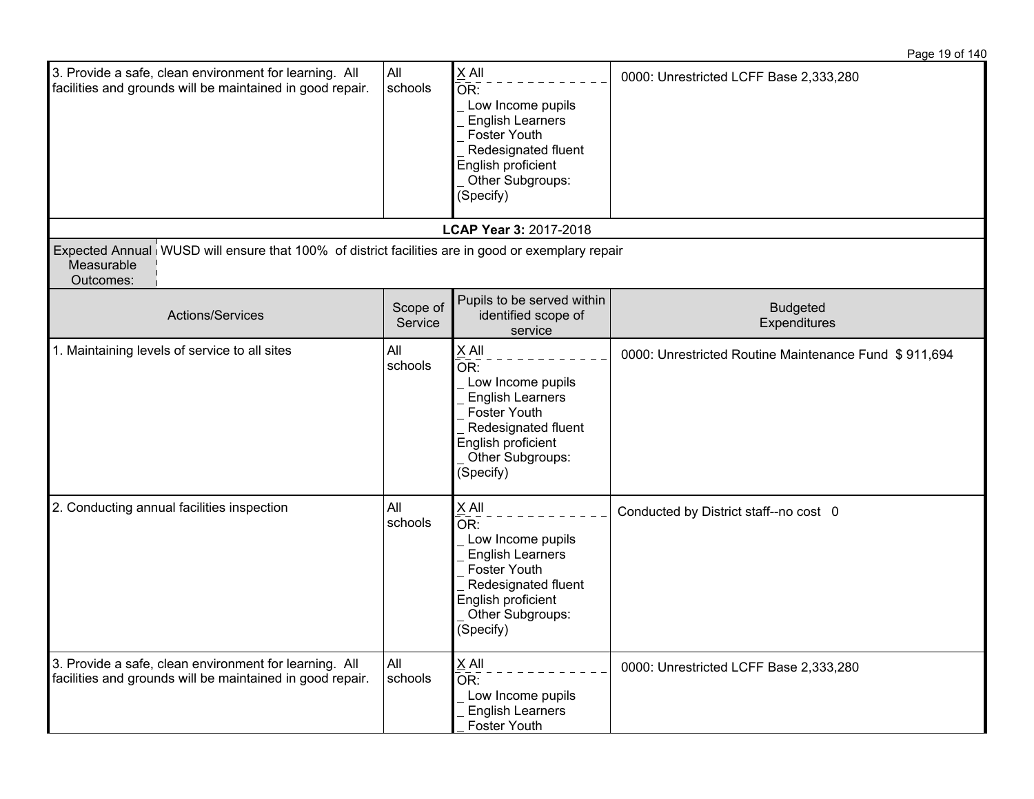| Actions/Services | Scope of Service | Pupils to be served within identified scope of service | Budgeted Expenditures |
|---|---|---|---|
| 3. Provide a safe, clean environment for learning. All facilities and grounds will be maintained in good repair. | All schools | X All<br>OR:<br>_ Low Income pupils<br>_ English Learners<br>_ Foster Youth<br>_ Redesignated fluent English proficient<br>_ Other Subgroups: (Specify) | 0000: Unrestricted LCFF Base 2,333,280 |

**LCAP Year 3:** 2017-2018

| Expected Annual Measurable Outcomes: | WUSD will ensure that 100% of district facilities are in good or exemplary repair |
|---|---|

| Actions/Services | Scope of Service | Pupils to be served within identified scope of service | Budgeted Expenditures |
|---|---|---|---|
| 1. Maintaining levels of service to all sites | All schools | X All<br>OR:<br>_ Low Income pupils<br>_ English Learners<br>_ Foster Youth<br>_ Redesignated fluent English proficient<br>_ Other Subgroups: (Specify) | 0000: Unrestricted Routine Maintenance Fund $ 911,694 |
| 2. Conducting annual facilities inspection | All schools | X All<br>OR:<br>_ Low Income pupils<br>_ English Learners<br>_ Foster Youth<br>_ Redesignated fluent English proficient<br>_ Other Subgroups: (Specify) | Conducted by District staff--no cost 0 |
| 3. Provide a safe, clean environment for learning. All facilities and grounds will be maintained in good repair. | All schools | X All<br>OR:<br>_ Low Income pupils<br>_ English Learners<br>_ Foster Youth | 0000: Unrestricted LCFF Base 2,333,280 |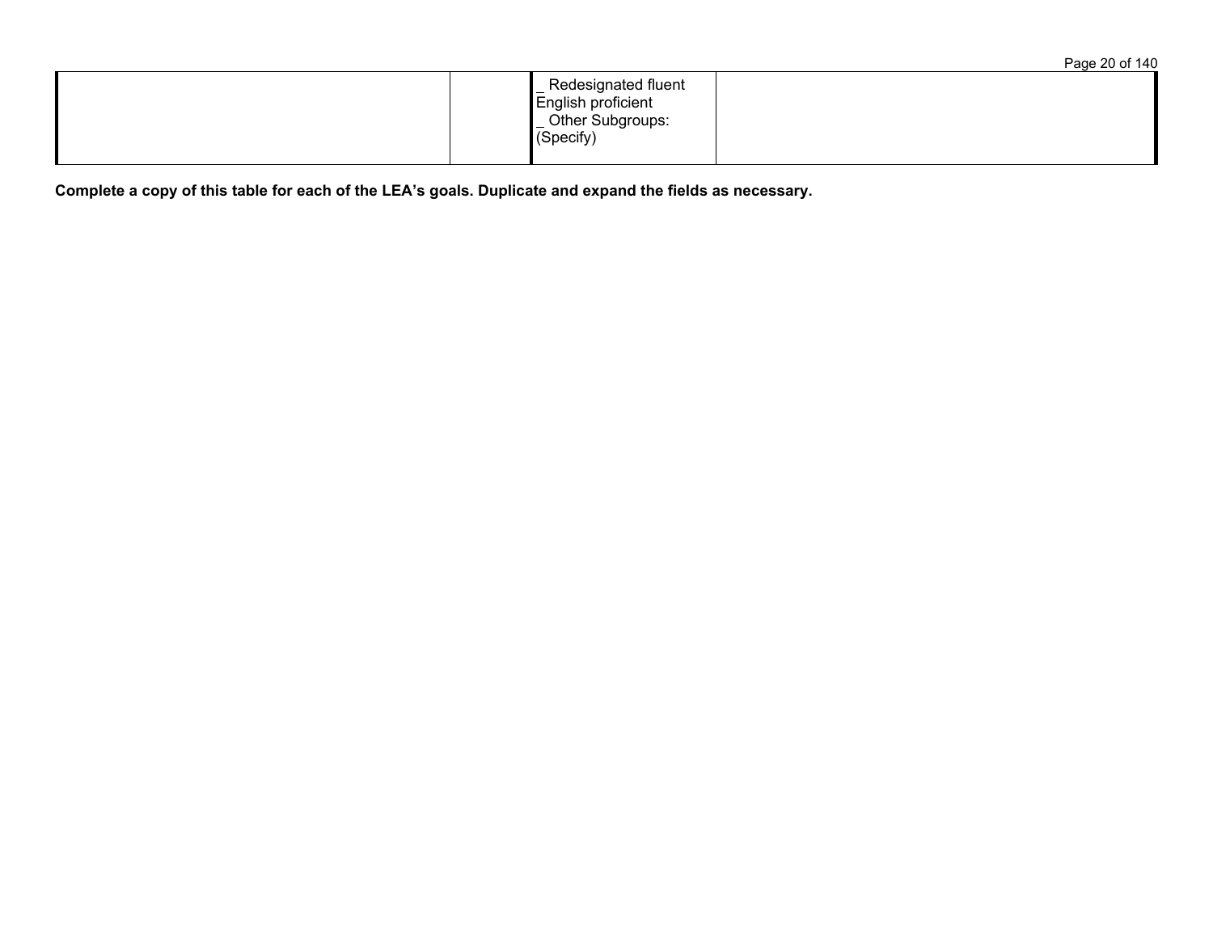| | | | |
|---|---|---|---|
| | | _ Redesignated fluent English proficient<br>_ Other Subgroups: (Specify) | |

**Complete a copy of this table for each of the LEA's goals. Duplicate and expand the fields as necessary.**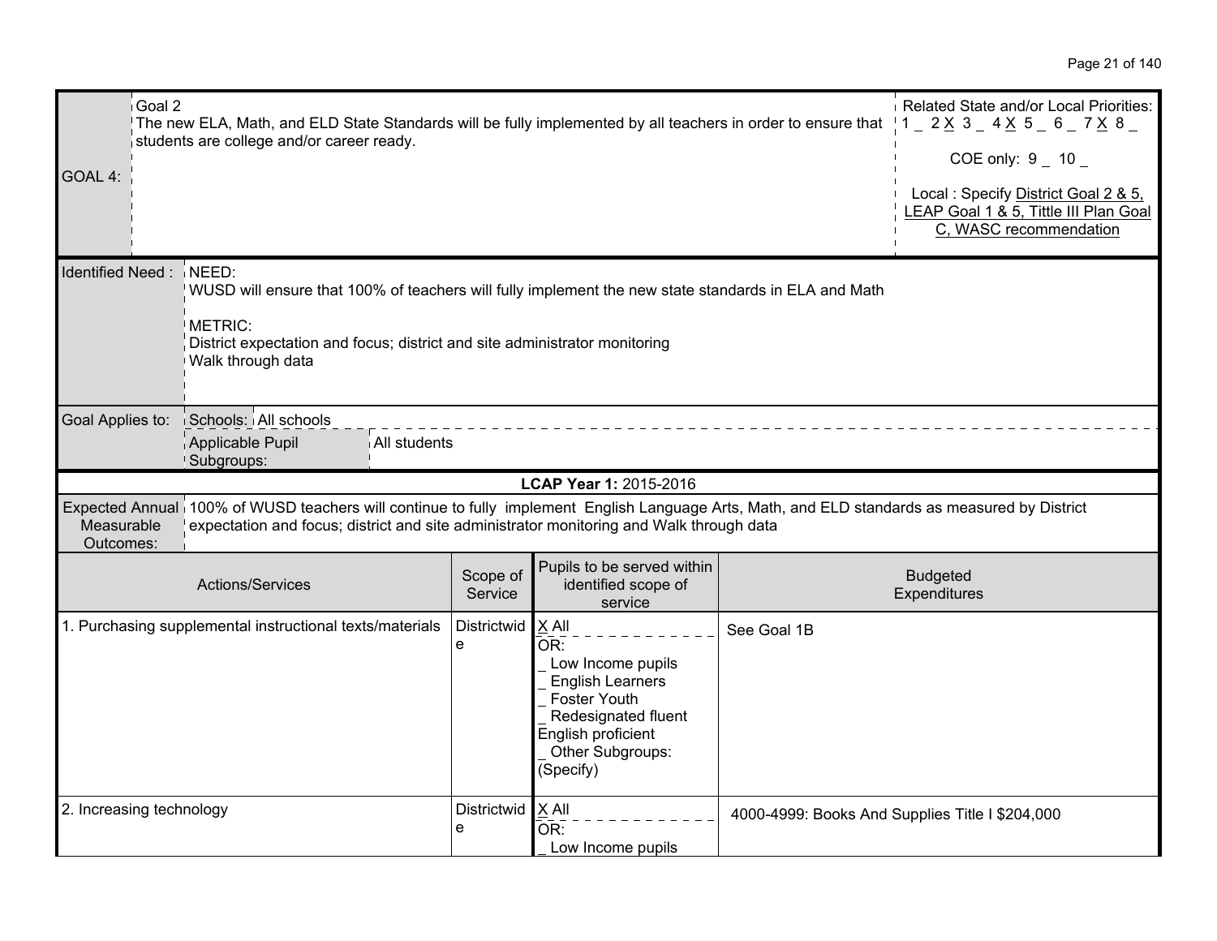| GOAL 4: | Goal 2<br>The new ELA, Math, and ELD State Standards will be fully implemented by all teachers in order to ensure that students are college and/or career ready. | Related State and/or Local Priorities:<br>1 _ 2 X 3 _ 4 X 5 _ 6 _ 7 X 8 _<br><br>COE only: 9 _ 10 _<br><br>Local : Specify District Goal 2 & 5, LEAP Goal 1 & 5, Tittle III Plan Goal C, WASC recommendation |
|---|---|---|

| Identified Need : | NEED:<br>WUSD will ensure that 100% of teachers will fully implement the new state standards in ELA and Math<br><br>METRIC:<br>District expectation and focus; district and site administrator monitoring<br>Walk through data |
|---|---|
| Goal Applies to: | Schools: All schools<br>Applicable Pupil Subgroups: All students |

**LCAP Year 1:** 2015-2016

| Expected Annual Measurable Outcomes: | 100% of WUSD teachers will continue to fully implement English Language Arts, Math, and ELD standards as measured by District expectation and focus; district and site administrator monitoring and Walk through data |
|---|---|

| Actions/Services | Scope of Service | Pupils to be served within identified scope of service | Budgeted Expenditures |
|---|---|---|---|
| 1. Purchasing supplemental instructional texts/materials | Districtwide | X All<br>OR:<br>_ Low Income pupils<br>_ English Learners<br>_ Foster Youth<br>_ Redesignated fluent English proficient<br>_ Other Subgroups: (Specify) | See Goal 1B |
| 2. Increasing technology | Districtwide | X All<br>OR:<br>_ Low Income pupils | 4000-4999: Books And Supplies Title I $204,000 |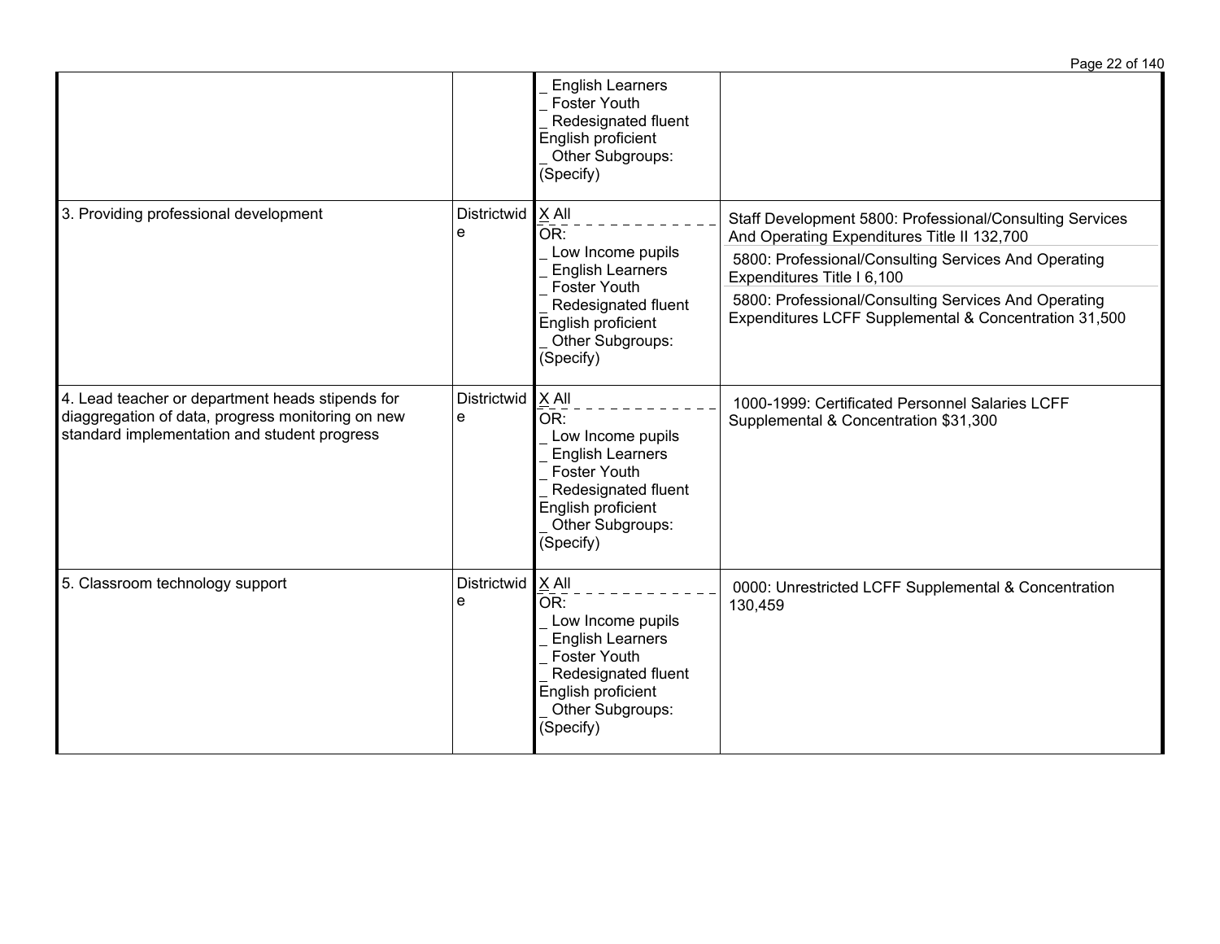| | | | |
|---|---|---|---|
| | | _ English Learners<br>_ Foster Youth<br>_ Redesignated fluent English proficient<br>_ Other Subgroups: (Specify) | |
| 3. Providing professional development | Districtwide | X All<br>OR:<br>_ Low Income pupils<br>_ English Learners<br>_ Foster Youth<br>_ Redesignated fluent English proficient<br>_ Other Subgroups: (Specify) | Staff Development 5800: Professional/Consulting Services And Operating Expenditures Title II 132,700<br>5800: Professional/Consulting Services And Operating Expenditures Title I 6,100<br>5800: Professional/Consulting Services And Operating Expenditures LCFF Supplemental & Concentration 31,500 |
| 4. Lead teacher or department heads stipends for diaggregation of data, progress monitoring on new standard implementation and student progress | Districtwide | X All<br>OR:<br>_ Low Income pupils<br>_ English Learners<br>_ Foster Youth<br>_ Redesignated fluent English proficient<br>_ Other Subgroups: (Specify) | 1000-1999: Certificated Personnel Salaries LCFF Supplemental & Concentration $31,300 |
| 5. Classroom technology support | Districtwide | X All<br>OR:<br>_ Low Income pupils<br>_ English Learners<br>_ Foster Youth<br>_ Redesignated fluent English proficient<br>_ Other Subgroups: (Specify) | 0000: Unrestricted LCFF Supplemental & Concentration 130,459 |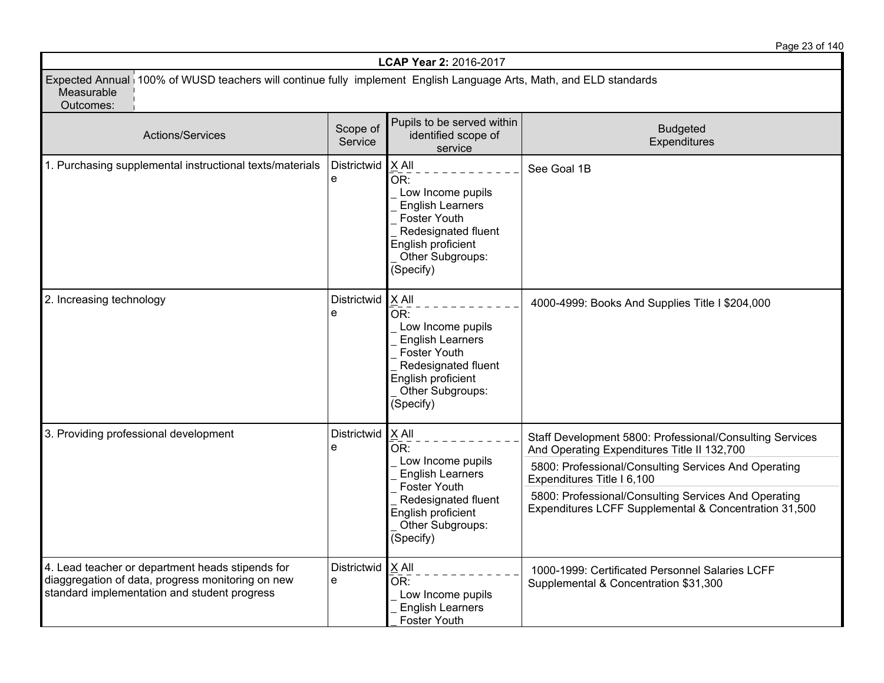| LCAP Year 2: 2016-2017 | | | |
|---|---|---|---|
| Expected Annual Measurable Outcomes: | 100% of WUSD teachers will continue fully implement English Language Arts, Math, and ELD standards | | |
| **Actions/Services** | **Scope of Service** | **Pupils to be served within identified scope of service** | **Budgeted Expenditures** |
| 1. Purchasing supplemental instructional texts/materials | Districtwide | X All<br>OR:<br>_ Low Income pupils<br>_ English Learners<br>_ Foster Youth<br>_ Redesignated fluent English proficient<br>_ Other Subgroups: (Specify) | See Goal 1B |
| 2. Increasing technology | Districtwide | X All<br>OR:<br>_ Low Income pupils<br>_ English Learners<br>_ Foster Youth<br>_ Redesignated fluent English proficient<br>_ Other Subgroups: (Specify) | 4000-4999: Books And Supplies Title I $204,000 |
| 3. Providing professional development | Districtwide | X All<br>OR:<br>_ Low Income pupils<br>_ English Learners<br>_ Foster Youth<br>_ Redesignated fluent English proficient<br>_ Other Subgroups: (Specify) | Staff Development 5800: Professional/Consulting Services And Operating Expenditures Title II 132,700<br>5800: Professional/Consulting Services And Operating Expenditures Title I 6,100<br>5800: Professional/Consulting Services And Operating Expenditures LCFF Supplemental & Concentration 31,500 |
| 4. Lead teacher or department heads stipends for diaggregation of data, progress monitoring on new standard implementation and student progress | Districtwide | X All<br>OR:<br>_ Low Income pupils<br>_ English Learners<br>_ Foster Youth | 1000-1999: Certificated Personnel Salaries LCFF Supplemental & Concentration $31,300 |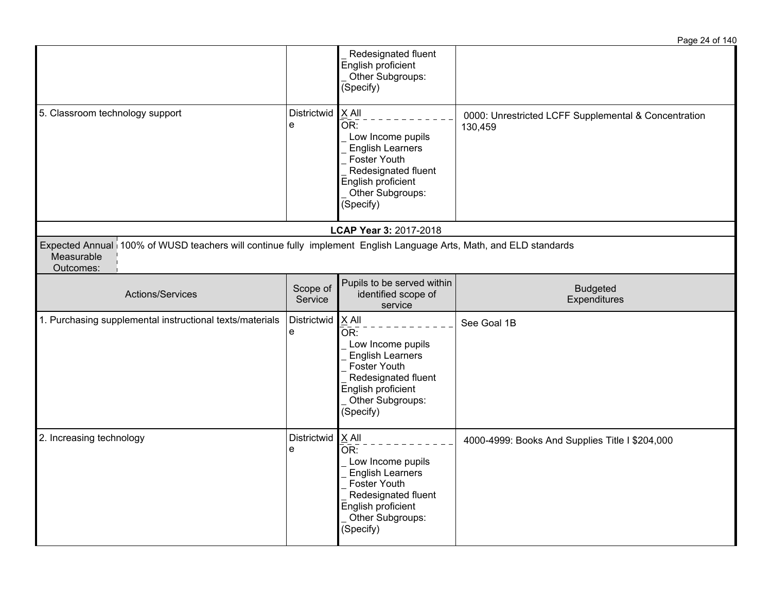| | | | |
|---|---|---|---|
| | | _ Redesignated fluent English proficient<br>_ Other Subgroups: (Specify) | |
| 5. Classroom technology support | Districtwide | X All<br>OR:<br>_ Low Income pupils<br>_ English Learners<br>_ Foster Youth<br>_ Redesignated fluent English proficient<br>_ Other Subgroups: (Specify) | 0000: Unrestricted LCFF Supplemental & Concentration 130,459 |

**LCAP Year 3:** 2017-2018

| Expected Annual Measurable Outcomes: | 100% of WUSD teachers will continue fully implement English Language Arts, Math, and ELD standards |
|---|---|

| Actions/Services | Scope of Service | Pupils to be served within identified scope of service | Budgeted Expenditures |
|---|---|---|---|
| 1. Purchasing supplemental instructional texts/materials | Districtwide | X All<br>OR:<br>_ Low Income pupils<br>_ English Learners<br>_ Foster Youth<br>_ Redesignated fluent English proficient<br>_ Other Subgroups: (Specify) | See Goal 1B |
| 2. Increasing technology | Districtwide | X All<br>OR:<br>_ Low Income pupils<br>_ English Learners<br>_ Foster Youth<br>_ Redesignated fluent English proficient<br>_ Other Subgroups: (Specify) | 4000-4999: Books And Supplies Title I $204,000 |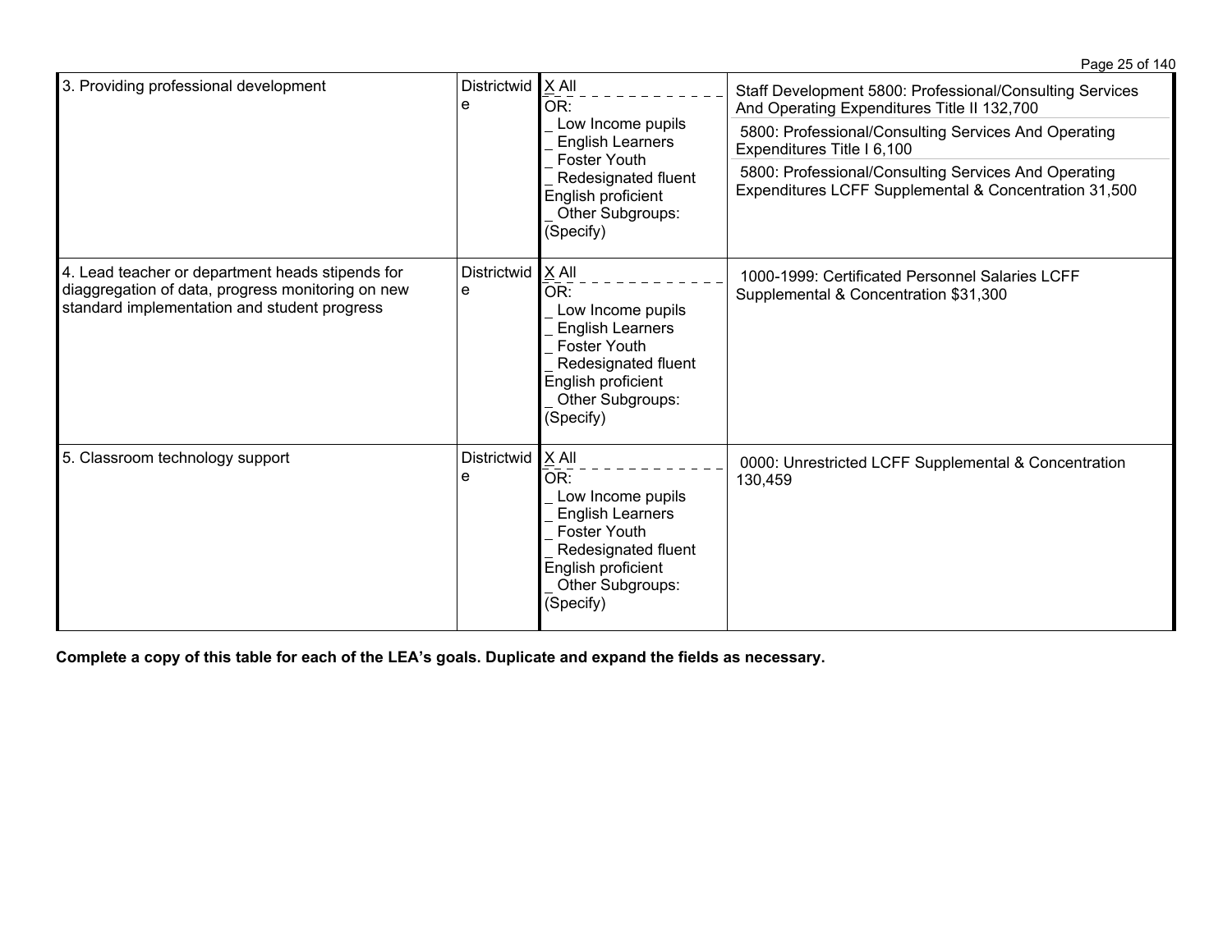| | | | |
|---|---|---|---|
| 3. Providing professional development | Districtwide | X All<br>OR:<br>_ Low Income pupils<br>_ English Learners<br>_ Foster Youth<br>_ Redesignated fluent English proficient<br>_ Other Subgroups: (Specify) | Staff Development 5800: Professional/Consulting Services And Operating Expenditures Title II 132,700<br>5800: Professional/Consulting Services And Operating Expenditures Title I 6,100<br>5800: Professional/Consulting Services And Operating Expenditures LCFF Supplemental & Concentration 31,500 |
| 4. Lead teacher or department heads stipends for diaggregation of data, progress monitoring on new standard implementation and student progress | Districtwide | X All<br>OR:<br>_ Low Income pupils<br>_ English Learners<br>_ Foster Youth<br>_ Redesignated fluent English proficient<br>_ Other Subgroups: (Specify) | 1000-1999: Certificated Personnel Salaries LCFF Supplemental & Concentration $31,300 |
| 5. Classroom technology support | Districtwide | X All<br>OR:<br>_ Low Income pupils<br>_ English Learners<br>_ Foster Youth<br>_ Redesignated fluent English proficient<br>_ Other Subgroups: (Specify) | 0000: Unrestricted LCFF Supplemental & Concentration 130,459 |

**Complete a copy of this table for each of the LEA's goals. Duplicate and expand the fields as necessary.**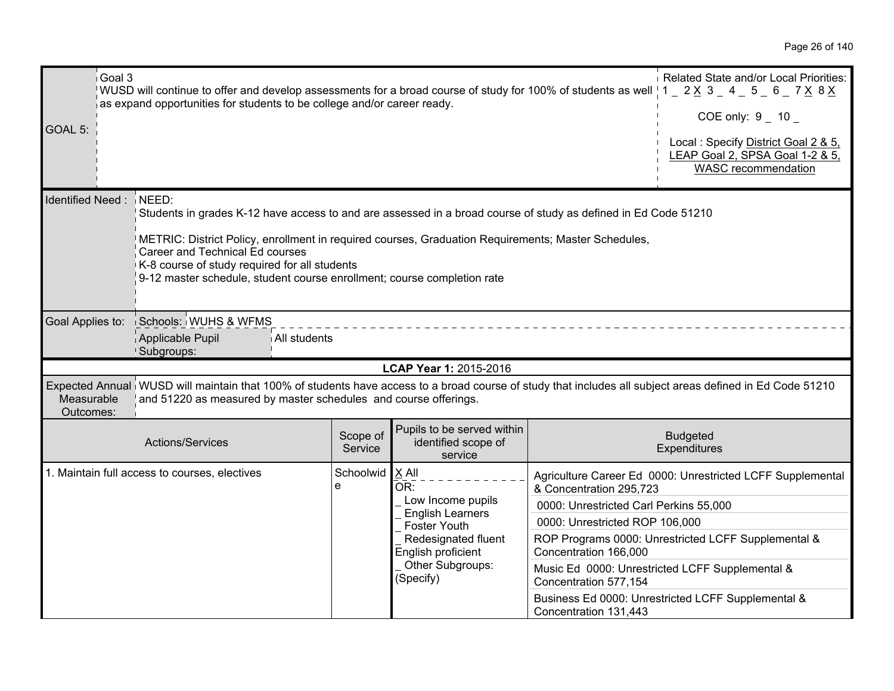| GOAL 5: | Goal 3<br>WUSD will continue to offer and develop assessments for a broad course of study for 100% of students as well as expand opportunities for students to be college and/or career ready. | Related State and/or Local Priorities:<br>1 _ 2 X 3 _ 4 _ 5 _ 6 _ 7 X 8 X<br><br>COE only: 9 _ 10 _<br><br>Local : Specify District Goal 2 & 5, LEAP Goal 2, SPSA Goal 1-2 & 5, WASC recommendation |
|---|---|---|

| Identified Need : | NEED:<br>Students in grades K-12 have access to and are assessed in a broad course of study as defined in Ed Code 51210<br><br>METRIC: District Policy, enrollment in required courses, Graduation Requirements; Master Schedules, Career and Technical Ed courses<br>K-8 course of study required for all students<br>9-12 master schedule, student course enrollment; course completion rate |
|---|---|
| Goal Applies to: | Schools: WUHS & WFMS<br>Applicable Pupil Subgroups: All students |

**LCAP Year 1:** 2015-2016

| Expected Annual Measurable Outcomes: | WUSD will maintain that 100% of students have access to a broad course of study that includes all subject areas defined in Ed Code 51210 and 51220 as measured by master schedules and course offerings. |
|---|---|

| Actions/Services | Scope of Service | Pupils to be served within identified scope of service | Budgeted Expenditures |
|---|---|---|---|
| 1. Maintain full access to courses, electives | Schoolwide | X All<br>OR:<br>_ Low Income pupils<br>_ English Learners<br>_ Foster Youth<br>_ Redesignated fluent English proficient<br>_ Other Subgroups: (Specify) | Agriculture Career Ed 0000: Unrestricted LCFF Supplemental & Concentration 295,723<br>0000: Unrestricted Carl Perkins 55,000<br>0000: Unrestricted ROP 106,000<br>ROP Programs 0000: Unrestricted LCFF Supplemental & Concentration 166,000<br>Music Ed 0000: Unrestricted LCFF Supplemental & Concentration 577,154<br>Business Ed 0000: Unrestricted LCFF Supplemental & Concentration 131,443 |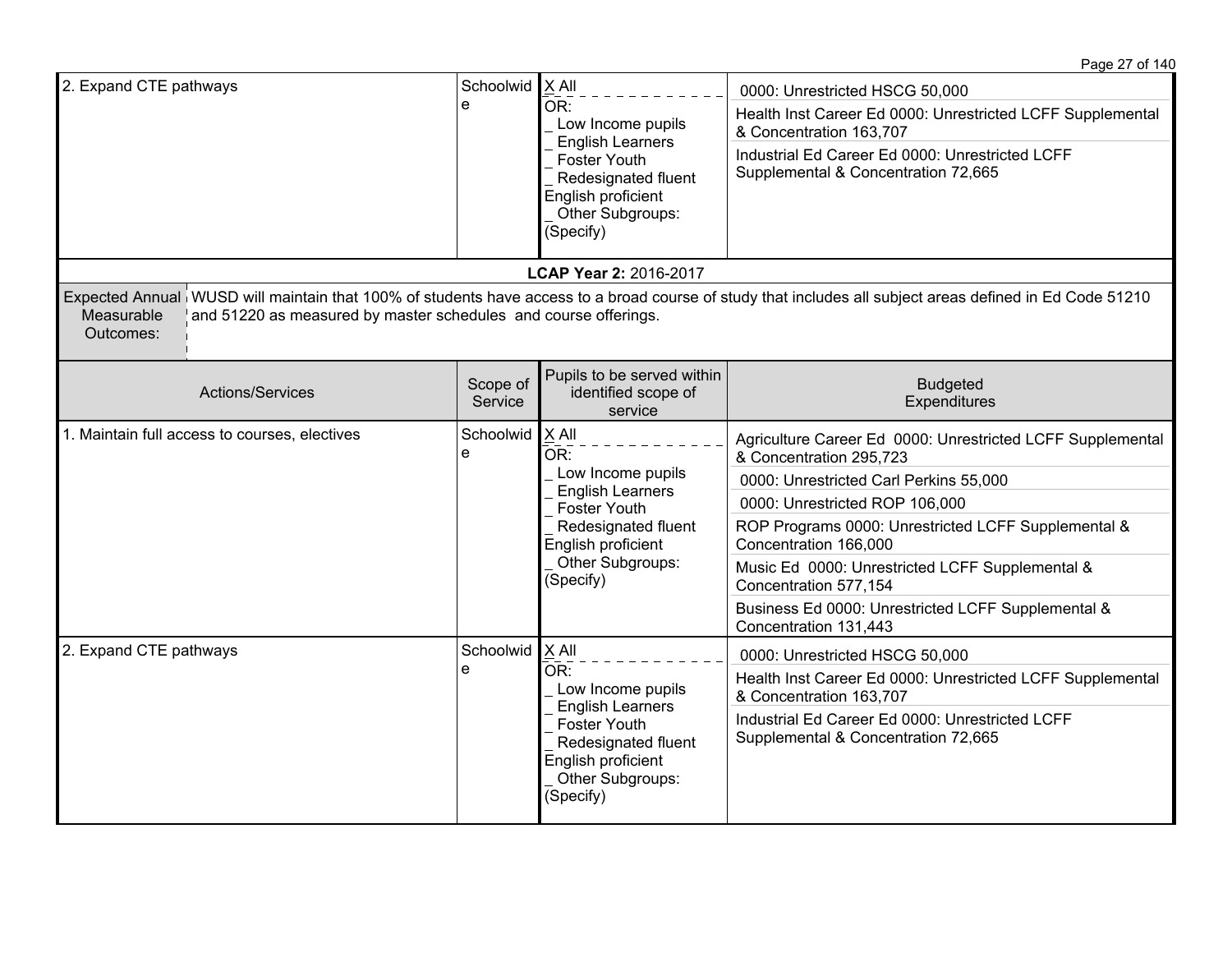| Actions/Services | Scope of Service | Pupils to be served within identified scope of service | Budgeted Expenditures |
|---|---|---|---|
| 2. Expand CTE pathways | Schoolwide | X All<br>OR:<br>_ Low Income pupils<br>_ English Learners<br>_ Foster Youth<br>_ Redesignated fluent English proficient<br>_ Other Subgroups: (Specify) | 0000: Unrestricted HSCG 50,000<br>Health Inst Career Ed 0000: Unrestricted LCFF Supplemental & Concentration 163,707<br>Industrial Ed Career Ed 0000: Unrestricted LCFF Supplemental & Concentration 72,665 |

**LCAP Year 2:** 2016-2017

| Expected Annual Measurable Outcomes: | WUSD will maintain that 100% of students have access to a broad course of study that includes all subject areas defined in Ed Code 51210 and 51220 as measured by master schedules and course offerings. |
|---|---|

| Actions/Services | Scope of Service | Pupils to be served within identified scope of service | Budgeted Expenditures |
|---|---|---|---|
| 1. Maintain full access to courses, electives | Schoolwide | X All<br>OR:<br>_ Low Income pupils<br>_ English Learners<br>_ Foster Youth<br>_ Redesignated fluent English proficient<br>_ Other Subgroups: (Specify) | Agriculture Career Ed 0000: Unrestricted LCFF Supplemental & Concentration 295,723<br>0000: Unrestricted Carl Perkins 55,000<br>0000: Unrestricted ROP 106,000<br>ROP Programs 0000: Unrestricted LCFF Supplemental & Concentration 166,000<br>Music Ed 0000: Unrestricted LCFF Supplemental & Concentration 577,154<br>Business Ed 0000: Unrestricted LCFF Supplemental & Concentration 131,443 |
| 2. Expand CTE pathways | Schoolwide | X All<br>OR:<br>_ Low Income pupils<br>_ English Learners<br>_ Foster Youth<br>_ Redesignated fluent English proficient<br>_ Other Subgroups: (Specify) | 0000: Unrestricted HSCG 50,000<br>Health Inst Career Ed 0000: Unrestricted LCFF Supplemental & Concentration 163,707<br>Industrial Ed Career Ed 0000: Unrestricted LCFF Supplemental & Concentration 72,665 |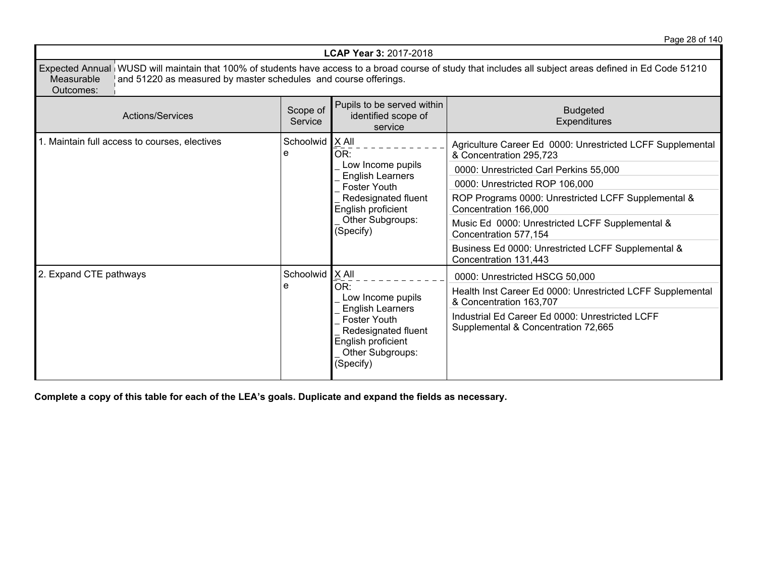| **LCAP Year 3:** 2017-2018 | | | |
|---|---|---|---|
| Expected Annual Measurable Outcomes: | WUSD will maintain that 100% of students have access to a broad course of study that includes all subject areas defined in Ed Code 51210 and 51220 as measured by master schedules and course offerings. | | |
| Actions/Services | Scope of Service | Pupils to be served within identified scope of service | Budgeted Expenditures |
| 1. Maintain full access to courses, electives | Schoolwide | X All<br>OR:<br>_ Low Income pupils<br>_ English Learners<br>_ Foster Youth<br>_ Redesignated fluent English proficient<br>_ Other Subgroups: (Specify) | Agriculture Career Ed 0000: Unrestricted LCFF Supplemental & Concentration 295,723<br>0000: Unrestricted Carl Perkins 55,000<br>0000: Unrestricted ROP 106,000<br>ROP Programs 0000: Unrestricted LCFF Supplemental & Concentration 166,000<br>Music Ed 0000: Unrestricted LCFF Supplemental & Concentration 577,154<br>Business Ed 0000: Unrestricted LCFF Supplemental & Concentration 131,443 |
| 2. Expand CTE pathways | Schoolwide | X All<br>OR:<br>_ Low Income pupils<br>_ English Learners<br>_ Foster Youth<br>_ Redesignated fluent English proficient<br>_ Other Subgroups: (Specify) | 0000: Unrestricted HSCG 50,000<br>Health Inst Career Ed 0000: Unrestricted LCFF Supplemental & Concentration 163,707<br>Industrial Ed Career Ed 0000: Unrestricted LCFF Supplemental & Concentration 72,665 |

**Complete a copy of this table for each of the LEA's goals. Duplicate and expand the fields as necessary.**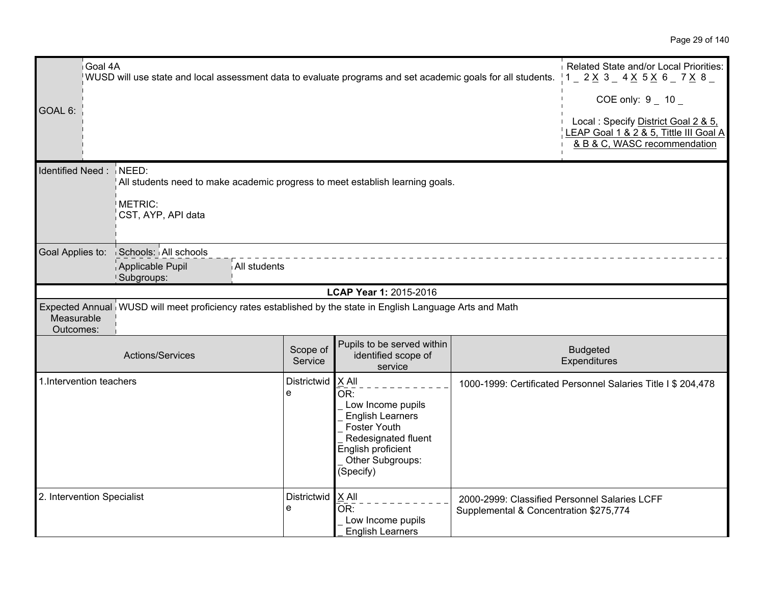| GOAL 6: | Goal 4A<br>WUSD will use state and local assessment data to evaluate programs and set academic goals for all students. | Related State and/or Local Priorities:<br>1 _ 2 X 3 _ 4 X 5 X 6 _ 7 X 8 _<br><br>COE only: 9 _ 10 _<br><br>Local : Specify District Goal 2 & 5, LEAP Goal 1 & 2 & 5, Tittle III Goal A & B & C, WASC recommendation |
|---|---|---|

| Identified Need : | NEED:<br>All students need to make academic progress to meet establish learning goals.<br><br>METRIC:<br>CST, AYP, API data |
|---|---|
| Goal Applies to: | Schools: All schools<br>Applicable Pupil Subgroups: All students |

**LCAP Year 1:** 2015-2016

| Expected Annual Measurable Outcomes: | WUSD will meet proficiency rates established by the state in English Language Arts and Math |
|---|---|

| Actions/Services | Scope of Service | Pupils to be served within identified scope of service | Budgeted Expenditures |
|---|---|---|---|
| 1.Intervention teachers | Districtwide | X All<br>OR:<br>_ Low Income pupils<br>_ English Learners<br>_ Foster Youth<br>_ Redesignated fluent English proficient<br>_ Other Subgroups: (Specify) | 1000-1999: Certificated Personnel Salaries Title I $ 204,478 |
| 2. Intervention Specialist | Districtwide | X All<br>OR:<br>_ Low Income pupils<br>_ English Learners | 2000-2999: Classified Personnel Salaries LCFF Supplemental & Concentration $275,774 |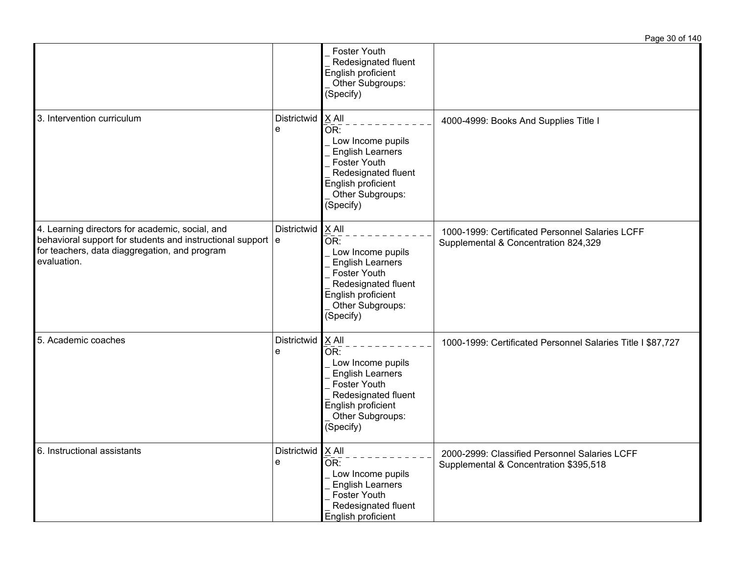| | | | |
|---|---|---|---|
| | | _ Foster Youth<br>_ Redesignated fluent English proficient<br>_ Other Subgroups: (Specify) | |
| 3. Intervention curriculum | Districtwide | X All<br>OR:<br>_ Low Income pupils<br>_ English Learners<br>_ Foster Youth<br>_ Redesignated fluent English proficient<br>_ Other Subgroups: (Specify) | 4000-4999: Books And Supplies Title I |
| 4. Learning directors for academic, social, and behavioral support for students and instructional support for teachers, data diaggregation, and program evaluation. | Districtwide | X All<br>OR:<br>_ Low Income pupils<br>_ English Learners<br>_ Foster Youth<br>_ Redesignated fluent English proficient<br>_ Other Subgroups: (Specify) | 1000-1999: Certificated Personnel Salaries LCFF Supplemental & Concentration 824,329 |
| 5. Academic coaches | Districtwide | X All<br>OR:<br>_ Low Income pupils<br>_ English Learners<br>_ Foster Youth<br>_ Redesignated fluent English proficient<br>_ Other Subgroups: (Specify) | 1000-1999: Certificated Personnel Salaries Title I $87,727 |
| 6. Instructional assistants | Districtwide | X All<br>OR:<br>_ Low Income pupils<br>_ English Learners<br>_ Foster Youth<br>_ Redesignated fluent English proficient | 2000-2999: Classified Personnel Salaries LCFF Supplemental & Concentration $395,518 |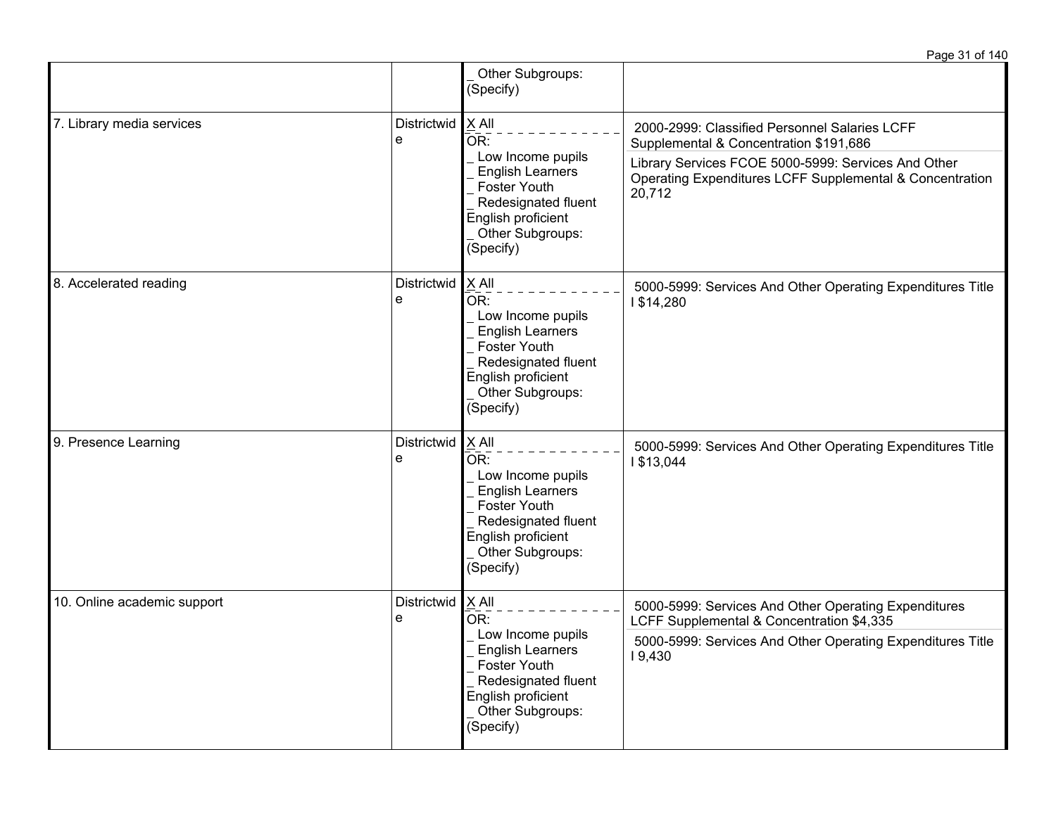| | | | |
|---|---|---|---|
| | | _ Other Subgroups: (Specify) | |
| 7. Library media services | Districtwide | X All<br>OR:<br>_ Low Income pupils<br>_ English Learners<br>_ Foster Youth<br>_ Redesignated fluent English proficient<br>_ Other Subgroups: (Specify) | 2000-2999: Classified Personnel Salaries LCFF Supplemental & Concentration $191,686<br>Library Services FCOE 5000-5999: Services And Other Operating Expenditures LCFF Supplemental & Concentration 20,712 |
| 8. Accelerated reading | Districtwide | X All<br>OR:<br>_ Low Income pupils<br>_ English Learners<br>_ Foster Youth<br>_ Redesignated fluent English proficient<br>_ Other Subgroups: (Specify) | 5000-5999: Services And Other Operating Expenditures Title I $14,280 |
| 9. Presence Learning | Districtwide | X All<br>OR:<br>_ Low Income pupils<br>_ English Learners<br>_ Foster Youth<br>_ Redesignated fluent English proficient<br>_ Other Subgroups: (Specify) | 5000-5999: Services And Other Operating Expenditures Title I $13,044 |
| 10. Online academic support | Districtwide | X All<br>OR:<br>_ Low Income pupils<br>_ English Learners<br>_ Foster Youth<br>_ Redesignated fluent English proficient<br>_ Other Subgroups: (Specify) | 5000-5999: Services And Other Operating Expenditures LCFF Supplemental & Concentration $4,335<br>5000-5999: Services And Other Operating Expenditures Title I 9,430 |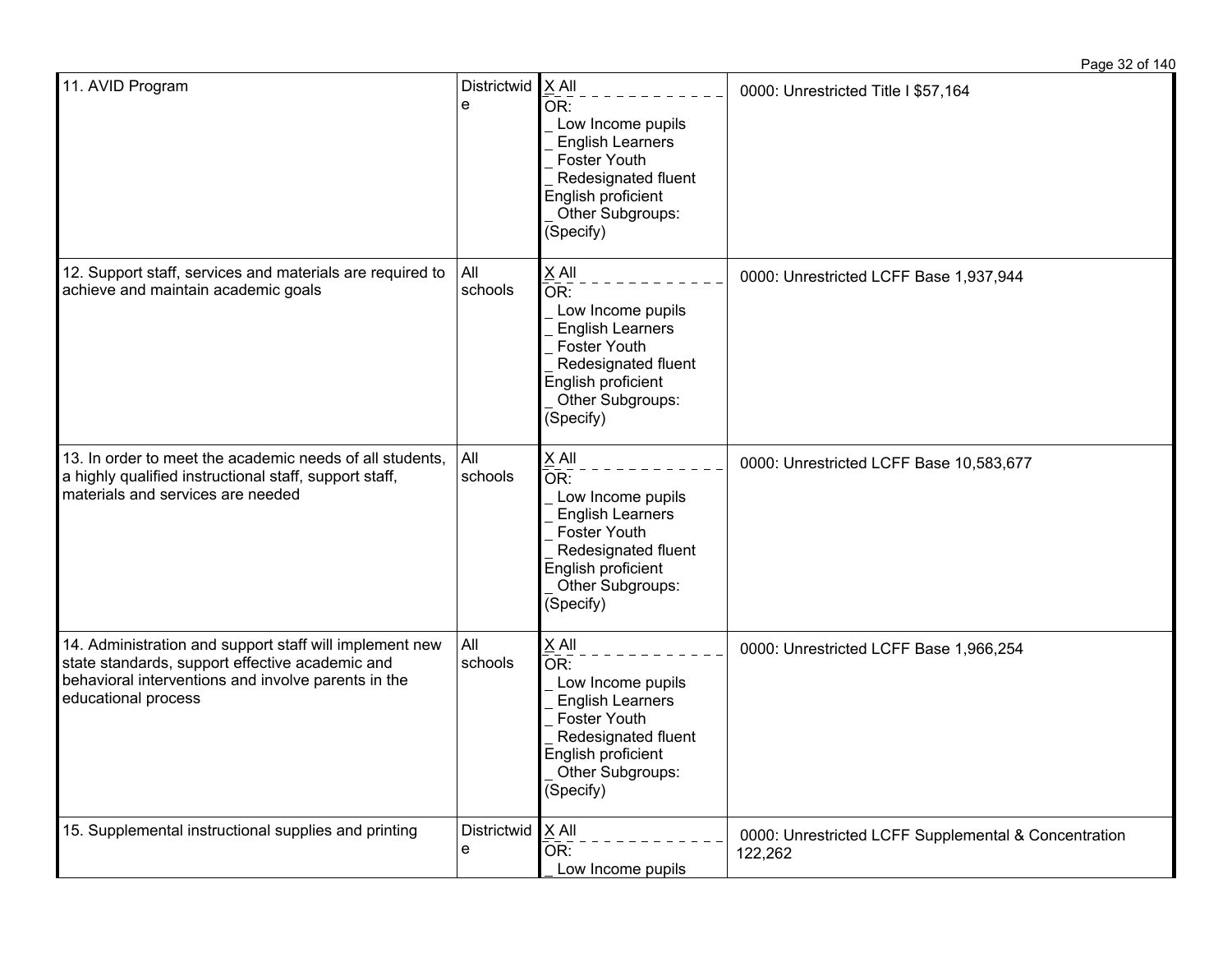| | | | |
|---|---|---|---|
| 11. AVID Program | Districtwide | X All<br>OR:<br>_ Low Income pupils<br>_ English Learners<br>_ Foster Youth<br>_ Redesignated fluent English proficient<br>_ Other Subgroups: (Specify) | 0000: Unrestricted Title I $57,164 |
| 12. Support staff, services and materials are required to achieve and maintain academic goals | All schools | X All<br>OR:<br>_ Low Income pupils<br>_ English Learners<br>_ Foster Youth<br>_ Redesignated fluent English proficient<br>_ Other Subgroups: (Specify) | 0000: Unrestricted LCFF Base 1,937,944 |
| 13. In order to meet the academic needs of all students, a highly qualified instructional staff, support staff, materials and services are needed | All schools | X All<br>OR:<br>_ Low Income pupils<br>_ English Learners<br>_ Foster Youth<br>_ Redesignated fluent English proficient<br>_ Other Subgroups: (Specify) | 0000: Unrestricted LCFF Base 10,583,677 |
| 14. Administration and support staff will implement new state standards, support effective academic and behavioral interventions and involve parents in the educational process | All schools | X All<br>OR:<br>_ Low Income pupils<br>_ English Learners<br>_ Foster Youth<br>_ Redesignated fluent English proficient<br>_ Other Subgroups: (Specify) | 0000: Unrestricted LCFF Base 1,966,254 |
| 15. Supplemental instructional supplies and printing | Districtwide | X All<br>OR:<br>_ Low Income pupils | 0000: Unrestricted LCFF Supplemental & Concentration 122,262 |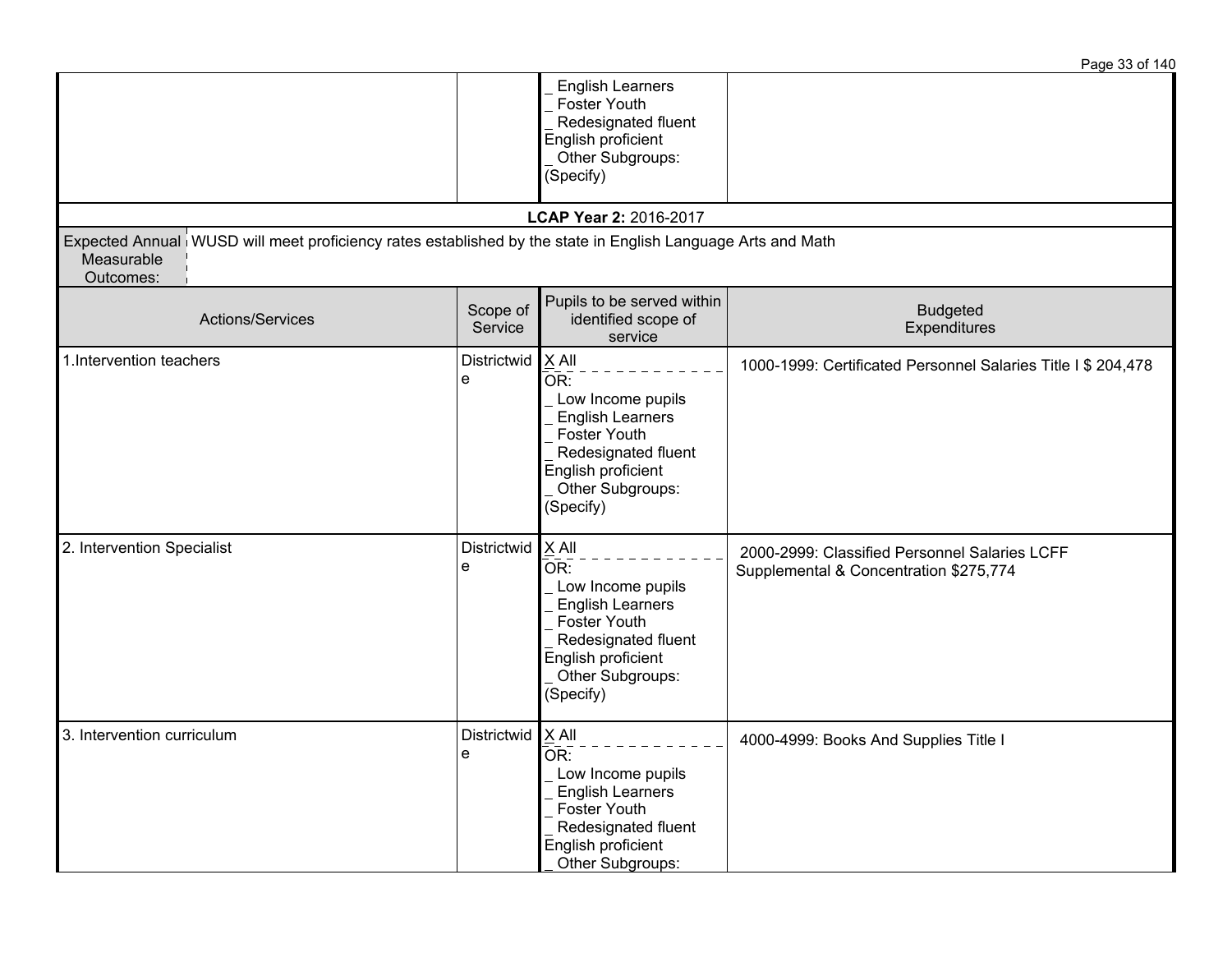| | | _ English Learners<br>_ Foster Youth<br>_ Redesignated fluent English proficient<br>_ Other Subgroups: (Specify) | |
|---|---|---|---|

**LCAP Year 2:** 2016-2017

| Expected Annual Measurable Outcomes: | WUSD will meet proficiency rates established by the state in English Language Arts and Math |
|---|---|

| Actions/Services | Scope of Service | Pupils to be served within identified scope of service | Budgeted Expenditures |
|---|---|---|---|
| 1.Intervention teachers | Districtwide | X All<br>OR:<br>_ Low Income pupils<br>_ English Learners<br>_ Foster Youth<br>_ Redesignated fluent English proficient<br>_ Other Subgroups: (Specify) | 1000-1999: Certificated Personnel Salaries Title I $ 204,478 |
| 2. Intervention Specialist | Districtwide | X All<br>OR:<br>_ Low Income pupils<br>_ English Learners<br>_ Foster Youth<br>_ Redesignated fluent English proficient<br>_ Other Subgroups: (Specify) | 2000-2999: Classified Personnel Salaries LCFF Supplemental & Concentration $275,774 |
| 3. Intervention curriculum | Districtwide | X All<br>OR:<br>_ Low Income pupils<br>_ English Learners<br>_ Foster Youth<br>_ Redesignated fluent English proficient<br>_ Other Subgroups: | 4000-4999: Books And Supplies Title I |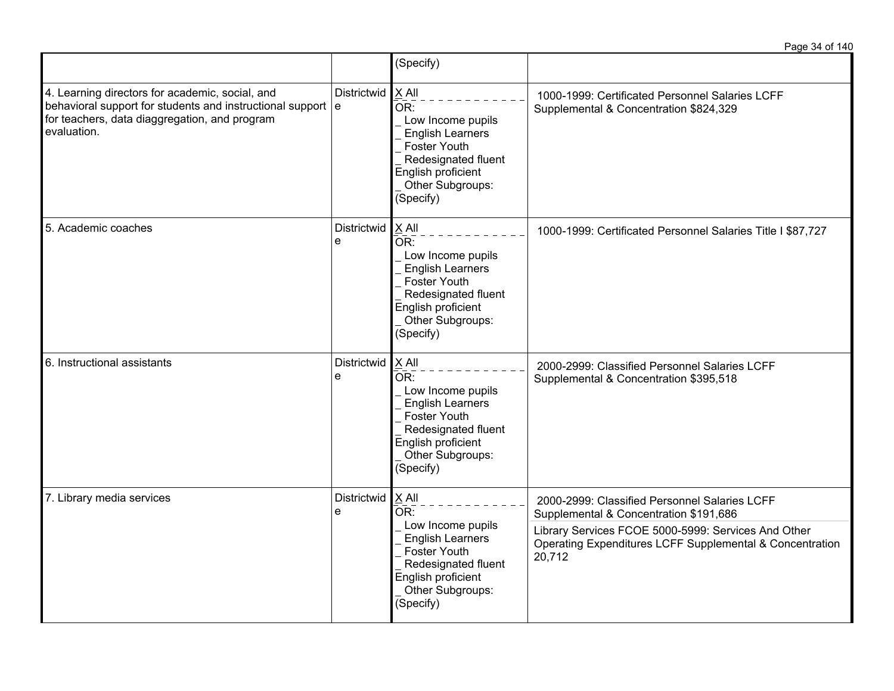| | | | |
|---|---|---|---|
| | | (Specify) | |
| 4. Learning directors for academic, social, and behavioral support for students and instructional support for teachers, data diaggregation, and program evaluation. | Districtwide | X All<br>OR:<br>_ Low Income pupils<br>_ English Learners<br>_ Foster Youth<br>_ Redesignated fluent English proficient<br>_ Other Subgroups: (Specify) | 1000-1999: Certificated Personnel Salaries LCFF Supplemental & Concentration $824,329 |
| 5. Academic coaches | Districtwide | X All<br>OR:<br>_ Low Income pupils<br>_ English Learners<br>_ Foster Youth<br>_ Redesignated fluent English proficient<br>_ Other Subgroups: (Specify) | 1000-1999: Certificated Personnel Salaries Title I $87,727 |
| 6. Instructional assistants | Districtwide | X All<br>OR:<br>_ Low Income pupils<br>_ English Learners<br>_ Foster Youth<br>_ Redesignated fluent English proficient<br>_ Other Subgroups: (Specify) | 2000-2999: Classified Personnel Salaries LCFF Supplemental & Concentration $395,518 |
| 7. Library media services | Districtwide | X All<br>OR:<br>_ Low Income pupils<br>_ English Learners<br>_ Foster Youth<br>_ Redesignated fluent English proficient<br>_ Other Subgroups: (Specify) | 2000-2999: Classified Personnel Salaries LCFF Supplemental & Concentration $191,686<br><br>Library Services FCOE 5000-5999: Services And Other Operating Expenditures LCFF Supplemental & Concentration 20,712 |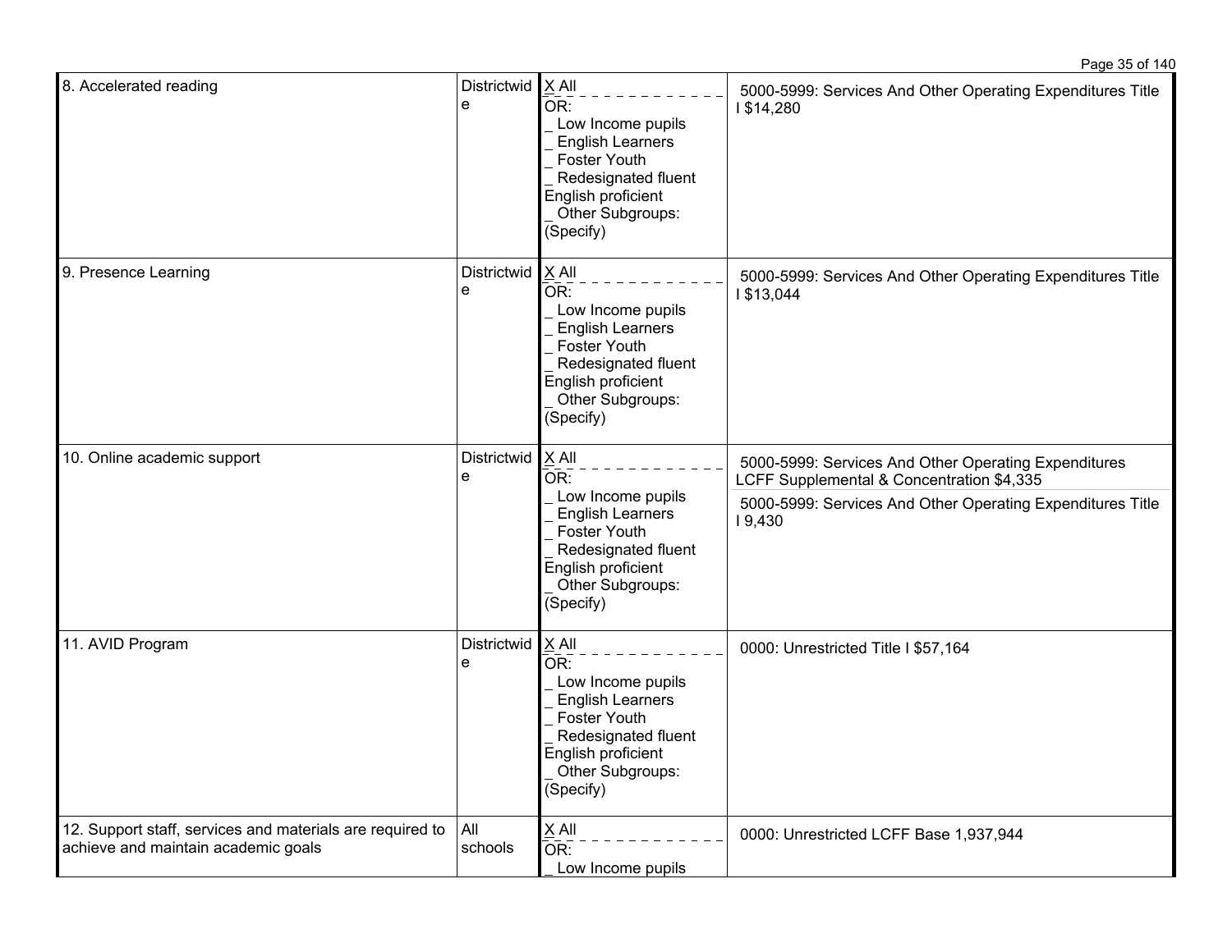| | | | |
|---|---|---|---|
| 8. Accelerated reading | Districtwide | X All<br>OR:<br>_ Low Income pupils<br>_ English Learners<br>_ Foster Youth<br>_ Redesignated fluent English proficient<br>_ Other Subgroups: (Specify) | 5000-5999: Services And Other Operating Expenditures Title I $14,280 |
| 9. Presence Learning | Districtwide | X All<br>OR:<br>_ Low Income pupils<br>_ English Learners<br>_ Foster Youth<br>_ Redesignated fluent English proficient<br>_ Other Subgroups: (Specify) | 5000-5999: Services And Other Operating Expenditures Title I $13,044 |
| 10. Online academic support | Districtwide | X All<br>OR:<br>_ Low Income pupils<br>_ English Learners<br>_ Foster Youth<br>_ Redesignated fluent English proficient<br>_ Other Subgroups: (Specify) | 5000-5999: Services And Other Operating Expenditures LCFF Supplemental & Concentration $4,335<br>5000-5999: Services And Other Operating Expenditures Title I 9,430 |
| 11. AVID Program | Districtwide | X All<br>OR:<br>_ Low Income pupils<br>_ English Learners<br>_ Foster Youth<br>_ Redesignated fluent English proficient<br>_ Other Subgroups: (Specify) | 0000: Unrestricted Title I $57,164 |
| 12. Support staff, services and materials are required to achieve and maintain academic goals | All schools | X All<br>OR:<br>_ Low Income pupils | 0000: Unrestricted LCFF Base 1,937,944 |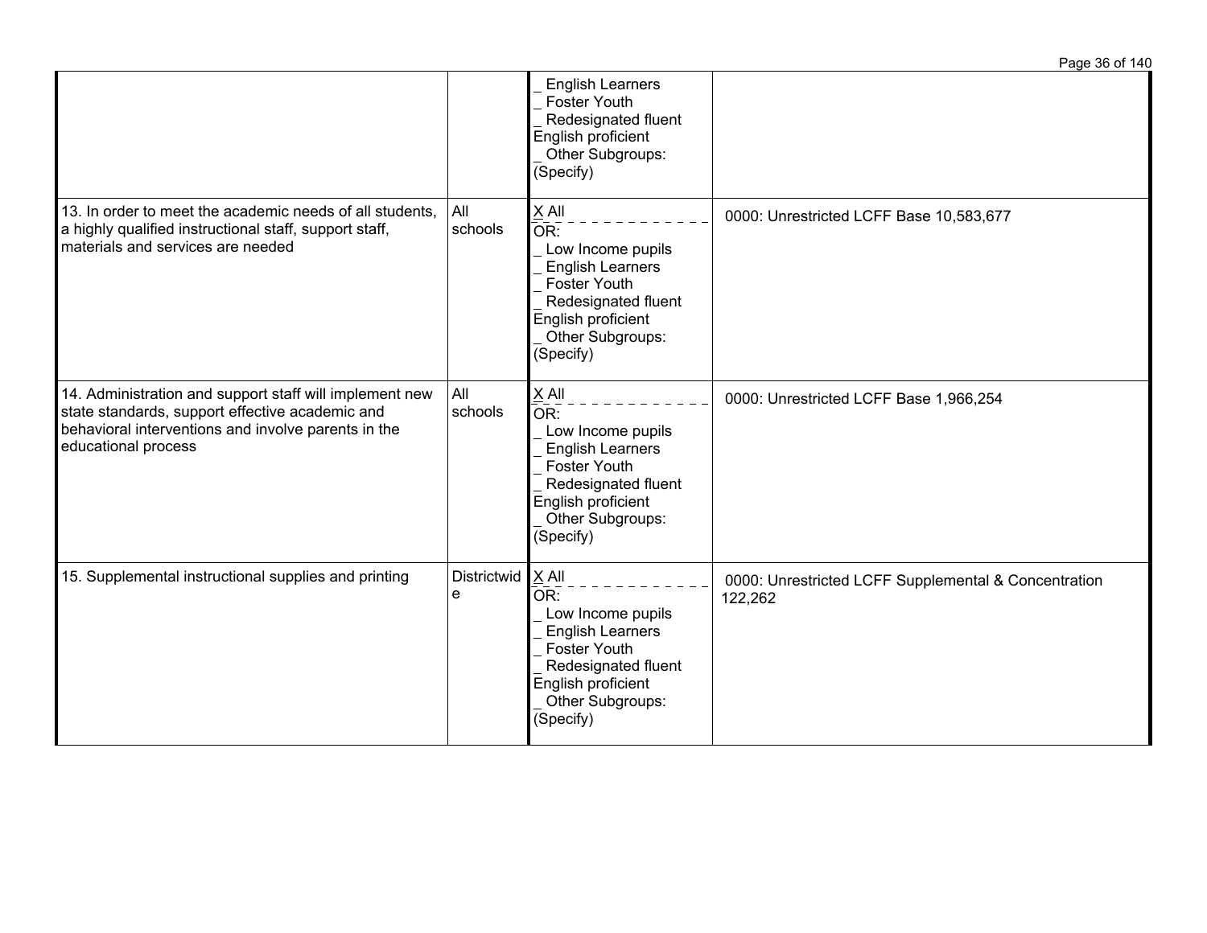| | | | |
|---|---|---|---|
| | | _ English Learners<br>_ Foster Youth<br>_ Redesignated fluent English proficient<br>_ Other Subgroups: (Specify) | |
| 13. In order to meet the academic needs of all students, a highly qualified instructional staff, support staff, materials and services are needed | All schools | X All<br>OR:<br>_ Low Income pupils<br>_ English Learners<br>_ Foster Youth<br>_ Redesignated fluent English proficient<br>_ Other Subgroups: (Specify) | 0000: Unrestricted LCFF Base 10,583,677 |
| 14. Administration and support staff will implement new state standards, support effective academic and behavioral interventions and involve parents in the educational process | All schools | X All<br>OR:<br>_ Low Income pupils<br>_ English Learners<br>_ Foster Youth<br>_ Redesignated fluent English proficient<br>_ Other Subgroups: (Specify) | 0000: Unrestricted LCFF Base 1,966,254 |
| 15. Supplemental instructional supplies and printing | Districtwide | X All<br>OR:<br>_ Low Income pupils<br>_ English Learners<br>_ Foster Youth<br>_ Redesignated fluent English proficient<br>_ Other Subgroups: (Specify) | 0000: Unrestricted LCFF Supplemental & Concentration 122,262 |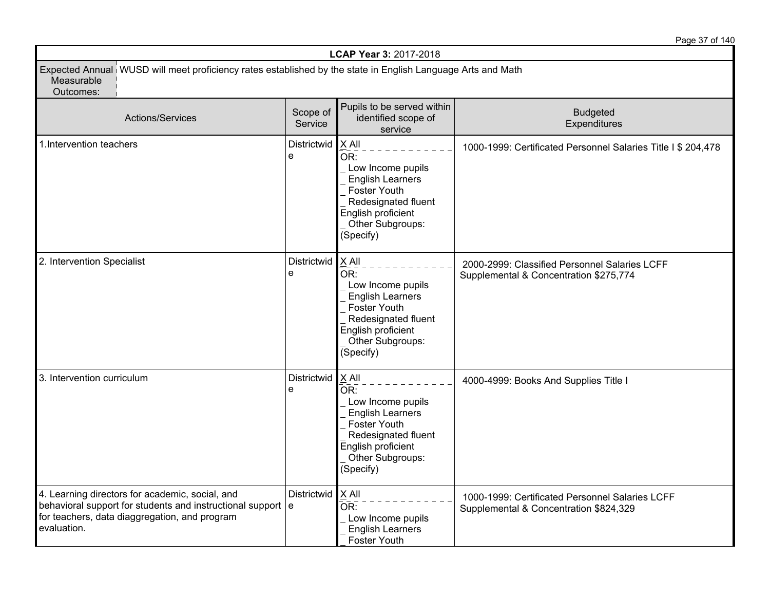| **LCAP Year 3:** 2017-2018 | | | |
|---|---|---|---|
| Expected Annual Measurable Outcomes: | WUSD will meet proficiency rates established by the state in English Language Arts and Math | | |
| **Actions/Services** | **Scope of Service** | **Pupils to be served within identified scope of service** | **Budgeted Expenditures** |
| 1.Intervention teachers | Districtwide | X All<br>OR:<br>_ Low Income pupils<br>_ English Learners<br>_ Foster Youth<br>_ Redesignated fluent English proficient<br>_ Other Subgroups: (Specify) | 1000-1999: Certificated Personnel Salaries Title I $ 204,478 |
| 2. Intervention Specialist | Districtwide | X All<br>OR:<br>_ Low Income pupils<br>_ English Learners<br>_ Foster Youth<br>_ Redesignated fluent English proficient<br>_ Other Subgroups: (Specify) | 2000-2999: Classified Personnel Salaries LCFF Supplemental & Concentration $275,774 |
| 3. Intervention curriculum | Districtwide | X All<br>OR:<br>_ Low Income pupils<br>_ English Learners<br>_ Foster Youth<br>_ Redesignated fluent English proficient<br>_ Other Subgroups: (Specify) | 4000-4999: Books And Supplies Title I |
| 4. Learning directors for academic, social, and behavioral support for students and instructional support for teachers, data diaggregation, and program evaluation. | Districtwide | X All<br>OR:<br>_ Low Income pupils<br>_ English Learners<br>_ Foster Youth | 1000-1999: Certificated Personnel Salaries LCFF Supplemental & Concentration $824,329 |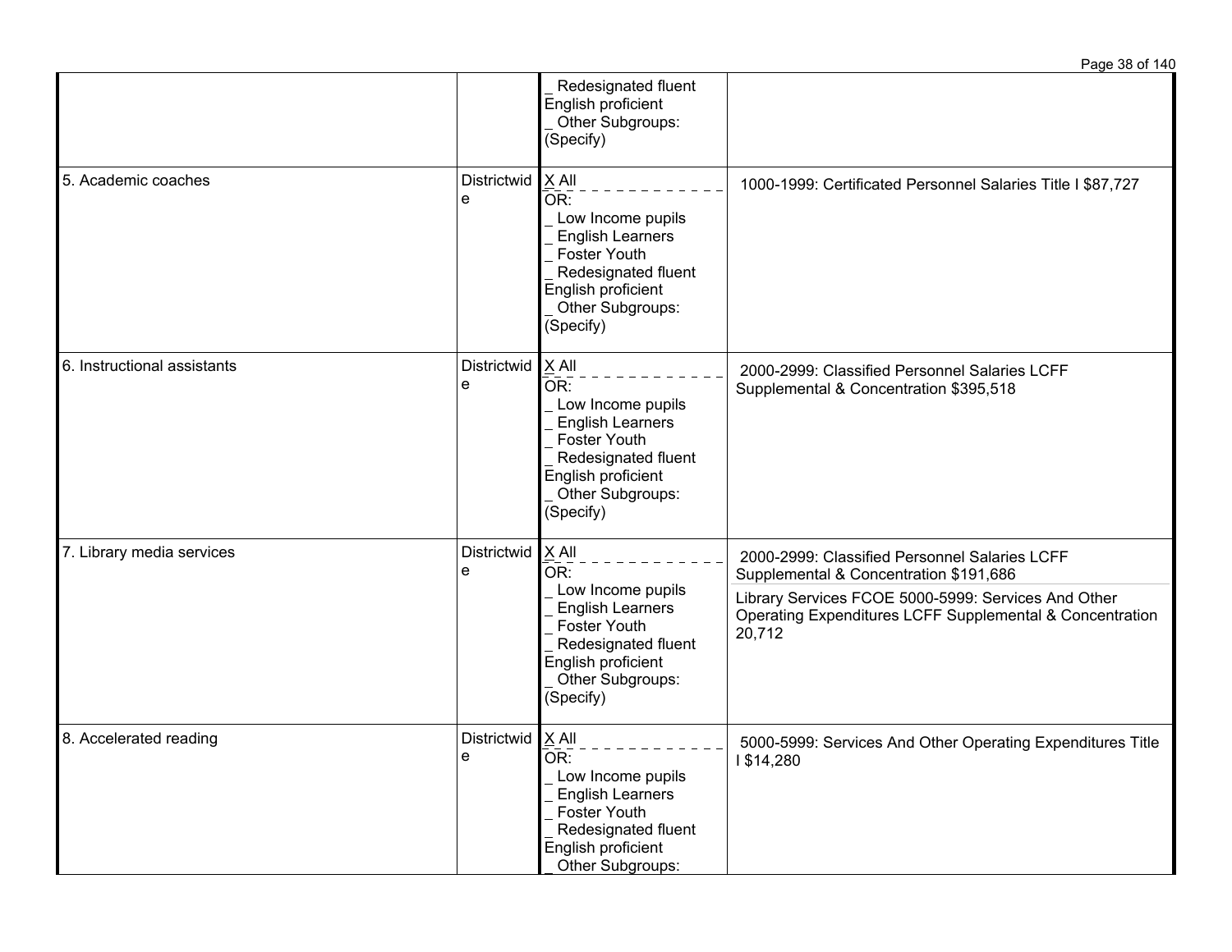| | | | |
|---|---|---|---|
| | | _ Redesignated fluent English proficient<br>_ Other Subgroups: (Specify) | |
| 5. Academic coaches | Districtwide | X All<br>OR:<br>_ Low Income pupils<br>_ English Learners<br>_ Foster Youth<br>_ Redesignated fluent English proficient<br>_ Other Subgroups: (Specify) | 1000-1999: Certificated Personnel Salaries Title I $87,727 |
| 6. Instructional assistants | Districtwide | X All<br>OR:<br>_ Low Income pupils<br>_ English Learners<br>_ Foster Youth<br>_ Redesignated fluent English proficient<br>_ Other Subgroups: (Specify) | 2000-2999: Classified Personnel Salaries LCFF Supplemental & Concentration $395,518 |
| 7. Library media services | Districtwide | X All<br>OR:<br>_ Low Income pupils<br>_ English Learners<br>_ Foster Youth<br>_ Redesignated fluent English proficient<br>_ Other Subgroups: (Specify) | 2000-2999: Classified Personnel Salaries LCFF Supplemental & Concentration $191,686<br>Library Services FCOE 5000-5999: Services And Other Operating Expenditures LCFF Supplemental & Concentration 20,712 |
| 8. Accelerated reading | Districtwide | X All<br>OR:<br>_ Low Income pupils<br>_ English Learners<br>_ Foster Youth<br>_ Redesignated fluent English proficient<br>_ Other Subgroups: | 5000-5999: Services And Other Operating Expenditures Title I $14,280 |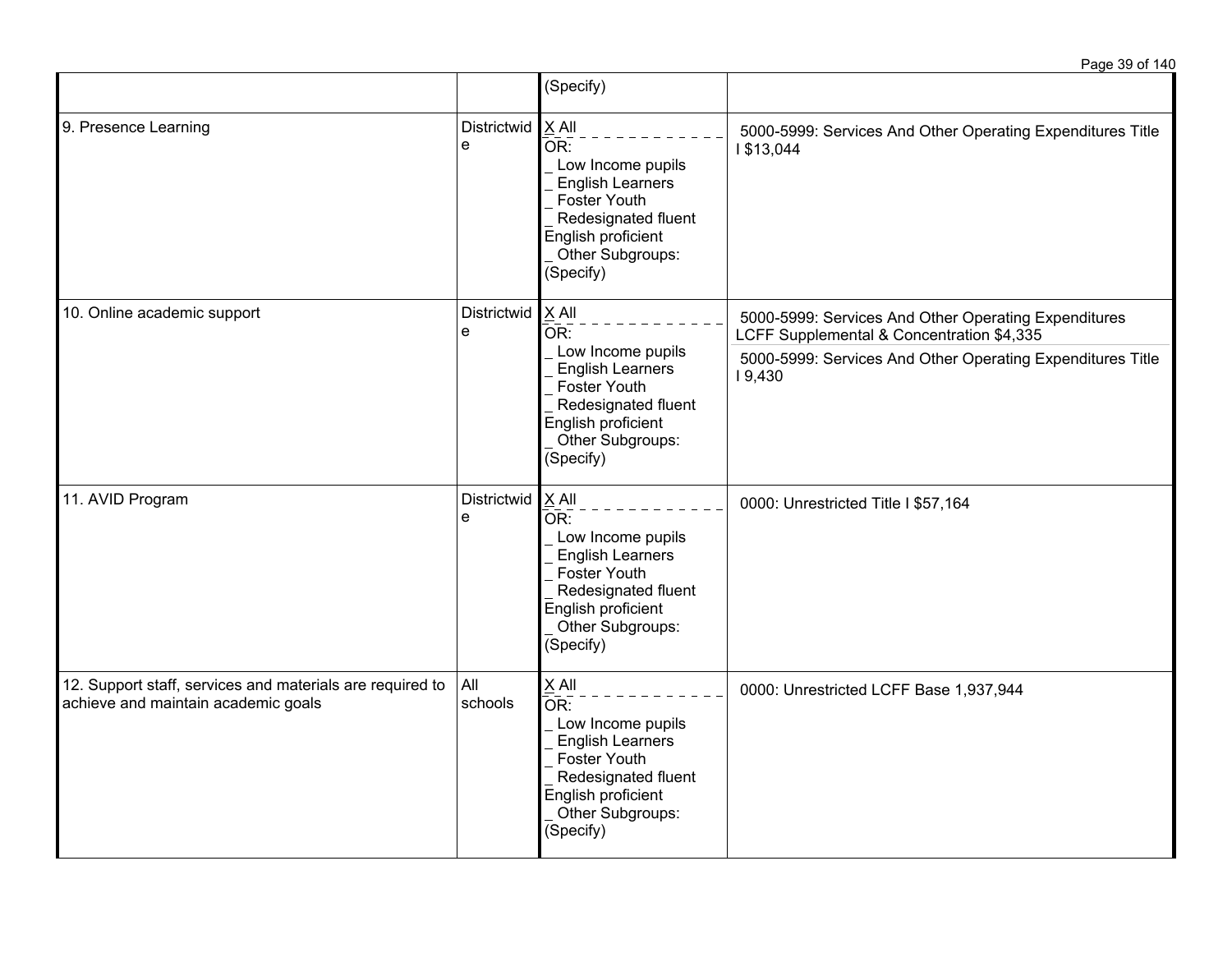| | | (Specify) | |
|---|---|---|---|
| 9. Presence Learning | Districtwide | X All<br>OR:<br>_ Low Income pupils<br>_ English Learners<br>_ Foster Youth<br>_ Redesignated fluent English proficient<br>_ Other Subgroups: (Specify) | 5000-5999: Services And Other Operating Expenditures Title I $13,044 |
| 10. Online academic support | Districtwide | X All<br>OR:<br>_ Low Income pupils<br>_ English Learners<br>_ Foster Youth<br>_ Redesignated fluent English proficient<br>_ Other Subgroups: (Specify) | 5000-5999: Services And Other Operating Expenditures LCFF Supplemental & Concentration $4,335<br>5000-5999: Services And Other Operating Expenditures Title I 9,430 |
| 11. AVID Program | Districtwide | X All<br>OR:<br>_ Low Income pupils<br>_ English Learners<br>_ Foster Youth<br>_ Redesignated fluent English proficient<br>_ Other Subgroups: (Specify) | 0000: Unrestricted Title I $57,164 |
| 12. Support staff, services and materials are required to achieve and maintain academic goals | All schools | X All<br>OR:<br>_ Low Income pupils<br>_ English Learners<br>_ Foster Youth<br>_ Redesignated fluent English proficient<br>_ Other Subgroups: (Specify) | 0000: Unrestricted LCFF Base 1,937,944 |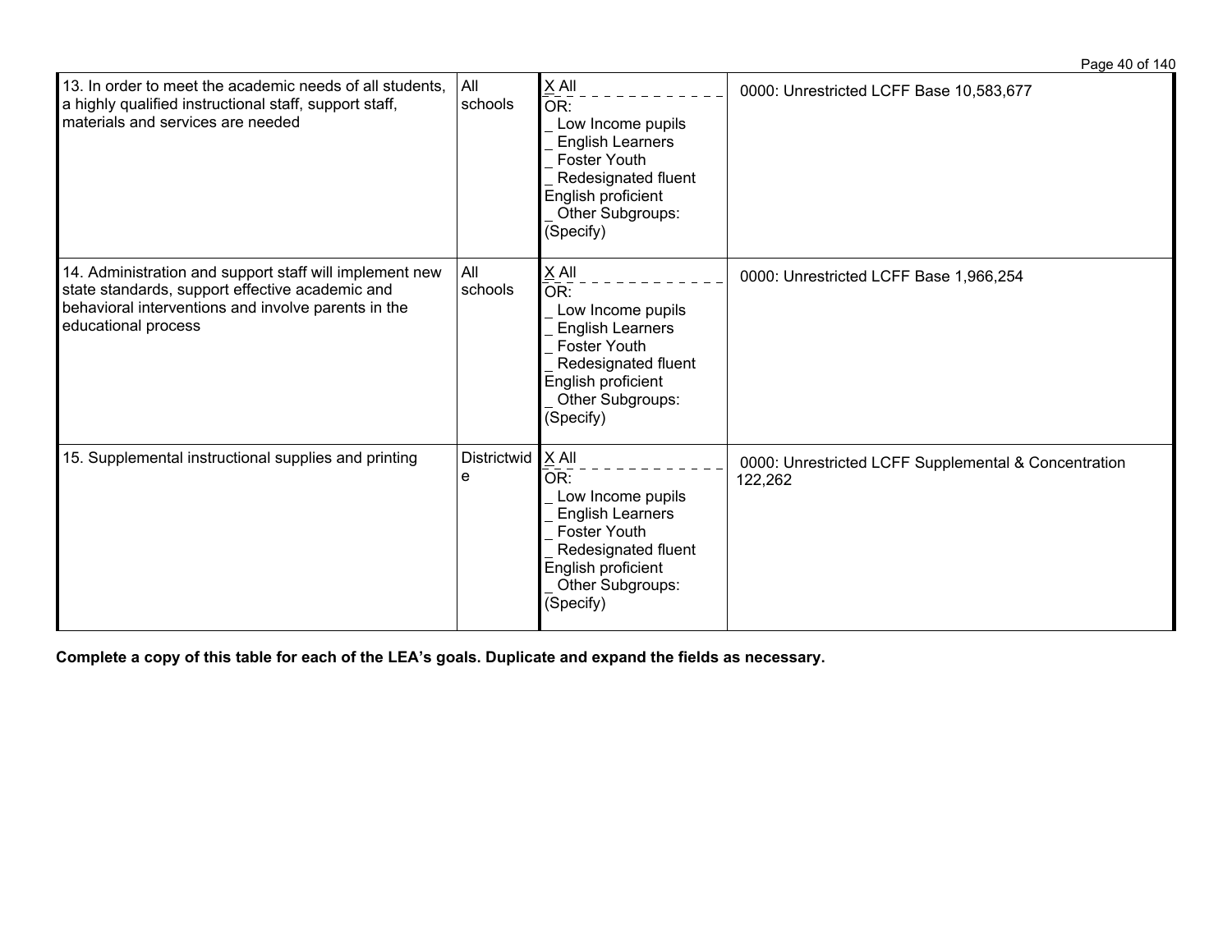| | | | |
|---|---|---|---|
| 13. In order to meet the academic needs of all students, a highly qualified instructional staff, support staff, materials and services are needed | All schools | X All<br>OR:<br>_ Low Income pupils<br>_ English Learners<br>_ Foster Youth<br>_ Redesignated fluent English proficient<br>_ Other Subgroups: (Specify) | 0000: Unrestricted LCFF Base 10,583,677 |
| 14. Administration and support staff will implement new state standards, support effective academic and behavioral interventions and involve parents in the educational process | All schools | X All<br>OR:<br>_ Low Income pupils<br>_ English Learners<br>_ Foster Youth<br>_ Redesignated fluent English proficient<br>_ Other Subgroups: (Specify) | 0000: Unrestricted LCFF Base 1,966,254 |
| 15. Supplemental instructional supplies and printing | Districtwide | X All<br>OR:<br>_ Low Income pupils<br>_ English Learners<br>_ Foster Youth<br>_ Redesignated fluent English proficient<br>_ Other Subgroups: (Specify) | 0000: Unrestricted LCFF Supplemental & Concentration 122,262 |

**Complete a copy of this table for each of the LEA's goals. Duplicate and expand the fields as necessary.**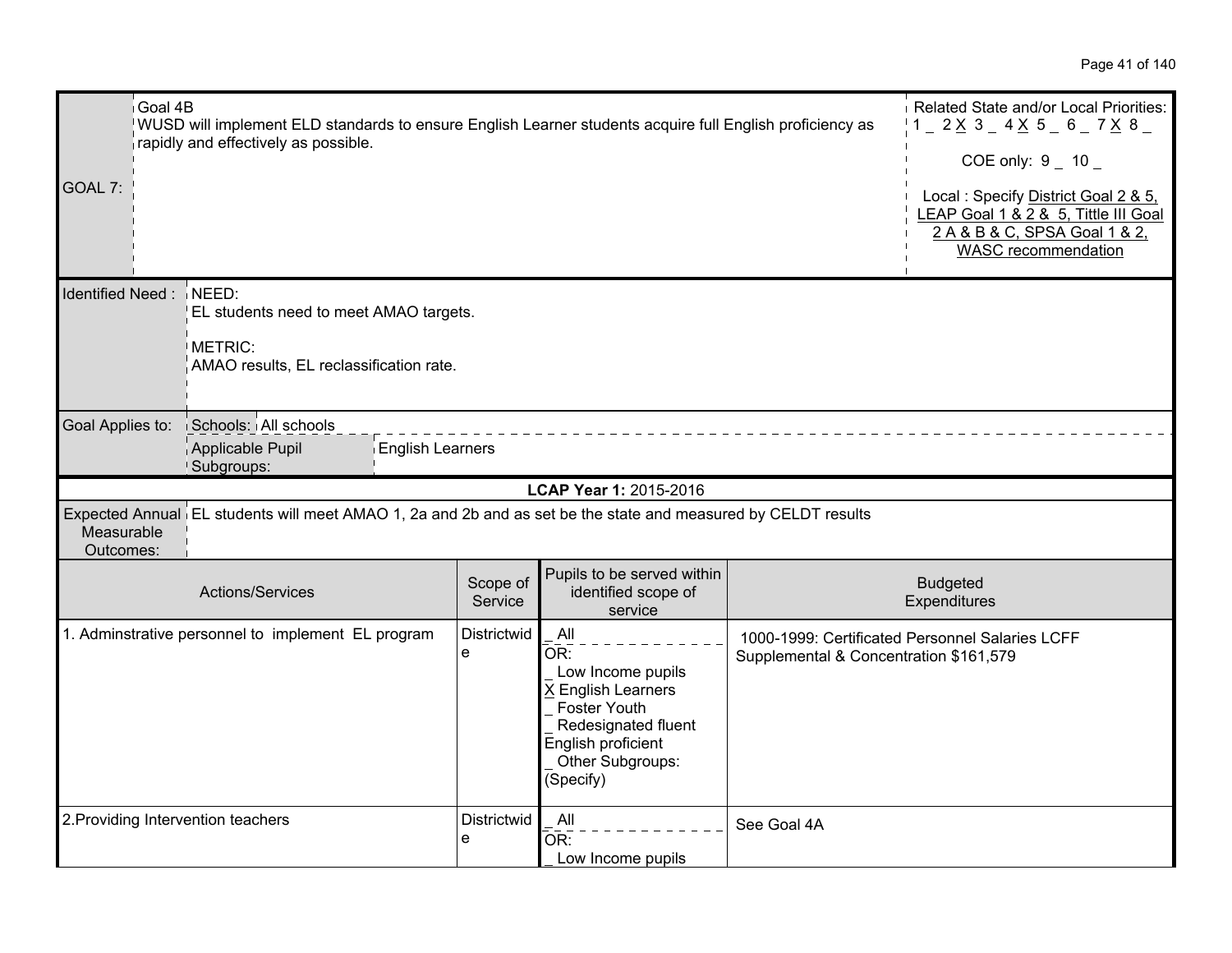| GOAL 7: | Goal 4B<br>WUSD will implement ELD standards to ensure English Learner students acquire full English proficiency as rapidly and effectively as possible. | Related State and/or Local Priorities:<br>1 _ 2 X 3 _ 4 X 5 _ 6 _ 7 X 8 _<br><br>COE only: 9 _ 10 _<br><br>Local : Specify District Goal 2 & 5, LEAP Goal 1 & 2 & 5, Tittle III Goal 2 A & B & C, SPSA Goal 1 & 2, WASC recommendation |
|---|---|---|

| Identified Need : | NEED:<br>EL students need to meet AMAO targets.<br><br>METRIC:<br>AMAO results, EL reclassification rate. |
|---|---|
| Goal Applies to: | Schools: All schools<br>Applicable Pupil Subgroups: English Learners |

**LCAP Year 1:** 2015-2016

| Expected Annual Measurable Outcomes: | EL students will meet AMAO 1, 2a and 2b and as set be the state and measured by CELDT results |
|---|---|

| Actions/Services | Scope of Service | Pupils to be served within identified scope of service | Budgeted Expenditures |
|---|---|---|---|
| 1. Adminstrative personnel to implement EL program | Districtwide | _ All<br>OR:<br>_ Low Income pupils<br>X English Learners<br>_ Foster Youth<br>_ Redesignated fluent English proficient<br>_ Other Subgroups: (Specify) | 1000-1999: Certificated Personnel Salaries LCFF Supplemental & Concentration $161,579 |
| 2.Providing Intervention teachers | Districtwide | _ All<br>OR:<br>_ Low Income pupils | See Goal 4A |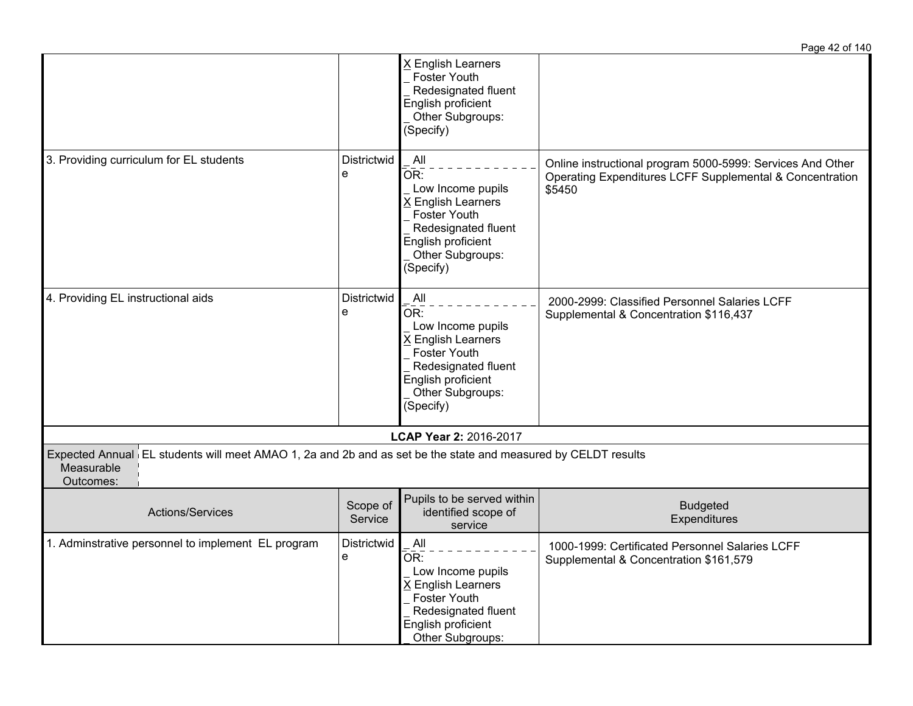| Actions/Services | Scope of Service | Pupils to be served within identified scope of service | Budgeted Expenditures |
|---|---|---|---|
| | | X English Learners<br>_ Foster Youth<br>_ Redesignated fluent English proficient<br>_ Other Subgroups: (Specify) | |
| 3. Providing curriculum for EL students | Districtwide | _ All<br>OR:<br>_ Low Income pupils<br>X English Learners<br>_ Foster Youth<br>_ Redesignated fluent English proficient<br>_ Other Subgroups: (Specify) | Online instructional program 5000-5999: Services And Other Operating Expenditures LCFF Supplemental & Concentration $5450 |
| 4. Providing EL instructional aids | Districtwide | _ All<br>OR:<br>_ Low Income pupils<br>X English Learners<br>_ Foster Youth<br>_ Redesignated fluent English proficient<br>_ Other Subgroups: (Specify) | 2000-2999: Classified Personnel Salaries LCFF Supplemental & Concentration $116,437 |

**LCAP Year 2:** 2016-2017

| Expected Annual Measurable Outcomes: | EL students will meet AMAO 1, 2a and 2b and as set be the state and measured by CELDT results |
|---|---|

| Actions/Services | Scope of Service | Pupils to be served within identified scope of service | Budgeted Expenditures |
|---|---|---|---|
| 1. Adminstrative personnel to implement EL program | Districtwide | _ All<br>OR:<br>_ Low Income pupils<br>X English Learners<br>_ Foster Youth<br>_ Redesignated fluent English proficient<br>_ Other Subgroups: | 1000-1999: Certificated Personnel Salaries LCFF Supplemental & Concentration $161,579 |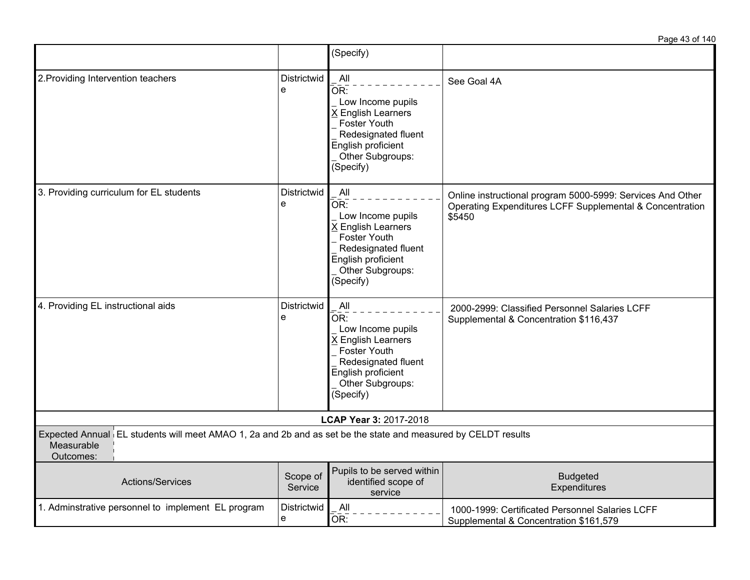| | | (Specify) | |
|---|---|---|---|
| 2.Providing Intervention teachers | Districtwide | _ All<br>OR:<br>_ Low Income pupils<br>X English Learners<br>_ Foster Youth<br>_ Redesignated fluent English proficient<br>_ Other Subgroups: (Specify) | See Goal 4A |
| 3. Providing curriculum for EL students | Districtwide | _ All<br>OR:<br>_ Low Income pupils<br>X English Learners<br>_ Foster Youth<br>_ Redesignated fluent English proficient<br>_ Other Subgroups: (Specify) | Online instructional program 5000-5999: Services And Other Operating Expenditures LCFF Supplemental & Concentration $5450 |
| 4. Providing EL instructional aids | Districtwide | _ All<br>OR:<br>_ Low Income pupils<br>X English Learners<br>_ Foster Youth<br>_ Redesignated fluent English proficient<br>_ Other Subgroups: (Specify) | 2000-2999: Classified Personnel Salaries LCFF Supplemental & Concentration $116,437 |

**LCAP Year 3:** 2017-2018

| Expected Annual Measurable Outcomes: | EL students will meet AMAO 1, 2a and 2b and as set be the state and measured by CELDT results |
|---|---|

| Actions/Services | Scope of Service | Pupils to be served within identified scope of service | Budgeted Expenditures |
|---|---|---|---|
| 1. Adminstrative personnel to implement EL program | Districtwide | _ All<br>OR: | 1000-1999: Certificated Personnel Salaries LCFF Supplemental & Concentration $161,579 |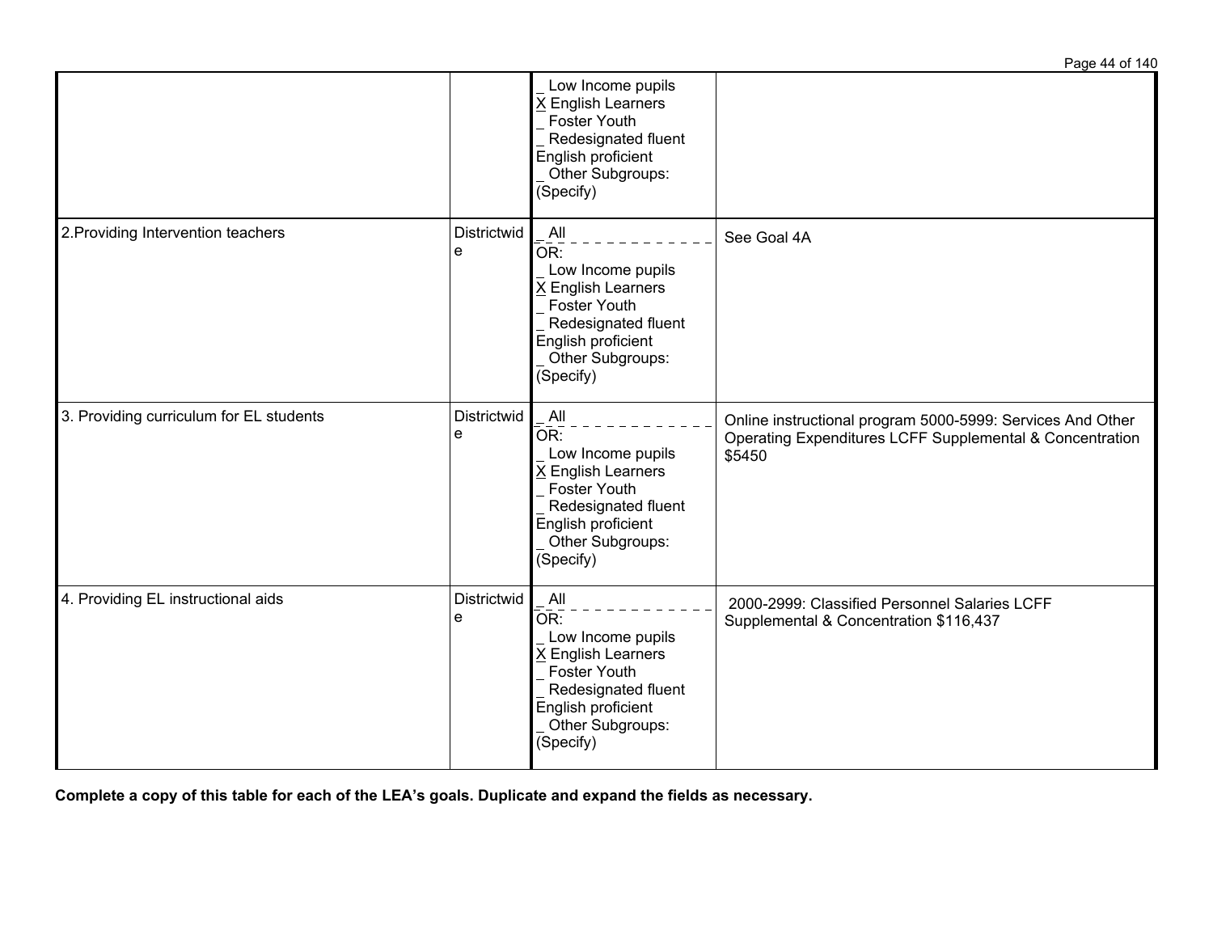| | | | |
|---|---|---|---|
| | | _ Low Income pupils<br>X English Learners<br>_ Foster Youth<br>_ Redesignated fluent English proficient<br>_ Other Subgroups: (Specify) | |
| 2.Providing Intervention teachers | Districtwide | _ All<br>OR:<br>_ Low Income pupils<br>X English Learners<br>_ Foster Youth<br>_ Redesignated fluent English proficient<br>_ Other Subgroups: (Specify) | See Goal 4A |
| 3. Providing curriculum for EL students | Districtwide | _ All<br>OR:<br>_ Low Income pupils<br>X English Learners<br>_ Foster Youth<br>_ Redesignated fluent English proficient<br>_ Other Subgroups: (Specify) | Online instructional program 5000-5999: Services And Other Operating Expenditures LCFF Supplemental & Concentration $5450 |
| 4. Providing EL instructional aids | Districtwide | _ All<br>OR:<br>_ Low Income pupils<br>X English Learners<br>_ Foster Youth<br>_ Redesignated fluent English proficient<br>_ Other Subgroups: (Specify) | 2000-2999: Classified Personnel Salaries LCFF Supplemental & Concentration $116,437 |

**Complete a copy of this table for each of the LEA's goals. Duplicate and expand the fields as necessary.**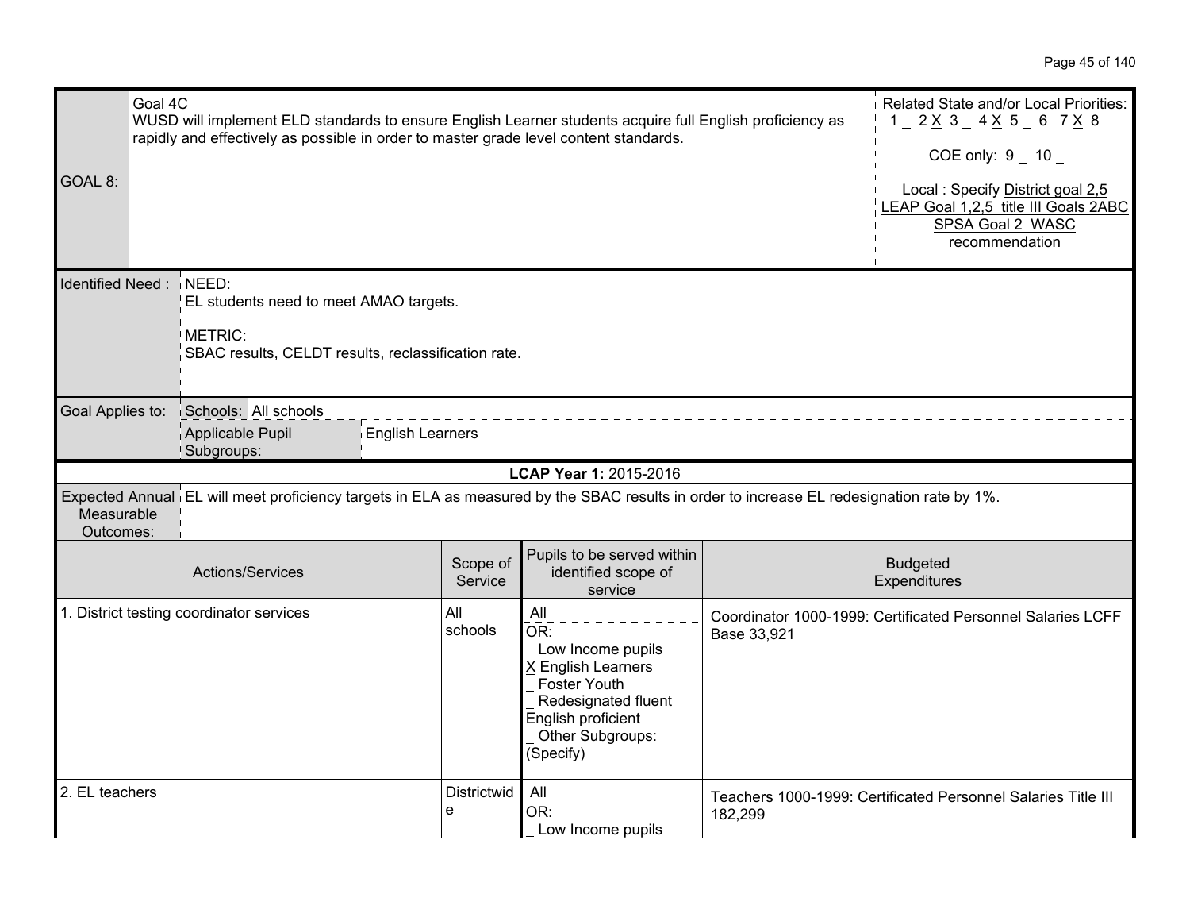| GOAL 8: | Goal 4C<br>WUSD will implement ELD standards to ensure English Learner students acquire full English proficiency as rapidly and effectively as possible in order to master grade level content standards. | Related State and/or Local Priorities:<br>1 _ 2 X 3 _ 4 X 5 _ 6 7 X 8<br><br>COE only: 9 _ 10 _<br><br>Local : Specify District goal 2,5 LEAP Goal 1,2,5 title III Goals 2ABC SPSA Goal 2 WASC recommendation |
|---|---|---|

| Identified Need : | NEED:<br>EL students need to meet AMAO targets.<br><br>METRIC:<br>SBAC results, CELDT results, reclassification rate. |
|---|---|
| Goal Applies to: | Schools: All schools<br>Applicable Pupil Subgroups: English Learners |

**LCAP Year 1:** 2015-2016

| Expected Annual Measurable Outcomes: | EL will meet proficiency targets in ELA as measured by the SBAC results in order to increase EL redesignation rate by 1%. |
|---|---|

| Actions/Services | Scope of Service | Pupils to be served within identified scope of service | Budgeted Expenditures |
|---|---|---|---|
| 1. District testing coordinator services | All schools | _All_<br>OR:<br>_ Low Income pupils<br>X English Learners<br>_ Foster Youth<br>_ Redesignated fluent English proficient<br>_ Other Subgroups: (Specify) | Coordinator 1000-1999: Certificated Personnel Salaries LCFF Base 33,921 |
| 2. EL teachers | Districtwide | _All_<br>OR:<br>_ Low Income pupils | Teachers 1000-1999: Certificated Personnel Salaries Title III 182,299 |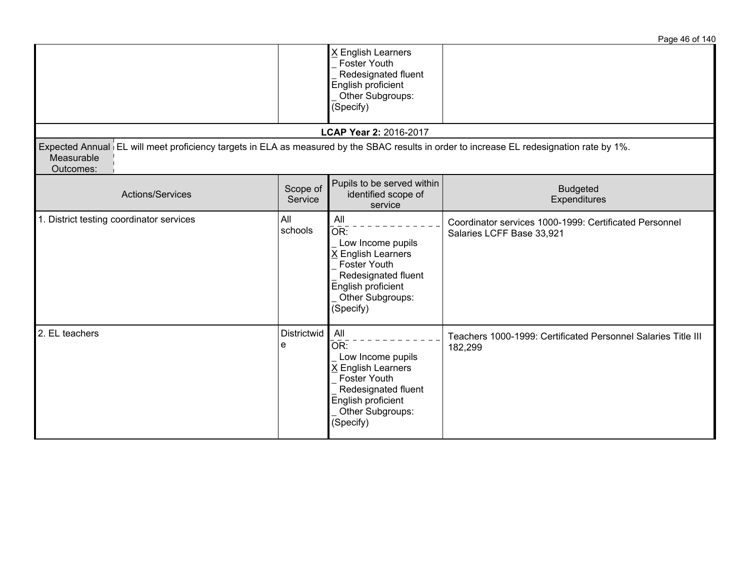| | | | |
|---|---|---|---|
| | | X English Learners<br>_ Foster Youth<br>_ Redesignated fluent English proficient<br>_ Other Subgroups: (Specify) | |

**LCAP Year 2:** 2016-2017

| Expected Annual Measurable Outcomes: | EL will meet proficiency targets in ELA as measured by the SBAC results in order to increase EL redesignation rate by 1%. |
|---|---|

| Actions/Services | Scope of Service | Pupils to be served within identified scope of service | Budgeted Expenditures |
|---|---|---|---|
| 1. District testing coordinator services | All schools | All<br>OR:<br>_ Low Income pupils<br>X English Learners<br>_ Foster Youth<br>_ Redesignated fluent English proficient<br>_ Other Subgroups: (Specify) | Coordinator services 1000-1999: Certificated Personnel Salaries LCFF Base 33,921 |
| 2. EL teachers | Districtwide | All<br>OR:<br>_ Low Income pupils<br>X English Learners<br>_ Foster Youth<br>_ Redesignated fluent English proficient<br>_ Other Subgroups: (Specify) | Teachers 1000-1999: Certificated Personnel Salaries Title III 182,299 |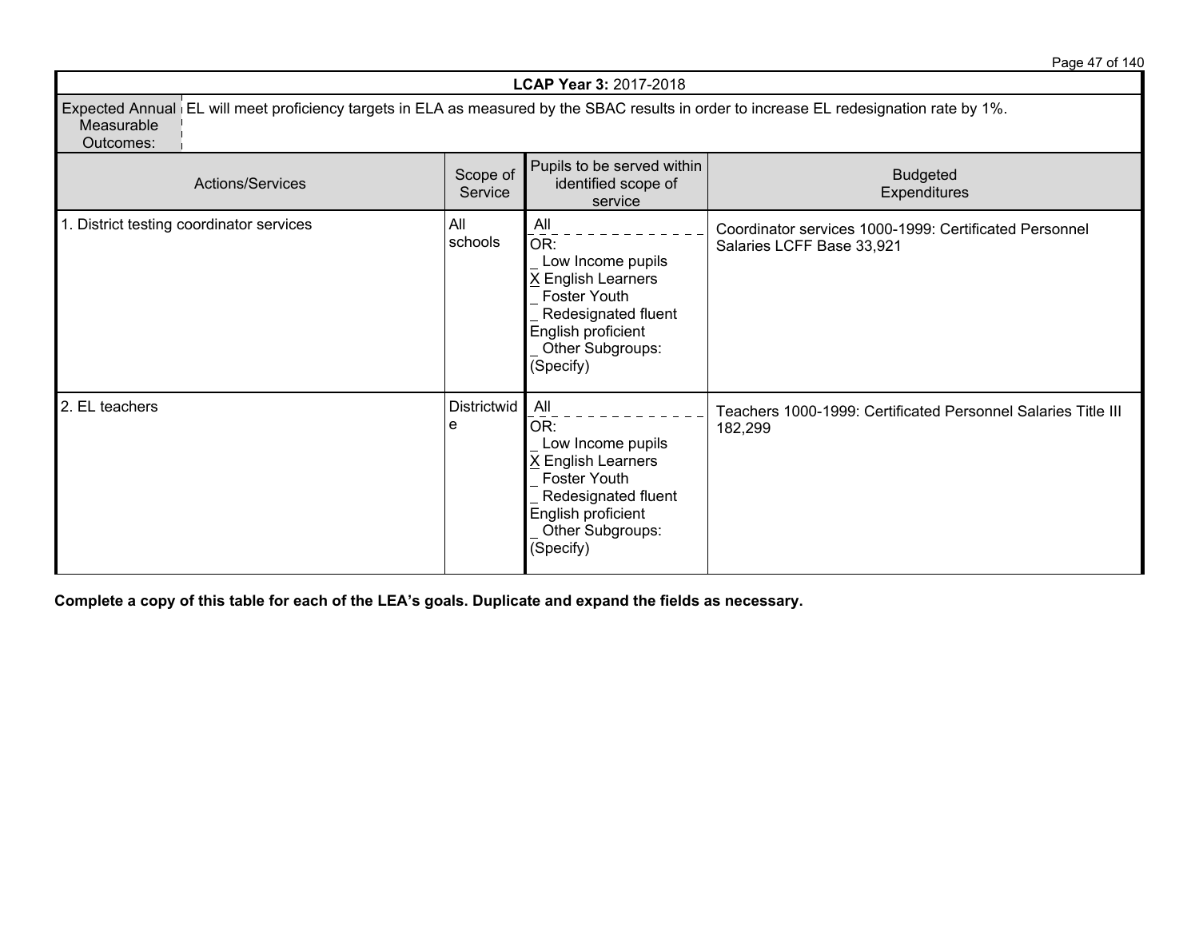| **LCAP Year 3:** 2017-2018 | | | |
|---|---|---|---|
| Expected Annual Measurable Outcomes: | EL will meet proficiency targets in ELA as measured by the SBAC results in order to increase EL redesignation rate by 1%. | | |
| Actions/Services | Scope of Service | Pupils to be served within identified scope of service | Budgeted Expenditures |
| 1. District testing coordinator services | All schools | _ All<br>OR:<br>_ Low Income pupils<br>X English Learners<br>_ Foster Youth<br>_ Redesignated fluent English proficient<br>_ Other Subgroups: (Specify) | Coordinator services 1000-1999: Certificated Personnel Salaries LCFF Base 33,921 |
| 2. EL teachers | Districtwide | _ All<br>OR:<br>_ Low Income pupils<br>X English Learners<br>_ Foster Youth<br>_ Redesignated fluent English proficient<br>_ Other Subgroups: (Specify) | Teachers 1000-1999: Certificated Personnel Salaries Title III 182,299 |

**Complete a copy of this table for each of the LEA's goals. Duplicate and expand the fields as necessary.**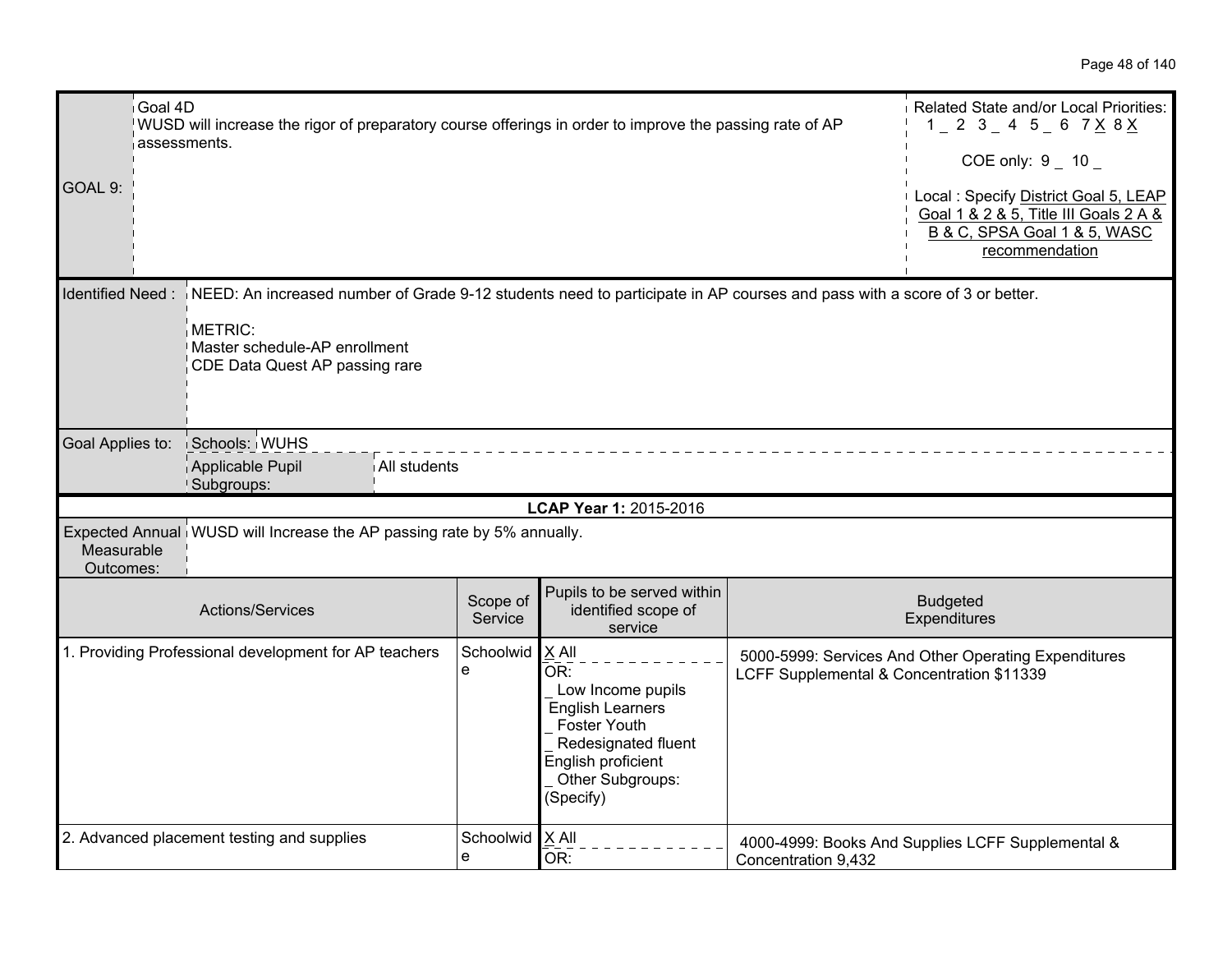| GOAL 9: | Goal 4D<br>WUSD will increase the rigor of preparatory course offerings in order to improve the passing rate of AP assessments. | Related State and/or Local Priorities:<br>1 _ 2 3 _ 4 5 _ 6 7 X 8 X<br><br>COE only: 9 _ 10 _<br><br>Local : Specify District Goal 5, LEAP Goal 1 & 2 & 5, Title III Goals 2 A & B & C, SPSA Goal 1 & 5, WASC recommendation |
|---|---|---|

| Identified Need : | NEED: An increased number of Grade 9-12 students need to participate in AP courses and pass with a score of 3 or better.<br><br>METRIC:<br>Master schedule-AP enrollment<br>CDE Data Quest AP passing rare |
|---|---|
| Goal Applies to: | Schools: WUHS<br>Applicable Pupil Subgroups: All students |

**LCAP Year 1:** 2015-2016

| Expected Annual Measurable Outcomes: | WUSD will Increase the AP passing rate by 5% annually. |
|---|---|

| Actions/Services | Scope of Service | Pupils to be served within identified scope of service | Budgeted Expenditures |
|---|---|---|---|
| 1. Providing Professional development for AP teachers | Schoolwide | X All<br>OR:<br>_ Low Income pupils<br>English Learners<br>_ Foster Youth<br>_ Redesignated fluent English proficient<br>_ Other Subgroups: (Specify) | 5000-5999: Services And Other Operating Expenditures LCFF Supplemental & Concentration $11339 |
| 2. Advanced placement testing and supplies | Schoolwide | X All<br>OR: | 4000-4999: Books And Supplies LCFF Supplemental & Concentration 9,432 |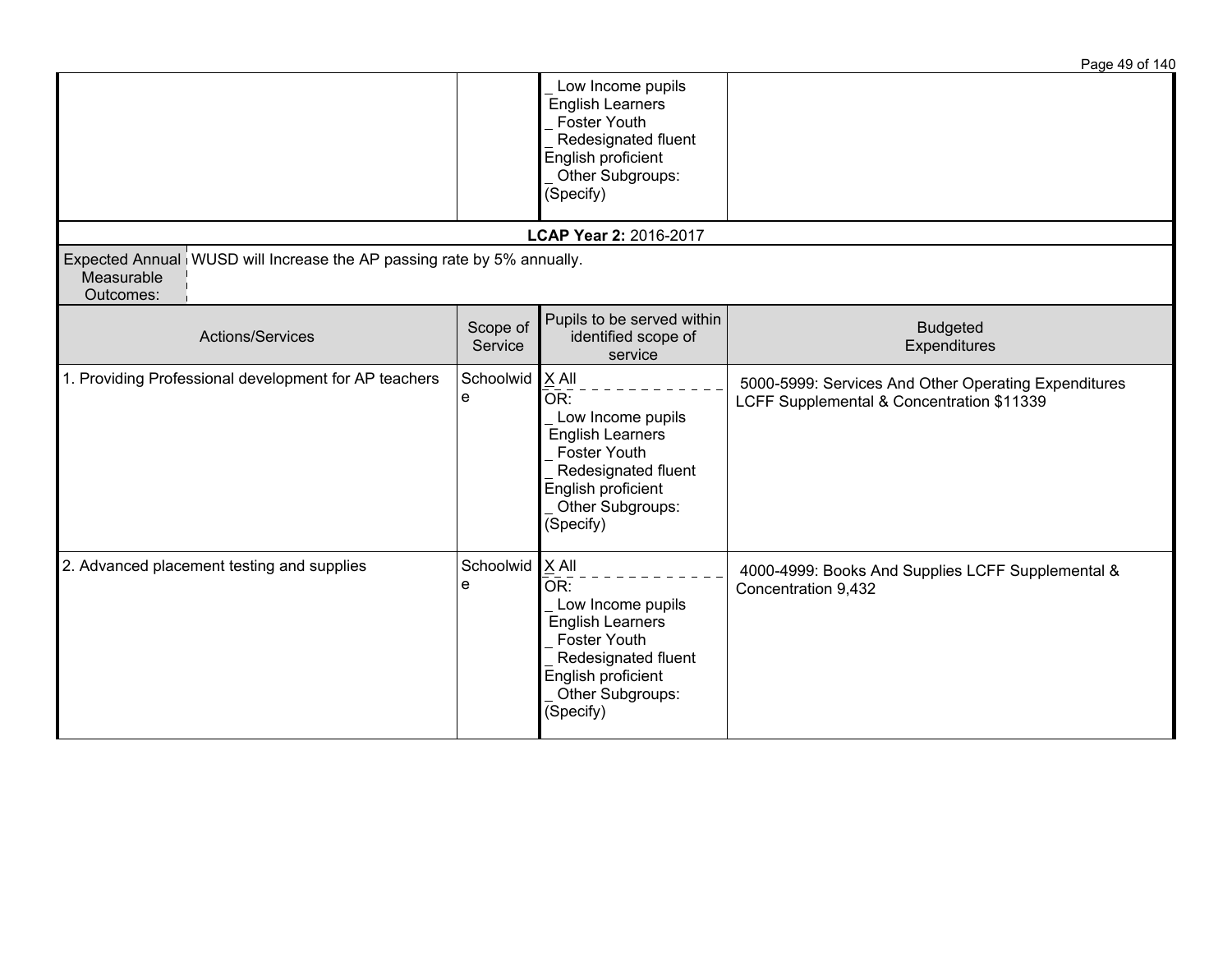| | | _ Low Income pupils<br>English Learners<br>_ Foster Youth<br>_ Redesignated fluent English proficient<br>_ Other Subgroups: (Specify) | |
|---|---|---|---|

**LCAP Year 2:** 2016-2017

| Expected Annual Measurable Outcomes: | WUSD will Increase the AP passing rate by 5% annually. |
|---|---|

| Actions/Services | Scope of Service | Pupils to be served within identified scope of service | Budgeted Expenditures |
|---|---|---|---|
| 1. Providing Professional development for AP teachers | Schoolwide | X All<br>OR:<br>_ Low Income pupils<br>English Learners<br>_ Foster Youth<br>_ Redesignated fluent English proficient<br>_ Other Subgroups: (Specify) | 5000-5999: Services And Other Operating Expenditures LCFF Supplemental & Concentration $11339 |
| 2. Advanced placement testing and supplies | Schoolwide | X All<br>OR:<br>_ Low Income pupils<br>English Learners<br>_ Foster Youth<br>_ Redesignated fluent English proficient<br>_ Other Subgroups: (Specify) | 4000-4999: Books And Supplies LCFF Supplemental & Concentration 9,432 |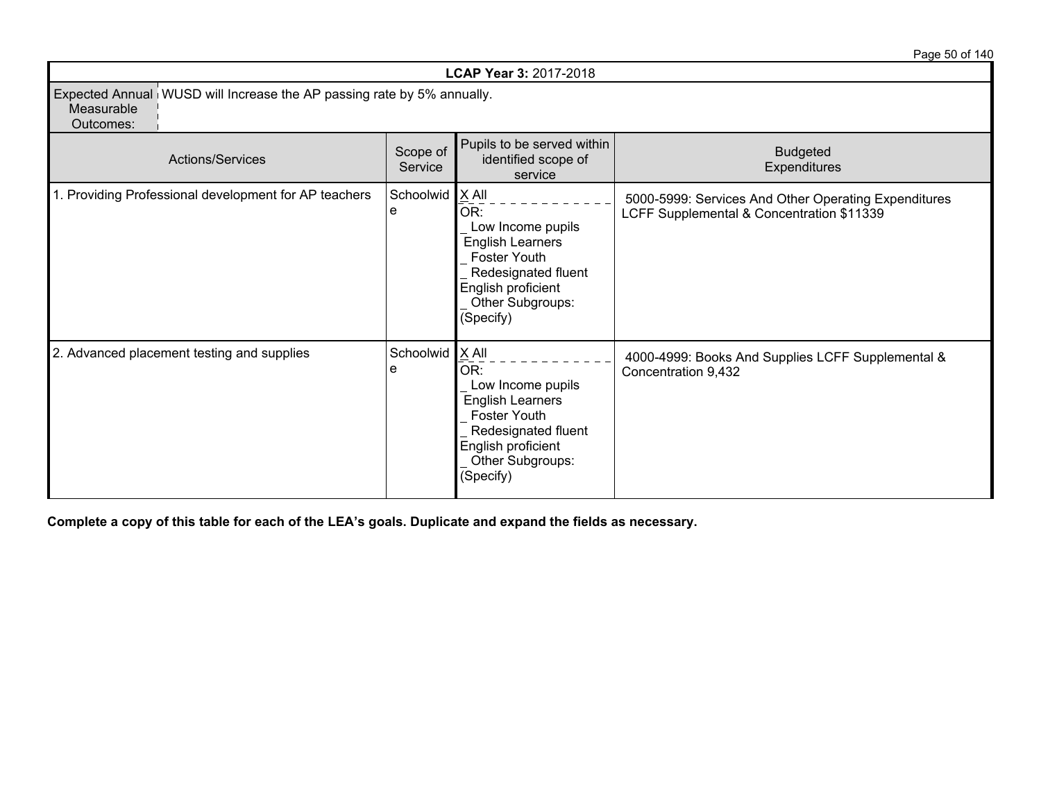| **LCAP Year 3:** 2017-2018 | | | |
|---|---|---|---|
| Expected Annual Measurable Outcomes: | WUSD will Increase the AP passing rate by 5% annually. | | |
| Actions/Services | Scope of Service | Pupils to be served within identified scope of service | Budgeted Expenditures |
| 1. Providing Professional development for AP teachers | Schoolwide | X All<br>OR:<br>_ Low Income pupils<br>English Learners<br>_ Foster Youth<br>_ Redesignated fluent English proficient<br>_ Other Subgroups: (Specify) | 5000-5999: Services And Other Operating Expenditures LCFF Supplemental & Concentration $11339 |
| 2. Advanced placement testing and supplies | Schoolwide | X All<br>OR:<br>_ Low Income pupils<br>English Learners<br>_ Foster Youth<br>_ Redesignated fluent English proficient<br>_ Other Subgroups: (Specify) | 4000-4999: Books And Supplies LCFF Supplemental & Concentration 9,432 |

**Complete a copy of this table for each of the LEA's goals. Duplicate and expand the fields as necessary.**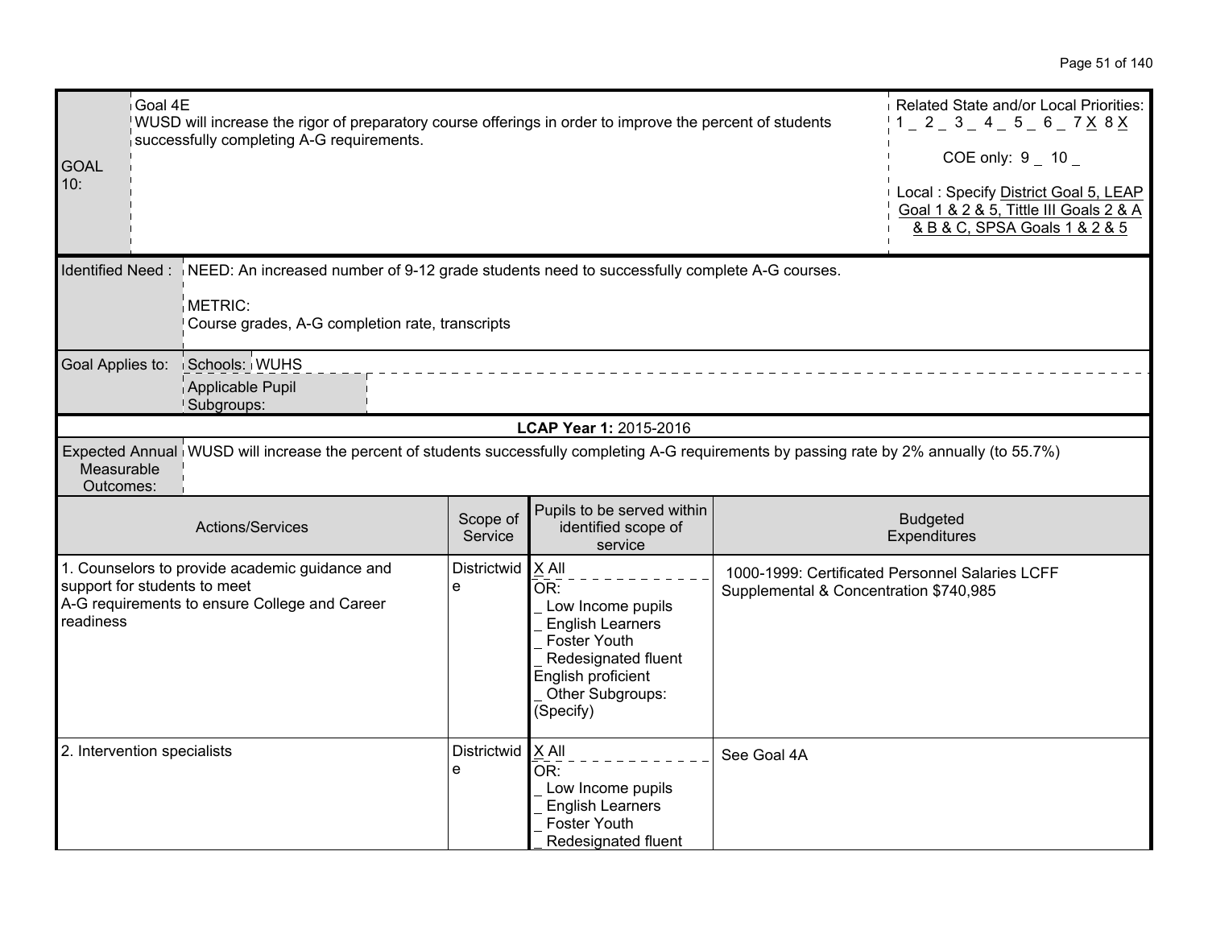| GOAL 10: | Goal 4E<br>WUSD will increase the rigor of preparatory course offerings in order to improve the percent of students successfully completing A-G requirements. | Related State and/or Local Priorities:<br>1 _ 2 _ 3 _ 4 _ 5 _ 6 _ 7 X 8 X<br><br>COE only: 9 _ 10 _<br><br>Local : Specify District Goal 5, LEAP Goal 1 & 2 & 5, Tittle III Goals 2 & A & B & C, SPSA Goals 1 & 2 & 5 |
|---|---|---|

| Identified Need : | NEED: An increased number of 9-12 grade students need to successfully complete A-G courses.<br><br>METRIC:<br>Course grades, A-G completion rate, transcripts |
|---|---|
| Goal Applies to: | Schools: WUHS<br>Applicable Pupil Subgroups: |

**LCAP Year 1:** 2015-2016

| Expected Annual Measurable Outcomes: | WUSD will increase the percent of students successfully completing A-G requirements by passing rate by 2% annually (to 55.7%) |
|---|---|

| Actions/Services | Scope of Service | Pupils to be served within identified scope of service | Budgeted Expenditures |
|---|---|---|---|
| 1. Counselors to provide academic guidance and support for students to meet A-G requirements to ensure College and Career readiness | Districtwide | X All<br>OR:<br>_ Low Income pupils<br>_ English Learners<br>_ Foster Youth<br>_ Redesignated fluent English proficient<br>_ Other Subgroups: (Specify) | 1000-1999: Certificated Personnel Salaries LCFF Supplemental & Concentration $740,985 |
| 2. Intervention specialists | Districtwide | X All<br>OR:<br>_ Low Income pupils<br>_ English Learners<br>_ Foster Youth<br>_ Redesignated fluent | See Goal 4A |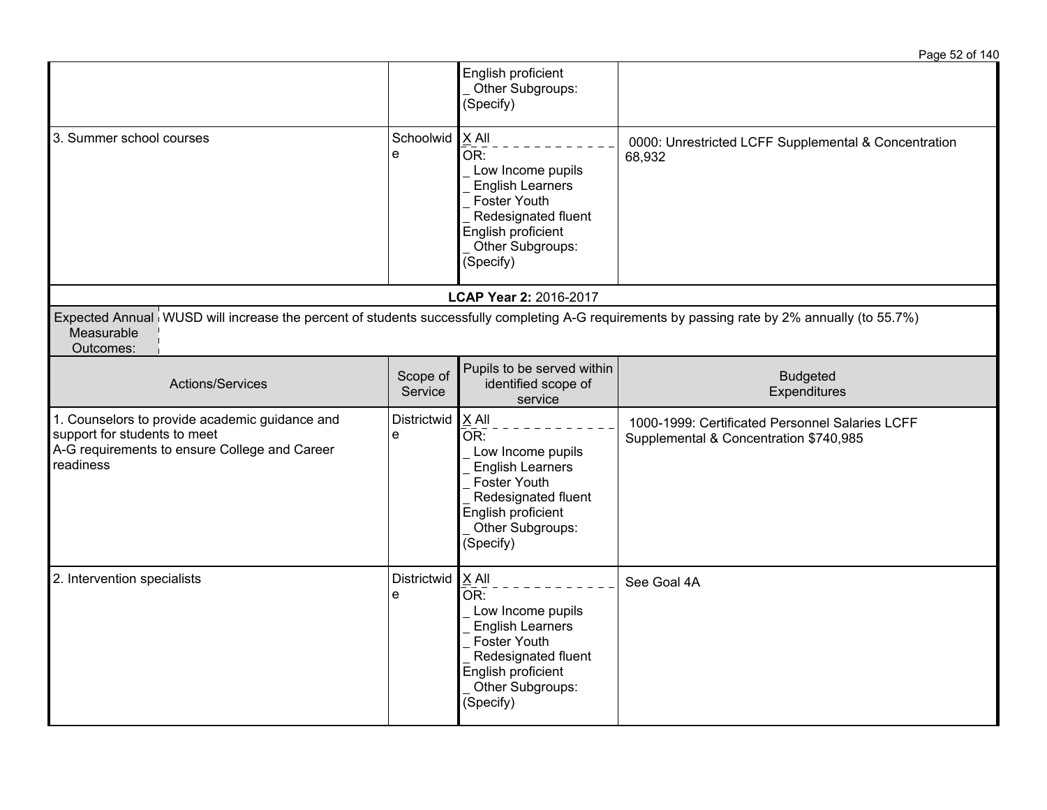| Actions/Services | Scope of Service | Pupils to be served within identified scope of service | Budgeted Expenditures |
|---|---|---|---|
| | | English proficient<br>_ Other Subgroups: (Specify) | |
| 3. Summer school courses | Schoolwide | X All<br>OR:<br>_ Low Income pupils<br>_ English Learners<br>_ Foster Youth<br>_ Redesignated fluent English proficient<br>_ Other Subgroups: (Specify) | 0000: Unrestricted LCFF Supplemental & Concentration 68,932 |

**LCAP Year 2:** 2016-2017

| Expected Annual Measurable Outcomes: | WUSD will increase the percent of students successfully completing A-G requirements by passing rate by 2% annually (to 55.7%) |
|---|---|

| Actions/Services | Scope of Service | Pupils to be served within identified scope of service | Budgeted Expenditures |
|---|---|---|---|
| 1. Counselors to provide academic guidance and support for students to meet A-G requirements to ensure College and Career readiness | Districtwide | X All<br>OR:<br>_ Low Income pupils<br>_ English Learners<br>_ Foster Youth<br>_ Redesignated fluent English proficient<br>_ Other Subgroups: (Specify) | 1000-1999: Certificated Personnel Salaries LCFF Supplemental & Concentration $740,985 |
| 2. Intervention specialists | Districtwide | X All<br>OR:<br>_ Low Income pupils<br>_ English Learners<br>_ Foster Youth<br>_ Redesignated fluent English proficient<br>_ Other Subgroups: (Specify) | See Goal 4A |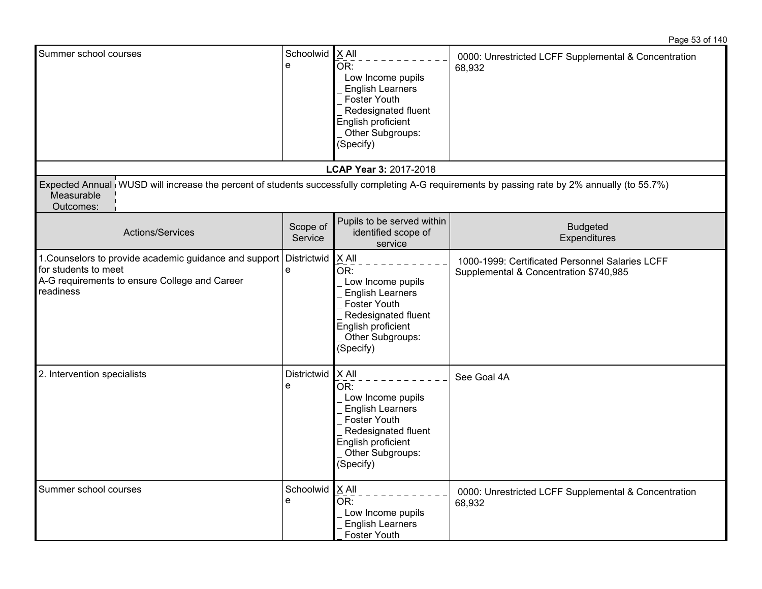| Summary school courses | | | |
|---|---|---|---|

| | | | |
|---|---|---|---|
| Summer school courses | Schoolwide | X All<br>OR:<br>_ Low Income pupils<br>_ English Learners<br>_ Foster Youth<br>_ Redesignated fluent English proficient<br>_ Other Subgroups: (Specify) | 0000: Unrestricted LCFF Supplemental & Concentration 68,932 |

**LCAP Year 3:** 2017-2018

| Expected Annual Measurable Outcomes: | WUSD will increase the percent of students successfully completing A-G requirements by passing rate by 2% annually (to 55.7%) |
|---|---|

| Actions/Services | Scope of Service | Pupils to be served within identified scope of service | Budgeted Expenditures |
|---|---|---|---|
| 1.Counselors to provide academic guidance and support for students to meet A-G requirements to ensure College and Career readiness | Districtwide | X All<br>OR:<br>_ Low Income pupils<br>_ English Learners<br>_ Foster Youth<br>_ Redesignated fluent English proficient<br>_ Other Subgroups: (Specify) | 1000-1999: Certificated Personnel Salaries LCFF Supplemental & Concentration $740,985 |
| 2. Intervention specialists | Districtwide | X All<br>OR:<br>_ Low Income pupils<br>_ English Learners<br>_ Foster Youth<br>_ Redesignated fluent English proficient<br>_ Other Subgroups: (Specify) | See Goal 4A |
| Summer school courses | Schoolwide | X All<br>OR:<br>_ Low Income pupils<br>_ English Learners<br>_ Foster Youth | 0000: Unrestricted LCFF Supplemental & Concentration 68,932 |

| | | | |
|---|---|---|---|
| Summer school courses | Schoolwide | X All<br>OR:<br>_ Low Income pupils<br>_ English Learners<br>_ Foster Youth<br>_ Redesignated fluent English proficient<br>_ Other Subgroups: (Specify) | 0000: Unrestricted LCFF Supplemental & Concentration 68,932 |

**LCAP Year 3:** 2017-2018

| Expected Annual Measurable Outcomes: | WUSD will increase the percent of students successfully completing A-G requirements by passing rate by 2% annually (to 55.7%) |
|---|---|

| Actions/Services | Scope of Service | Pupils to be served within identified scope of service | Budgeted Expenditures |
|---|---|---|---|
| 1.Counselors to provide academic guidance and support for students to meet A-G requirements to ensure College and Career readiness | Districtwide | X All<br>OR:<br>_ Low Income pupils<br>_ English Learners<br>_ Foster Youth<br>_ Redesignated fluent English proficient<br>_ Other Subgroups: (Specify) | 1000-1999: Certificated Personnel Salaries LCFF Supplemental & Concentration $740,985 |
| 2. Intervention specialists | Districtwide | X All<br>OR:<br>_ Low Income pupils<br>_ English Learners<br>_ Foster Youth<br>_ Redesignated fluent English proficient<br>_ Other Subgroups: (Specify) | See Goal 4A |
| Summer school courses | Schoolwide | X All<br>OR:<br>_ Low Income pupils<br>_ English Learners<br>_ Foster Youth | 0000: Unrestricted LCFF Supplemental & Concentration 68,932 |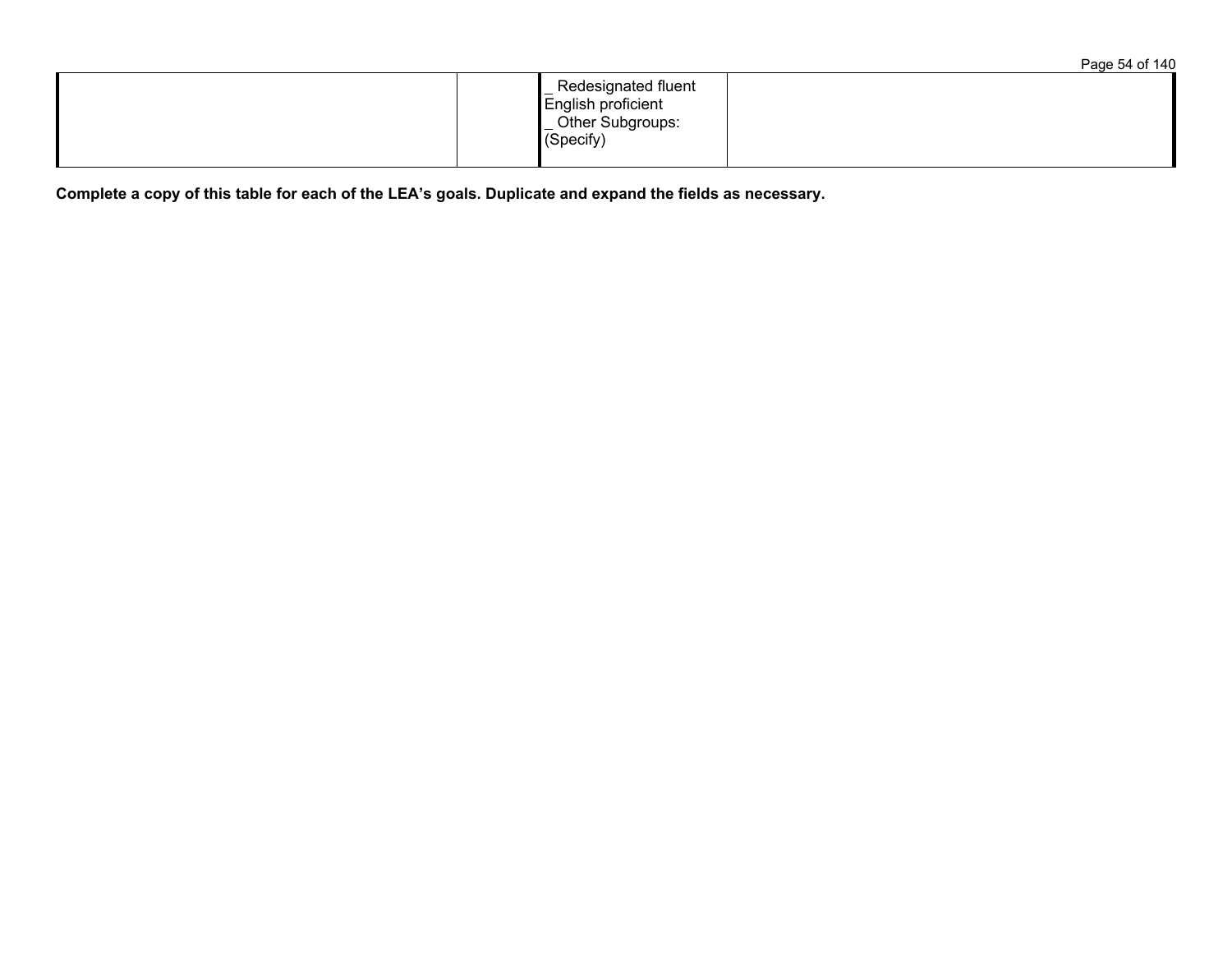|  |  |  |  |
|---|---|---|---|
|  |  | _ Redesignated fluent English proficient<br>_ Other Subgroups: (Specify) |  |

**Complete a copy of this table for each of the LEA's goals. Duplicate and expand the fields as necessary.**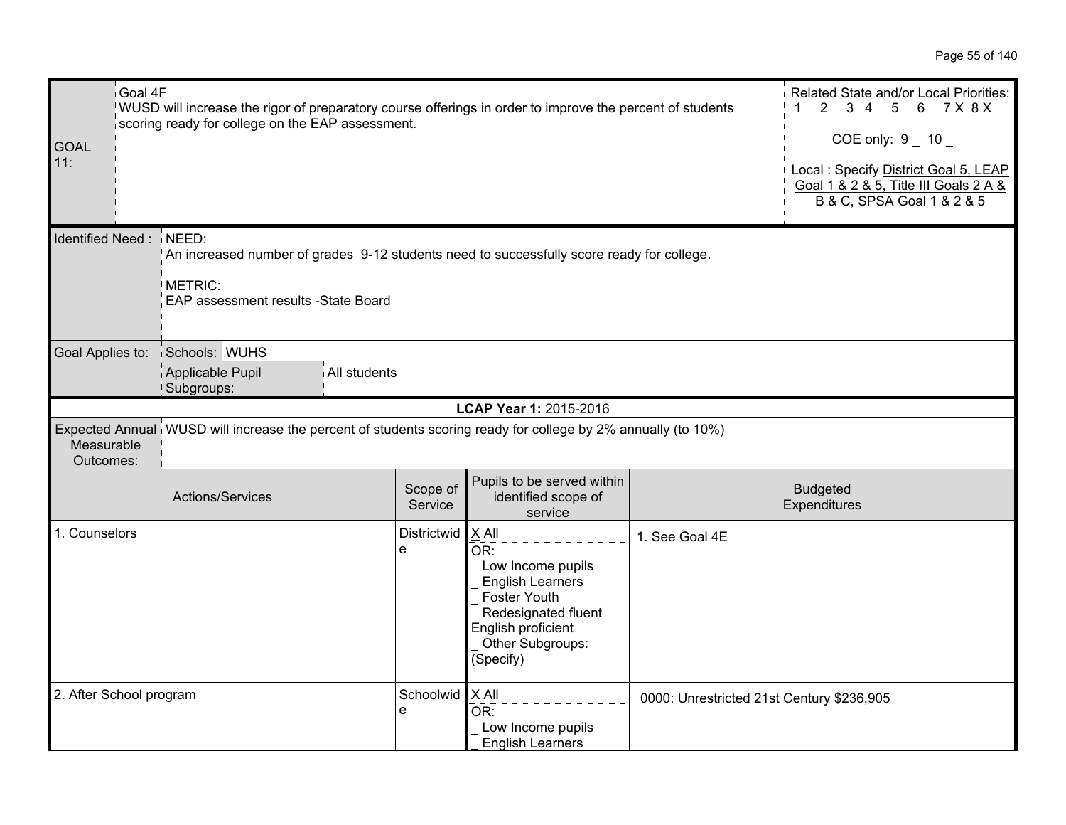| GOAL 11: | Goal 4F<br>WUSD will increase the rigor of preparatory course offerings in order to improve the percent of students scoring ready for college on the EAP assessment. | Related State and/or Local Priorities:<br>1 _ 2 _ 3 4 _ 5 _ 6 _ 7 X 8 X<br>COE only: 9 _ 10 _<br>Local : Specify District Goal 5, LEAP Goal 1 & 2 & 5, Title III Goals 2 A & B & C, SPSA Goal 1 & 2 & 5 |
|---|---|---|

| Identified Need : | NEED:<br>An increased number of grades 9-12 students need to successfully score ready for college.<br><br>METRIC:<br>EAP assessment results -State Board |
|---|---|
| Goal Applies to: | Schools: WUHS<br>Applicable Pupil Subgroups: All students |

**LCAP Year 1:** 2015-2016

| Expected Annual Measurable Outcomes: | WUSD will increase the percent of students scoring ready for college by 2% annually (to 10%) |
|---|---|

| Actions/Services | Scope of Service | Pupils to be served within identified scope of service | Budgeted Expenditures |
|---|---|---|---|
| 1. Counselors | Districtwide | X All<br>OR:<br>_ Low Income pupils<br>_ English Learners<br>_ Foster Youth<br>_ Redesignated fluent English proficient<br>_ Other Subgroups: (Specify) | 1. See Goal 4E |
| 2. After School program | Schoolwide | X All<br>OR:<br>_ Low Income pupils<br>_ English Learners | 0000: Unrestricted 21st Century $236,905 |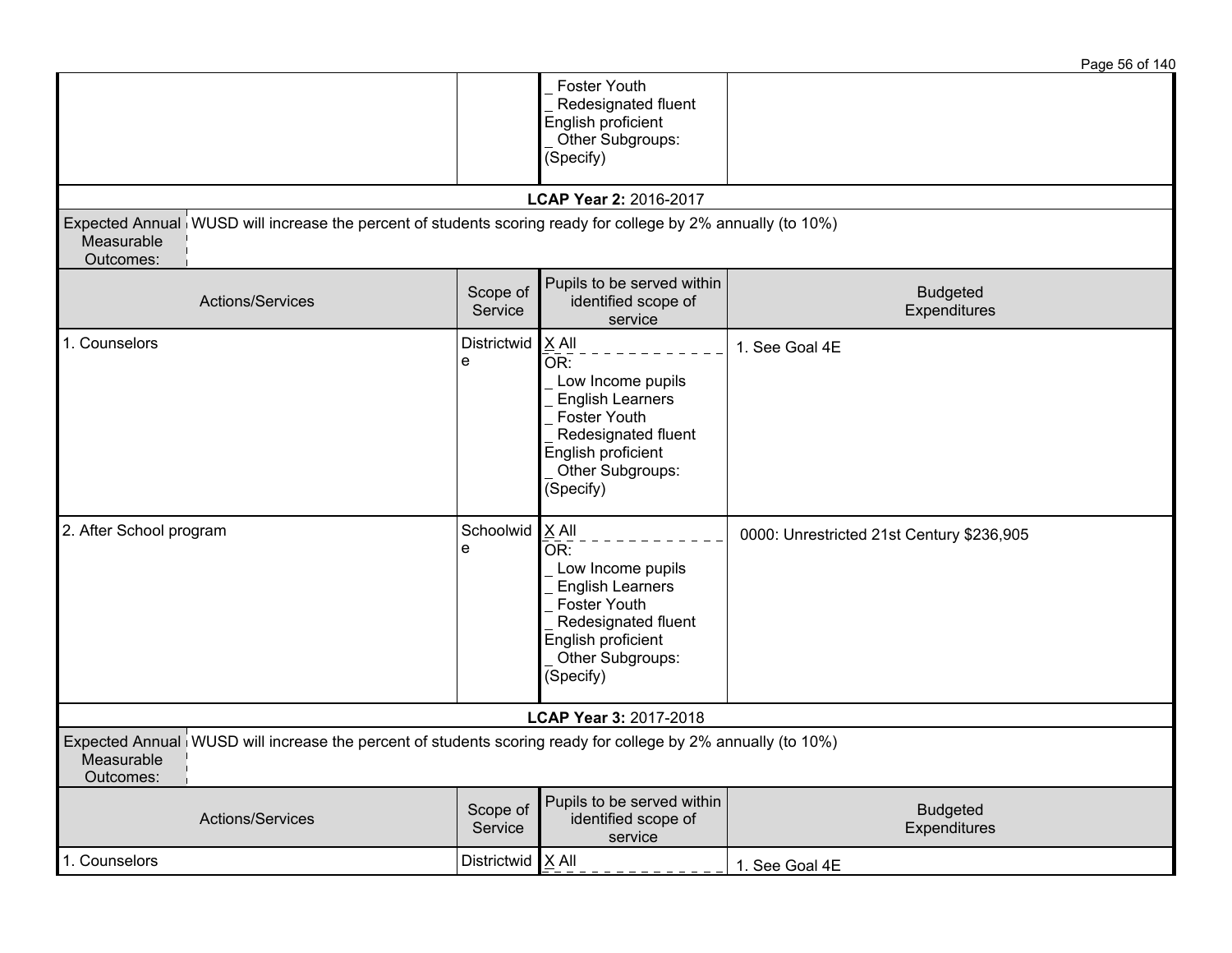| | | _ Foster Youth<br>_ Redesignated fluent English proficient<br>_ Other Subgroups: (Specify) | |
|---|---|---|---|

**LCAP Year 2:** 2016-2017

| Expected Annual Measurable Outcomes: | WUSD will increase the percent of students scoring ready for college by 2% annually (to 10%) |
|---|---|

| Actions/Services | Scope of Service | Pupils to be served within identified scope of service | Budgeted Expenditures |
|---|---|---|---|
| 1. Counselors | Districtwide | X All<br>OR:<br>_ Low Income pupils<br>_ English Learners<br>_ Foster Youth<br>_ Redesignated fluent English proficient<br>_ Other Subgroups: (Specify) | 1. See Goal 4E |
| 2. After School program | Schoolwide | X All<br>OR:<br>_ Low Income pupils<br>_ English Learners<br>_ Foster Youth<br>_ Redesignated fluent English proficient<br>_ Other Subgroups: (Specify) | 0000: Unrestricted 21st Century $236,905 |

**LCAP Year 3:** 2017-2018

| Expected Annual Measurable Outcomes: | WUSD will increase the percent of students scoring ready for college by 2% annually (to 10%) |
|---|---|

| Actions/Services | Scope of Service | Pupils to be served within identified scope of service | Budgeted Expenditures |
|---|---|---|---|
| 1. Counselors | Districtwid | X All | 1. See Goal 4E |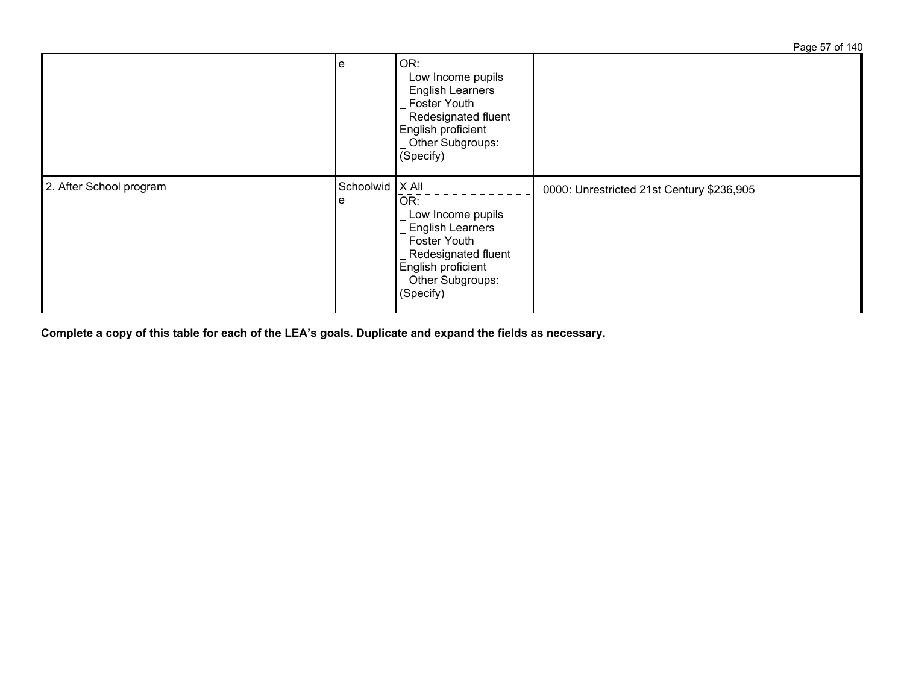| | | | |
|---|---|---|---|
| | e | OR:<br>_ Low Income pupils<br>_ English Learners<br>_ Foster Youth<br>_ Redesignated fluent English proficient<br>_ Other Subgroups: (Specify) | |
| 2. After School program | Schoolwide | X All<br>OR:<br>_ Low Income pupils<br>_ English Learners<br>_ Foster Youth<br>_ Redesignated fluent English proficient<br>_ Other Subgroups: (Specify) | 0000: Unrestricted 21st Century $236,905 |

**Complete a copy of this table for each of the LEA's goals. Duplicate and expand the fields as necessary.**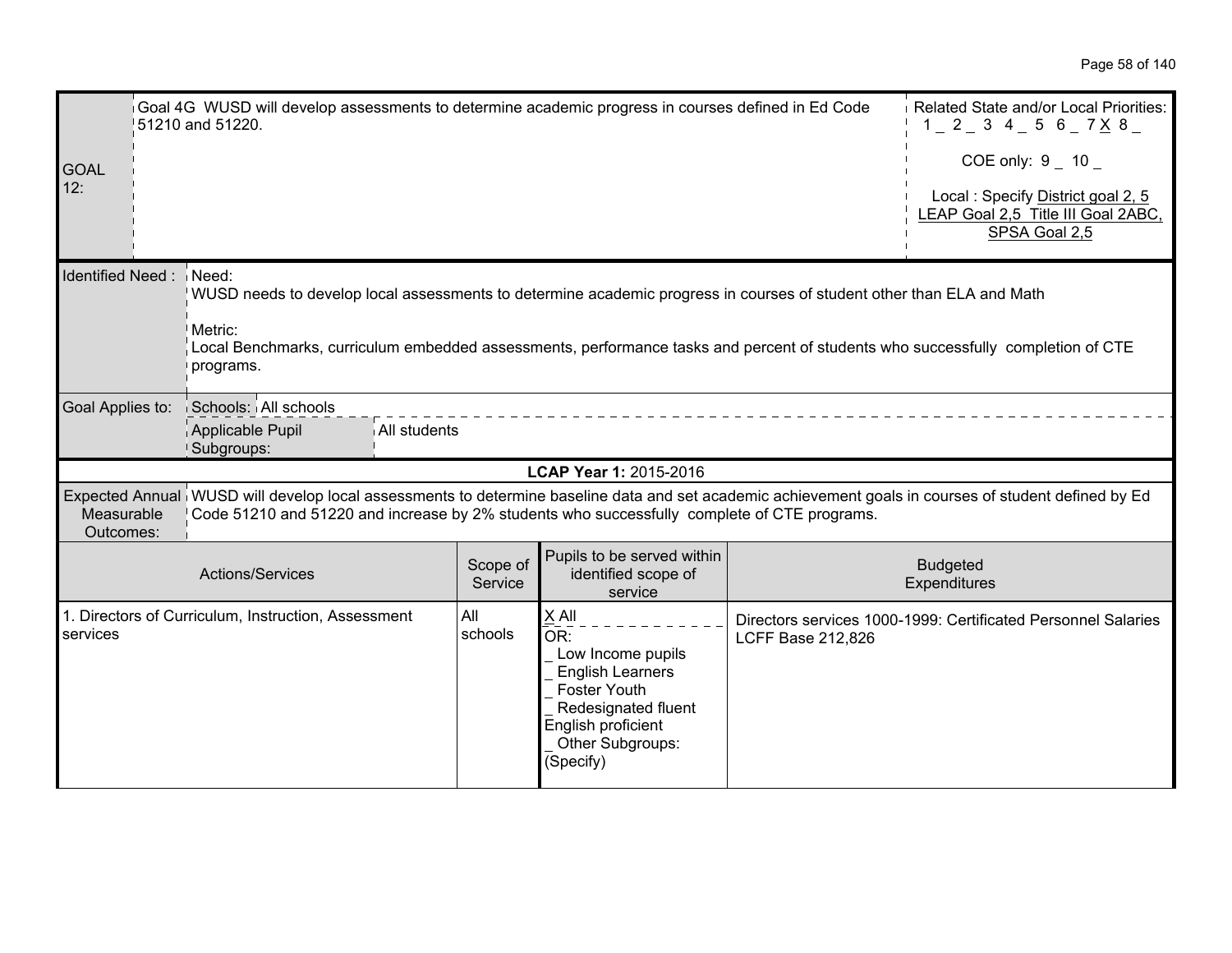| GOAL 12: | Goal 4G WUSD will develop assessments to determine academic progress in courses defined in Ed Code 51210 and 51220. | Related State and/or Local Priorities: 1 _ 2 _ 3 4 _ 5 6 _ 7 X 8 _ <br><br> COE only: 9 _ 10 _ <br><br> Local : Specify District goal 2, 5 LEAP Goal 2,5 Title III Goal 2ABC, SPSA Goal 2,5 |
|---|---|---|

| | |
|---|---|
| Identified Need : | Need:<br>WUSD needs to develop local assessments to determine academic progress in courses of student other than ELA and Math<br><br>Metric:<br>Local Benchmarks, curriculum embedded assessments, performance tasks and percent of students who successfully completion of CTE programs. |
| Goal Applies to: | Schools: All schools<br>Applicable Pupil Subgroups: All students |

**LCAP Year 1:** 2015-2016

| | |
|---|---|
| Expected Annual Measurable Outcomes: | WUSD will develop local assessments to determine baseline data and set academic achievement goals in courses of student defined by Ed Code 51210 and 51220 and increase by 2% students who successfully complete of CTE programs. |

| Actions/Services | Scope of Service | Pupils to be served within identified scope of service | Budgeted Expenditures |
|---|---|---|---|
| 1. Directors of Curriculum, Instruction, Assessment services | All schools | X All<br>OR:<br>_ Low Income pupils<br>_ English Learners<br>_ Foster Youth<br>_ Redesignated fluent English proficient<br>_ Other Subgroups: (Specify) | Directors services 1000-1999: Certificated Personnel Salaries LCFF Base 212,826 |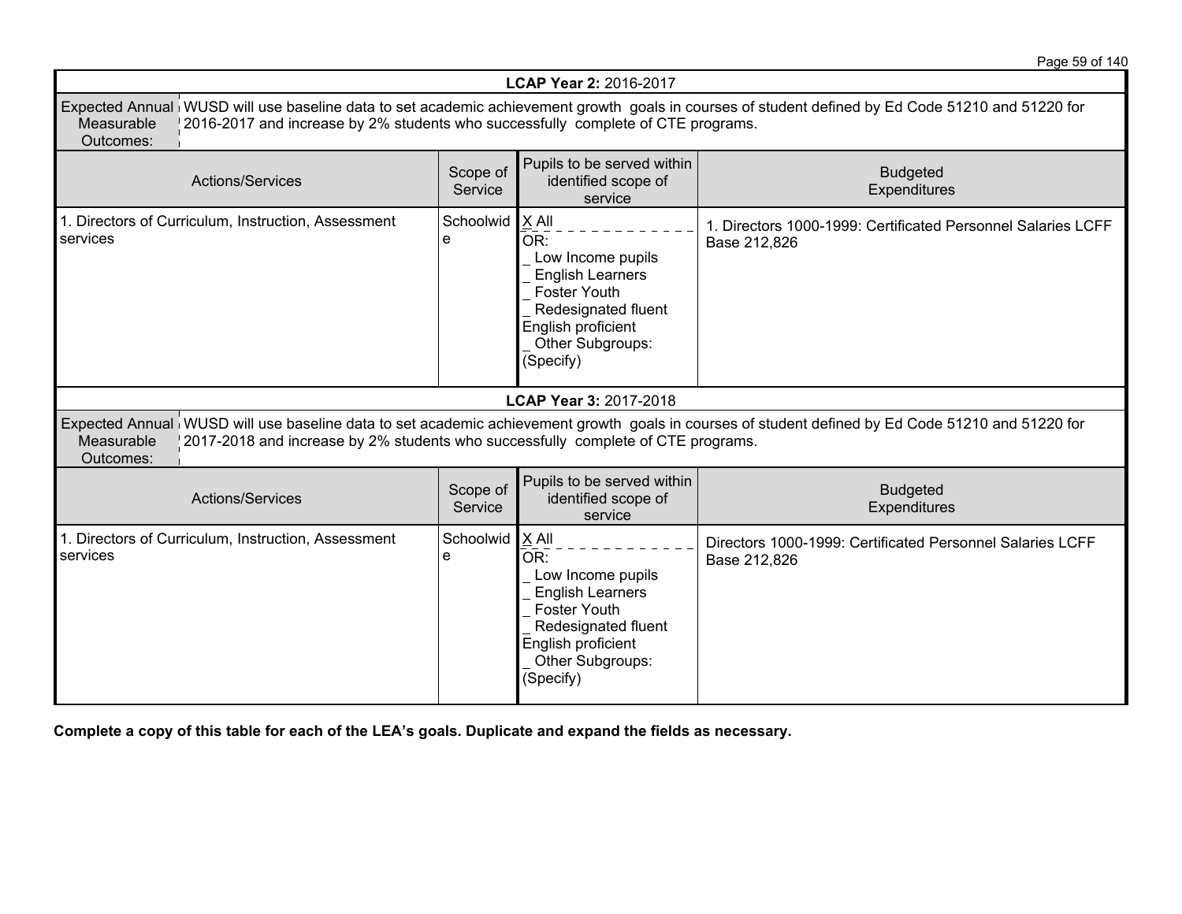| LCAP Year 2: 2016-2017 | | | |
|---|---|---|---|
| Expected Annual Measurable Outcomes: | WUSD will use baseline data to set academic achievement growth goals in courses of student defined by Ed Code 51210 and 51220 for 2016-2017 and increase by 2% students who successfully complete of CTE programs. | | |
| **Actions/Services** | **Scope of Service** | **Pupils to be served within identified scope of service** | **Budgeted Expenditures** |
| 1. Directors of Curriculum, Instruction, Assessment services | Schoolwide | X All<br>OR:<br>_ Low Income pupils<br>_ English Learners<br>_ Foster Youth<br>_ Redesignated fluent English proficient<br>_ Other Subgroups: (Specify) | 1. Directors 1000-1999: Certificated Personnel Salaries LCFF Base 212,826 |

| LCAP Year 3: 2017-2018 | | | |
|---|---|---|---|
| Expected Annual Measurable Outcomes: | WUSD will use baseline data to set academic achievement growth goals in courses of student defined by Ed Code 51210 and 51220 for 2017-2018 and increase by 2% students who successfully complete of CTE programs. | | |
| **Actions/Services** | **Scope of Service** | **Pupils to be served within identified scope of service** | **Budgeted Expenditures** |
| 1. Directors of Curriculum, Instruction, Assessment services | Schoolwide | X All<br>OR:<br>_ Low Income pupils<br>_ English Learners<br>_ Foster Youth<br>_ Redesignated fluent English proficient<br>_ Other Subgroups: (Specify) | Directors 1000-1999: Certificated Personnel Salaries LCFF Base 212,826 |

**Complete a copy of this table for each of the LEA's goals. Duplicate and expand the fields as necessary.**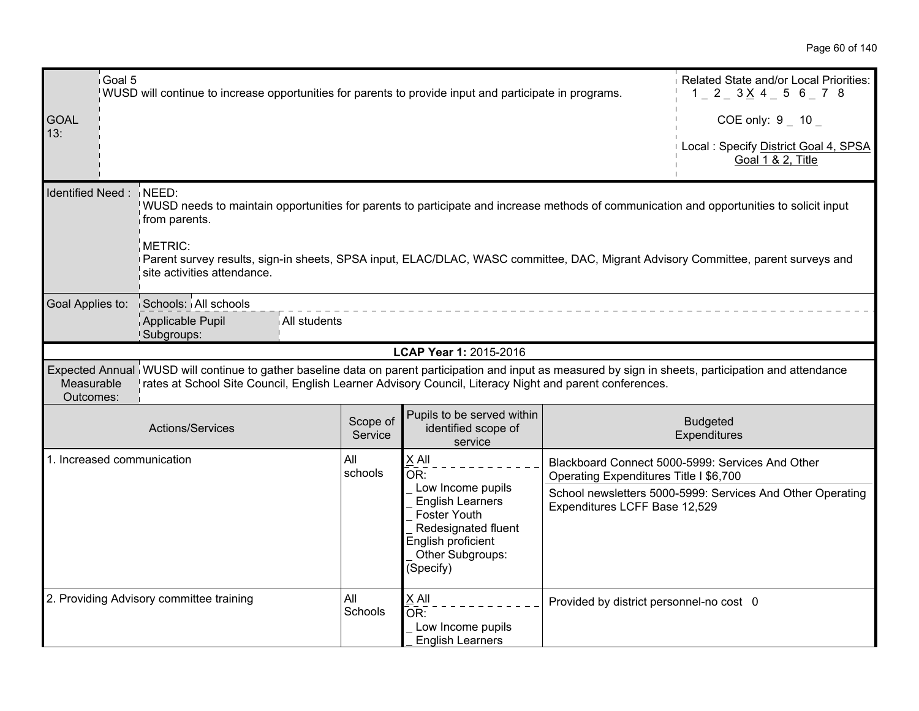| GOAL 13: | Goal 5<br>WUSD will continue to increase opportunities for parents to provide input and participate in programs. | Related State and/or Local Priorities:<br>1 _ 2 _ 3 X 4 _ 5 6 _ 7 8<br><br>COE only: 9 _ 10 _<br><br>Local : Specify District Goal 4, SPSA Goal 1 & 2, Title |
|---|---|---|

| Identified Need : | NEED:<br>WUSD needs to maintain opportunities for parents to participate and increase methods of communication and opportunities to solicit input from parents.<br><br>METRIC:<br>Parent survey results, sign-in sheets, SPSA input, ELAC/DLAC, WASC committee, DAC, Migrant Advisory Committee, parent surveys and site activities attendance. |
|---|---|
| Goal Applies to: | Schools: All schools<br>Applicable Pupil Subgroups: All students |

**LCAP Year 1:** 2015-2016

| Expected Annual Measurable Outcomes: | WUSD will continue to gather baseline data on parent participation and input as measured by sign in sheets, participation and attendance rates at School Site Council, English Learner Advisory Council, Literacy Night and parent conferences. |
|---|---|

| Actions/Services | Scope of Service | Pupils to be served within identified scope of service | Budgeted Expenditures |
|---|---|---|---|
| 1. Increased communication | All schools | X All<br>OR:<br>_ Low Income pupils<br>_ English Learners<br>_ Foster Youth<br>_ Redesignated fluent English proficient<br>_ Other Subgroups: (Specify) | Blackboard Connect 5000-5999: Services And Other Operating Expenditures Title I $6,700<br><br>School newsletters 5000-5999: Services And Other Operating Expenditures LCFF Base 12,529 |
| 2. Providing Advisory committee training | All Schools | X All<br>OR:<br>_ Low Income pupils<br>_ English Learners | Provided by district personnel-no cost 0 |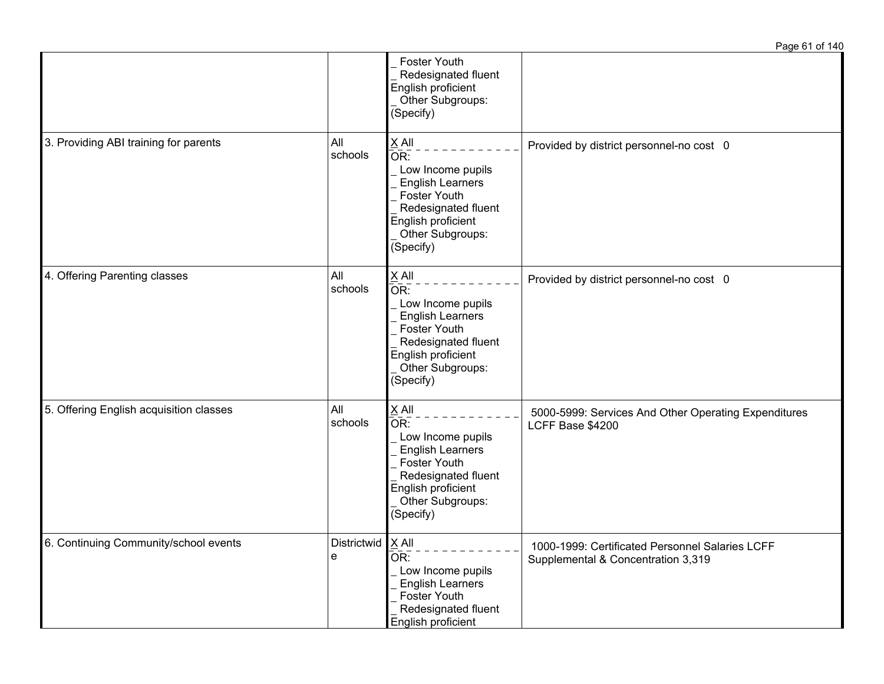| | | | |
|---|---|---|---|
| | | _ Foster Youth<br>_ Redesignated fluent English proficient<br>_ Other Subgroups: (Specify) | |
| 3. Providing ABI training for parents | All schools | X All<br>OR:<br>_ Low Income pupils<br>_ English Learners<br>_ Foster Youth<br>_ Redesignated fluent English proficient<br>_ Other Subgroups: (Specify) | Provided by district personnel-no cost 0 |
| 4. Offering Parenting classes | All schools | X All<br>OR:<br>_ Low Income pupils<br>_ English Learners<br>_ Foster Youth<br>_ Redesignated fluent English proficient<br>_ Other Subgroups: (Specify) | Provided by district personnel-no cost 0 |
| 5. Offering English acquisition classes | All schools | X All<br>OR:<br>_ Low Income pupils<br>_ English Learners<br>_ Foster Youth<br>_ Redesignated fluent English proficient<br>_ Other Subgroups: (Specify) | 5000-5999: Services And Other Operating Expenditures LCFF Base $4200 |
| 6. Continuing Community/school events | Districtwide | X All<br>OR:<br>_ Low Income pupils<br>_ English Learners<br>_ Foster Youth<br>_ Redesignated fluent English proficient | 1000-1999: Certificated Personnel Salaries LCFF Supplemental & Concentration 3,319 |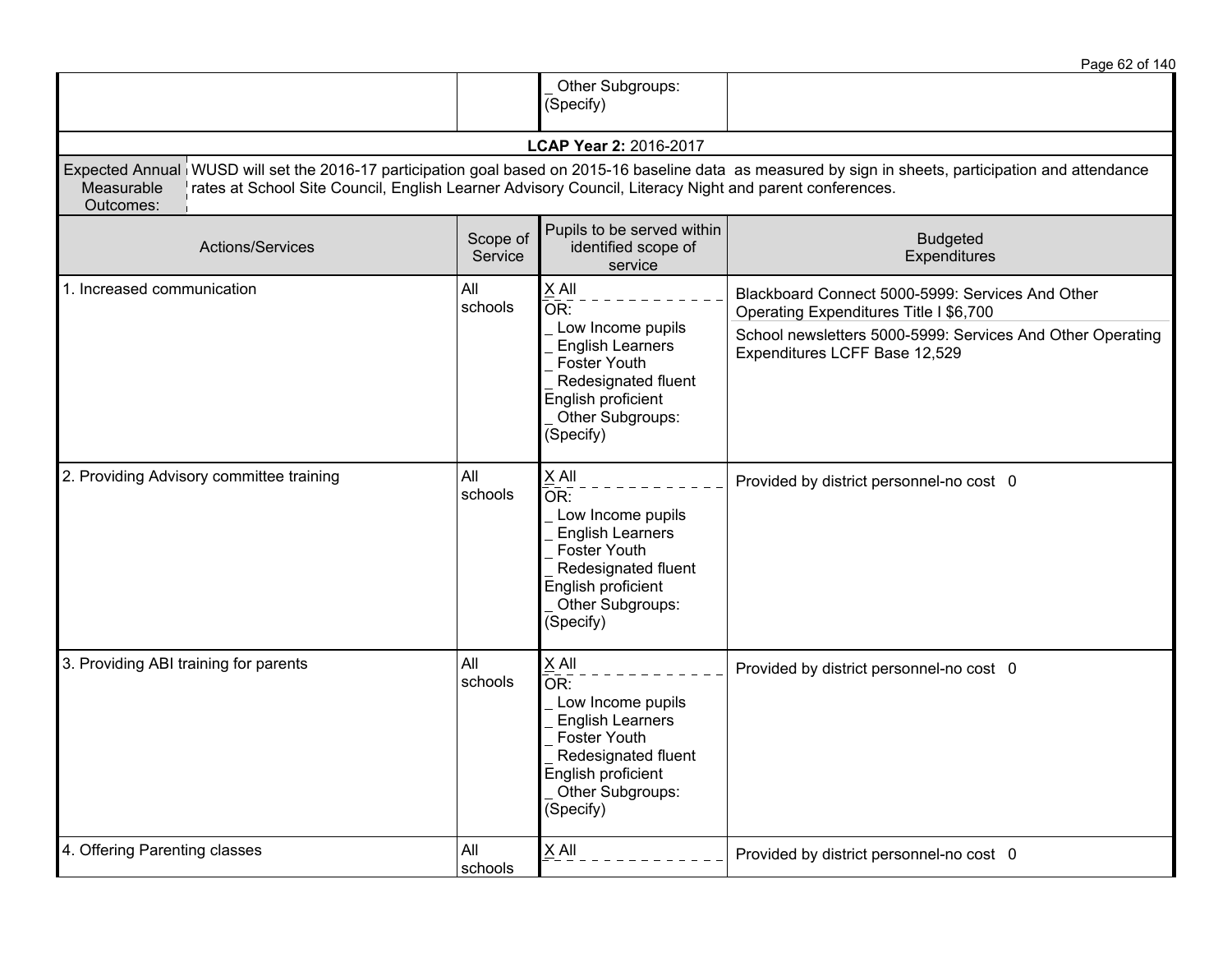| | | _ Other Subgroups: (Specify) | |
|---|---|---|---|

**LCAP Year 2:** 2016-2017

| Expected Annual Measurable Outcomes: | WUSD will set the 2016-17 participation goal based on 2015-16 baseline data as measured by sign in sheets, participation and attendance rates at School Site Council, English Learner Advisory Council, Literacy Night and parent conferences. |
|---|---|

| Actions/Services | Scope of Service | Pupils to be served within identified scope of service | Budgeted Expenditures |
|---|---|---|---|
| 1. Increased communication | All schools | X All<br>OR:<br>_ Low Income pupils<br>_ English Learners<br>_ Foster Youth<br>_ Redesignated fluent English proficient<br>_ Other Subgroups: (Specify) | Blackboard Connect 5000-5999: Services And Other Operating Expenditures Title I $6,700<br>School newsletters 5000-5999: Services And Other Operating Expenditures LCFF Base 12,529 |
| 2. Providing Advisory committee training | All schools | X All<br>OR:<br>_ Low Income pupils<br>_ English Learners<br>_ Foster Youth<br>_ Redesignated fluent English proficient<br>_ Other Subgroups: (Specify) | Provided by district personnel-no cost 0 |
| 3. Providing ABI training for parents | All schools | X All<br>OR:<br>_ Low Income pupils<br>_ English Learners<br>_ Foster Youth<br>_ Redesignated fluent English proficient<br>_ Other Subgroups: (Specify) | Provided by district personnel-no cost 0 |
| 4. Offering Parenting classes | All schools | X All | Provided by district personnel-no cost 0 |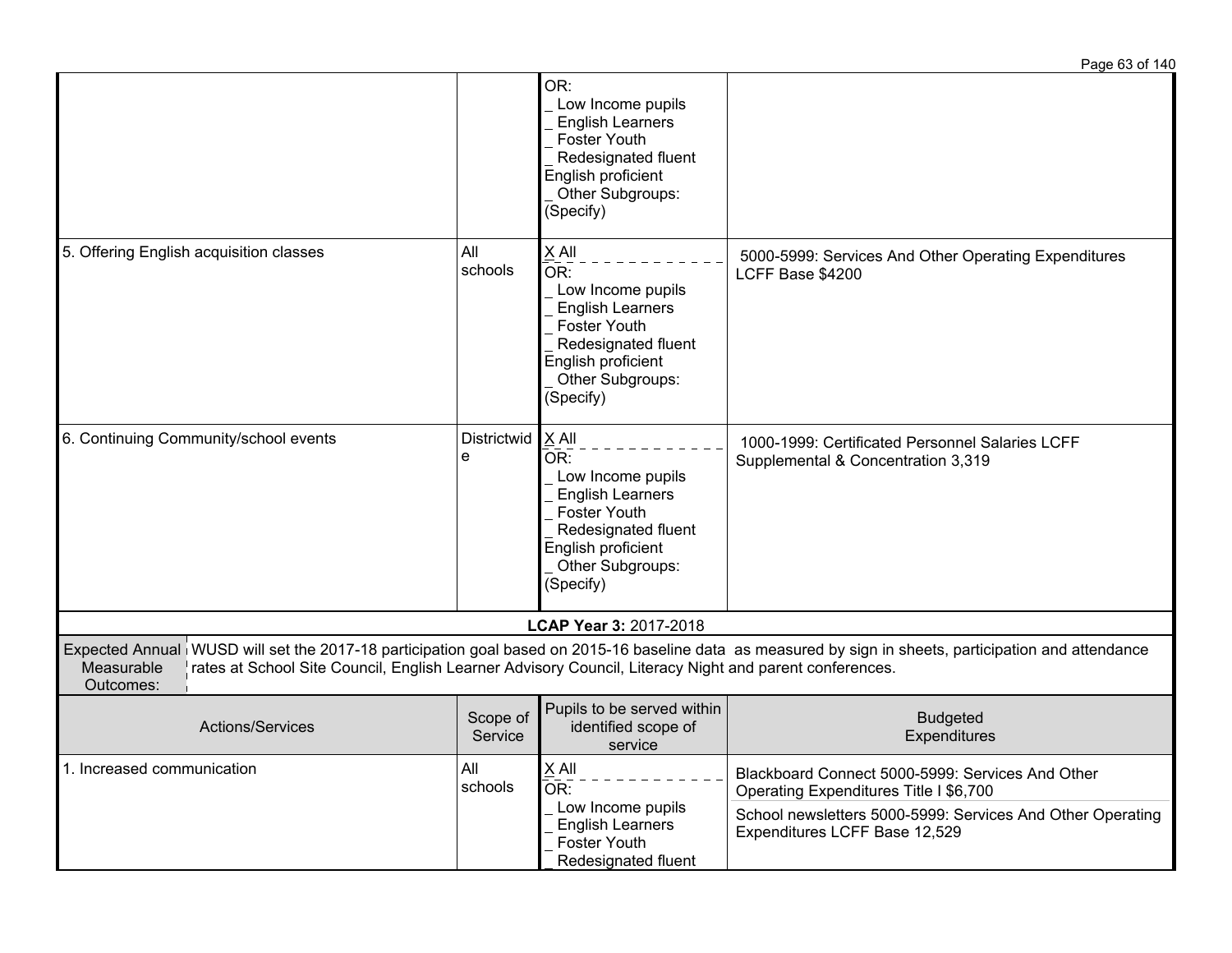| | | | |
|---|---|---|---|
| | | OR:<br>_ Low Income pupils<br>_ English Learners<br>_ Foster Youth<br>_ Redesignated fluent English proficient<br>_ Other Subgroups: (Specify) | |
| 5. Offering English acquisition classes | All schools | X All<br>OR:<br>_ Low Income pupils<br>_ English Learners<br>_ Foster Youth<br>_ Redesignated fluent English proficient<br>_ Other Subgroups: (Specify) | 5000-5999: Services And Other Operating Expenditures LCFF Base $4200 |
| 6. Continuing Community/school events | Districtwide | X All<br>OR:<br>_ Low Income pupils<br>_ English Learners<br>_ Foster Youth<br>_ Redesignated fluent English proficient<br>_ Other Subgroups: (Specify) | 1000-1999: Certificated Personnel Salaries LCFF Supplemental & Concentration 3,319 |

**LCAP Year 3:** 2017-2018

| Expected Annual Measurable Outcomes: | WUSD will set the 2017-18 participation goal based on 2015-16 baseline data as measured by sign in sheets, participation and attendance rates at School Site Council, English Learner Advisory Council, Literacy Night and parent conferences. |
|---|---|

| Actions/Services | Scope of Service | Pupils to be served within identified scope of service | Budgeted Expenditures |
|---|---|---|---|
| 1. Increased communication | All schools | X All<br>OR:<br>_ Low Income pupils<br>_ English Learners<br>_ Foster Youth<br>_ Redesignated fluent | Blackboard Connect 5000-5999: Services And Other Operating Expenditures Title I $6,700<br><br>School newsletters 5000-5999: Services And Other Operating Expenditures LCFF Base 12,529 |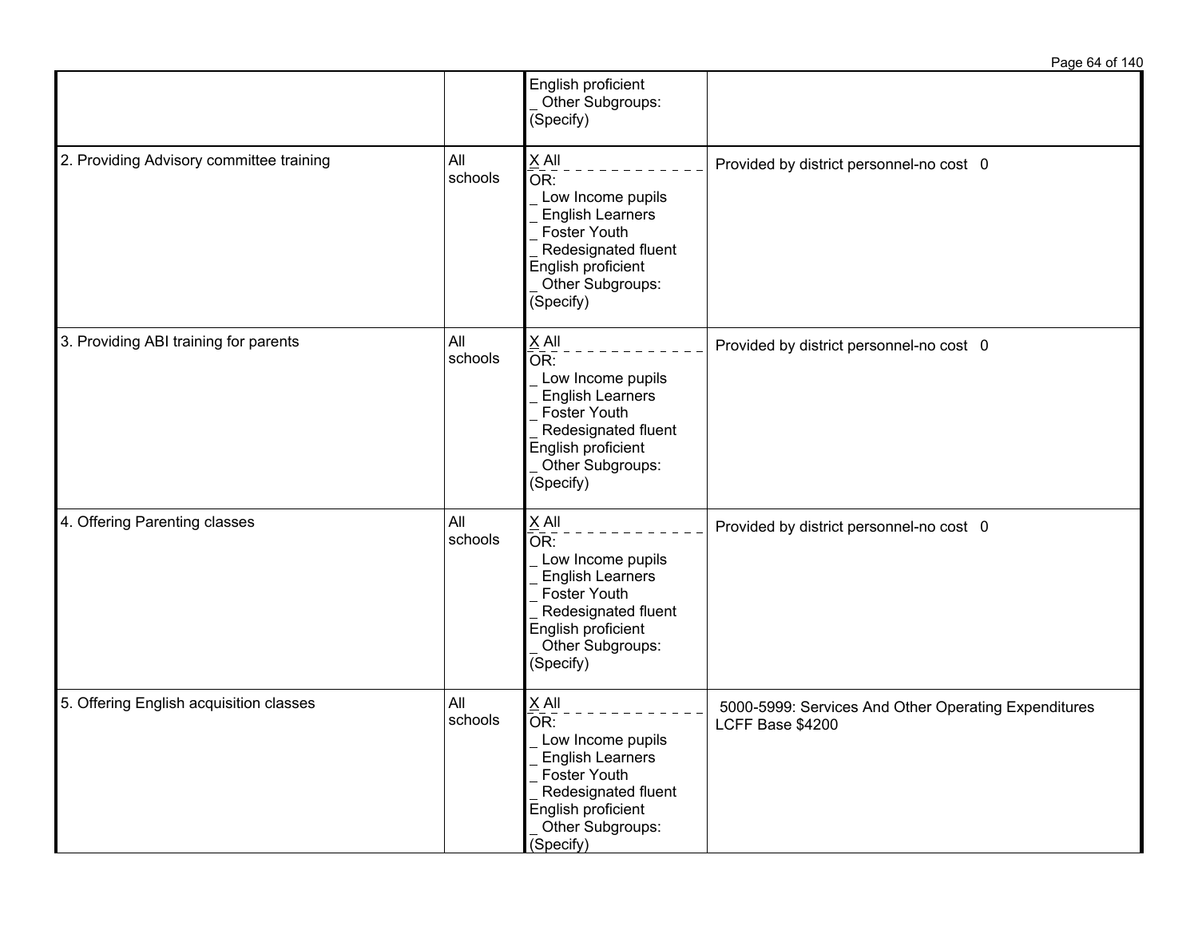| | | | |
|---|---|---|---|
| | | English proficient<br>_ Other Subgroups: (Specify) | |
| 2. Providing Advisory committee training | All schools | X All<br>OR:<br>_ Low Income pupils<br>_ English Learners<br>_ Foster Youth<br>_ Redesignated fluent English proficient<br>_ Other Subgroups: (Specify) | Provided by district personnel-no cost 0 |
| 3. Providing ABI training for parents | All schools | X All<br>OR:<br>_ Low Income pupils<br>_ English Learners<br>_ Foster Youth<br>_ Redesignated fluent English proficient<br>_ Other Subgroups: (Specify) | Provided by district personnel-no cost 0 |
| 4. Offering Parenting classes | All schools | X All<br>OR:<br>_ Low Income pupils<br>_ English Learners<br>_ Foster Youth<br>_ Redesignated fluent English proficient<br>_ Other Subgroups: (Specify) | Provided by district personnel-no cost 0 |
| 5. Offering English acquisition classes | All schools | X All<br>OR:<br>_ Low Income pupils<br>_ English Learners<br>_ Foster Youth<br>_ Redesignated fluent English proficient<br>_ Other Subgroups: (Specify) | 5000-5999: Services And Other Operating Expenditures LCFF Base $4200 |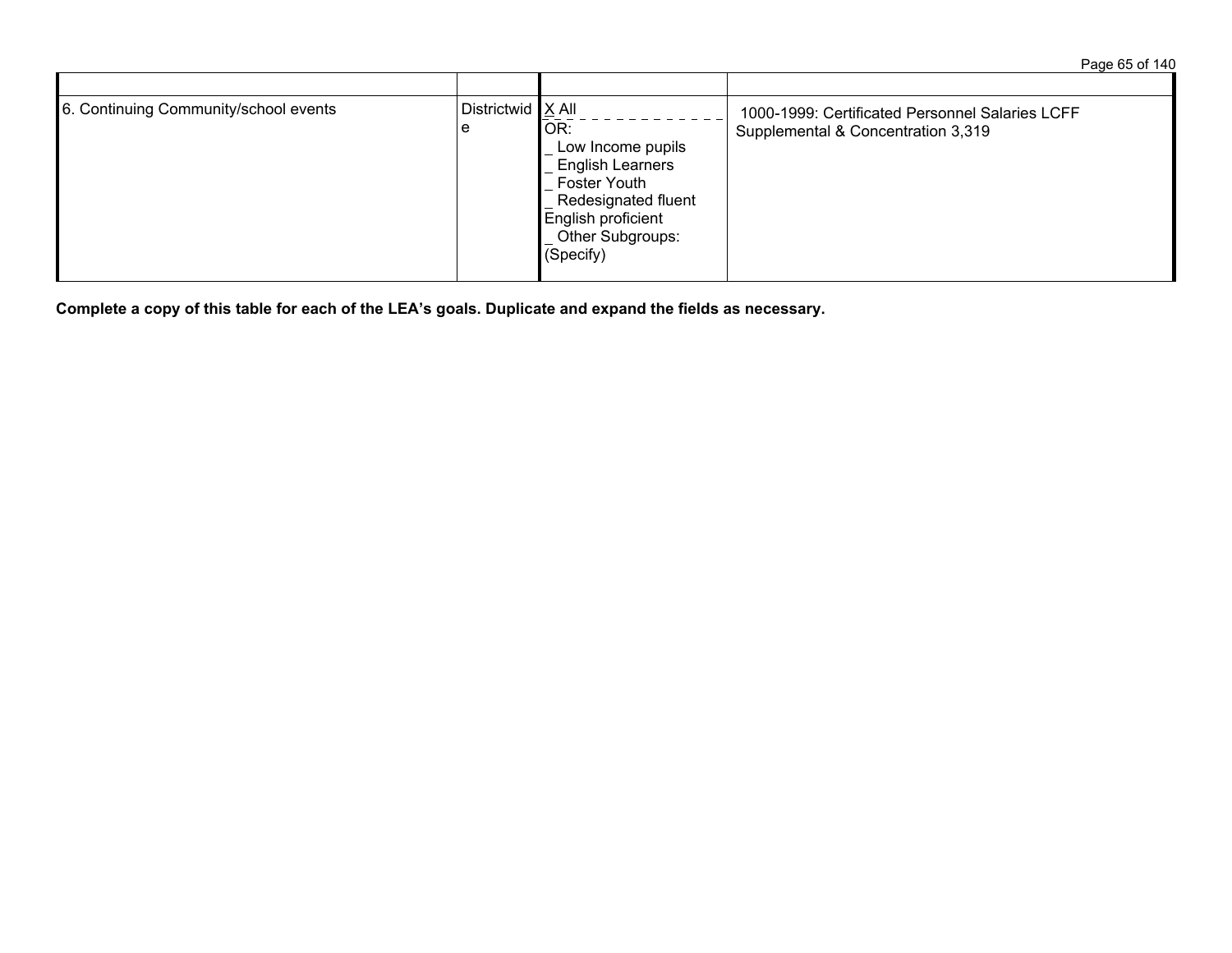| | | | |
|---|---|---|---|
| 6. Continuing Community/school events | Districtwide | X All<br>OR:<br>_ Low Income pupils<br>_ English Learners<br>_ Foster Youth<br>_ Redesignated fluent English proficient<br>_ Other Subgroups: (Specify) | 1000-1999: Certificated Personnel Salaries LCFF Supplemental & Concentration 3,319 |

**Complete a copy of this table for each of the LEA's goals. Duplicate and expand the fields as necessary.**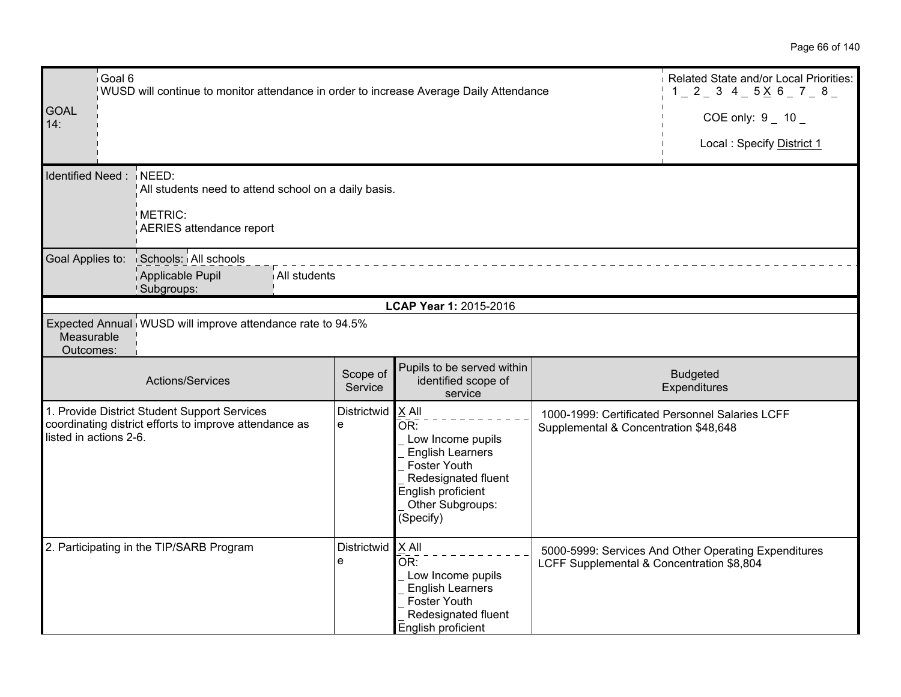| GOAL 14: | Goal 6<br>WUSD will continue to monitor attendance in order to increase Average Daily Attendance | Related State and/or Local Priorities:<br>1 _ 2 _ 3 4 _ 5 X 6 _ 7 _ 8 _<br><br>COE only: 9 _ 10 _<br><br>Local : Specify District 1 |
|---|---|---|

| Identified Need : | NEED:<br>All students need to attend school on a daily basis.<br><br>METRIC:<br>AERIES attendance report |
|---|---|
| Goal Applies to: | Schools: All schools<br>Applicable Pupil Subgroups: All students |

**LCAP Year 1:** 2015-2016

| Expected Annual Measurable Outcomes: | WUSD will improve attendance rate to 94.5% |
|---|---|

| Actions/Services | Scope of Service | Pupils to be served within identified scope of service | Budgeted Expenditures |
|---|---|---|---|
| 1. Provide District Student Support Services coordinating district efforts to improve attendance as listed in actions 2-6. | Districtwide | X All<br>OR:<br>_ Low Income pupils<br>_ English Learners<br>_ Foster Youth<br>_ Redesignated fluent English proficient<br>_ Other Subgroups: (Specify) | 1000-1999: Certificated Personnel Salaries LCFF Supplemental & Concentration $48,648 |
| 2. Participating in the TIP/SARB Program | Districtwide | X All<br>OR:<br>_ Low Income pupils<br>_ English Learners<br>_ Foster Youth<br>_ Redesignated fluent English proficient | 5000-5999: Services And Other Operating Expenditures LCFF Supplemental & Concentration $8,804 |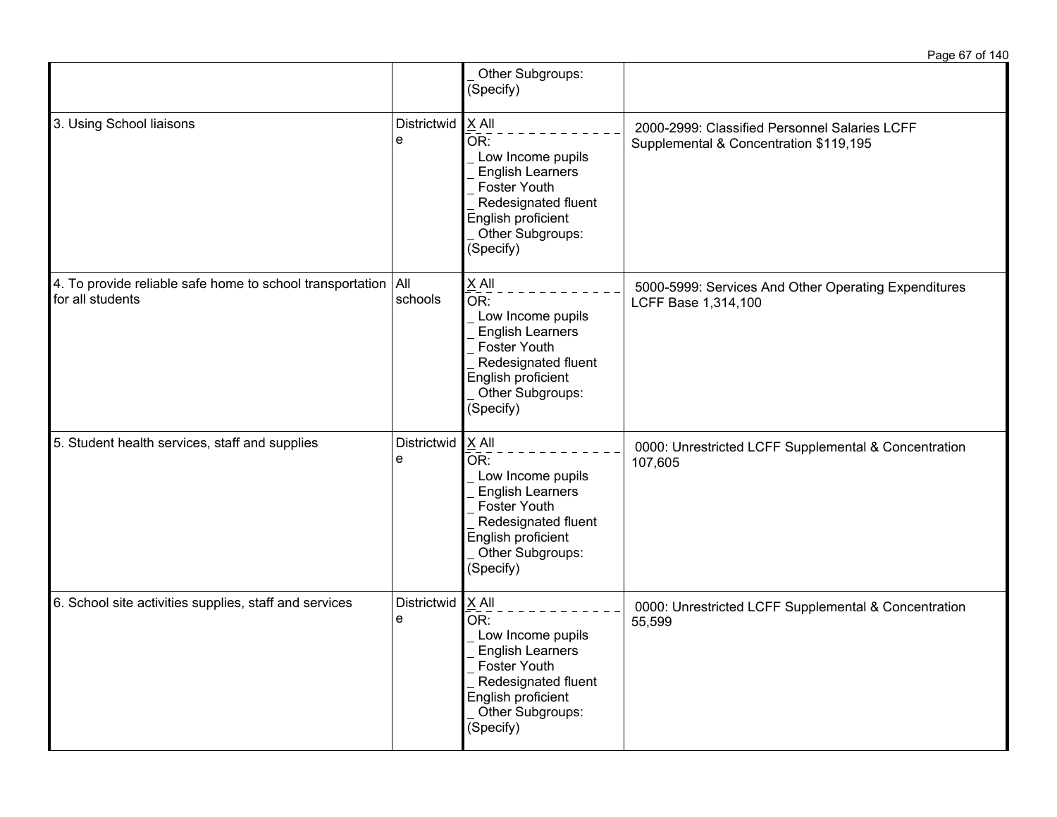| | | | |
|---|---|---|---|
| | | _ Other Subgroups: (Specify) | |
| 3. Using School liaisons | Districtwide | X All<br>OR:<br>_ Low Income pupils<br>_ English Learners<br>_ Foster Youth<br>_ Redesignated fluent English proficient<br>_ Other Subgroups: (Specify) | 2000-2999: Classified Personnel Salaries LCFF Supplemental & Concentration $119,195 |
| 4. To provide reliable safe home to school transportation for all students | All schools | X All<br>OR:<br>_ Low Income pupils<br>_ English Learners<br>_ Foster Youth<br>_ Redesignated fluent English proficient<br>_ Other Subgroups: (Specify) | 5000-5999: Services And Other Operating Expenditures LCFF Base 1,314,100 |
| 5. Student health services, staff and supplies | Districtwide | X All<br>OR:<br>_ Low Income pupils<br>_ English Learners<br>_ Foster Youth<br>_ Redesignated fluent English proficient<br>_ Other Subgroups: (Specify) | 0000: Unrestricted LCFF Supplemental & Concentration 107,605 |
| 6. School site activities supplies, staff and services | Districtwide | X All<br>OR:<br>_ Low Income pupils<br>_ English Learners<br>_ Foster Youth<br>_ Redesignated fluent English proficient<br>_ Other Subgroups: (Specify) | 0000: Unrestricted LCFF Supplemental & Concentration 55,599 |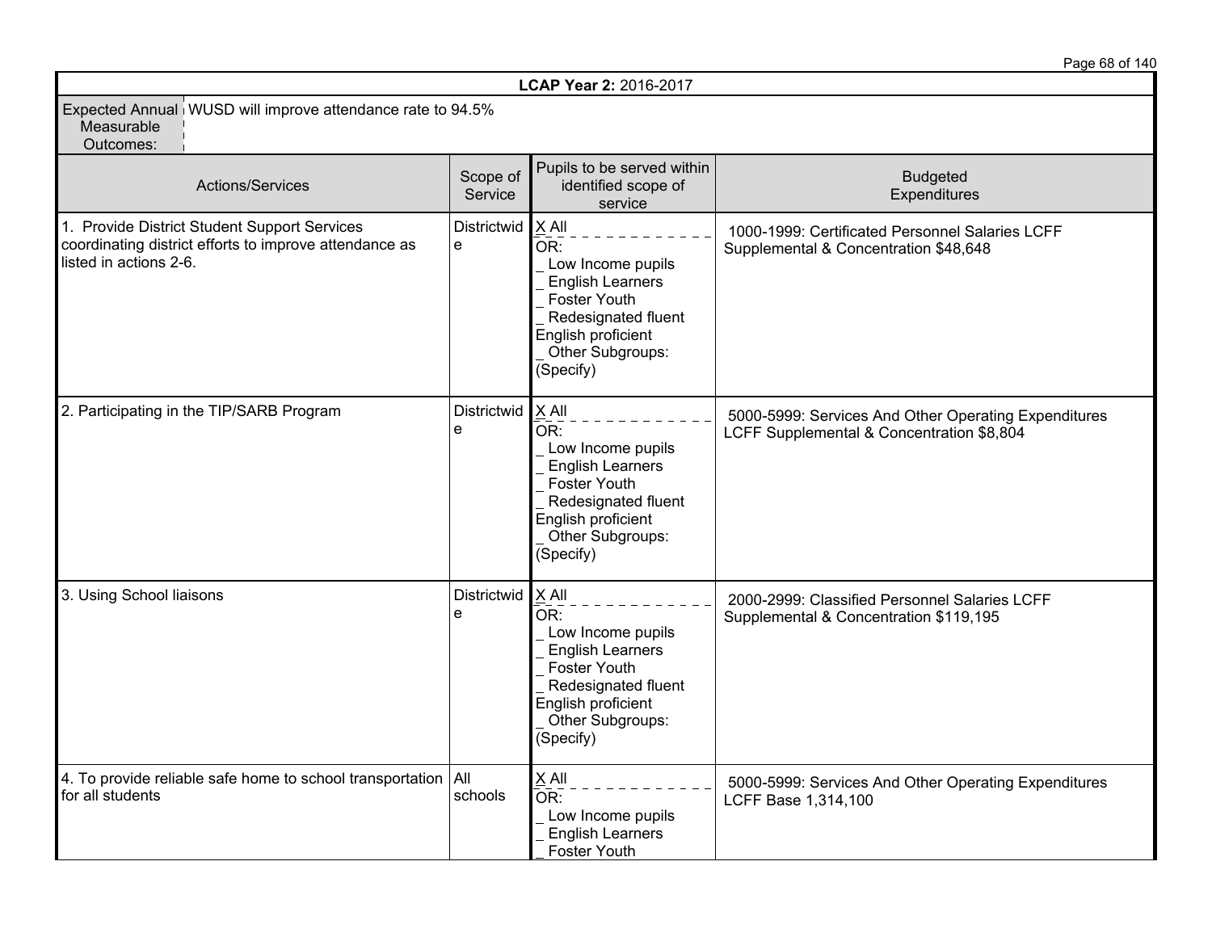| LCAP Year 2: 2016-2017 | | | |
|---|---|---|---|
| Expected Annual Measurable Outcomes: | WUSD will improve attendance rate to 94.5% | | |
| **Actions/Services** | **Scope of Service** | **Pupils to be served within identified scope of service** | **Budgeted Expenditures** |
| 1. Provide District Student Support Services coordinating district efforts to improve attendance as listed in actions 2-6. | Districtwide | X All<br>OR:<br>_ Low Income pupils<br>_ English Learners<br>_ Foster Youth<br>_ Redesignated fluent English proficient<br>_ Other Subgroups: (Specify) | 1000-1999: Certificated Personnel Salaries LCFF Supplemental & Concentration $48,648 |
| 2. Participating in the TIP/SARB Program | Districtwide | X All<br>OR:<br>_ Low Income pupils<br>_ English Learners<br>_ Foster Youth<br>_ Redesignated fluent English proficient<br>_ Other Subgroups: (Specify) | 5000-5999: Services And Other Operating Expenditures LCFF Supplemental & Concentration $8,804 |
| 3. Using School liaisons | Districtwide | X All<br>OR:<br>_ Low Income pupils<br>_ English Learners<br>_ Foster Youth<br>_ Redesignated fluent English proficient<br>_ Other Subgroups: (Specify) | 2000-2999: Classified Personnel Salaries LCFF Supplemental & Concentration $119,195 |
| 4. To provide reliable safe home to school transportation for all students | All schools | X All<br>OR:<br>_ Low Income pupils<br>_ English Learners<br>_ Foster Youth | 5000-5999: Services And Other Operating Expenditures LCFF Base 1,314,100 |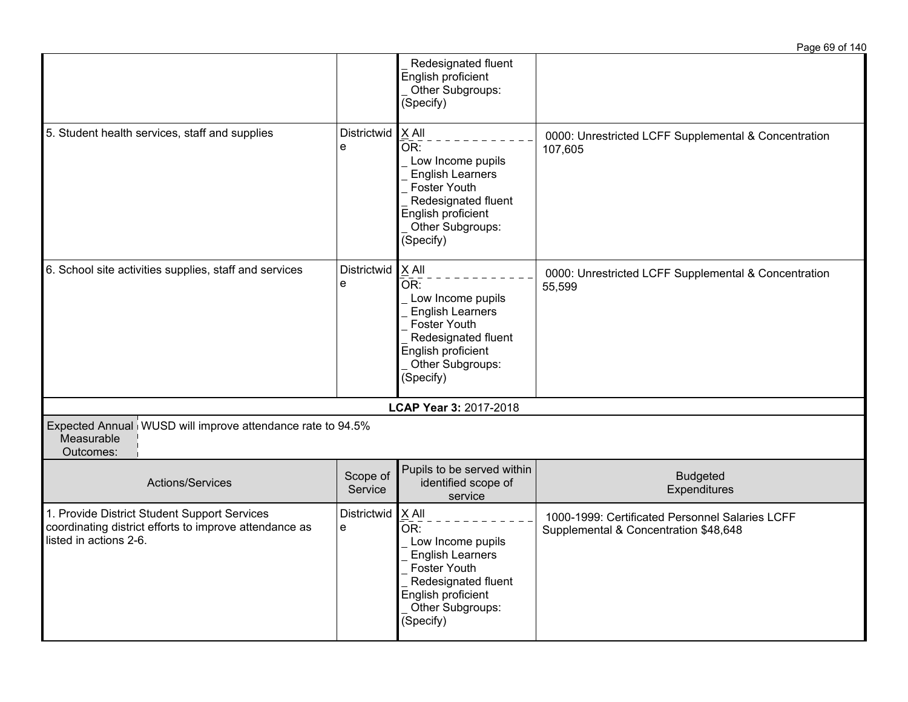| | | | |
|---|---|---|---|
| | | _ Redesignated fluent English proficient<br>_ Other Subgroups: (Specify) | |
| 5. Student health services, staff and supplies | Districtwide | X All<br>OR:<br>_ Low Income pupils<br>_ English Learners<br>_ Foster Youth<br>_ Redesignated fluent English proficient<br>_ Other Subgroups: (Specify) | 0000: Unrestricted LCFF Supplemental & Concentration 107,605 |
| 6. School site activities supplies, staff and services | Districtwide | X All<br>OR:<br>_ Low Income pupils<br>_ English Learners<br>_ Foster Youth<br>_ Redesignated fluent English proficient<br>_ Other Subgroups: (Specify) | 0000: Unrestricted LCFF Supplemental & Concentration 55,599 |

**LCAP Year 3:** 2017-2018

| Expected Annual Measurable Outcomes: | WUSD will improve attendance rate to 94.5% |
|---|---|

| Actions/Services | Scope of Service | Pupils to be served within identified scope of service | Budgeted Expenditures |
|---|---|---|---|
| 1. Provide District Student Support Services coordinating district efforts to improve attendance as listed in actions 2-6. | Districtwide | X All<br>OR:<br>_ Low Income pupils<br>_ English Learners<br>_ Foster Youth<br>_ Redesignated fluent English proficient<br>_ Other Subgroups: (Specify) | 1000-1999: Certificated Personnel Salaries LCFF Supplemental & Concentration $48,648 |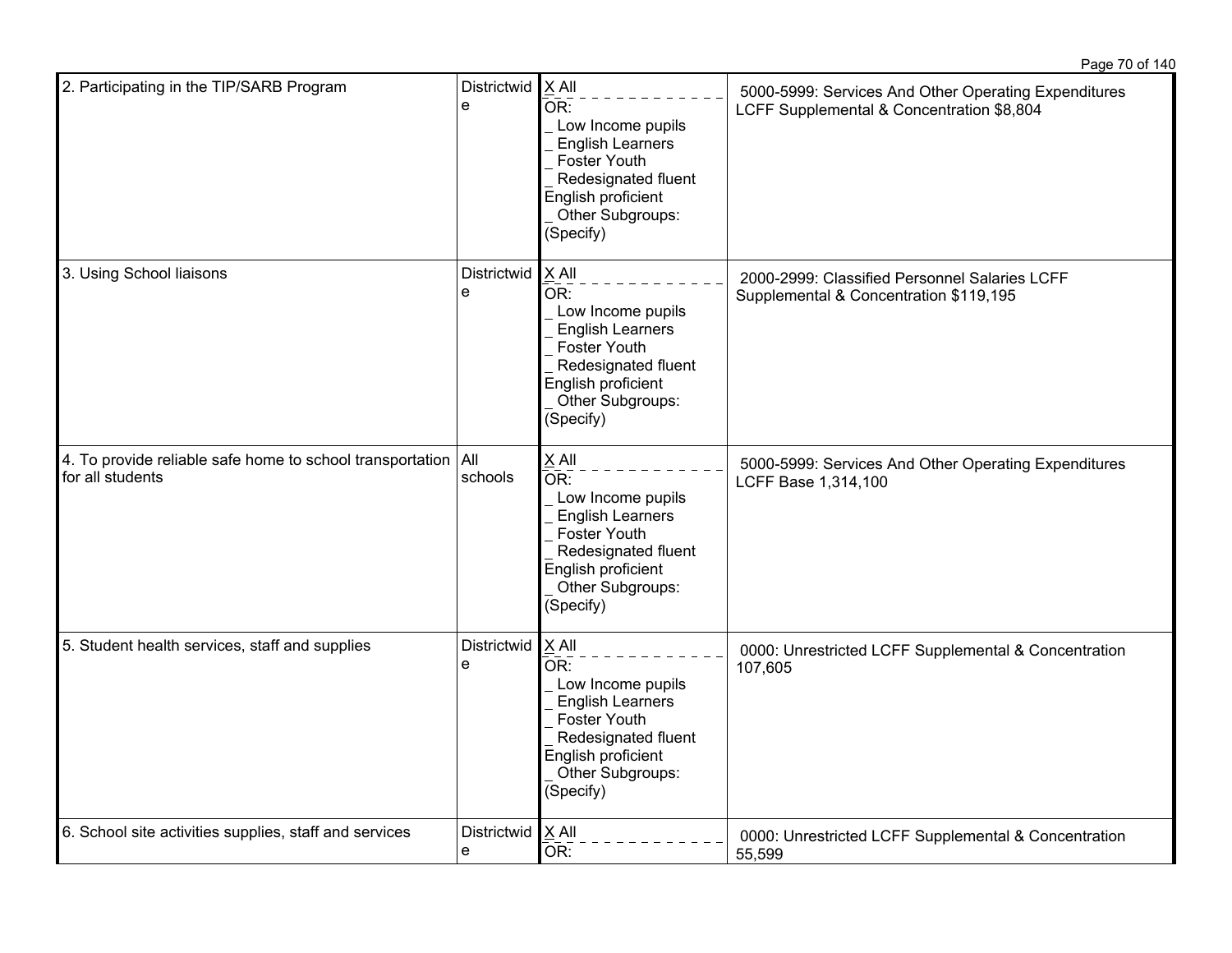| | | | |
|---|---|---|---|
| 2. Participating in the TIP/SARB Program | Districtwide | X All<br>OR:<br>_ Low Income pupils<br>_ English Learners<br>_ Foster Youth<br>_ Redesignated fluent English proficient<br>_ Other Subgroups: (Specify) | 5000-5999: Services And Other Operating Expenditures LCFF Supplemental & Concentration $8,804 |
| 3. Using School liaisons | Districtwide | X All<br>OR:<br>_ Low Income pupils<br>_ English Learners<br>_ Foster Youth<br>_ Redesignated fluent English proficient<br>_ Other Subgroups: (Specify) | 2000-2999: Classified Personnel Salaries LCFF Supplemental & Concentration $119,195 |
| 4. To provide reliable safe home to school transportation for all students | All schools | X All<br>OR:<br>_ Low Income pupils<br>_ English Learners<br>_ Foster Youth<br>_ Redesignated fluent English proficient<br>_ Other Subgroups: (Specify) | 5000-5999: Services And Other Operating Expenditures LCFF Base 1,314,100 |
| 5. Student health services, staff and supplies | Districtwide | X All<br>OR:<br>_ Low Income pupils<br>_ English Learners<br>_ Foster Youth<br>_ Redesignated fluent English proficient<br>_ Other Subgroups: (Specify) | 0000: Unrestricted LCFF Supplemental & Concentration 107,605 |
| 6. School site activities supplies, staff and services | Districtwide | X All<br>OR: | 0000: Unrestricted LCFF Supplemental & Concentration 55,599 |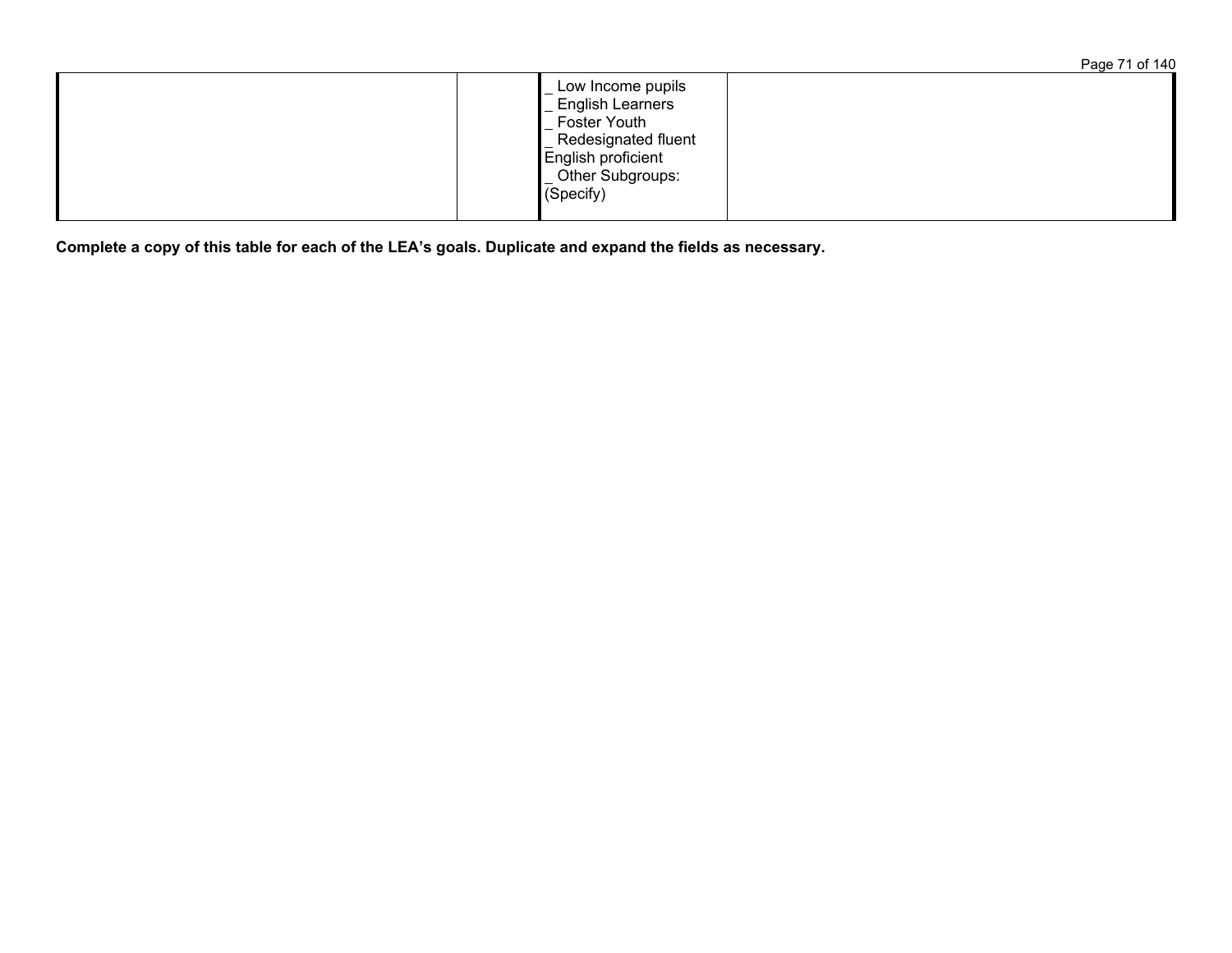| | | | |
|---|---|---|---|
| | | _ Low Income pupils<br>_ English Learners<br>_ Foster Youth<br>_ Redesignated fluent English proficient<br>_ Other Subgroups: (Specify) | |

**Complete a copy of this table for each of the LEA's goals. Duplicate and expand the fields as necessary.**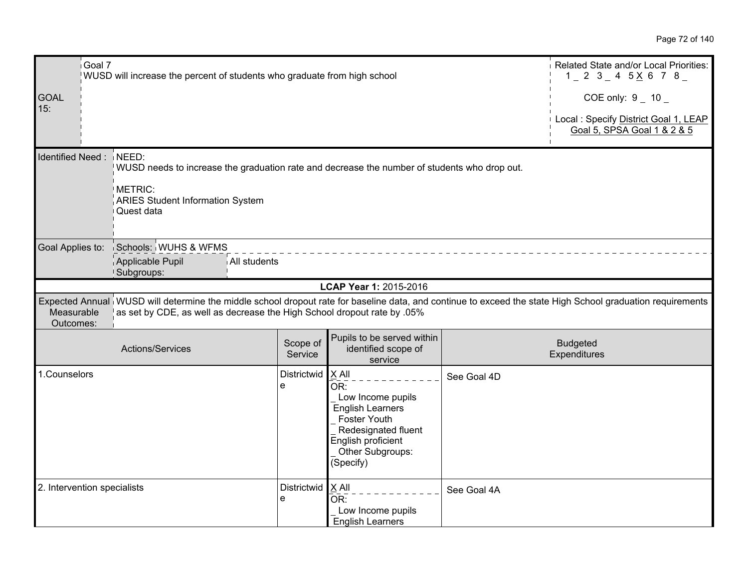| GOAL 15: | Goal 7<br>WUSD will increase the percent of students who graduate from high school | Related State and/or Local Priorities:<br>1 _ 2 3 _ 4 5 X 6 7 8 _<br><br>COE only: 9 _ 10 _<br><br>Local : Specify District Goal 1, LEAP Goal 5, SPSA Goal 1 & 2 & 5 |
|---|---|---|

| Identified Need : | NEED:<br>WUSD needs to increase the graduation rate and decrease the number of students who drop out.<br><br>METRIC:<br>ARIES Student Information System<br>Quest data | |
|---|---|---|
| Goal Applies to: | Schools: | WUHS & WFMS |
| | Applicable Pupil Subgroups: | All students |

**LCAP Year 1:** 2015-2016

| Expected Annual Measurable Outcomes: | WUSD will determine the middle school dropout rate for baseline data, and continue to exceed the state High School graduation requirements as set by CDE, as well as decrease the High School dropout rate by .05% |
|---|---|

| Actions/Services | Scope of Service | Pupils to be served within identified scope of service | Budgeted Expenditures |
|---|---|---|---|
| 1.Counselors | Districtwide | X All<br>OR:<br>_ Low Income pupils<br>English Learners<br>_ Foster Youth<br>_ Redesignated fluent English proficient<br>_ Other Subgroups: (Specify) | See Goal 4D |
| 2. Intervention specialists | Districtwide | X All<br>OR:<br>_ Low Income pupils<br>English Learners | See Goal 4A |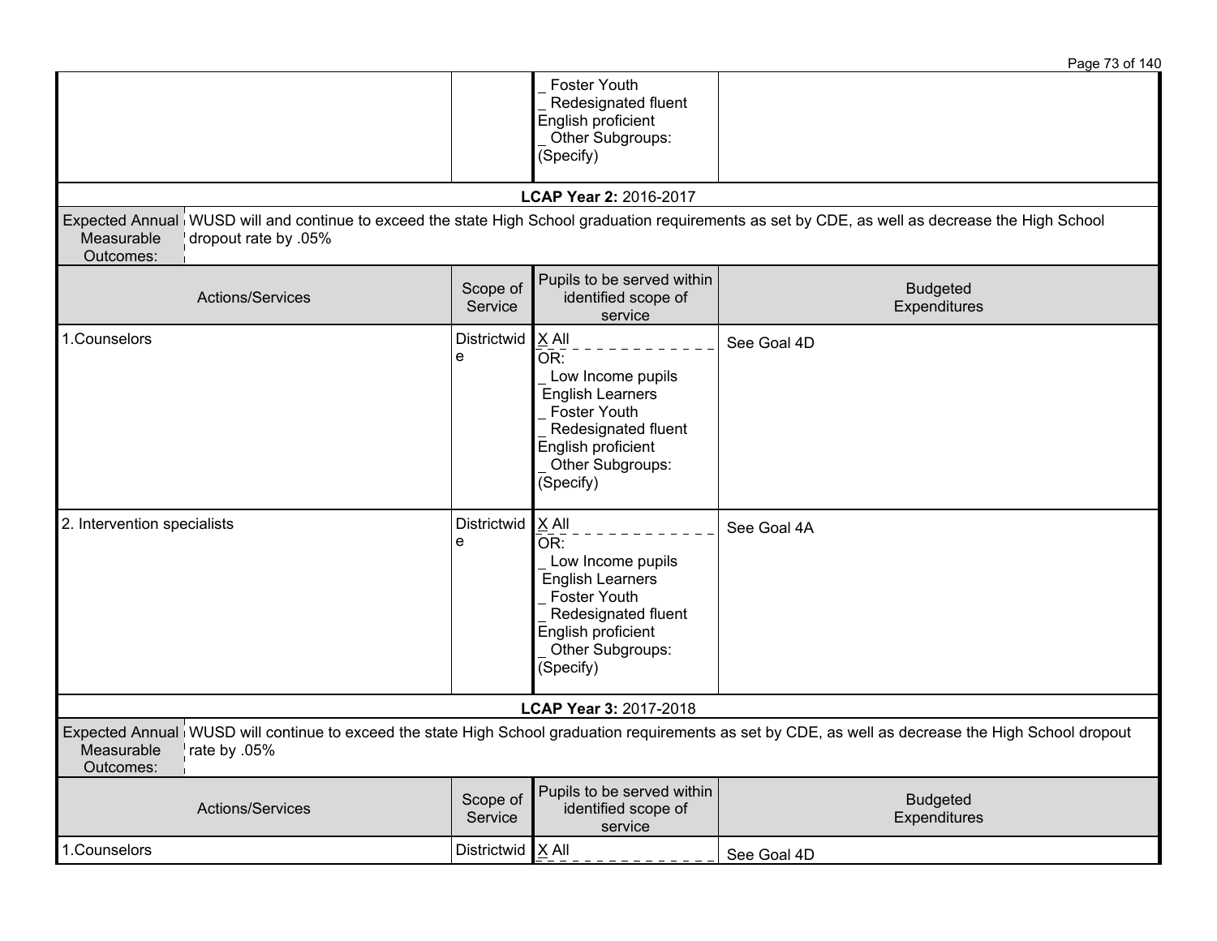| | | | |
|---|---|---|---|
| | | _ Foster Youth<br>_ Redesignated fluent English proficient<br>_ Other Subgroups: (Specify) | |

**LCAP Year 2:** 2016-2017

**Expected Annual Measurable Outcomes:** WUSD will and continue to exceed the state High School graduation requirements as set by CDE, as well as decrease the High School dropout rate by .05%

| Actions/Services | Scope of Service | Pupils to be served within identified scope of service | Budgeted Expenditures |
|---|---|---|---|
| 1.Counselors | Districtwide | X All<br>OR:<br>_ Low Income pupils<br>English Learners<br>_ Foster Youth<br>_ Redesignated fluent English proficient<br>_ Other Subgroups: (Specify) | See Goal 4D |
| 2. Intervention specialists | Districtwide | X All<br>OR:<br>_ Low Income pupils<br>English Learners<br>_ Foster Youth<br>_ Redesignated fluent English proficient<br>_ Other Subgroups: (Specify) | See Goal 4A |

**LCAP Year 3:** 2017-2018

**Expected Annual Measurable Outcomes:** WUSD will continue to exceed the state High School graduation requirements as set by CDE, as well as decrease the High School dropout rate by .05%

| Actions/Services | Scope of Service | Pupils to be served within identified scope of service | Budgeted Expenditures |
|---|---|---|---|
| 1.Counselors | Districtwid | X All | See Goal 4D |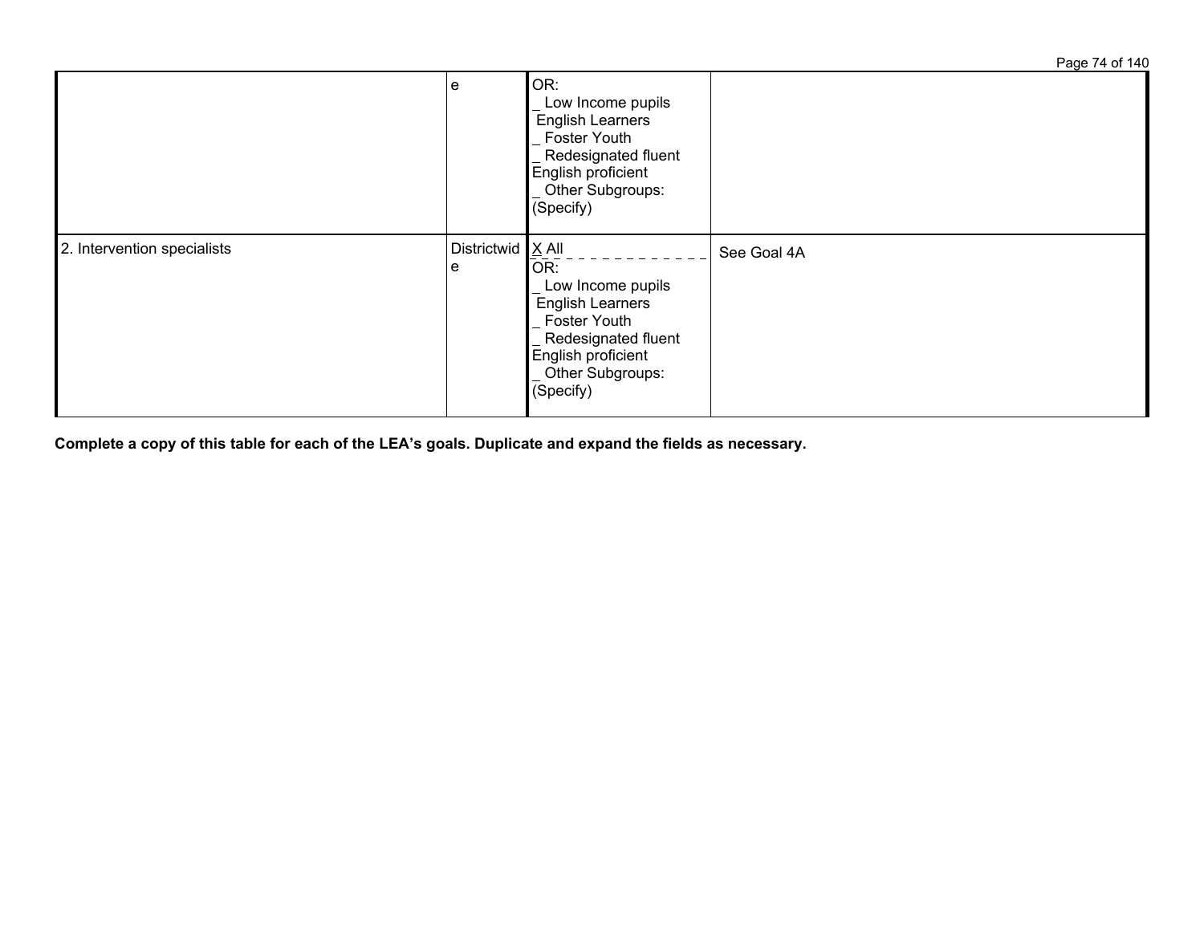| | | | |
|---|---|---|---|
| | e | OR:<br>_ Low Income pupils<br> English Learners<br>_ Foster Youth<br>_ Redesignated fluent English proficient<br>_ Other Subgroups: (Specify) | |
| 2. Intervention specialists | Districtwide | X All<br>OR:<br>_ Low Income pupils<br> English Learners<br>_ Foster Youth<br>_ Redesignated fluent English proficient<br>_ Other Subgroups: (Specify) | See Goal 4A |

**Complete a copy of this table for each of the LEA's goals. Duplicate and expand the fields as necessary.**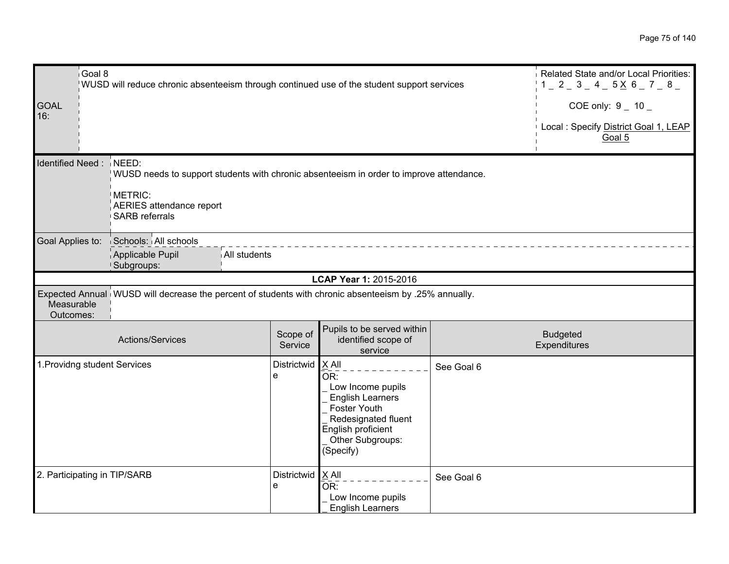| GOAL 16: | Goal 8<br>WUSD will reduce chronic absenteeism through continued use of the student support services | Related State and/or Local Priorities:<br>1 _ 2 _ 3 _ 4 _ 5 X 6 _ 7 _ 8 _<br><br>COE only: 9 _ 10 _<br><br>Local : Specify District Goal 1, LEAP Goal 5 |
|---|---|---|

| Identified Need : | NEED:<br>WUSD needs to support students with chronic absenteeism in order to improve attendance.<br><br>METRIC:<br>AERIES attendance report<br>SARB referrals |
|---|---|
| Goal Applies to: | Schools: All schools<br>Applicable Pupil Subgroups: All students |

**LCAP Year 1:** 2015-2016

| Expected Annual Measurable Outcomes: | WUSD will decrease the percent of students with chronic absenteeism by .25% annually. |
|---|---|

| Actions/Services | Scope of Service | Pupils to be served within identified scope of service | Budgeted Expenditures |
|---|---|---|---|
| 1.Providng student Services | Districtwide | X All<br>OR:<br>_ Low Income pupils<br>_ English Learners<br>_ Foster Youth<br>_ Redesignated fluent English proficient<br>_ Other Subgroups: (Specify) | See Goal 6 |
| 2. Participating in TIP/SARB | Districtwide | X All<br>OR:<br>_ Low Income pupils<br>_ English Learners | See Goal 6 |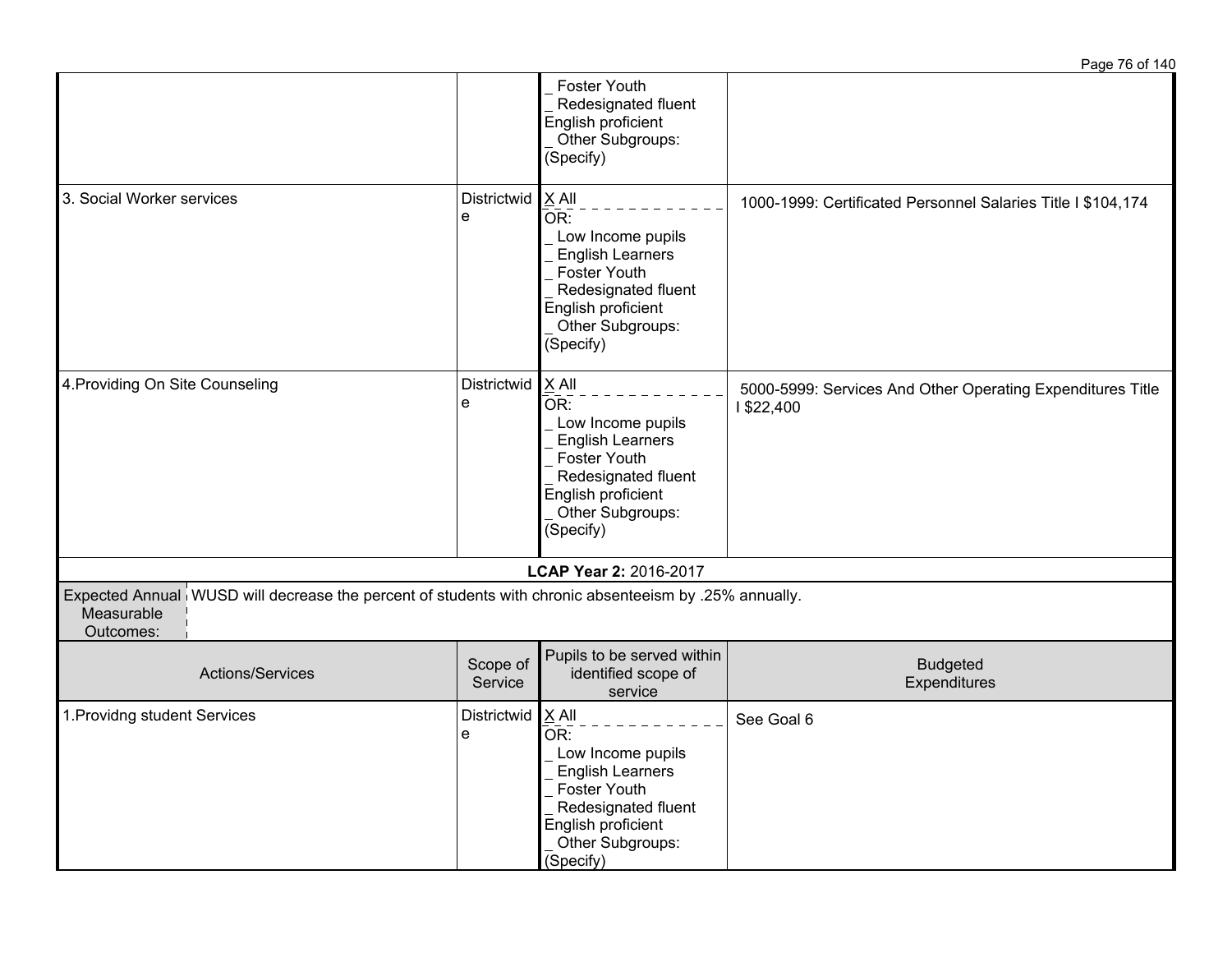| Actions/Services | Scope of Service | Pupils to be served within identified scope of service | Budgeted Expenditures |
|---|---|---|---|
| | | _ Foster Youth<br>_ Redesignated fluent English proficient<br>_ Other Subgroups: (Specify) | |
| 3. Social Worker services | Districtwide | X All<br>OR:<br>_ Low Income pupils<br>_ English Learners<br>_ Foster Youth<br>_ Redesignated fluent English proficient<br>_ Other Subgroups: (Specify) | 1000-1999: Certificated Personnel Salaries Title I $104,174 |
| 4.Providing On Site Counseling | Districtwide | X All<br>OR:<br>_ Low Income pupils<br>_ English Learners<br>_ Foster Youth<br>_ Redesignated fluent English proficient<br>_ Other Subgroups: (Specify) | 5000-5999: Services And Other Operating Expenditures Title I $22,400 |

**LCAP Year 2:** 2016-2017

| Expected Annual Measurable Outcomes: | WUSD will decrease the percent of students with chronic absenteeism by .25% annually. |
|---|---|

| Actions/Services | Scope of Service | Pupils to be served within identified scope of service | Budgeted Expenditures |
|---|---|---|---|
| 1.Providng student Services | Districtwide | X All<br>OR:<br>_ Low Income pupils<br>_ English Learners<br>_ Foster Youth<br>_ Redesignated fluent English proficient<br>_ Other Subgroups: (Specify) | See Goal 6 |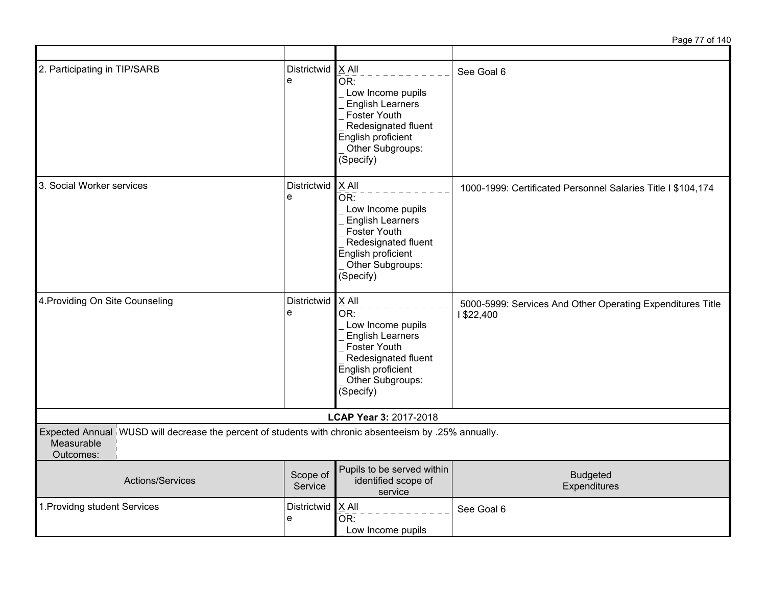| | | | |
|---|---|---|---|
| 2. Participating in TIP/SARB | Districtwide | X All<br>OR:<br>_ Low Income pupils<br>_ English Learners<br>_ Foster Youth<br>_ Redesignated fluent English proficient<br>_ Other Subgroups: (Specify) | See Goal 6 |
| 3. Social Worker services | Districtwide | X All<br>OR:<br>_ Low Income pupils<br>_ English Learners<br>_ Foster Youth<br>_ Redesignated fluent English proficient<br>_ Other Subgroups: (Specify) | 1000-1999: Certificated Personnel Salaries Title I $104,174 |
| 4.Providing On Site Counseling | Districtwide | X All<br>OR:<br>_ Low Income pupils<br>_ English Learners<br>_ Foster Youth<br>_ Redesignated fluent English proficient<br>_ Other Subgroups: (Specify) | 5000-5999: Services And Other Operating Expenditures Title I $22,400 |

**LCAP Year 3:** 2017-2018

| Expected Annual Measurable Outcomes: | WUSD will decrease the percent of students with chronic absenteeism by .25% annually. |
|---|---|

| Actions/Services | Scope of Service | Pupils to be served within identified scope of service | Budgeted Expenditures |
|---|---|---|---|
| 1.Providng student Services | Districtwide | X All<br>OR:<br>_ Low Income pupils | See Goal 6 |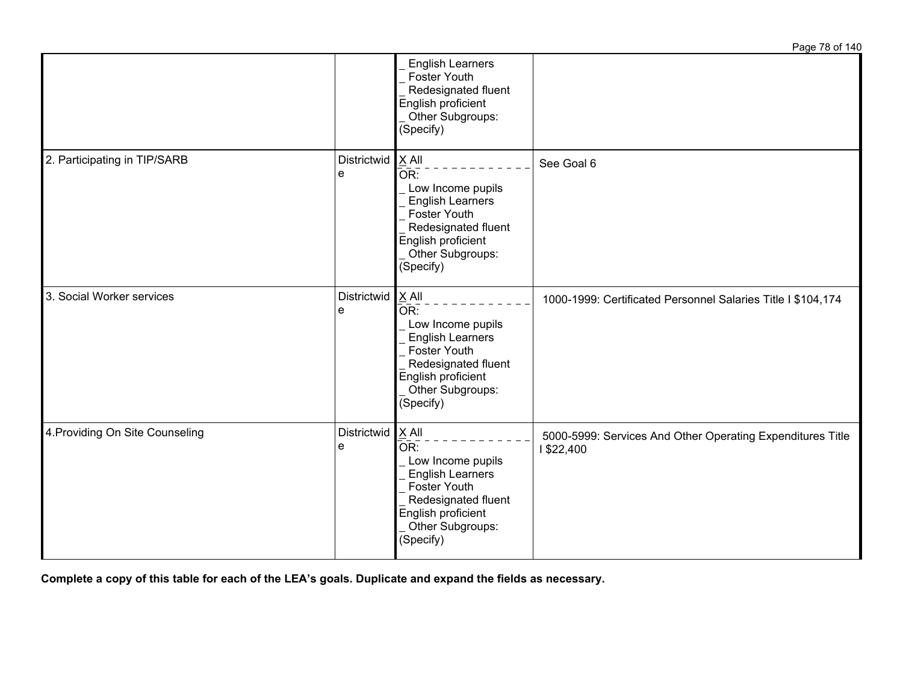| | | | |
|---|---|---|---|
| | | _ English Learners<br>_ Foster Youth<br>_ Redesignated fluent English proficient<br>_ Other Subgroups: (Specify) | |
| 2. Participating in TIP/SARB | Districtwide | X All<br>OR:<br>_ Low Income pupils<br>_ English Learners<br>_ Foster Youth<br>_ Redesignated fluent English proficient<br>_ Other Subgroups: (Specify) | See Goal 6 |
| 3. Social Worker services | Districtwide | X All<br>OR:<br>_ Low Income pupils<br>_ English Learners<br>_ Foster Youth<br>_ Redesignated fluent English proficient<br>_ Other Subgroups: (Specify) | 1000-1999: Certificated Personnel Salaries Title I $104,174 |
| 4.Providing On Site Counseling | Districtwide | X All<br>OR:<br>_ Low Income pupils<br>_ English Learners<br>_ Foster Youth<br>_ Redesignated fluent English proficient<br>_ Other Subgroups: (Specify) | 5000-5999: Services And Other Operating Expenditures Title I $22,400 |

**Complete a copy of this table for each of the LEA's goals. Duplicate and expand the fields as necessary.**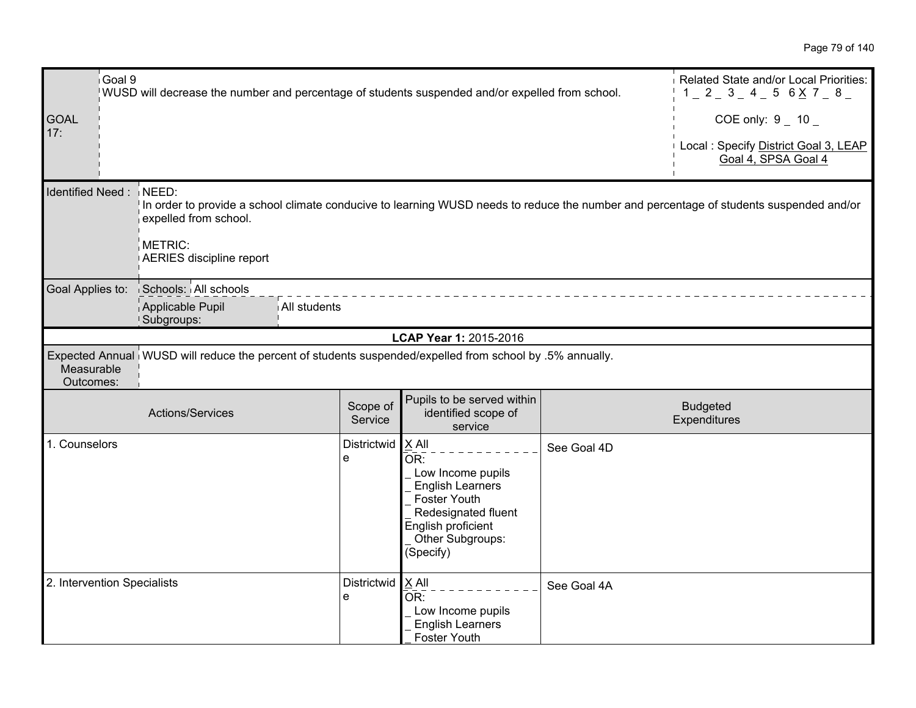| GOAL 17: | Goal 9<br>WUSD will decrease the number and percentage of students suspended and/or expelled from school. | Related State and/or Local Priorities:<br>1 _ 2 _ 3 _ 4 _ 5 6 X 7 _ 8 _<br><br>COE only: 9 _ 10 _<br><br>Local : Specify District Goal 3, LEAP Goal 4, SPSA Goal 4 |
|---|---|---|

| Identified Need : | NEED:<br>In order to provide a school climate conducive to learning WUSD needs to reduce the number and percentage of students suspended and/or expelled from school.<br><br>METRIC:<br>AERIES discipline report |
|---|---|
| Goal Applies to: | Schools: All schools<br>Applicable Pupil Subgroups: All students |

**LCAP Year 1:** 2015-2016

| Expected Annual Measurable Outcomes: | WUSD will reduce the percent of students suspended/expelled from school by .5% annually. |
|---|---|

| Actions/Services | Scope of Service | Pupils to be served within identified scope of service | Budgeted Expenditures |
|---|---|---|---|
| 1. Counselors | Districtwide | X All<br>OR:<br>_ Low Income pupils<br>_ English Learners<br>_ Foster Youth<br>_ Redesignated fluent English proficient<br>_ Other Subgroups: (Specify) | See Goal 4D |
| 2. Intervention Specialists | Districtwide | X All<br>OR:<br>_ Low Income pupils<br>_ English Learners<br>_ Foster Youth | See Goal 4A |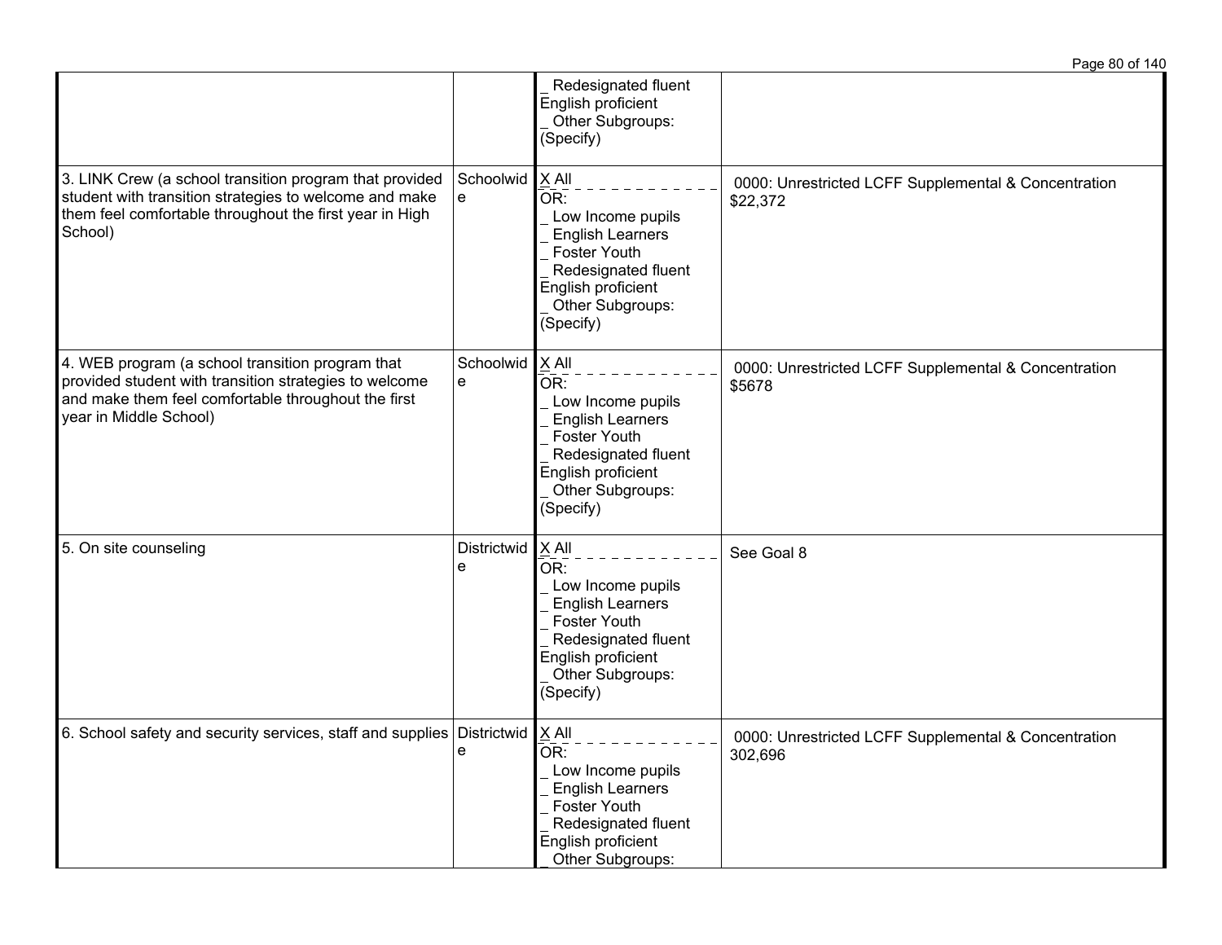| | | | |
|---|---|---|---|
| | | _ Redesignated fluent English proficient<br>_ Other Subgroups: (Specify) | |
| 3. LINK Crew (a school transition program that provided student with transition strategies to welcome and make them feel comfortable throughout the first year in High School) | Schoolwide | X All<br>OR:<br>_ Low Income pupils<br>_ English Learners<br>_ Foster Youth<br>_ Redesignated fluent English proficient<br>_ Other Subgroups: (Specify) | 0000: Unrestricted LCFF Supplemental & Concentration $22,372 |
| 4. WEB program (a school transition program that provided student with transition strategies to welcome and make them feel comfortable throughout the first year in Middle School) | Schoolwide | X All<br>OR:<br>_ Low Income pupils<br>_ English Learners<br>_ Foster Youth<br>_ Redesignated fluent English proficient<br>_ Other Subgroups: (Specify) | 0000: Unrestricted LCFF Supplemental & Concentration $5678 |
| 5. On site counseling | Districtwide | X All<br>OR:<br>_ Low Income pupils<br>_ English Learners<br>_ Foster Youth<br>_ Redesignated fluent English proficient<br>_ Other Subgroups: (Specify) | See Goal 8 |
| 6. School safety and security services, staff and supplies | Districtwide | X All<br>OR:<br>_ Low Income pupils<br>_ English Learners<br>_ Foster Youth<br>_ Redesignated fluent English proficient<br>_ Other Subgroups: | 0000: Unrestricted LCFF Supplemental & Concentration 302,696 |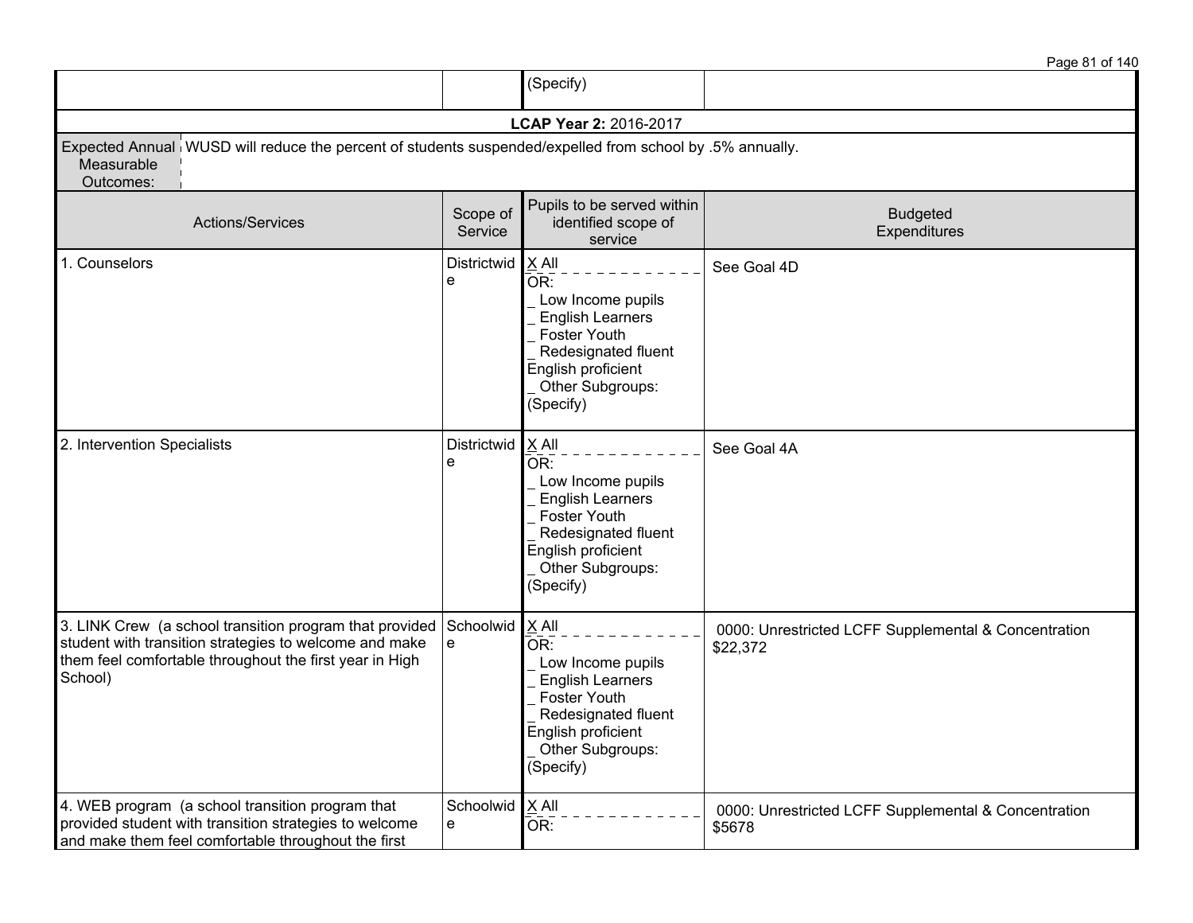| | | (Specify) | |
|---|---|---|---|

**LCAP Year 2:** 2016-2017

| Expected Annual Measurable Outcomes: | WUSD will reduce the percent of students suspended/expelled from school by .5% annually. |
|---|---|

| Actions/Services | Scope of Service | Pupils to be served within identified scope of service | Budgeted Expenditures |
|---|---|---|---|
| 1. Counselors | Districtwide | X All<br>OR:<br>_ Low Income pupils<br>_ English Learners<br>_ Foster Youth<br>_ Redesignated fluent English proficient<br>_ Other Subgroups: (Specify) | See Goal 4D |
| 2. Intervention Specialists | Districtwide | X All<br>OR:<br>_ Low Income pupils<br>_ English Learners<br>_ Foster Youth<br>_ Redesignated fluent English proficient<br>_ Other Subgroups: (Specify) | See Goal 4A |
| 3. LINK Crew (a school transition program that provided student with transition strategies to welcome and make them feel comfortable throughout the first year in High School) | Schoolwide | X All<br>OR:<br>_ Low Income pupils<br>_ English Learners<br>_ Foster Youth<br>_ Redesignated fluent English proficient<br>_ Other Subgroups: (Specify) | 0000: Unrestricted LCFF Supplemental & Concentration $22,372 |
| 4. WEB program (a school transition program that provided student with transition strategies to welcome and make them feel comfortable throughout the first | Schoolwide | X All<br>OR: | 0000: Unrestricted LCFF Supplemental & Concentration $5678 |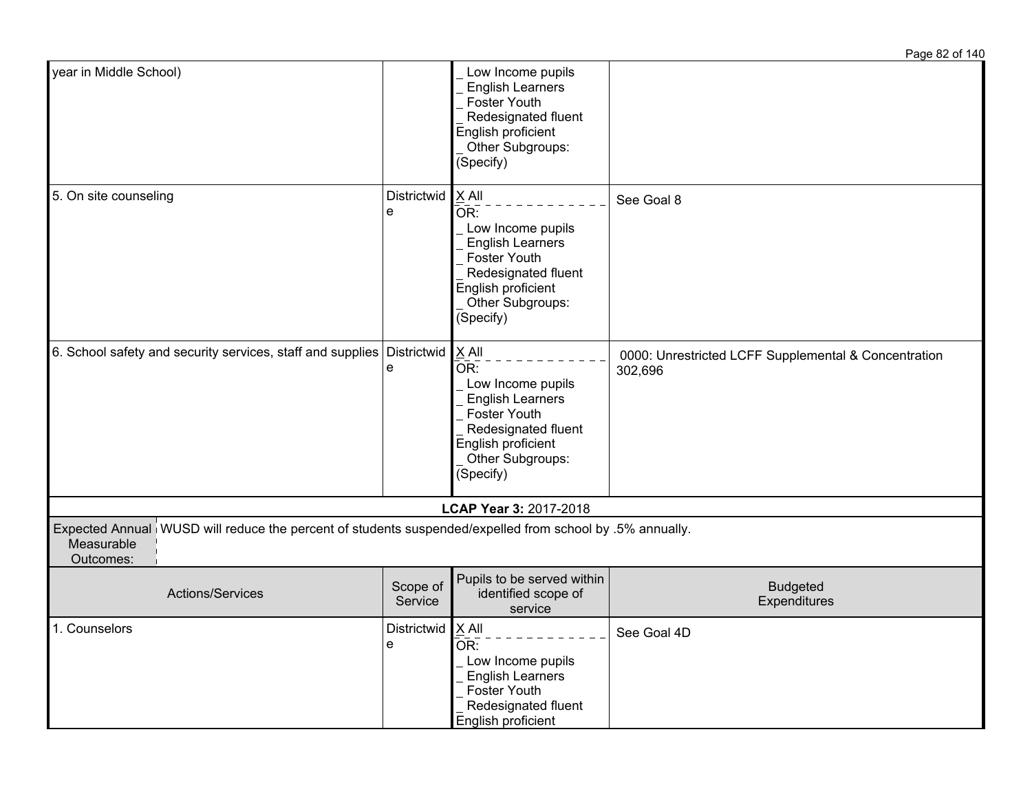| | | | |
|---|---|---|---|
| year in Middle School) | | _ Low Income pupils<br>_ English Learners<br>_ Foster Youth<br>_ Redesignated fluent English proficient<br>_ Other Subgroups: (Specify) | |
| 5. On site counseling | Districtwide | X All<br>OR:<br>_ Low Income pupils<br>_ English Learners<br>_ Foster Youth<br>_ Redesignated fluent English proficient<br>_ Other Subgroups: (Specify) | See Goal 8 |
| 6. School safety and security services, staff and supplies | Districtwide | X All<br>OR:<br>_ Low Income pupils<br>_ English Learners<br>_ Foster Youth<br>_ Redesignated fluent English proficient<br>_ Other Subgroups: (Specify) | 0000: Unrestricted LCFF Supplemental & Concentration 302,696 |

**LCAP Year 3:** 2017-2018

| Expected Annual Measurable Outcomes: | WUSD will reduce the percent of students suspended/expelled from school by .5% annually. |
|---|---|

| Actions/Services | Scope of Service | Pupils to be served within identified scope of service | Budgeted Expenditures |
|---|---|---|---|
| 1. Counselors | Districtwide | X All<br>OR:<br>_ Low Income pupils<br>_ English Learners<br>_ Foster Youth<br>_ Redesignated fluent English proficient | See Goal 4D |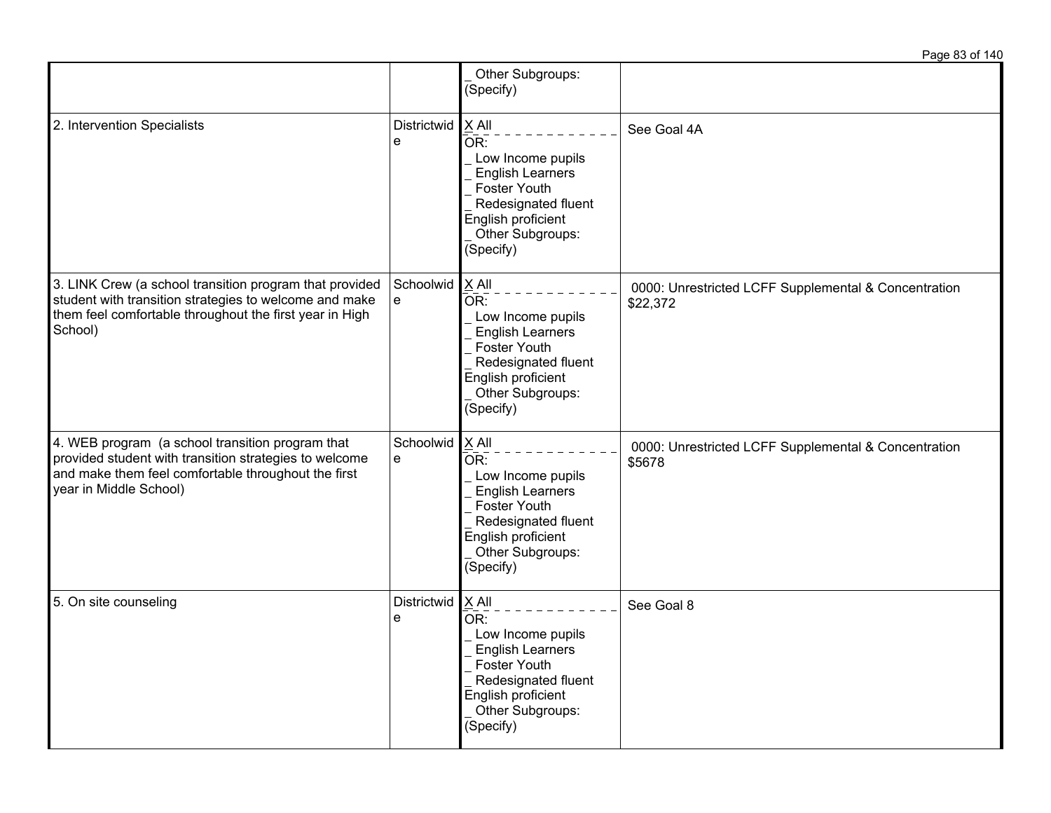| | | | |
|---|---|---|---|
| | | _ Other Subgroups: (Specify) | |
| 2. Intervention Specialists | Districtwide | X All<br>OR:<br>_ Low Income pupils<br>_ English Learners<br>_ Foster Youth<br>_ Redesignated fluent English proficient<br>_ Other Subgroups: (Specify) | See Goal 4A |
| 3. LINK Crew (a school transition program that provided student with transition strategies to welcome and make them feel comfortable throughout the first year in High School) | Schoolwide | X All<br>OR:<br>_ Low Income pupils<br>_ English Learners<br>_ Foster Youth<br>_ Redesignated fluent English proficient<br>_ Other Subgroups: (Specify) | 0000: Unrestricted LCFF Supplemental & Concentration $22,372 |
| 4. WEB program (a school transition program that provided student with transition strategies to welcome and make them feel comfortable throughout the first year in Middle School) | Schoolwide | X All<br>OR:<br>_ Low Income pupils<br>_ English Learners<br>_ Foster Youth<br>_ Redesignated fluent English proficient<br>_ Other Subgroups: (Specify) | 0000: Unrestricted LCFF Supplemental & Concentration $5678 |
| 5. On site counseling | Districtwide | X All<br>OR:<br>_ Low Income pupils<br>_ English Learners<br>_ Foster Youth<br>_ Redesignated fluent English proficient<br>_ Other Subgroups: (Specify) | See Goal 8 |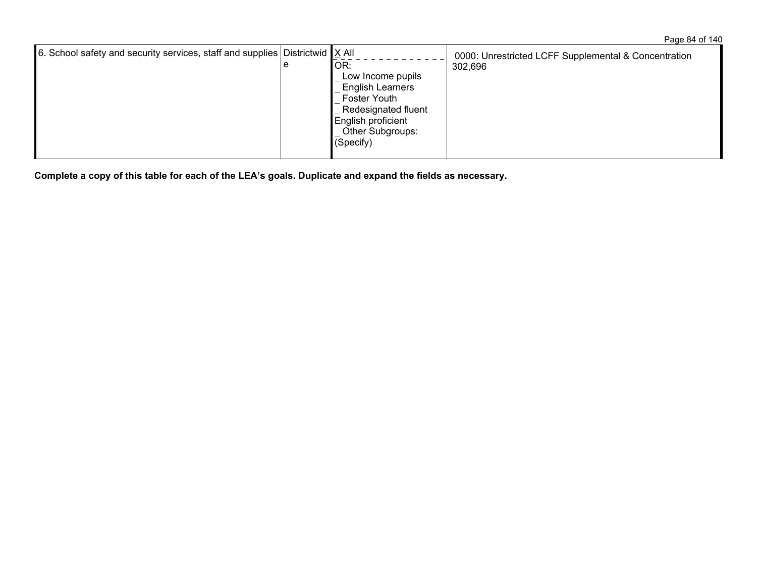| | | | |
|---|---|---|---|
| 6. School safety and security services, staff and supplies | Districtwide | X All<br>OR:<br>_ Low Income pupils<br>_ English Learners<br>_ Foster Youth<br>_ Redesignated fluent English proficient<br>_ Other Subgroups: (Specify) | 0000: Unrestricted LCFF Supplemental & Concentration 302,696 |

**Complete a copy of this table for each of the LEA's goals. Duplicate and expand the fields as necessary.**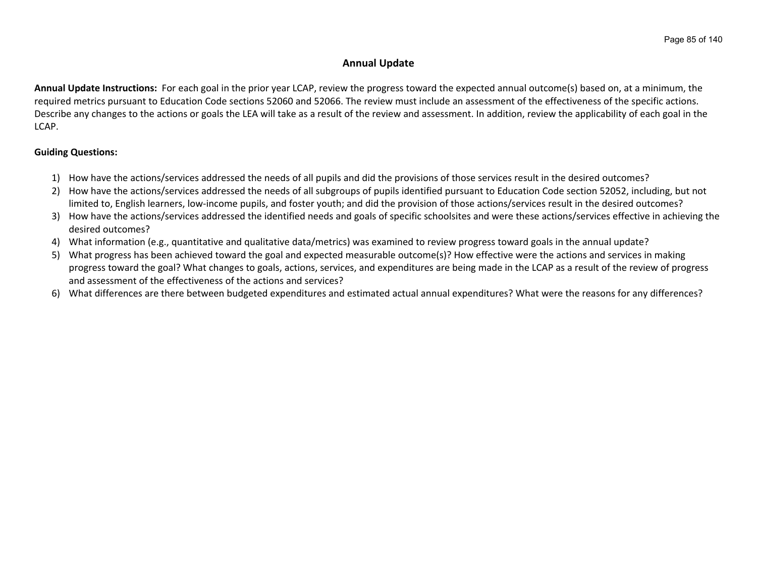## Annual Update

**Annual Update Instructions:** For each goal in the prior year LCAP, review the progress toward the expected annual outcome(s) based on, at a minimum, the required metrics pursuant to Education Code sections 52060 and 52066. The review must include an assessment of the effectiveness of the specific actions. Describe any changes to the actions or goals the LEA will take as a result of the review and assessment. In addition, review the applicability of each goal in the LCAP.

**Guiding Questions:**

1) How have the actions/services addressed the needs of all pupils and did the provisions of those services result in the desired outcomes?
2) How have the actions/services addressed the needs of all subgroups of pupils identified pursuant to Education Code section 52052, including, but not limited to, English learners, low-income pupils, and foster youth; and did the provision of those actions/services result in the desired outcomes?
3) How have the actions/services addressed the identified needs and goals of specific schoolsites and were these actions/services effective in achieving the desired outcomes?
4) What information (e.g., quantitative and qualitative data/metrics) was examined to review progress toward goals in the annual update?
5) What progress has been achieved toward the goal and expected measurable outcome(s)? How effective were the actions and services in making progress toward the goal? What changes to goals, actions, services, and expenditures are being made in the LCAP as a result of the review of progress and assessment of the effectiveness of the actions and services?
6) What differences are there between budgeted expenditures and estimated actual annual expenditures? What were the reasons for any differences?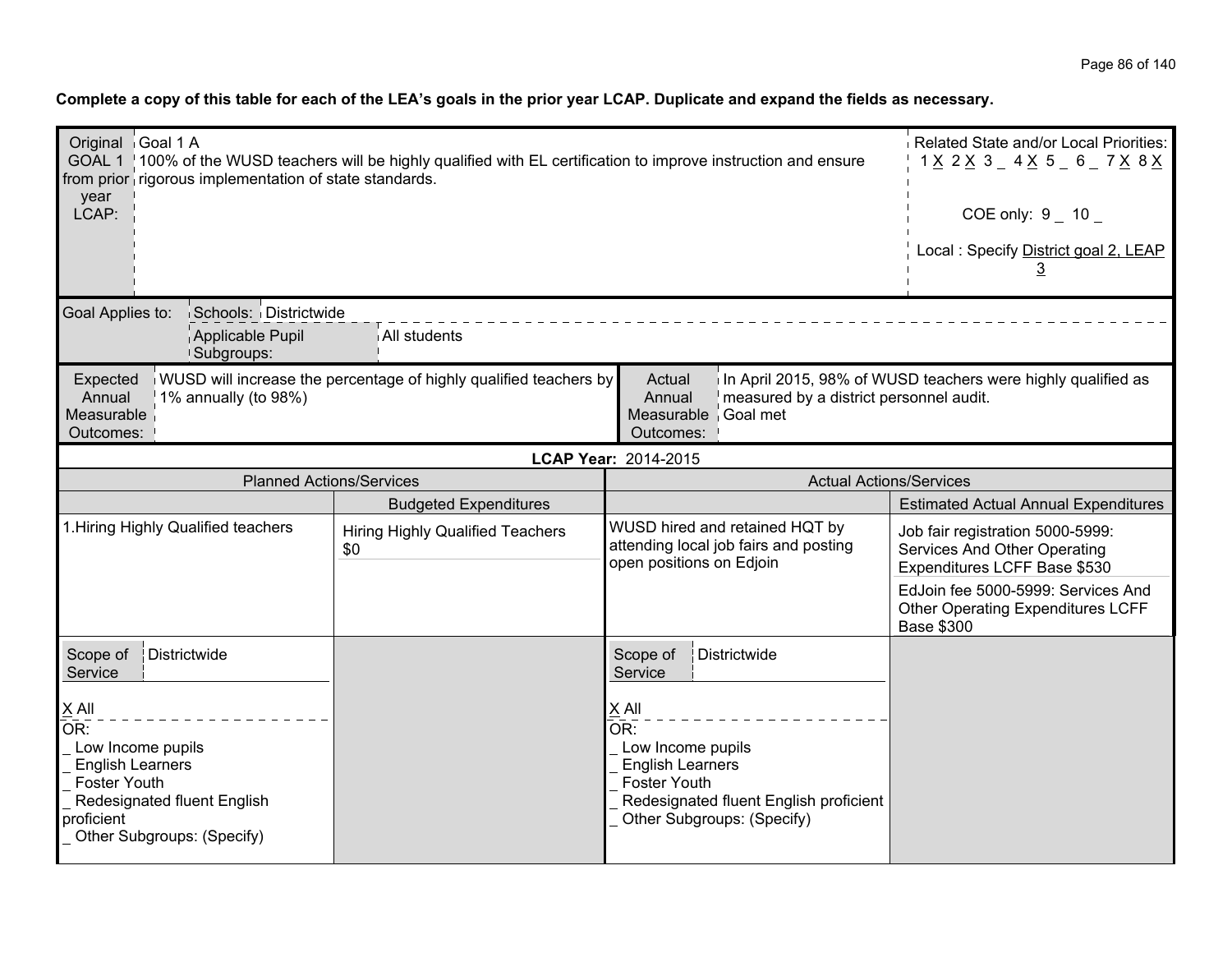**Complete a copy of this table for each of the LEA's goals in the prior year LCAP. Duplicate and expand the fields as necessary.**

| Original GOAL 1 from prior year LCAP: | Goal 1 A<br>100% of the WUSD teachers will be highly qualified with EL certification to improve instruction and ensure rigorous implementation of state standards. | Related State and/or Local Priorities:<br>1 X 2 X 3 _ 4 X 5 _ 6 _ 7 X 8 X<br><br>COE only: 9 _ 10 _<br><br>Local : Specify District goal 2, LEAP 3 |
|---|---|---|

| Goal Applies to: | Schools: | Districtwide |
|---|---|---|
| | Applicable Pupil Subgroups: | All students |

| Expected Annual Measurable Outcomes: | WUSD will increase the percentage of highly qualified teachers by 1% annually (to 98%) | Actual Annual Measurable Outcomes: | In April 2015, 98% of WUSD teachers were highly qualified as measured by a district personnel audit.<br>Goal met |
|---|---|---|---|

**LCAP Year:** 2014-2015

| Planned Actions/Services | | Actual Actions/Services | |
|---|---|---|---|
| | Budgeted Expenditures | | Estimated Actual Annual Expenditures |
| 1.Hiring Highly Qualified teachers | Hiring Highly Qualified Teachers $0 | WUSD hired and retained HQT by attending local job fairs and posting open positions on Edjoin | Job fair registration 5000-5999: Services And Other Operating Expenditures LCFF Base $530<br><br>EdJoin fee 5000-5999: Services And Other Operating Expenditures LCFF Base $300 |
| Scope of Service: Districtwide<br><br>X All<br>OR:<br>_ Low Income pupils<br>_ English Learners<br>_ Foster Youth<br>_ Redesignated fluent English proficient<br>_ Other Subgroups: (Specify) | | Scope of Service: Districtwide<br><br>X All<br>OR:<br>_ Low Income pupils<br>_ English Learners<br>_ Foster Youth<br>_ Redesignated fluent English proficient<br>_ Other Subgroups: (Specify) | |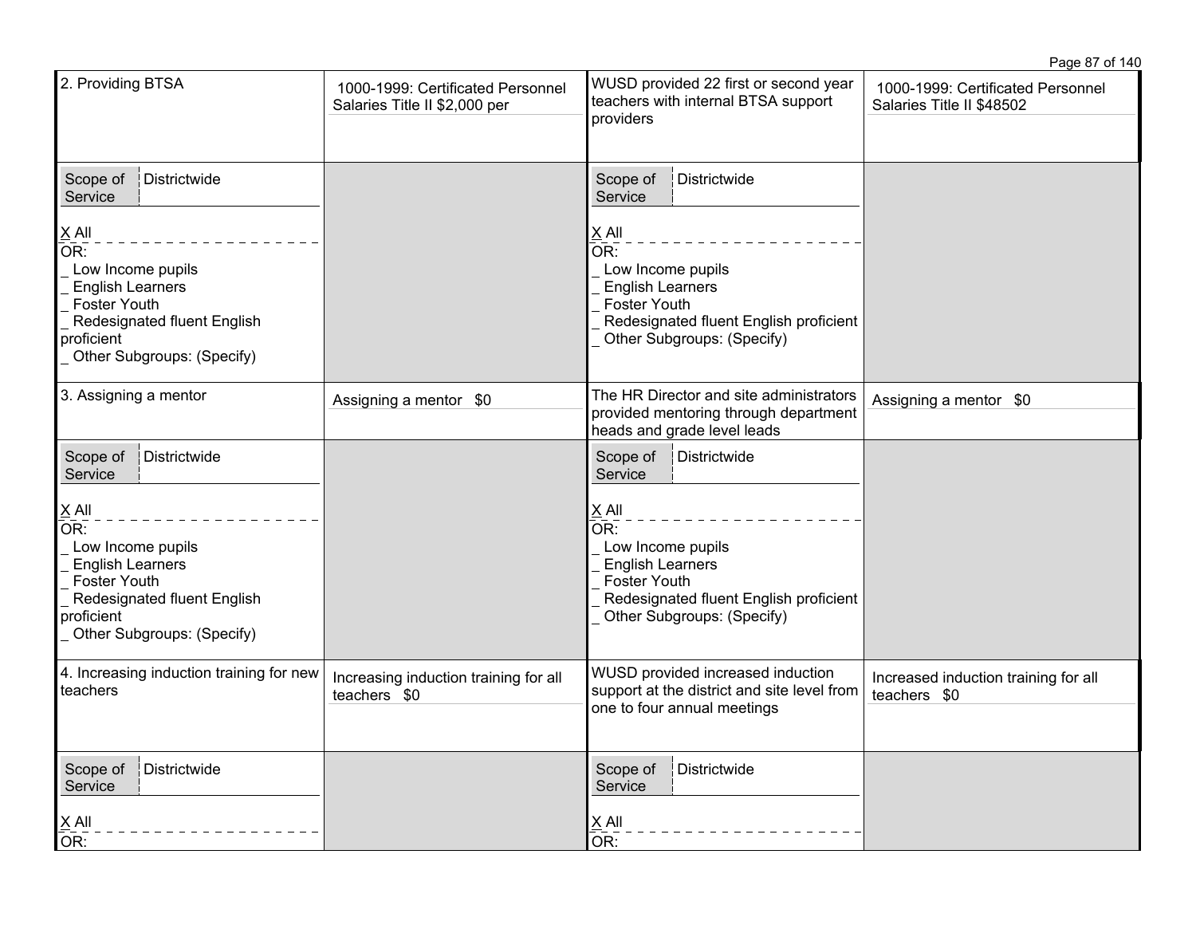| | | | |
|---|---|---|---|
| 2. Providing BTSA | 1000-1999: Certificated Personnel Salaries Title II $2,000 per | WUSD provided 22 first or second year teachers with internal BTSA support providers | 1000-1999: Certificated Personnel Salaries Title II $48502 |
| Scope of Service: Districtwide<br><br>X All<br>OR:<br>_ Low Income pupils<br>_ English Learners<br>_ Foster Youth<br>_ Redesignated fluent English proficient<br>_ Other Subgroups: (Specify) | | Scope of Service: Districtwide<br><br>X All<br>OR:<br>_ Low Income pupils<br>_ English Learners<br>_ Foster Youth<br>_ Redesignated fluent English proficient<br>_ Other Subgroups: (Specify) | |
| 3. Assigning a mentor | Assigning a mentor $0 | The HR Director and site administrators provided mentoring through department heads and grade level leads | Assigning a mentor $0 |
| Scope of Service: Districtwide<br><br>X All<br>OR:<br>_ Low Income pupils<br>_ English Learners<br>_ Foster Youth<br>_ Redesignated fluent English proficient<br>_ Other Subgroups: (Specify) | | Scope of Service: Districtwide<br><br>X All<br>OR:<br>_ Low Income pupils<br>_ English Learners<br>_ Foster Youth<br>_ Redesignated fluent English proficient<br>_ Other Subgroups: (Specify) | |
| 4. Increasing induction training for new teachers | Increasing induction training for all teachers $0 | WUSD provided increased induction support at the district and site level from one to four annual meetings | Increased induction training for all teachers $0 |
| Scope of Service: Districtwide<br><br>X All<br>OR: | | Scope of Service: Districtwide<br><br>X All<br>OR: | |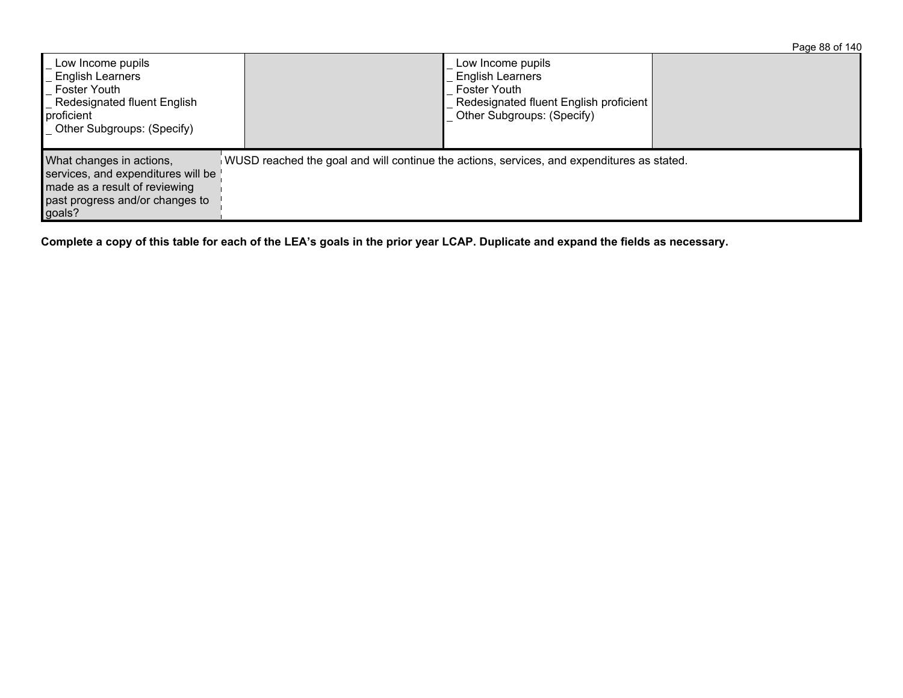| | | | |
|---|---|---|---|
| _ Low Income pupils<br>_ English Learners<br>_ Foster Youth<br>_ Redesignated fluent English proficient<br>_ Other Subgroups: (Specify) | | _ Low Income pupils<br>_ English Learners<br>_ Foster Youth<br>_ Redesignated fluent English proficient<br>_ Other Subgroups: (Specify) | |

| | |
|---|---|
| What changes in actions, services, and expenditures will be made as a result of reviewing past progress and/or changes to goals? | WUSD reached the goal and will continue the actions, services, and expenditures as stated. |

**Complete a copy of this table for each of the LEA's goals in the prior year LCAP. Duplicate and expand the fields as necessary.**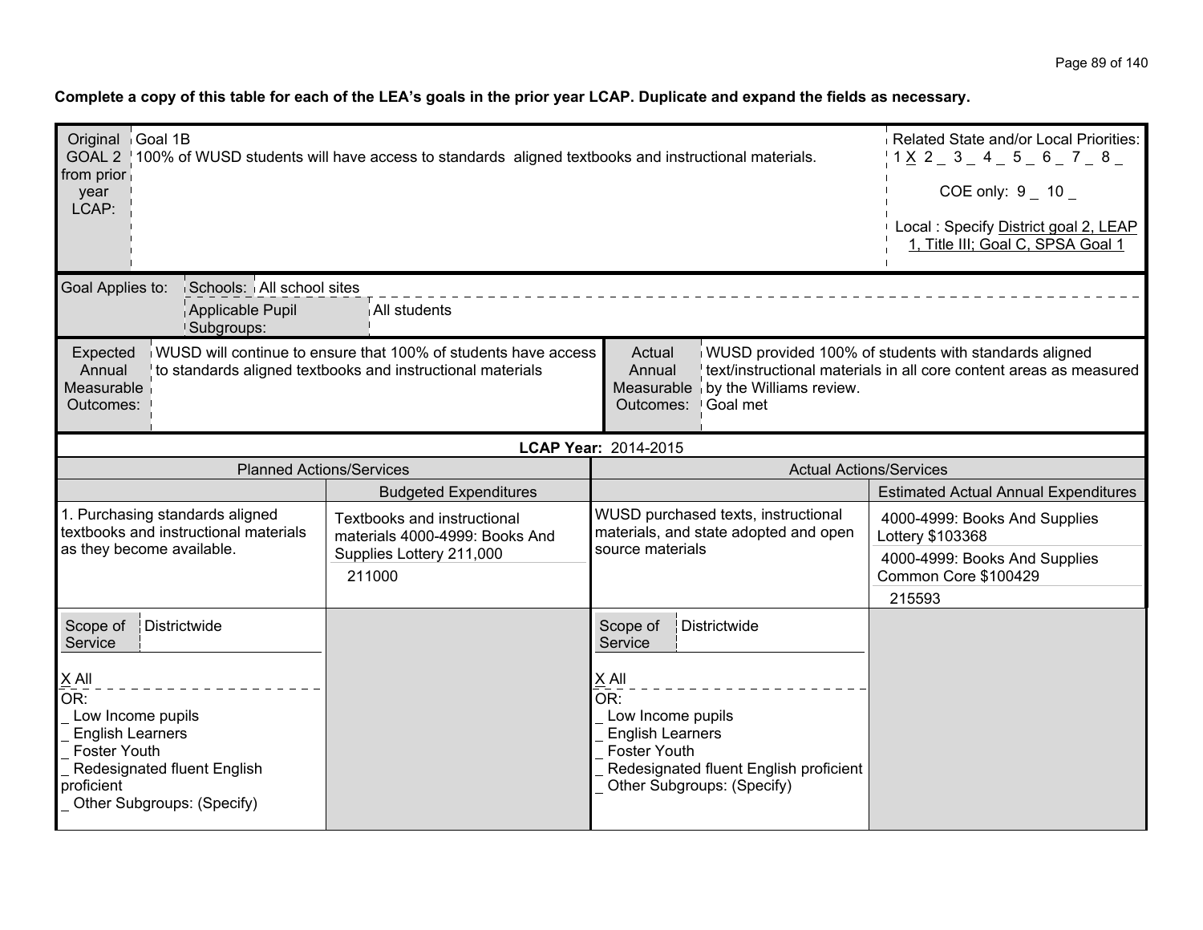**Complete a copy of this table for each of the LEA's goals in the prior year LCAP. Duplicate and expand the fields as necessary.**

| Original GOAL 2 from prior year LCAP: | Goal 1B<br>100% of WUSD students will have access to standards aligned textbooks and instructional materials. | Related State and/or Local Priorities:<br>1 X 2 _ 3 _ 4 _ 5 _ 6 _ 7 _ 8 _<br>COE only: 9 _ 10 _<br>Local : Specify District goal 2, LEAP 1, Title III; Goal C, SPSA Goal 1 |
|---|---|---|

| Goal Applies to: | Schools: | All school sites |
|---|---|---|
| | Applicable Pupil Subgroups: | All students |

| Expected Annual Measurable Outcomes: | WUSD will continue to ensure that 100% of students have access to standards aligned textbooks and instructional materials | Actual Annual Measurable Outcomes: | WUSD provided 100% of students with standards aligned text/instructional materials in all core content areas as measured by the Williams review.<br>Goal met |
|---|---|---|---|

**LCAP Year: 2014-2015**

| Planned Actions/Services | | Actual Actions/Services | |
|---|---|---|---|
| | Budgeted Expenditures | | Estimated Actual Annual Expenditures |
| 1. Purchasing standards aligned textbooks and instructional materials as they become available. | Textbooks and instructional materials 4000-4999: Books And Supplies Lottery 211,000<br>211000 | WUSD purchased texts, instructional materials, and state adopted and open source materials | 4000-4999: Books And Supplies Lottery $103368<br>4000-4999: Books And Supplies Common Core $100429<br>215593 |
| Scope of Service: Districtwide<br>X All<br>OR:<br>_ Low Income pupils<br>_ English Learners<br>_ Foster Youth<br>_ Redesignated fluent English proficient<br>_ Other Subgroups: (Specify) | | Scope of Service: Districtwide<br>X All<br>OR:<br>_ Low Income pupils<br>_ English Learners<br>_ Foster Youth<br>_ Redesignated fluent English proficient<br>_ Other Subgroups: (Specify) | |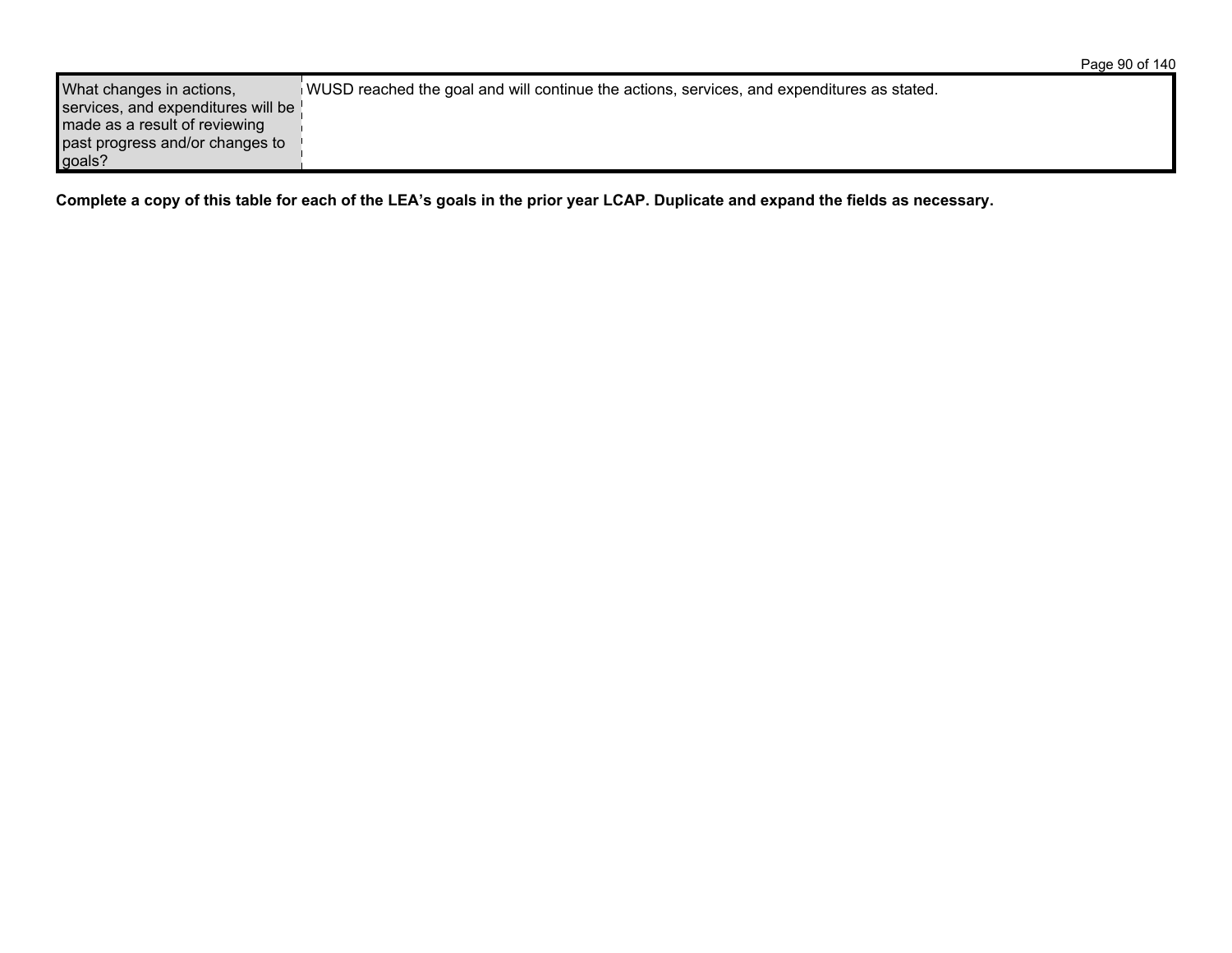| What changes in actions, services, and expenditures will be made as a result of reviewing past progress and/or changes to goals? | WUSD reached the goal and will continue the actions, services, and expenditures as stated. |
| --- | --- |

**Complete a copy of this table for each of the LEA's goals in the prior year LCAP. Duplicate and expand the fields as necessary.**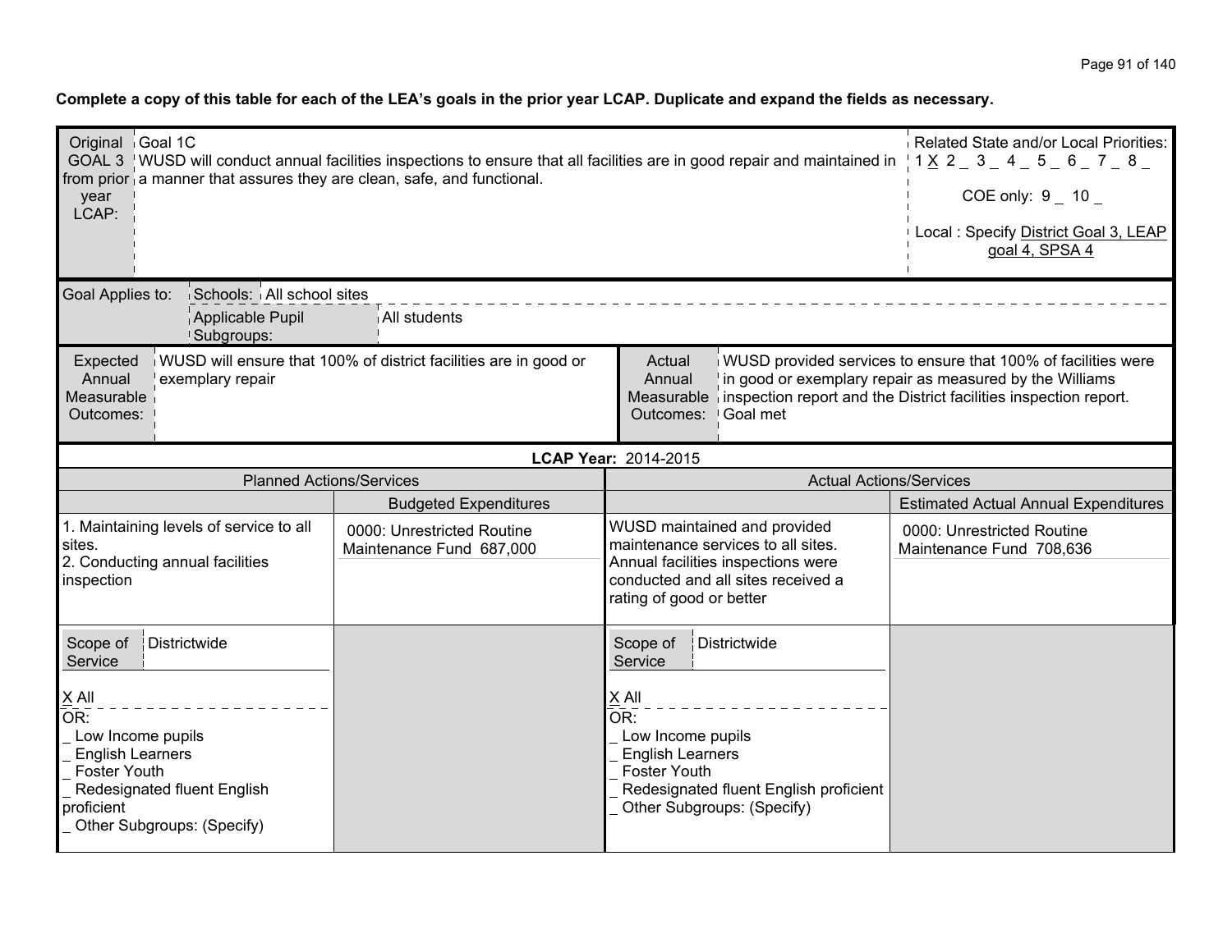**Complete a copy of this table for each of the LEA's goals in the prior year LCAP. Duplicate and expand the fields as necessary.**

| Original GOAL 3 from prior year LCAP: | Goal 1C<br>WUSD will conduct annual facilities inspections to ensure that all facilities are in good repair and maintained in a manner that assures they are clean, safe, and functional. | Related State and/or Local Priorities:<br>1 X 2 _ 3 _ 4 _ 5 _ 6 _ 7 _ 8 _<br>COE only: 9 _ 10 _<br>Local : Specify District Goal 3, LEAP goal 4, SPSA 4 |
|---|---|---|

| Goal Applies to: | Schools: | All school sites |
|---|---|---|
| | Applicable Pupil Subgroups: | All students |

| Expected Annual Measurable Outcomes: | WUSD will ensure that 100% of district facilities are in good or exemplary repair | Actual Annual Measurable Outcomes: | WUSD provided services to ensure that 100% of facilities were in good or exemplary repair as measured by the Williams inspection report and the District facilities inspection report. Goal met |
|---|---|---|---|

**LCAP Year: 2014-2015**

| Planned Actions/Services | | Actual Actions/Services | |
|---|---|---|---|
| | Budgeted Expenditures | | Estimated Actual Annual Expenditures |
| 1. Maintaining levels of service to all sites.<br>2. Conducting annual facilities inspection | 0000: Unrestricted Routine Maintenance Fund 687,000 | WUSD maintained and provided maintenance services to all sites. Annual facilities inspections were conducted and all sites received a rating of good or better | 0000: Unrestricted Routine Maintenance Fund 708,636 |
| Scope of Service: Districtwide<br>X All<br>OR:<br>_ Low Income pupils<br>_ English Learners<br>_ Foster Youth<br>_ Redesignated fluent English proficient<br>_ Other Subgroups: (Specify) | | Scope of Service: Districtwide<br>X All<br>OR:<br>_ Low Income pupils<br>_ English Learners<br>_ Foster Youth<br>_ Redesignated fluent English proficient<br>_ Other Subgroups: (Specify) | |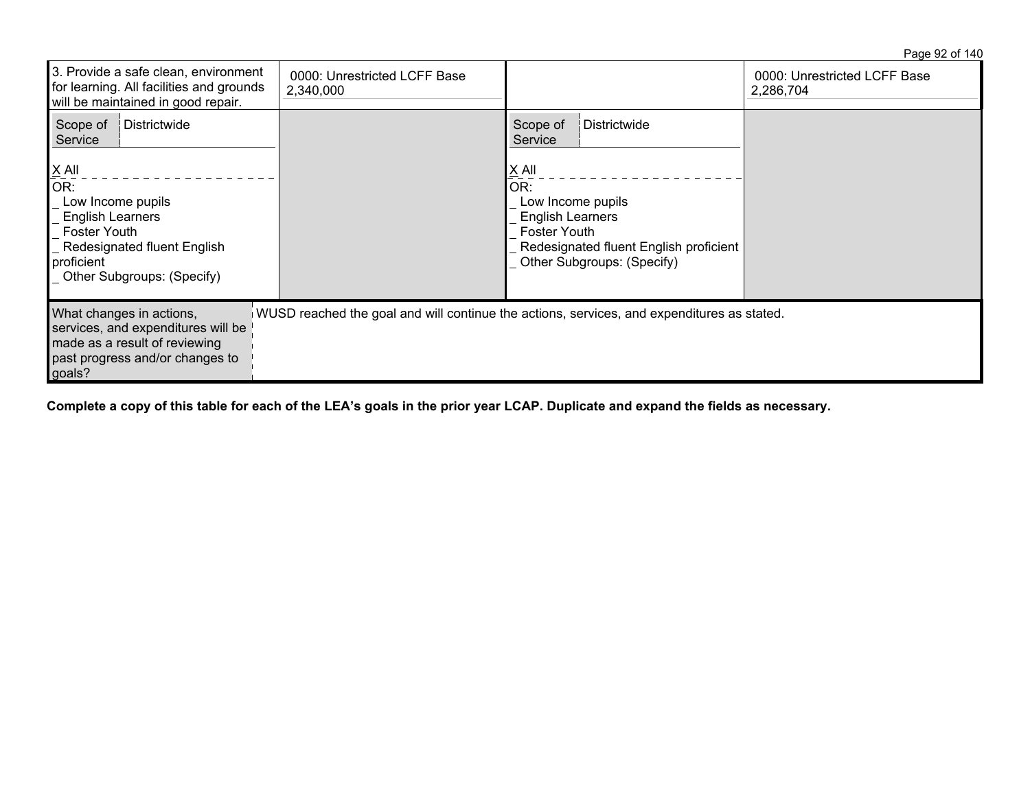| | | | |
|---|---|---|---|
| 3. Provide a safe clean, environment for learning. All facilities and grounds will be maintained in good repair. | 0000: Unrestricted LCFF Base 2,340,000 | | 0000: Unrestricted LCFF Base 2,286,704 |
| Scope of Service: Districtwide<br><br>X All<br>OR:<br>_ Low Income pupils<br>_ English Learners<br>_ Foster Youth<br>_ Redesignated fluent English proficient<br>_ Other Subgroups: (Specify) | | Scope of Service: Districtwide<br><br>X All<br>OR:<br>_ Low Income pupils<br>_ English Learners<br>_ Foster Youth<br>_ Redesignated fluent English proficient<br>_ Other Subgroups: (Specify) | |

| What changes in actions, services, and expenditures will be made as a result of reviewing past progress and/or changes to goals? | WUSD reached the goal and will continue the actions, services, and expenditures as stated. |
|---|---|

**Complete a copy of this table for each of the LEA's goals in the prior year LCAP. Duplicate and expand the fields as necessary.**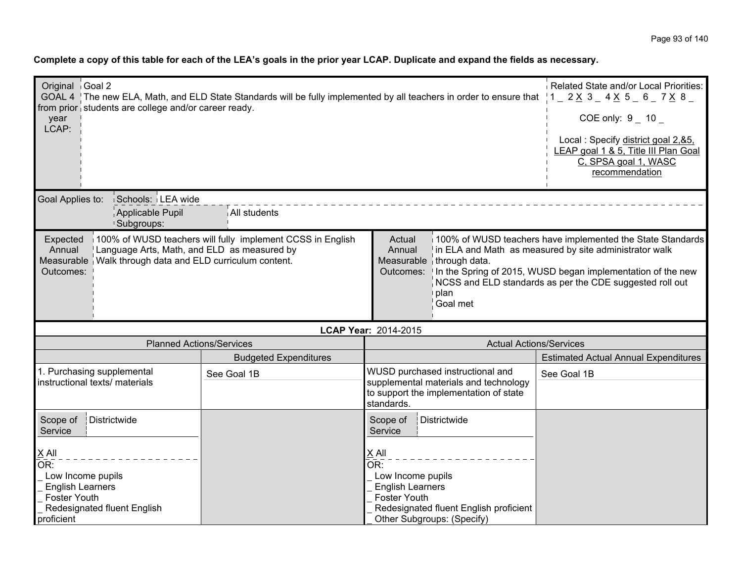**Complete a copy of this table for each of the LEA's goals in the prior year LCAP. Duplicate and expand the fields as necessary.**

| Original GOAL 4 from prior year LCAP: | Goal 2<br>The new ELA, Math, and ELD State Standards will be fully implemented by all teachers in order to ensure that students are college and/or career ready. | Related State and/or Local Priorities:<br>1 _ 2 X 3 _ 4 X 5 _ 6 _ 7 X 8 _<br>COE only: 9 _ 10 _<br>Local : Specify district goal 2,&5, LEAP goal 1 & 5, Title III Plan Goal C, SPSA goal 1, WASC recommendation |
|---|---|---|

| Goal Applies to: | Schools: | LEA wide |
|---|---|---|
| | Applicable Pupil Subgroups: | All students |

| Expected Annual Measurable Outcomes: | 100% of WUSD teachers will fully implement CCSS in English Language Arts, Math, and ELD as measured by Walk through data and ELD curriculum content. | Actual Annual Measurable Outcomes: | 100% of WUSD teachers have implemented the State Standards in ELA and Math as measured by site administrator walk through data.<br>In the Spring of 2015, WUSD began implementation of the new NCSS and ELD standards as per the CDE suggested roll out plan<br>Goal met |
|---|---|---|---|

**LCAP Year:** 2014-2015

| Planned Actions/Services | | Actual Actions/Services | |
|---|---|---|---|
| | Budgeted Expenditures | | Estimated Actual Annual Expenditures |
| 1. Purchasing supplemental instructional texts/ materials | See Goal 1B | WUSD purchased instructional and supplemental materials and technology to support the implementation of state standards. | See Goal 1B |
| Scope of Service: Districtwide<br>X All<br>OR:<br>_ Low Income pupils<br>_ English Learners<br>_ Foster Youth<br>_ Redesignated fluent English proficient | | Scope of Service: Districtwide<br>X All<br>OR:<br>_ Low Income pupils<br>_ English Learners<br>_ Foster Youth<br>_ Redesignated fluent English proficient<br>_ Other Subgroups: (Specify) | |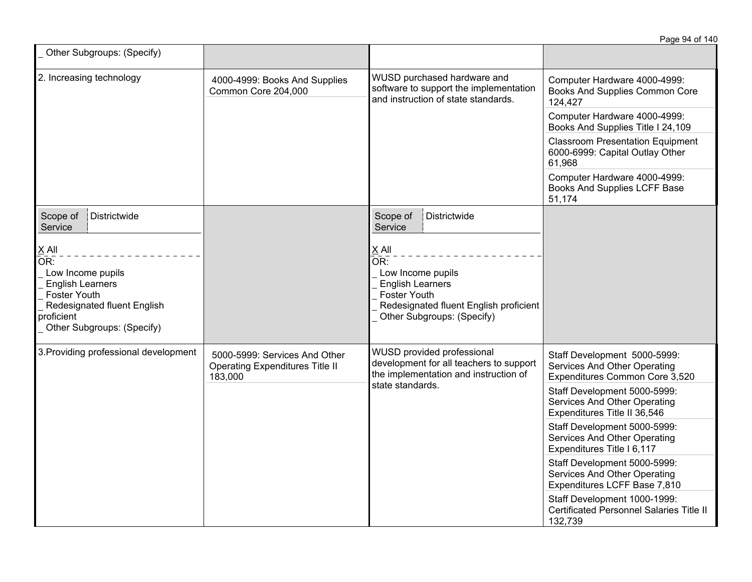| | | | |
|---|---|---|---|
| _ Other Subgroups: (Specify) | | | |
| 2. Increasing technology | 4000-4999: Books And Supplies Common Core 204,000 | WUSD purchased hardware and software to support the implementation and instruction of state standards. | Computer Hardware 4000-4999: Books And Supplies Common Core 124,427<br>Computer Hardware 4000-4999: Books And Supplies Title I 24,109<br>Classroom Presentation Equipment 6000-6999: Capital Outlay Other 61,968<br>Computer Hardware 4000-4999: Books And Supplies LCFF Base 51,174 |
| Scope of Service: Districtwide<br><br>X All<br>OR:<br>_ Low Income pupils<br>_ English Learners<br>_ Foster Youth<br>_ Redesignated fluent English proficient<br>_ Other Subgroups: (Specify) | | Scope of Service: Districtwide<br><br>X All<br>OR:<br>_ Low Income pupils<br>_ English Learners<br>_ Foster Youth<br>_ Redesignated fluent English proficient<br>_ Other Subgroups: (Specify) | |
| 3.Providing professional development | 5000-5999: Services And Other Operating Expenditures Title II 183,000 | WUSD provided professional development for all teachers to support the implementation and instruction of state standards. | Staff Development 5000-5999: Services And Other Operating Expenditures Common Core 3,520<br>Staff Development 5000-5999: Services And Other Operating Expenditures Title II 36,546<br>Staff Development 5000-5999: Services And Other Operating Expenditures Title I 6,117<br>Staff Development 5000-5999: Services And Other Operating Expenditures LCFF Base 7,810<br>Staff Development 1000-1999: Certificated Personnel Salaries Title II 132,739 |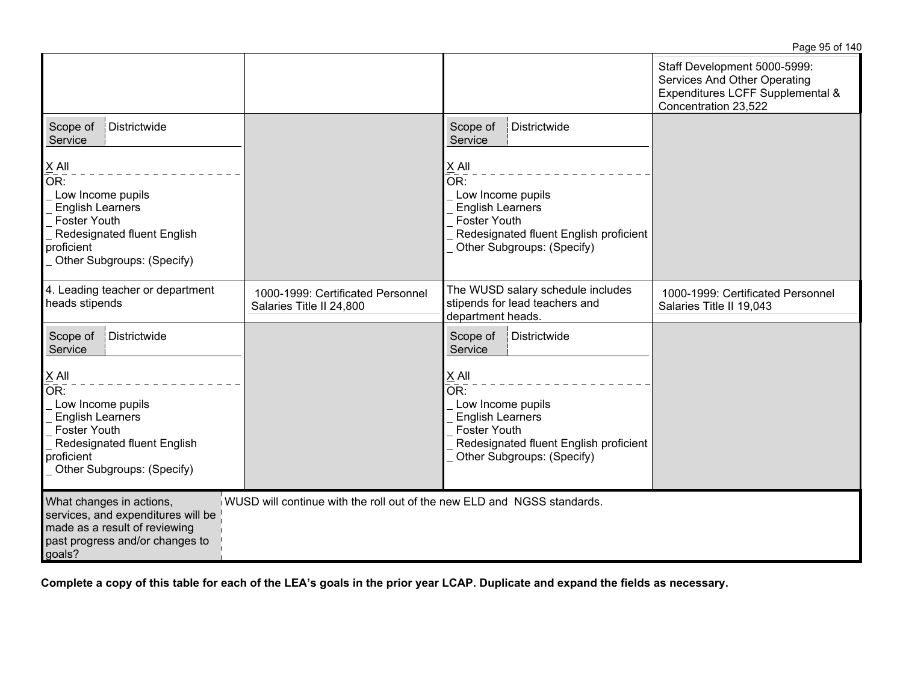| | | | |
|---|---|---|---|
| | | | Staff Development 5000-5999: Services And Other Operating Expenditures LCFF Supplemental & Concentration 23,522 |
| Scope of Service: Districtwide<br><br>X All<br>OR:<br>_ Low Income pupils<br>_ English Learners<br>_ Foster Youth<br>_ Redesignated fluent English proficient<br>_ Other Subgroups: (Specify) | | Scope of Service: Districtwide<br><br>X All<br>OR:<br>_ Low Income pupils<br>_ English Learners<br>_ Foster Youth<br>_ Redesignated fluent English proficient<br>_ Other Subgroups: (Specify) | |
| 4. Leading teacher or department heads stipends | 1000-1999: Certificated Personnel Salaries Title II 24,800 | The WUSD salary schedule includes stipends for lead teachers and department heads. | 1000-1999: Certificated Personnel Salaries Title II 19,043 |
| Scope of Service: Districtwide<br><br>X All<br>OR:<br>_ Low Income pupils<br>_ English Learners<br>_ Foster Youth<br>_ Redesignated fluent English proficient<br>_ Other Subgroups: (Specify) | | Scope of Service: Districtwide<br><br>X All<br>OR:<br>_ Low Income pupils<br>_ English Learners<br>_ Foster Youth<br>_ Redesignated fluent English proficient<br>_ Other Subgroups: (Specify) | |

| What changes in actions, services, and expenditures will be made as a result of reviewing past progress and/or changes to goals? | WUSD will continue with the roll out of the new ELD and NGSS standards. |
|---|---|

**Complete a copy of this table for each of the LEA's goals in the prior year LCAP. Duplicate and expand the fields as necessary.**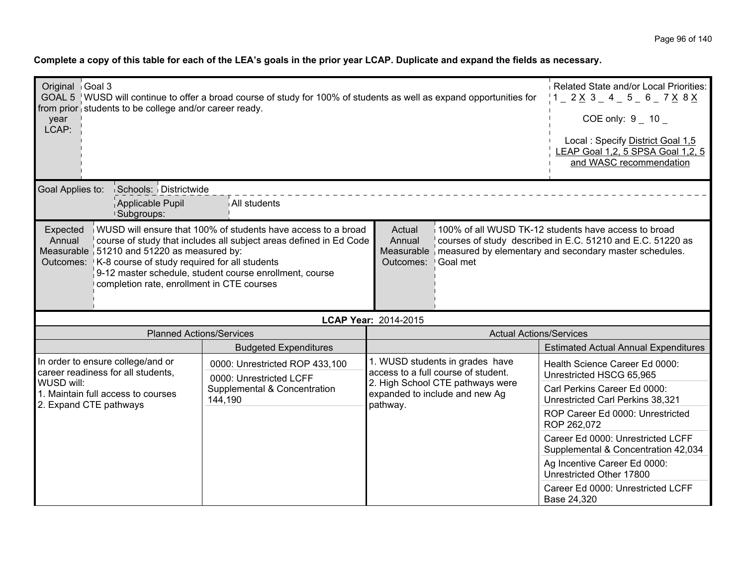**Complete a copy of this table for each of the LEA's goals in the prior year LCAP. Duplicate and expand the fields as necessary.**

| Original GOAL 5 from prior year LCAP: | Goal 3<br>WUSD will continue to offer a broad course of study for 100% of students as well as expand opportunities for students to be college and/or career ready. | Related State and/or Local Priorities:<br>1 _ 2 X 3 _ 4 _ 5 _ 6 _ 7 X 8 X<br>COE only: 9 _ 10 _<br>Local : Specify District Goal 1,5 LEAP Goal 1,2, 5 SPSA Goal 1,2, 5 and WASC recommendation |
|---|---|---|

| Goal Applies to: | Schools: | Districtwide |
|---|---|---|
| | Applicable Pupil Subgroups: | All students |

| Expected Annual Measurable Outcomes: | WUSD will ensure that 100% of students have access to a broad course of study that includes all subject areas defined in Ed Code 51210 and 51220 as measured by:<br>K-8 course of study required for all students<br>9-12 master schedule, student course enrollment, course completion rate, enrollment in CTE courses | Actual Annual Measurable Outcomes: | 100% of all WUSD TK-12 students have access to broad courses of study described in E.C. 51210 and E.C. 51220 as measured by elementary and secondary master schedules.<br>Goal met |
|---|---|---|---|

**LCAP Year:** 2014-2015

| Planned Actions/Services | | Actual Actions/Services | |
|---|---|---|---|
| | Budgeted Expenditures | | Estimated Actual Annual Expenditures |
| In order to ensure college/and or career readiness for all students, WUSD will:<br>1. Maintain full access to courses<br>2. Expand CTE pathways | 0000: Unrestricted ROP 433,100<br>0000: Unrestricted LCFF Supplemental & Concentration 144,190 | 1. WUSD students in grades have access to a full course of student.<br>2. High School CTE pathways were expanded to include and new Ag pathway. | Health Science Career Ed 0000: Unrestricted HSCG 65,965<br>Carl Perkins Career Ed 0000: Unrestricted Carl Perkins 38,321<br>ROP Career Ed 0000: Unrestricted ROP 262,072<br>Career Ed 0000: Unrestricted LCFF Supplemental & Concentration 42,034<br>Ag Incentive Career Ed 0000: Unrestricted Other 17800<br>Career Ed 0000: Unrestricted LCFF Base 24,320 |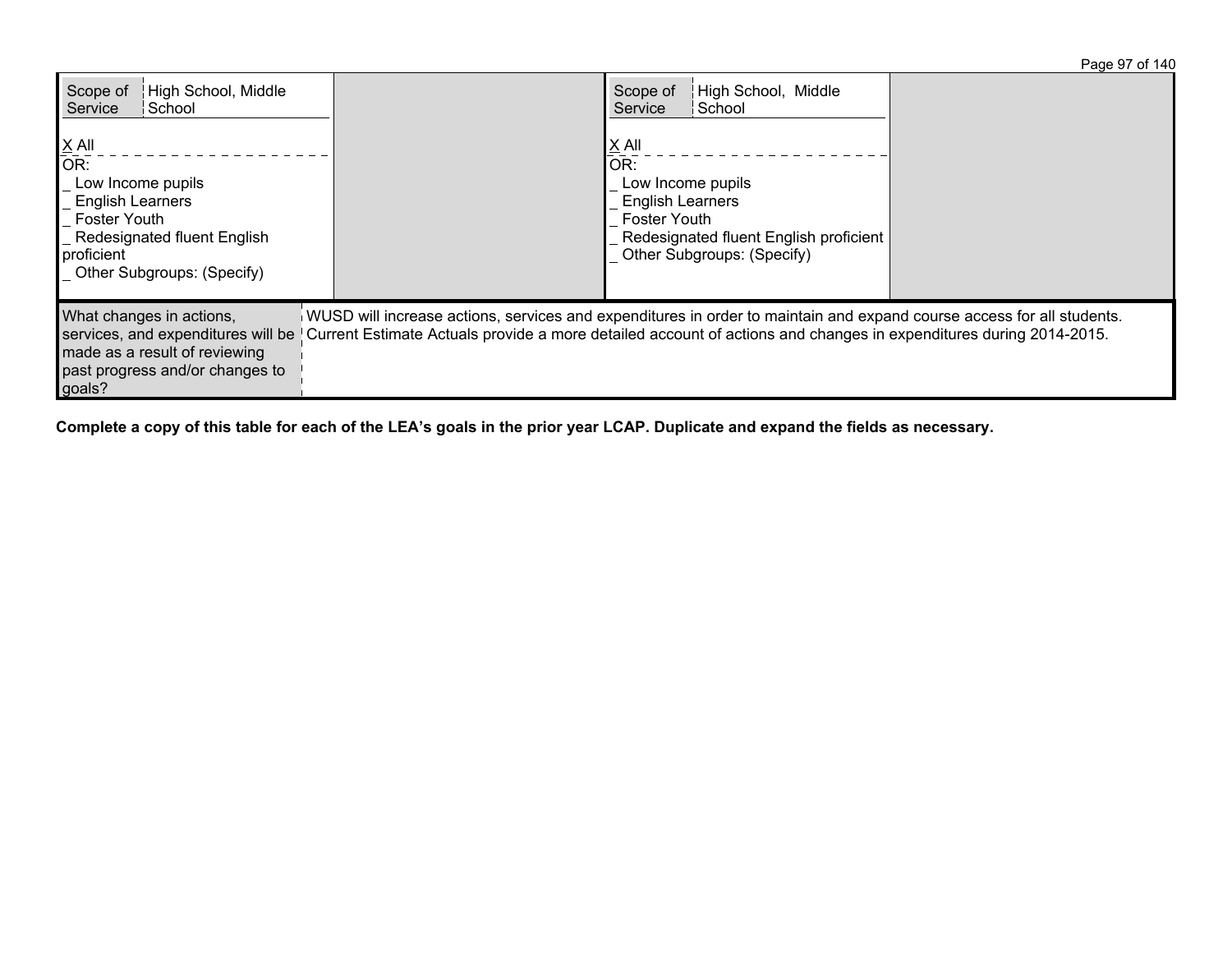| Scope of Service: High School, Middle School<br><br>X All<br>OR:<br>_ Low Income pupils<br>_ English Learners<br>_ Foster Youth<br>_ Redesignated fluent English proficient<br>_ Other Subgroups: (Specify) | | Scope of Service: High School, Middle School<br><br>X All<br>OR:<br>_ Low Income pupils<br>_ English Learners<br>_ Foster Youth<br>_ Redesignated fluent English proficient<br>_ Other Subgroups: (Specify) | |
|---|---|---|---|

| What changes in actions, services, and expenditures will be made as a result of reviewing past progress and/or changes to goals? | WUSD will increase actions, services and expenditures in order to maintain and expand course access for all students. Current Estimate Actuals provide a more detailed account of actions and changes in expenditures during 2014-2015. |
|---|---|

**Complete a copy of this table for each of the LEA's goals in the prior year LCAP. Duplicate and expand the fields as necessary.**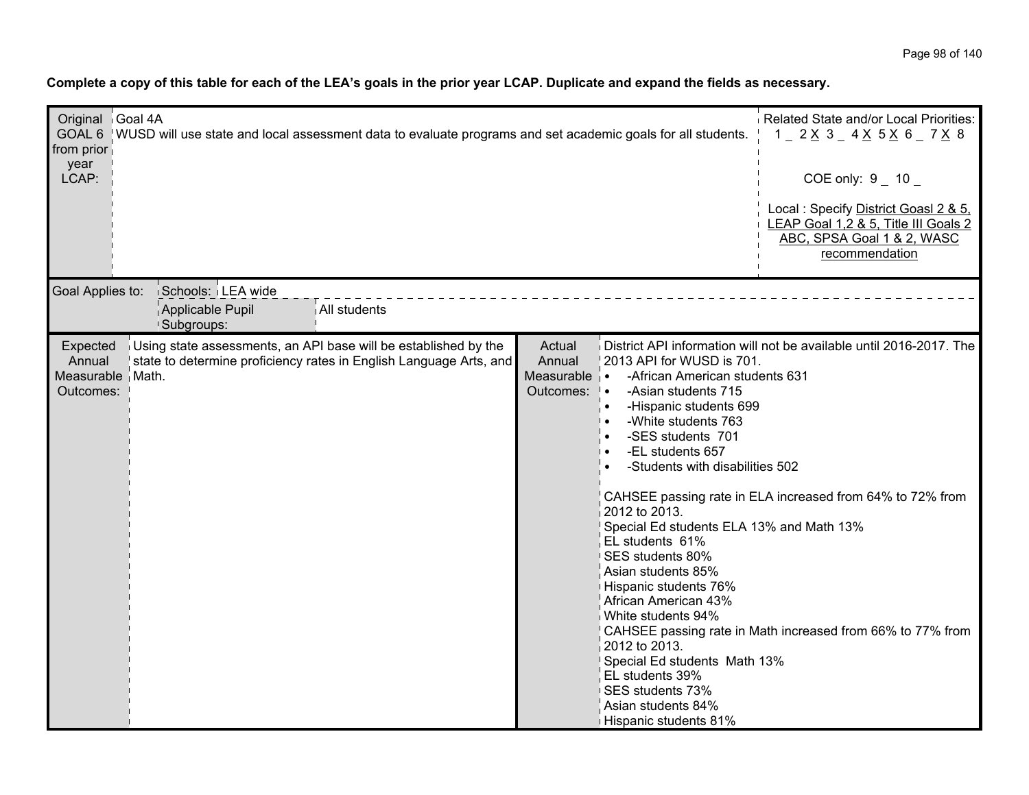**Complete a copy of this table for each of the LEA's goals in the prior year LCAP. Duplicate and expand the fields as necessary.**

| Original GOAL 6 from prior year LCAP: | Goal 4A<br>WUSD will use state and local assessment data to evaluate programs and set academic goals for all students. | Related State and/or Local Priorities:<br>1 _ 2 X 3 _ 4 X 5 X 6 _ 7 X 8<br><br>COE only: 9 _ 10 _<br><br>Local : Specify District Goasl 2 & 5, LEAP Goal 1,2 & 5, Title III Goals 2 ABC, SPSA Goal 1 & 2, WASC recommendation |
|---|---|---|

| Goal Applies to: | Schools: | LEA wide |
|---|---|---|
| | Applicable Pupil Subgroups: | All students |

| Expected Annual Measurable Outcomes: | Using state assessments, an API base will be established by the state to determine proficiency rates in English Language Arts, and Math. | Actual Annual Measurable Outcomes: | District API information will not be available until 2016-2017. The 2013 API for WUSD is 701.<br>• -African American students 631<br>• -Asian students 715<br>• -Hispanic students 699<br>• -White students 763<br>• -SES students 701<br>• -EL students 657<br>• -Students with disabilities 502<br><br>CAHSEE passing rate in ELA increased from 64% to 72% from 2012 to 2013.<br>Special Ed students ELA 13% and Math 13%<br>EL students 61%<br>SES students 80%<br>Asian students 85%<br>Hispanic students 76%<br>African American 43%<br>White students 94%<br>CAHSEE passing rate in Math increased from 66% to 77% from 2012 to 2013.<br>Special Ed students Math 13%<br>EL students 39%<br>SES students 73%<br>Asian students 84%<br>Hispanic students 81% |
|---|---|---|---|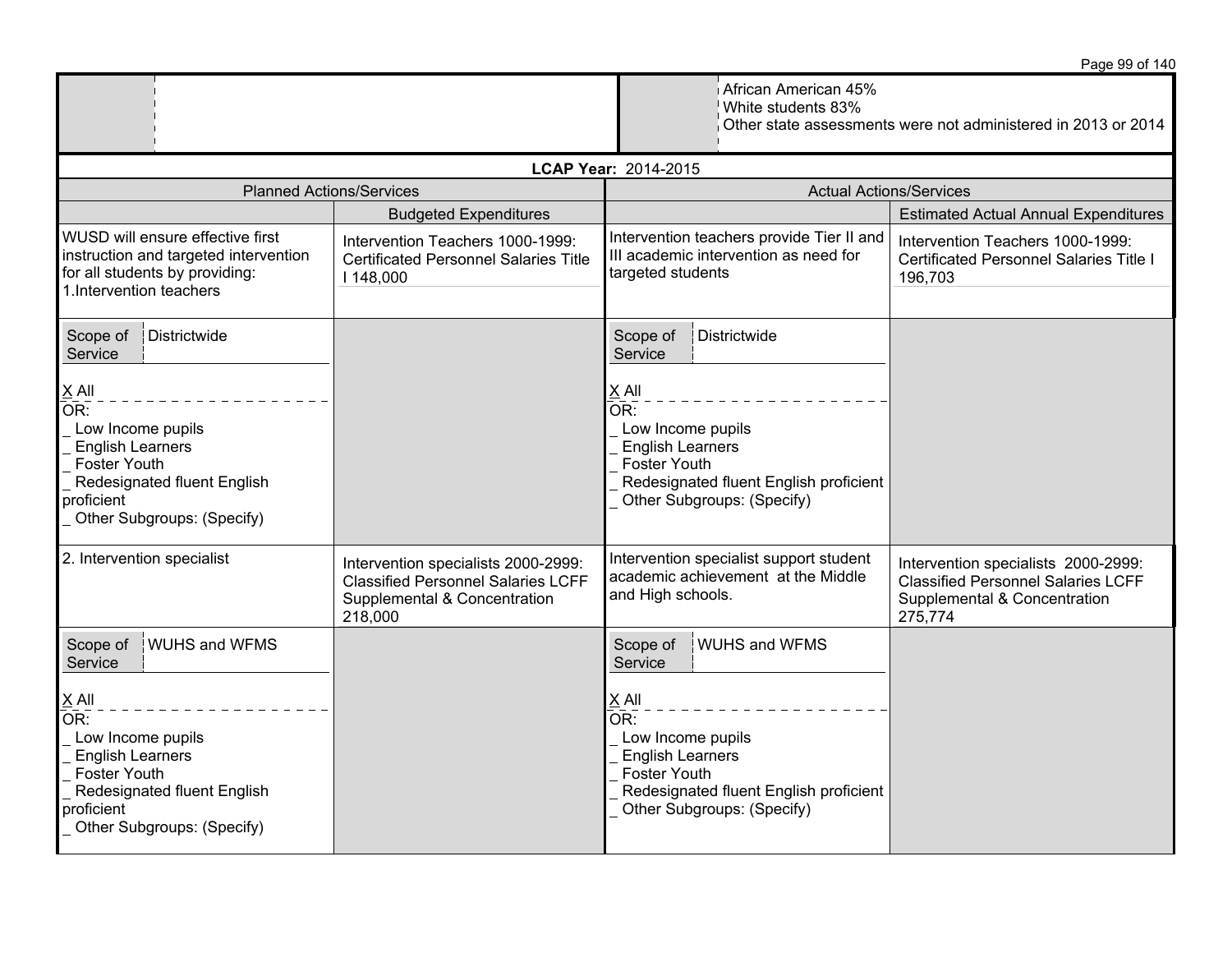| | | | African American 45%<br>White students 83%<br>Other state assessments were not administered in 2013 or 2014 |
|---|---|---|---|

**LCAP Year:** 2014-2015

| Planned Actions/Services | | Actual Actions/Services | |
|---|---|---|---|
| | Budgeted Expenditures | | Estimated Actual Annual Expenditures |
| WUSD will ensure effective first instruction and targeted intervention for all students by providing:<br>1.Intervention teachers | Intervention Teachers 1000-1999: Certificated Personnel Salaries Title I 148,000 | Intervention teachers provide Tier II and III academic intervention as need for targeted students | Intervention Teachers 1000-1999: Certificated Personnel Salaries Title I 196,703 |
| Scope of Service: Districtwide<br>X All<br>OR:<br>_ Low Income pupils<br>_ English Learners<br>_ Foster Youth<br>_ Redesignated fluent English proficient<br>_ Other Subgroups: (Specify) | | Scope of Service: Districtwide<br>X All<br>OR:<br>_ Low Income pupils<br>_ English Learners<br>_ Foster Youth<br>_ Redesignated fluent English proficient<br>_ Other Subgroups: (Specify) | |
| 2. Intervention specialist | Intervention specialists 2000-2999: Classified Personnel Salaries LCFF Supplemental & Concentration 218,000 | Intervention specialist support student academic achievement at the Middle and High schools. | Intervention specialists 2000-2999: Classified Personnel Salaries LCFF Supplemental & Concentration 275,774 |
| Scope of Service: WUHS and WFMS<br>X All<br>OR:<br>_ Low Income pupils<br>_ English Learners<br>_ Foster Youth<br>_ Redesignated fluent English proficient<br>_ Other Subgroups: (Specify) | | Scope of Service: WUHS and WFMS<br>X All<br>OR:<br>_ Low Income pupils<br>_ English Learners<br>_ Foster Youth<br>_ Redesignated fluent English proficient<br>_ Other Subgroups: (Specify) | |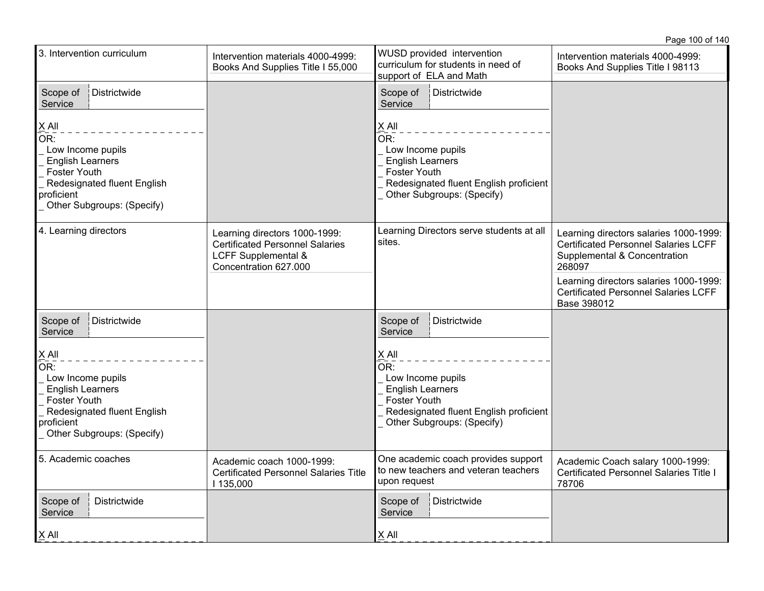| Planned Actions/Services | Budgeted Expenditures | Actual Actions/Services | Estimated Actual Annual Expenditures |
|---|---|---|---|
| 3. Intervention curriculum | Intervention materials 4000-4999: Books And Supplies Title I 55,000 | WUSD provided intervention curriculum for students in need of support of ELA and Math | Intervention materials 4000-4999: Books And Supplies Title I 98113 |
| Scope of Service: Districtwide<br><br>X All<br>OR:<br>_ Low Income pupils<br>_ English Learners<br>_ Foster Youth<br>_ Redesignated fluent English proficient<br>_ Other Subgroups: (Specify) | | Scope of Service: Districtwide<br><br>X All<br>OR:<br>_ Low Income pupils<br>_ English Learners<br>_ Foster Youth<br>_ Redesignated fluent English proficient<br>_ Other Subgroups: (Specify) | |
| 4. Learning directors | Learning directors 1000-1999: Certificated Personnel Salaries LCFF Supplemental & Concentration 627.000 | Learning Directors serve students at all sites. | Learning directors salaries 1000-1999: Certificated Personnel Salaries LCFF Supplemental & Concentration 268097<br><br>Learning directors salaries 1000-1999: Certificated Personnel Salaries LCFF Base 398012 |
| Scope of Service: Districtwide<br><br>X All<br>OR:<br>_ Low Income pupils<br>_ English Learners<br>_ Foster Youth<br>_ Redesignated fluent English proficient<br>_ Other Subgroups: (Specify) | | Scope of Service: Districtwide<br><br>X All<br>OR:<br>_ Low Income pupils<br>_ English Learners<br>_ Foster Youth<br>_ Redesignated fluent English proficient<br>_ Other Subgroups: (Specify) | |
| 5. Academic coaches | Academic coach 1000-1999: Certificated Personnel Salaries Title I 135,000 | One academic coach provides support to new teachers and veteran teachers upon request | Academic Coach salary 1000-1999: Certificated Personnel Salaries Title I 78706 |
| Scope of Service: Districtwide<br><br>X All | | Scope of Service: Districtwide<br><br>X All | |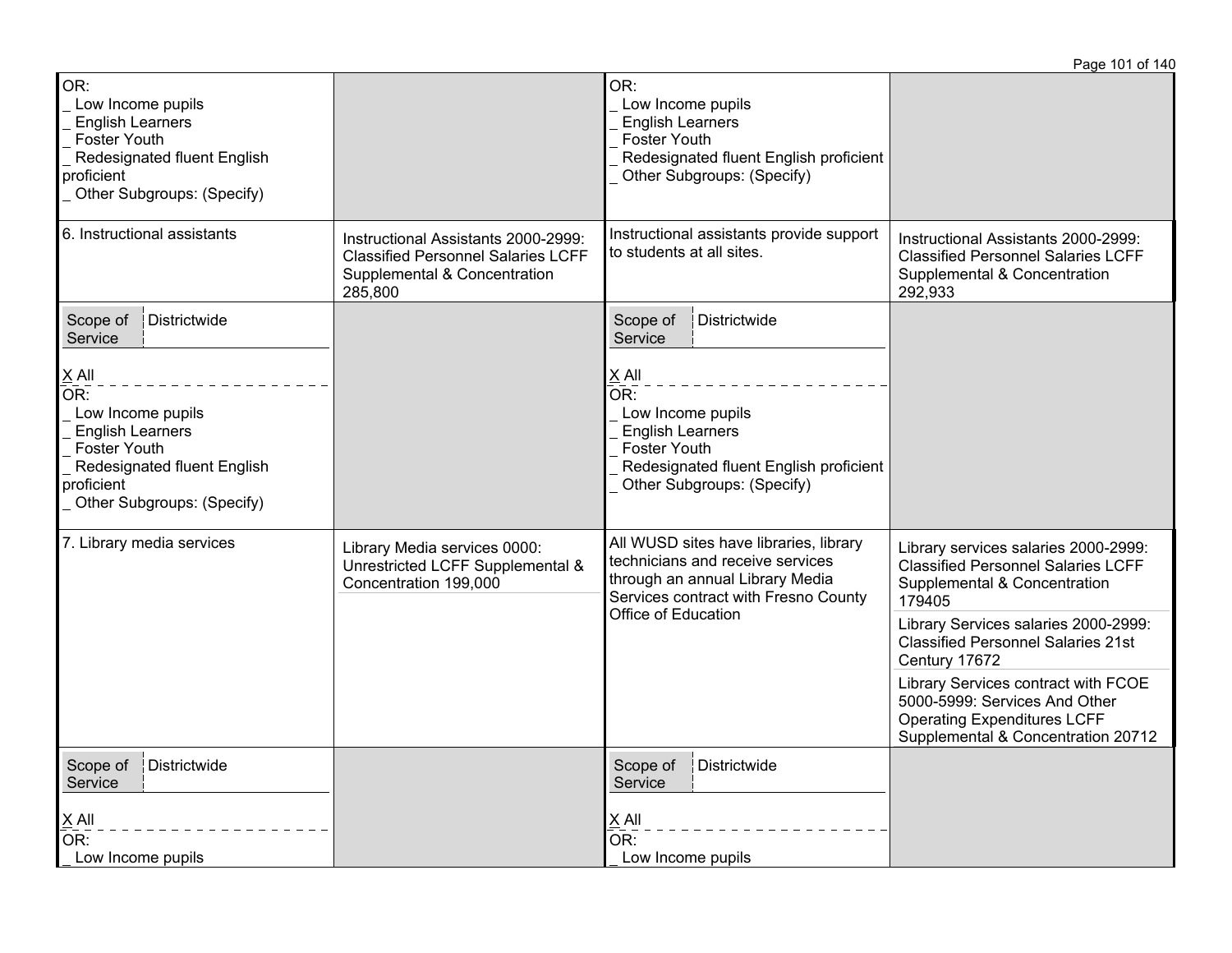| | | | |
|---|---|---|---|
| OR:<br>_ Low Income pupils<br>_ English Learners<br>_ Foster Youth<br>_ Redesignated fluent English proficient<br>_ Other Subgroups: (Specify) | | OR:<br>_ Low Income pupils<br>_ English Learners<br>_ Foster Youth<br>_ Redesignated fluent English proficient<br>_ Other Subgroups: (Specify) | |
| 6. Instructional assistants | Instructional Assistants 2000-2999: Classified Personnel Salaries LCFF Supplemental & Concentration 285,800 | Instructional assistants provide support to students at all sites. | Instructional Assistants 2000-2999: Classified Personnel Salaries LCFF Supplemental & Concentration 292,933 |
| Scope of Service: Districtwide<br><br>X All<br>OR:<br>_ Low Income pupils<br>_ English Learners<br>_ Foster Youth<br>_ Redesignated fluent English proficient<br>_ Other Subgroups: (Specify) | | Scope of Service: Districtwide<br><br>X All<br>OR:<br>_ Low Income pupils<br>_ English Learners<br>_ Foster Youth<br>_ Redesignated fluent English proficient<br>_ Other Subgroups: (Specify) | |
| 7. Library media services | Library Media services 0000: Unrestricted LCFF Supplemental & Concentration 199,000 | All WUSD sites have libraries, library technicians and receive services through an annual Library Media Services contract with Fresno County Office of Education | Library services salaries 2000-2999: Classified Personnel Salaries LCFF Supplemental & Concentration 179405<br><br>Library Services salaries 2000-2999: Classified Personnel Salaries 21st Century 17672<br><br>Library Services contract with FCOE 5000-5999: Services And Other Operating Expenditures LCFF Supplemental & Concentration 20712 |
| Scope of Service: Districtwide<br><br>X All<br>OR:<br>_ Low Income pupils | | Scope of Service: Districtwide<br><br>X All<br>OR:<br>_ Low Income pupils | |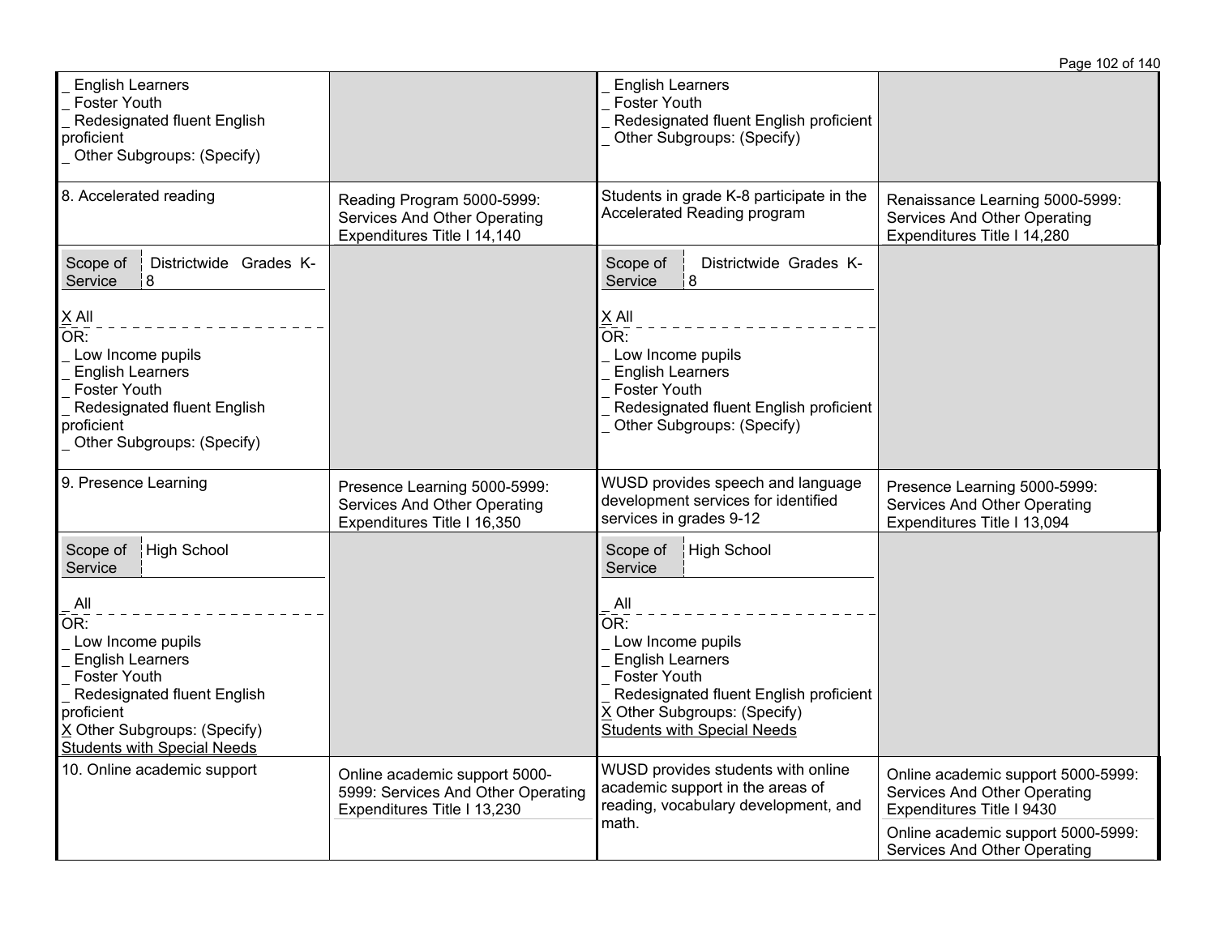| | | | |
|---|---|---|---|
| _ English Learners<br>_ Foster Youth<br>_ Redesignated fluent English proficient<br>_ Other Subgroups: (Specify) | | _ English Learners<br>_ Foster Youth<br>_ Redesignated fluent English proficient<br>_ Other Subgroups: (Specify) | |
| 8. Accelerated reading | Reading Program 5000-5999: Services And Other Operating Expenditures Title I 14,140 | Students in grade K-8 participate in the Accelerated Reading program | Renaissance Learning 5000-5999: Services And Other Operating Expenditures Title I 14,280 |
| Scope of Service: Districtwide Grades K-8<br><br>X All<br>OR:<br>_ Low Income pupils<br>_ English Learners<br>_ Foster Youth<br>_ Redesignated fluent English proficient<br>_ Other Subgroups: (Specify) | | Scope of Service: Districtwide Grades K-8<br><br>X All<br>OR:<br>_ Low Income pupils<br>_ English Learners<br>_ Foster Youth<br>_ Redesignated fluent English proficient<br>_ Other Subgroups: (Specify) | |
| 9. Presence Learning | Presence Learning 5000-5999: Services And Other Operating Expenditures Title I 16,350 | WUSD provides speech and language development services for identified services in grades 9-12 | Presence Learning 5000-5999: Services And Other Operating Expenditures Title I 13,094 |
| Scope of Service: High School<br><br>_ All<br>OR:<br>_ Low Income pupils<br>_ English Learners<br>_ Foster Youth<br>_ Redesignated fluent English proficient<br>X Other Subgroups: (Specify) Students with Special Needs | | Scope of Service: High School<br><br>_ All<br>OR:<br>_ Low Income pupils<br>_ English Learners<br>_ Foster Youth<br>_ Redesignated fluent English proficient<br>X Other Subgroups: (Specify) Students with Special Needs | |
| 10. Online academic support | Online academic support 5000-5999: Services And Other Operating Expenditures Title I 13,230 | WUSD provides students with online academic support in the areas of reading, vocabulary development, and math. | Online academic support 5000-5999: Services And Other Operating Expenditures Title I 9430<br><br>Online academic support 5000-5999: Services And Other Operating |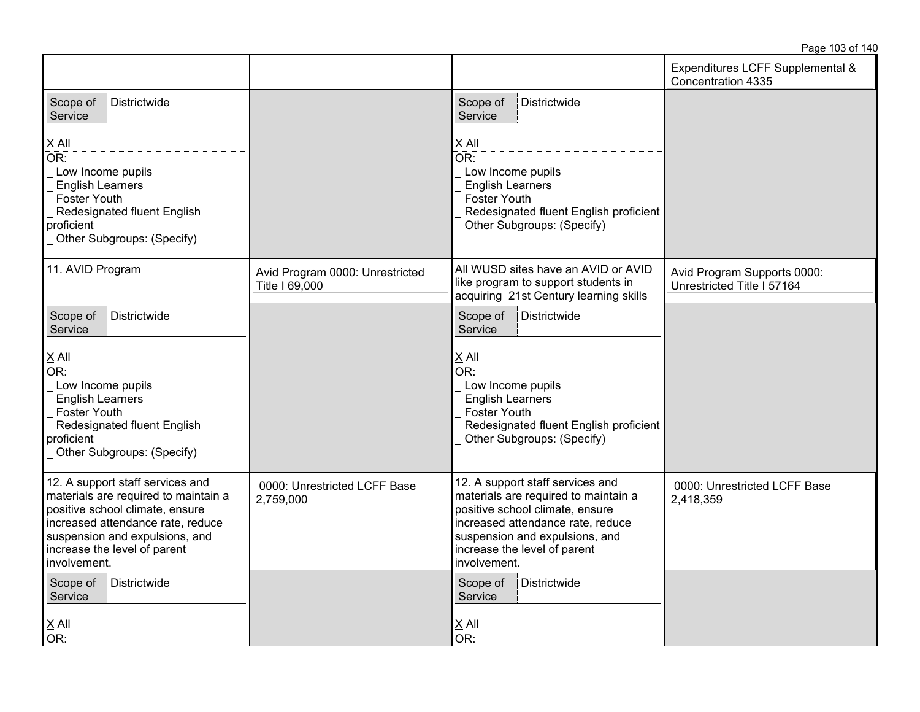| | | | |
|---|---|---|---|
| | | | Expenditures LCFF Supplemental & Concentration 4335 |
| Scope of Service: Districtwide<br><br>X All<br>OR:<br>_ Low Income pupils<br>_ English Learners<br>_ Foster Youth<br>_ Redesignated fluent English proficient<br>_ Other Subgroups: (Specify) | | Scope of Service: Districtwide<br><br>X All<br>OR:<br>_ Low Income pupils<br>_ English Learners<br>_ Foster Youth<br>_ Redesignated fluent English proficient<br>_ Other Subgroups: (Specify) | |
| 11. AVID Program | Avid Program 0000: Unrestricted Title I 69,000 | All WUSD sites have an AVID or AVID like program to support students in acquiring 21st Century learning skills | Avid Program Supports 0000: Unrestricted Title I 57164 |
| Scope of Service: Districtwide<br><br>X All<br>OR:<br>_ Low Income pupils<br>_ English Learners<br>_ Foster Youth<br>_ Redesignated fluent English proficient<br>_ Other Subgroups: (Specify) | | Scope of Service: Districtwide<br><br>X All<br>OR:<br>_ Low Income pupils<br>_ English Learners<br>_ Foster Youth<br>_ Redesignated fluent English proficient<br>_ Other Subgroups: (Specify) | |
| 12. A support staff services and materials are required to maintain a positive school climate, ensure increased attendance rate, reduce suspension and expulsions, and increase the level of parent involvement. | 0000: Unrestricted LCFF Base 2,759,000 | 12. A support staff services and materials are required to maintain a positive school climate, ensure increased attendance rate, reduce suspension and expulsions, and increase the level of parent involvement. | 0000: Unrestricted LCFF Base 2,418,359 |
| Scope of Service: Districtwide<br><br>X All<br>OR: | | Scope of Service: Districtwide<br><br>X All<br>OR: | |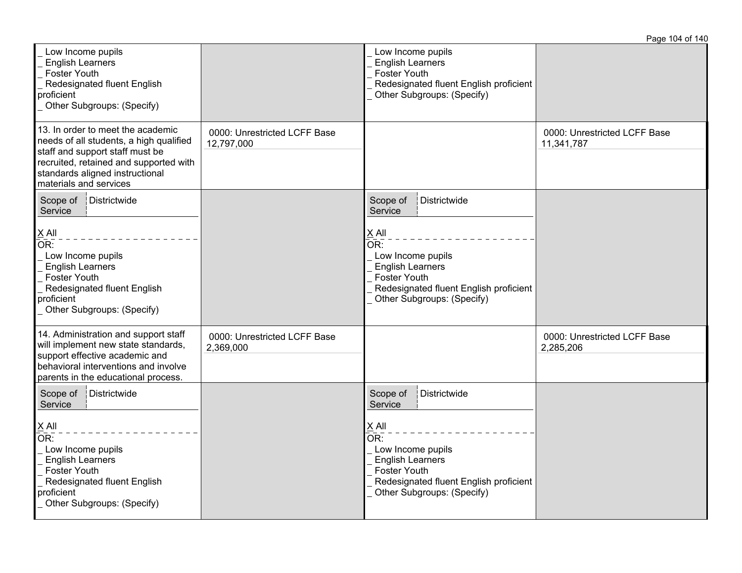| | | | |
|---|---|---|---|
| _ Low Income pupils<br>_ English Learners<br>_ Foster Youth<br>_ Redesignated fluent English proficient<br>_ Other Subgroups: (Specify) | | _ Low Income pupils<br>_ English Learners<br>_ Foster Youth<br>_ Redesignated fluent English proficient<br>_ Other Subgroups: (Specify) | |
| 13. In order to meet the academic needs of all students, a high qualified staff and support staff must be recruited, retained and supported with standards aligned instructional materials and services | 0000: Unrestricted LCFF Base 12,797,000 | | 0000: Unrestricted LCFF Base 11,341,787 |
| Scope of Service: Districtwide<br>X All<br>OR:<br>_ Low Income pupils<br>_ English Learners<br>_ Foster Youth<br>_ Redesignated fluent English proficient<br>_ Other Subgroups: (Specify) | | Scope of Service: Districtwide<br>X All<br>OR:<br>_ Low Income pupils<br>_ English Learners<br>_ Foster Youth<br>_ Redesignated fluent English proficient<br>_ Other Subgroups: (Specify) | |
| 14. Administration and support staff will implement new state standards, support effective academic and behavioral interventions and involve parents in the educational process. | 0000: Unrestricted LCFF Base 2,369,000 | | 0000: Unrestricted LCFF Base 2,285,206 |
| Scope of Service: Districtwide<br>X All<br>OR:<br>_ Low Income pupils<br>_ English Learners<br>_ Foster Youth<br>_ Redesignated fluent English proficient<br>_ Other Subgroups: (Specify) | | Scope of Service: Districtwide<br>X All<br>OR:<br>_ Low Income pupils<br>_ English Learners<br>_ Foster Youth<br>_ Redesignated fluent English proficient<br>_ Other Subgroups: (Specify) | |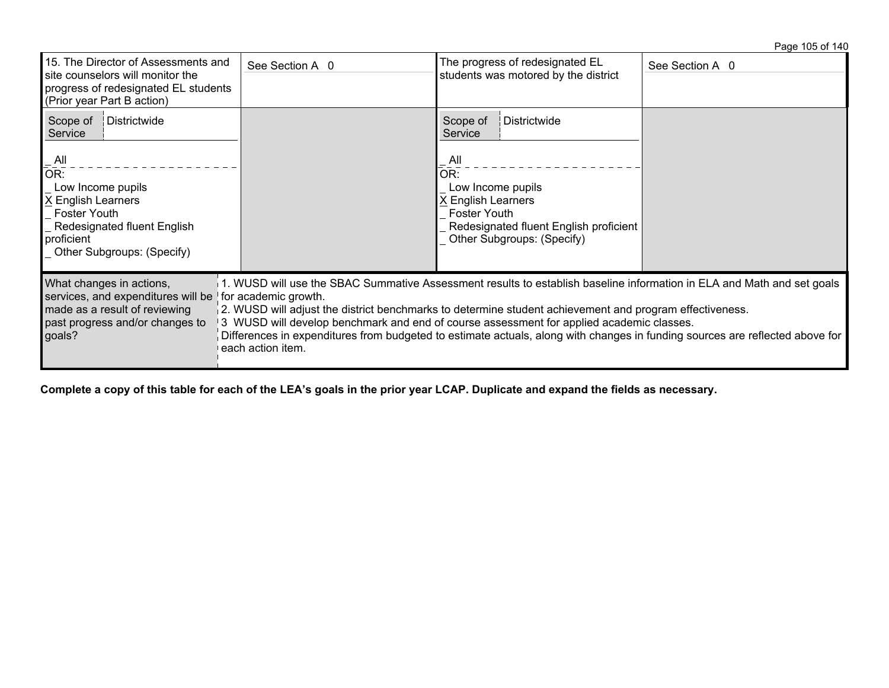| | | | |
|---|---|---|---|
| 15. The Director of Assessments and site counselors will monitor the progress of redesignated EL students (Prior year Part B action) | See Section A 0 | The progress of redesignated EL students was motored by the district | See Section A 0 |
| Scope of Service: Districtwide<br><br>_ All<br>OR:<br>_ Low Income pupils<br>X English Learners<br>_ Foster Youth<br>_ Redesignated fluent English proficient<br>_ Other Subgroups: (Specify) | | Scope of Service: Districtwide<br><br>_ All<br>OR:<br>_ Low Income pupils<br>X English Learners<br>_ Foster Youth<br>_ Redesignated fluent English proficient<br>_ Other Subgroups: (Specify) | |

| | |
|---|---|
| What changes in actions, services, and expenditures will be made as a result of reviewing past progress and/or changes to goals? | 1. WUSD will use the SBAC Summative Assessment results to establish baseline information in ELA and Math and set goals for academic growth.<br>2. WUSD will adjust the district benchmarks to determine student achievement and program effectiveness.<br>3 WUSD will develop benchmark and end of course assessment for applied academic classes.<br>Differences in expenditures from budgeted to estimate actuals, along with changes in funding sources are reflected above for each action item. |

**Complete a copy of this table for each of the LEA's goals in the prior year LCAP. Duplicate and expand the fields as necessary.**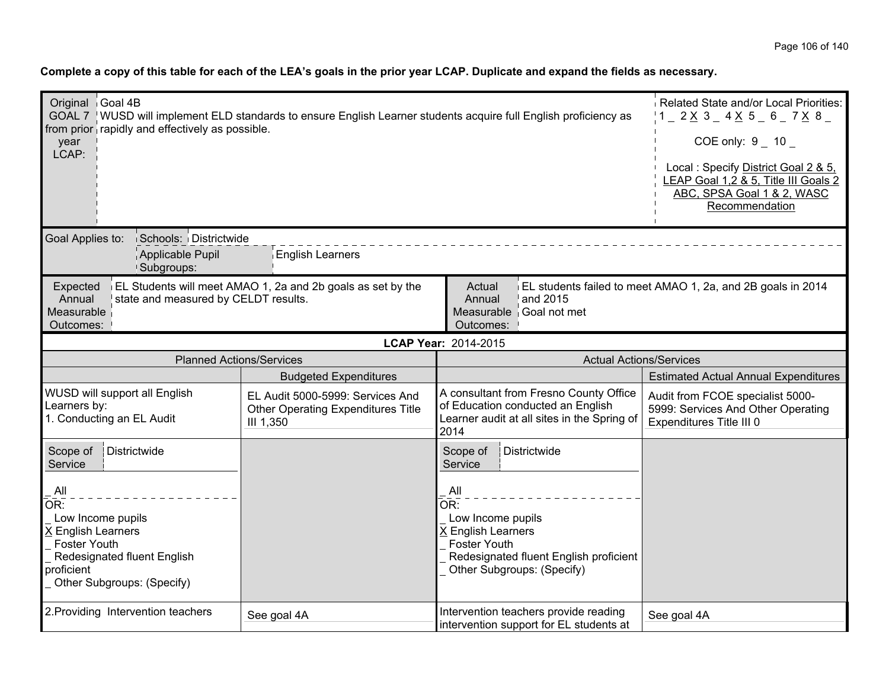**Complete a copy of this table for each of the LEA's goals in the prior year LCAP. Duplicate and expand the fields as necessary.**

| Original GOAL 7 from prior year LCAP: | Goal 4B<br>WUSD will implement ELD standards to ensure English Learner students acquire full English proficiency as rapidly and effectively as possible. | Related State and/or Local Priorities:<br>1 _ 2 X 3 _ 4 X 5 _ 6 _ 7 X 8 _<br>COE only: 9 _ 10 _<br>Local : Specify District Goal 2 & 5, LEAP Goal 1,2 & 5, Title III Goals 2 ABC, SPSA Goal 1 & 2, WASC Recommendation |
|---|---|---|

| Goal Applies to: | Schools: | Districtwide |
|---|---|---|
| | Applicable Pupil Subgroups: | English Learners |

| Expected Annual Measurable Outcomes: | EL Students will meet AMAO 1, 2a and 2b goals as set by the state and measured by CELDT results. | Actual Annual Measurable Outcomes: | EL students failed to meet AMAO 1, 2a, and 2B goals in 2014 and 2015<br>Goal not met |
|---|---|---|---|

**LCAP Year:** 2014-2015

| Planned Actions/Services | Budgeted Expenditures | Actual Actions/Services | Estimated Actual Annual Expenditures |
|---|---|---|---|
| WUSD will support all English Learners by:<br>1. Conducting an EL Audit | EL Audit 5000-5999: Services And Other Operating Expenditures Title III 1,350 | A consultant from Fresno County Office of Education conducted an English Learner audit at all sites in the Spring of 2014 | Audit from FCOE specialist 5000-5999: Services And Other Operating Expenditures Title III 0 |
| Scope of Service: Districtwide<br>_ All<br>OR:<br>_ Low Income pupils<br>X English Learners<br>_ Foster Youth<br>_ Redesignated fluent English proficient<br>_ Other Subgroups: (Specify) | | Scope of Service: Districtwide<br>_ All<br>OR:<br>_ Low Income pupils<br>X English Learners<br>_ Foster Youth<br>_ Redesignated fluent English proficient<br>_ Other Subgroups: (Specify) | |
| 2.Providing Intervention teachers | See goal 4A | Intervention teachers provide reading intervention support for EL students at | See goal 4A |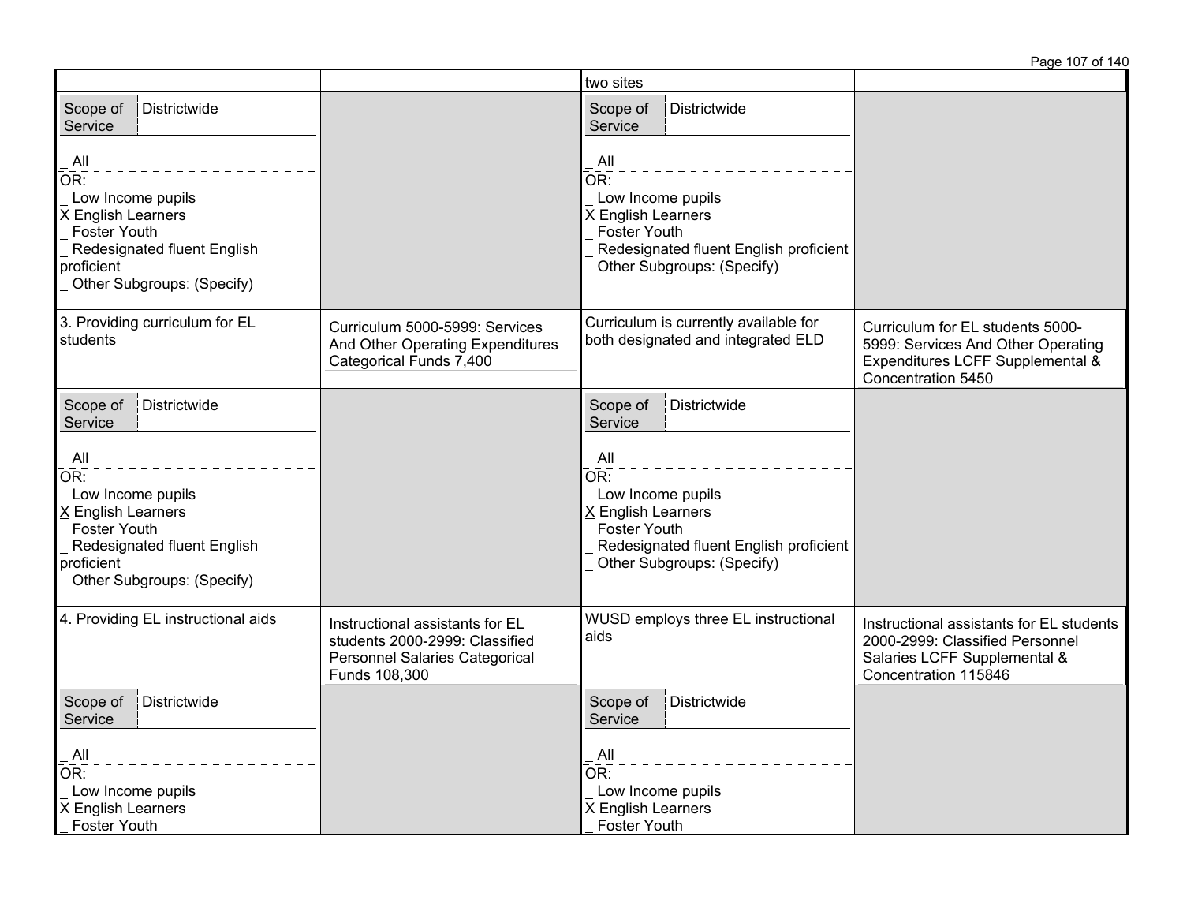| | | | |
|---|---|---|---|
| | | two sites | |
| Scope of Service: Districtwide<br><br>_ All<br>OR:<br>_ Low Income pupils<br>X English Learners<br>_ Foster Youth<br>_ Redesignated fluent English proficient<br>_ Other Subgroups: (Specify) | | Scope of Service: Districtwide<br><br>_ All<br>OR:<br>_ Low Income pupils<br>X English Learners<br>_ Foster Youth<br>_ Redesignated fluent English proficient<br>_ Other Subgroups: (Specify) | |
| 3. Providing curriculum for EL students | Curriculum 5000-5999: Services And Other Operating Expenditures Categorical Funds 7,400 | Curriculum is currently available for both designated and integrated ELD | Curriculum for EL students 5000-5999: Services And Other Operating Expenditures LCFF Supplemental & Concentration 5450 |
| Scope of Service: Districtwide<br><br>_ All<br>OR:<br>_ Low Income pupils<br>X English Learners<br>_ Foster Youth<br>_ Redesignated fluent English proficient<br>_ Other Subgroups: (Specify) | | Scope of Service: Districtwide<br><br>_ All<br>OR:<br>_ Low Income pupils<br>X English Learners<br>_ Foster Youth<br>_ Redesignated fluent English proficient<br>_ Other Subgroups: (Specify) | |
| 4. Providing EL instructional aids | Instructional assistants for EL students 2000-2999: Classified Personnel Salaries Categorical Funds 108,300 | WUSD employs three EL instructional aids | Instructional assistants for EL students 2000-2999: Classified Personnel Salaries LCFF Supplemental & Concentration 115846 |
| Scope of Service: Districtwide<br><br>_ All<br>OR:<br>_ Low Income pupils<br>X English Learners<br>_ Foster Youth | | Scope of Service: Districtwide<br><br>_ All<br>OR:<br>_ Low Income pupils<br>X English Learners<br>_ Foster Youth | |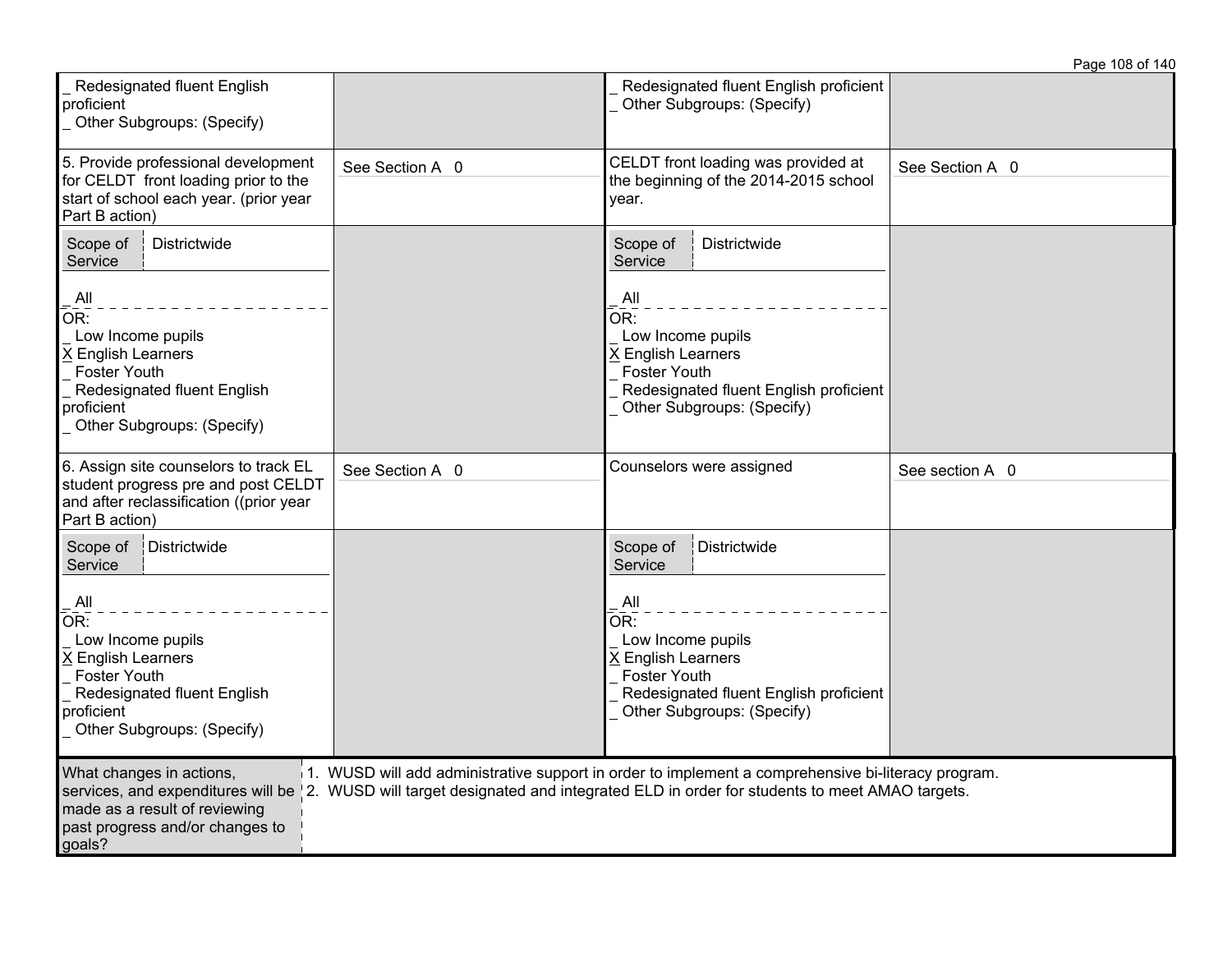| | | | |
|---|---|---|---|
| _ Redesignated fluent English proficient<br>_ Other Subgroups: (Specify) | | _ Redesignated fluent English proficient<br>_ Other Subgroups: (Specify) | |
| 5. Provide professional development for CELDT front loading prior to the start of school each year. (prior year Part B action) | See Section A 0 | CELDT front loading was provided at the beginning of the 2014-2015 school year. | See Section A 0 |
| Scope of Service: Districtwide<br><br>_ All<br>OR:<br>_ Low Income pupils<br>X English Learners<br>_ Foster Youth<br>_ Redesignated fluent English proficient<br>_ Other Subgroups: (Specify) | | Scope of Service: Districtwide<br><br>_ All<br>OR:<br>_ Low Income pupils<br>X English Learners<br>_ Foster Youth<br>_ Redesignated fluent English proficient<br>_ Other Subgroups: (Specify) | |
| 6. Assign site counselors to track EL student progress pre and post CELDT and after reclassification ((prior year Part B action) | See Section A 0 | Counselors were assigned | See section A 0 |
| Scope of Service: Districtwide<br><br>_ All<br>OR:<br>_ Low Income pupils<br>X English Learners<br>_ Foster Youth<br>_ Redesignated fluent English proficient<br>_ Other Subgroups: (Specify) | | Scope of Service: Districtwide<br><br>_ All<br>OR:<br>_ Low Income pupils<br>X English Learners<br>_ Foster Youth<br>_ Redesignated fluent English proficient<br>_ Other Subgroups: (Specify) | |

| What changes in actions, services, and expenditures will be made as a result of reviewing past progress and/or changes to goals? | 1. WUSD will add administrative support in order to implement a comprehensive bi-literacy program.<br>2. WUSD will target designated and integrated ELD in order for students to meet AMAO targets. |
|---|---|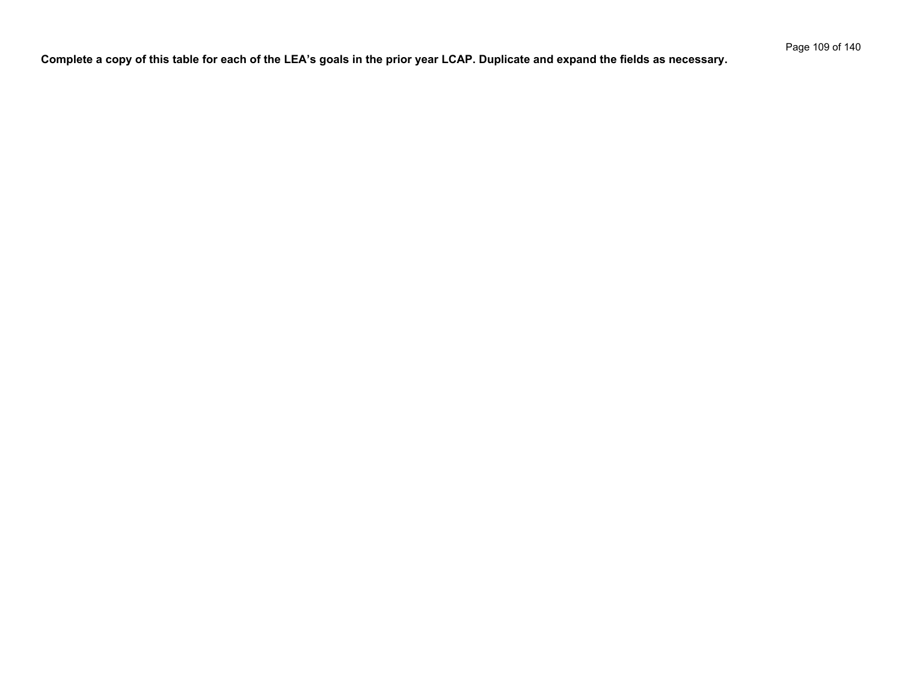**Complete a copy of this table for each of the LEA's goals in the prior year LCAP. Duplicate and expand the fields as necessary.**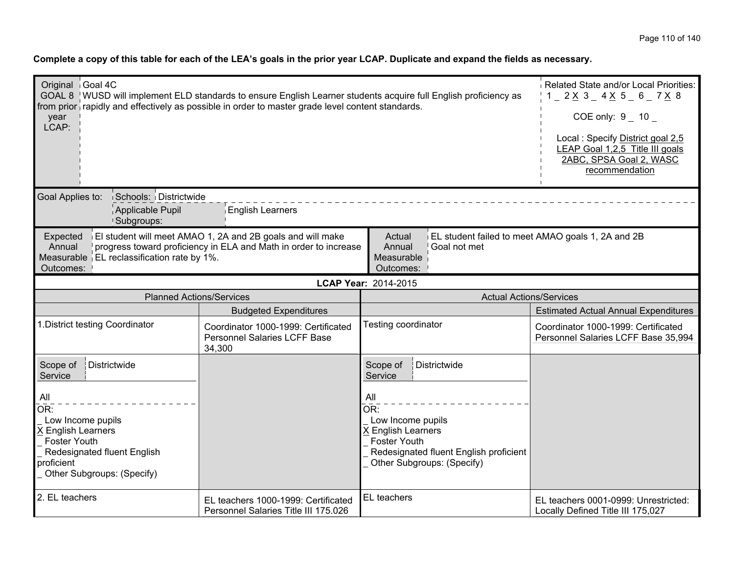**Complete a copy of this table for each of the LEA's goals in the prior year LCAP. Duplicate and expand the fields as necessary.**

| Original GOAL 8 from prior year LCAP: | Goal 4C<br>WUSD will implement ELD standards to ensure English Learner students acquire full English proficiency as rapidly and effectively as possible in order to master grade level content standards. | Related State and/or Local Priorities:<br>1 _ 2 X 3 _ 4 X 5 _ 6 _ 7 X 8<br>COE only: 9 _ 10 _<br>Local : Specify District goal 2,5 LEAP Goal 1,2,5 Title III goals 2ABC, SPSA Goal 2, WASC recommendation |
|---|---|---|

| Goal Applies to: | Schools: | Districtwide |
|---|---|---|
| | Applicable Pupil Subgroups: | English Learners |

| Expected Annual Measurable Outcomes: | El student will meet AMAO 1, 2A and 2B goals and will make progress toward proficiency in ELA and Math in order to increase EL reclassification rate by 1%. | Actual Annual Measurable Outcomes: | EL student failed to meet AMAO goals 1, 2A and 2B<br>Goal not met |
|---|---|---|---|

**LCAP Year:** 2014-2015

| Planned Actions/Services | Budgeted Expenditures | Actual Actions/Services | Estimated Actual Annual Expenditures |
|---|---|---|---|
| 1.District testing Coordinator | Coordinator 1000-1999: Certificated Personnel Salaries LCFF Base 34,300 | Testing coordinator | Coordinator 1000-1999: Certificated Personnel Salaries LCFF Base 35,994 |
| Scope of Service: Districtwide<br>All<br>OR:<br>_ Low Income pupils<br>X English Learners<br>_ Foster Youth<br>_ Redesignated fluent English proficient<br>_ Other Subgroups: (Specify) | | Scope of Service: Districtwide<br>All<br>OR:<br>_ Low Income pupils<br>X English Learners<br>_ Foster Youth<br>_ Redesignated fluent English proficient<br>_ Other Subgroups: (Specify) | |
| 2. EL teachers | EL teachers 1000-1999: Certificated Personnel Salaries Title III 175.026 | EL teachers | EL teachers 0001-0999: Unrestricted: Locally Defined Title III 175,027 |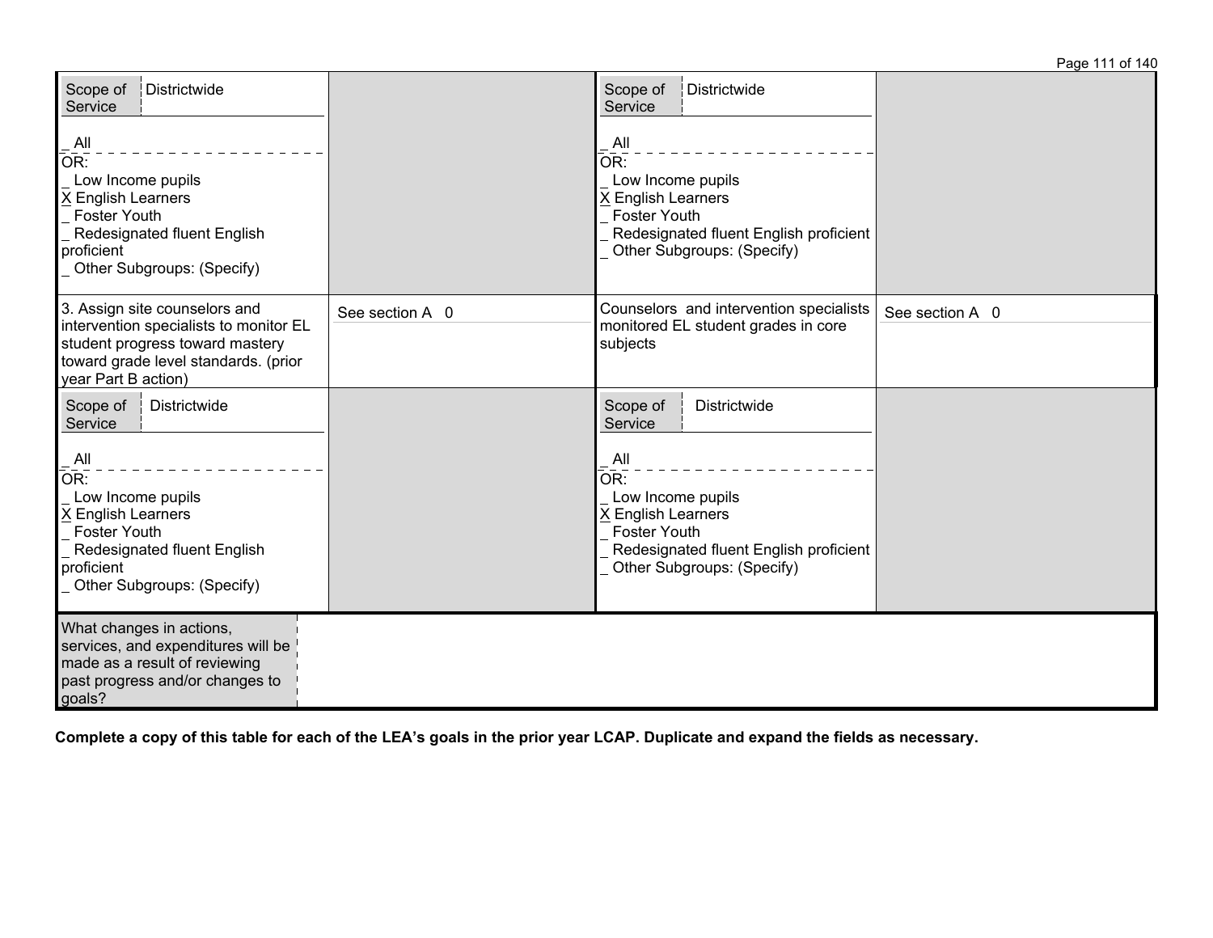| | | | |
|---|---|---|---|
| Scope of Service: Districtwide<br><br>_ All<br>OR:<br>_ Low Income pupils<br>X English Learners<br>_ Foster Youth<br>_ Redesignated fluent English proficient<br>_ Other Subgroups: (Specify) | | Scope of Service: Districtwide<br><br>_ All<br>OR:<br>_ Low Income pupils<br>X English Learners<br>_ Foster Youth<br>_ Redesignated fluent English proficient<br>_ Other Subgroups: (Specify) | |
| 3. Assign site counselors and intervention specialists to monitor EL student progress toward mastery toward grade level standards. (prior year Part B action) | See section A 0 | Counselors and intervention specialists monitored EL student grades in core subjects | See section A 0 |
| Scope of Service: Districtwide<br><br>_ All<br>OR:<br>_ Low Income pupils<br>X English Learners<br>_ Foster Youth<br>_ Redesignated fluent English proficient<br>_ Other Subgroups: (Specify) | | Scope of Service: Districtwide<br><br>_ All<br>OR:<br>_ Low Income pupils<br>X English Learners<br>_ Foster Youth<br>_ Redesignated fluent English proficient<br>_ Other Subgroups: (Specify) | |
| What changes in actions, services, and expenditures will be made as a result of reviewing past progress and/or changes to goals? | | | |

**Complete a copy of this table for each of the LEA's goals in the prior year LCAP. Duplicate and expand the fields as necessary.**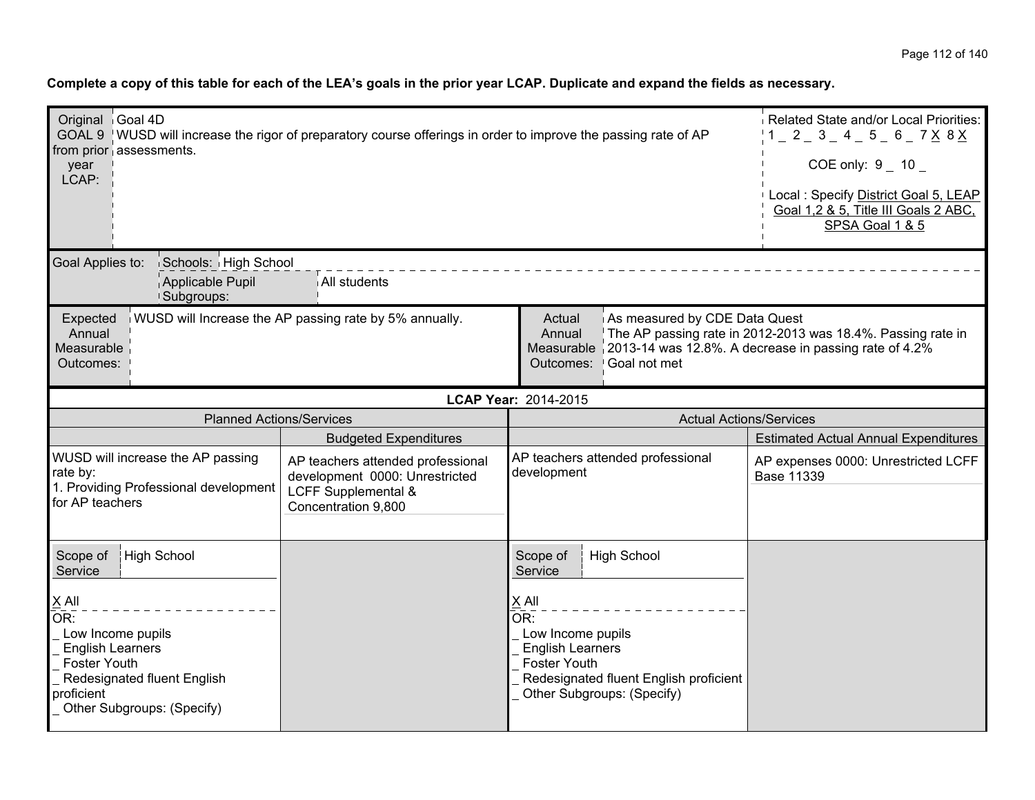**Complete a copy of this table for each of the LEA's goals in the prior year LCAP. Duplicate and expand the fields as necessary.**

| Original GOAL 9 from prior year LCAP: | Goal 4D<br>WUSD will increase the rigor of preparatory course offerings in order to improve the passing rate of AP assessments. | Related State and/or Local Priorities:<br>1 _ 2 _ 3 _ 4 _ 5 _ 6 _ 7 X 8 X<br><br>COE only: 9 _ 10 _<br><br>Local : Specify District Goal 5, LEAP Goal 1,2 & 5, Title III Goals 2 ABC, SPSA Goal 1 & 5 |
|---|---|---|

| Goal Applies to: | Schools: | High School |
|---|---|---|
| | Applicable Pupil Subgroups: | All students |

| Expected Annual Measurable Outcomes: | WUSD will Increase the AP passing rate by 5% annually. | Actual Annual Measurable Outcomes: | As measured by CDE Data Quest<br>The AP passing rate in 2012-2013 was 18.4%. Passing rate in 2013-14 was 12.8%. A decrease in passing rate of 4.2%<br>Goal not met |
|---|---|---|---|

**LCAP Year:** 2014-2015

| Planned Actions/Services | | Actual Actions/Services | |
|---|---|---|---|
| | Budgeted Expenditures | | Estimated Actual Annual Expenditures |
| WUSD will increase the AP passing rate by:<br>1. Providing Professional development for AP teachers | AP teachers attended professional development 0000: Unrestricted LCFF Supplemental & Concentration 9,800 | AP teachers attended professional development | AP expenses 0000: Unrestricted LCFF Base 11339 |
| Scope of Service: High School<br><br>X All<br>OR:<br>_ Low Income pupils<br>_ English Learners<br>_ Foster Youth<br>_ Redesignated fluent English proficient<br>_ Other Subgroups: (Specify) | | Scope of Service: High School<br><br>X All<br>OR:<br>_ Low Income pupils<br>_ English Learners<br>_ Foster Youth<br>_ Redesignated fluent English proficient<br>_ Other Subgroups: (Specify) | |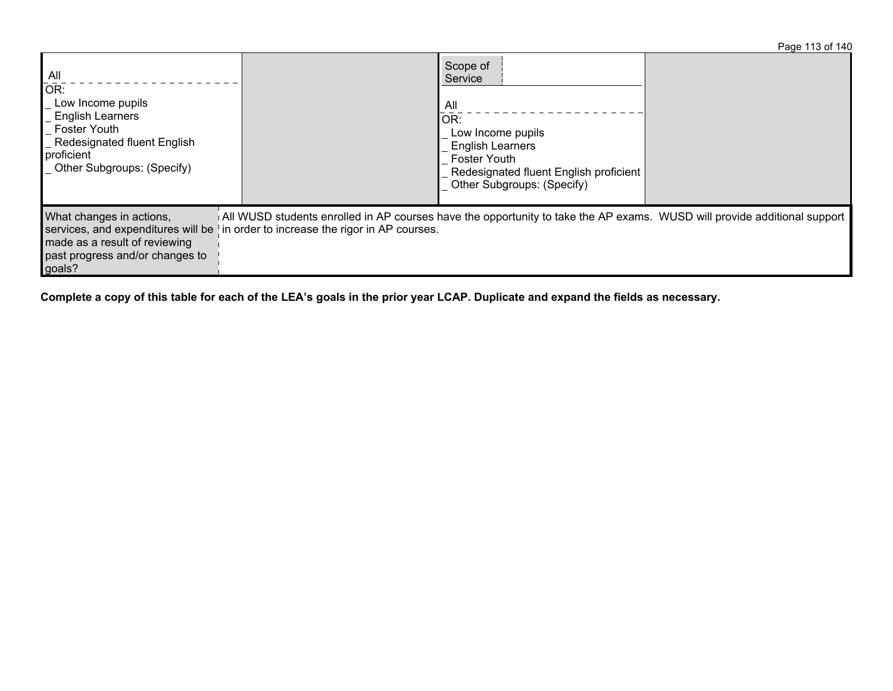| All<br>OR:<br>_ Low Income pupils<br>_ English Learners<br>_ Foster Youth<br>_ Redesignated fluent English proficient<br>_ Other Subgroups: (Specify) | | Scope of Service<br><br>All<br>OR:<br>_ Low Income pupils<br>_ English Learners<br>_ Foster Youth<br>_ Redesignated fluent English proficient<br>_ Other Subgroups: (Specify) | |
|---|---|---|---|

| What changes in actions, services, and expenditures will be made as a result of reviewing past progress and/or changes to goals? | All WUSD students enrolled in AP courses have the opportunity to take the AP exams. WUSD will provide additional support in order to increase the rigor in AP courses. |
|---|---|

**Complete a copy of this table for each of the LEA's goals in the prior year LCAP. Duplicate and expand the fields as necessary.**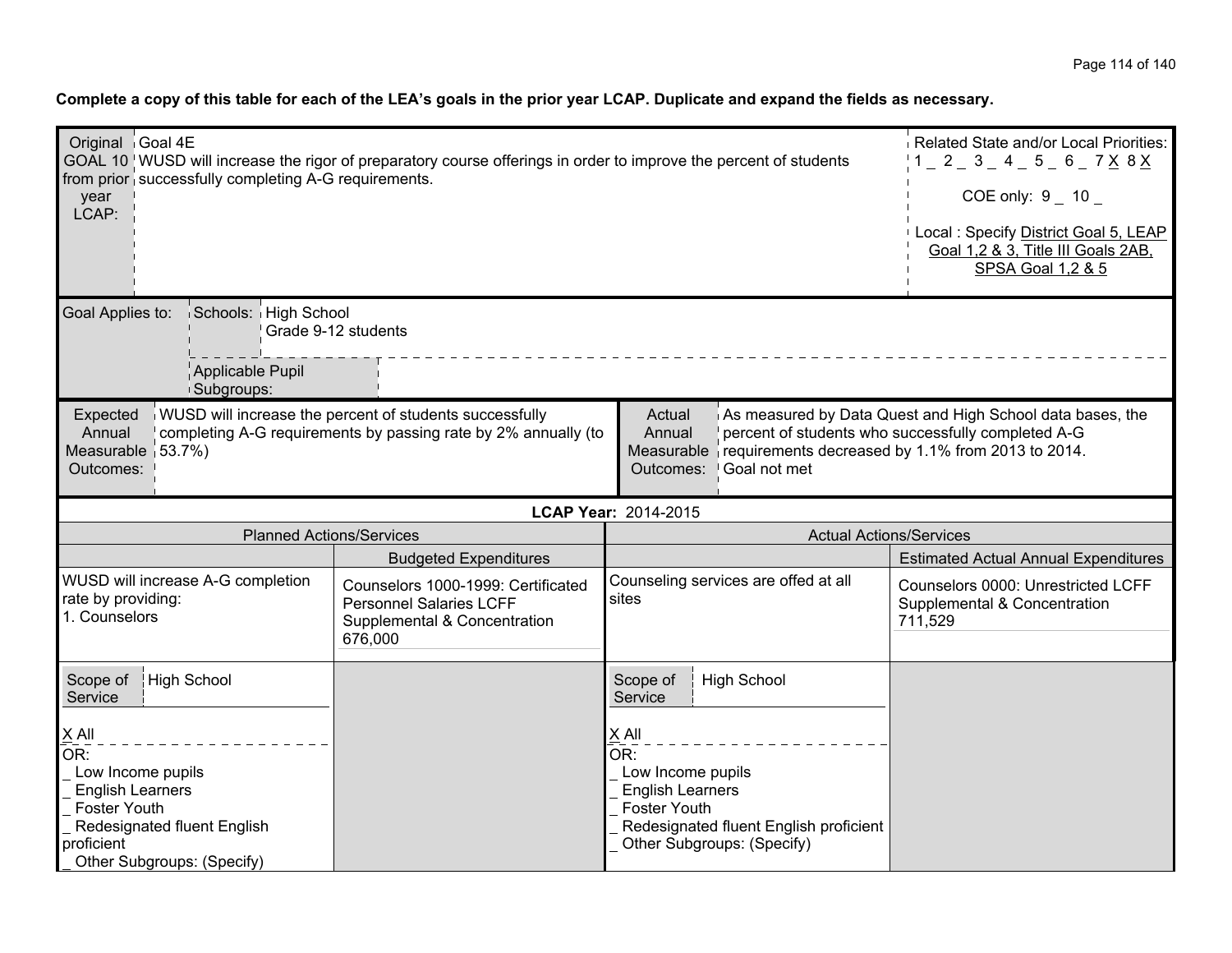**Complete a copy of this table for each of the LEA's goals in the prior year LCAP. Duplicate and expand the fields as necessary.**

| Original GOAL 10 from prior year LCAP: | Goal 4E<br>WUSD will increase the rigor of preparatory course offerings in order to improve the percent of students successfully completing A-G requirements. | Related State and/or Local Priorities:<br>1 _ 2 _ 3 _ 4 _ 5 _ 6 _ 7 X 8 X<br>COE only: 9 _ 10 _<br>Local : Specify District Goal 5, LEAP Goal 1,2 & 3, Title III Goals 2AB, SPSA Goal 1,2 & 5 |
|---|---|---|

| Goal Applies to: | Schools: | High School<br>Grade 9-12 students |
|---|---|---|
| | Applicable Pupil Subgroups: | |

| Expected Annual Measurable Outcomes: | WUSD will increase the percent of students successfully completing A-G requirements by passing rate by 2% annually (to 53.7%) | Actual Annual Measurable Outcomes: | As measured by Data Quest and High School data bases, the percent of students who successfully completed A-G requirements decreased by 1.1% from 2013 to 2014.<br>Goal not met |
|---|---|---|---|

**LCAP Year:** 2014-2015

| Planned Actions/Services | | Actual Actions/Services | |
|---|---|---|---|
| | Budgeted Expenditures | | Estimated Actual Annual Expenditures |
| WUSD will increase A-G completion rate by providing:<br>1. Counselors | Counselors 1000-1999: Certificated Personnel Salaries LCFF Supplemental & Concentration 676,000 | Counseling services are offed at all sites | Counselors 0000: Unrestricted LCFF Supplemental & Concentration 711,529 |
| Scope of Service: High School<br>X All<br>OR:<br>_ Low Income pupils<br>_ English Learners<br>_ Foster Youth<br>_ Redesignated fluent English proficient<br>_ Other Subgroups: (Specify) | | Scope of Service: High School<br>X All<br>OR:<br>_ Low Income pupils<br>_ English Learners<br>_ Foster Youth<br>_ Redesignated fluent English proficient<br>_ Other Subgroups: (Specify) | |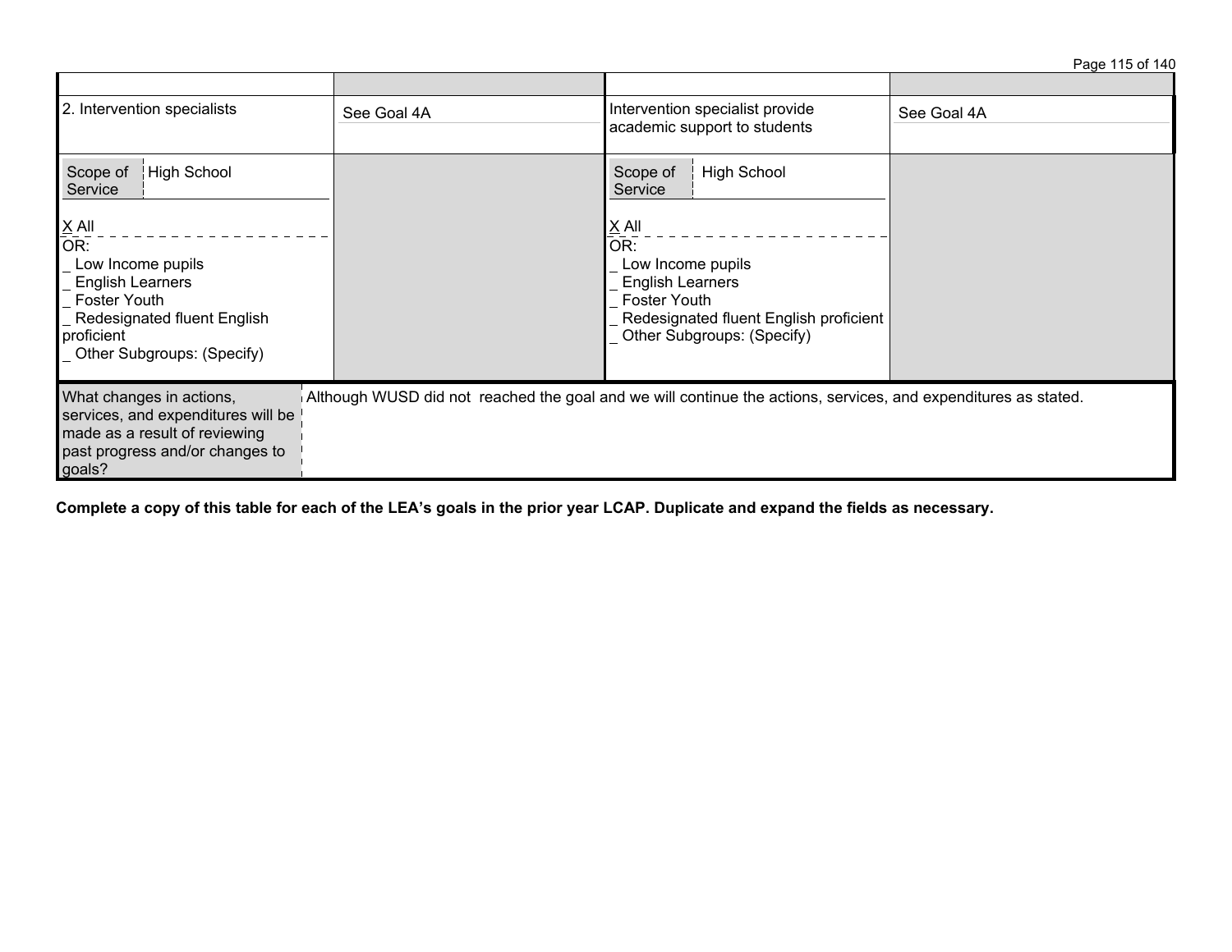| | | | |
|---|---|---|---|
| 2. Intervention specialists | See Goal 4A | Intervention specialist provide academic support to students | See Goal 4A |
| Scope of Service: High School<br><br>X All<br>OR:<br>_ Low Income pupils<br>_ English Learners<br>_ Foster Youth<br>_ Redesignated fluent English proficient<br>_ Other Subgroups: (Specify) | | Scope of Service: High School<br><br>X All<br>OR:<br>_ Low Income pupils<br>_ English Learners<br>_ Foster Youth<br>_ Redesignated fluent English proficient<br>_ Other Subgroups: (Specify) | |

| What changes in actions, services, and expenditures will be made as a result of reviewing past progress and/or changes to goals? | Although WUSD did not reached the goal and we will continue the actions, services, and expenditures as stated. |
|---|---|

**Complete a copy of this table for each of the LEA's goals in the prior year LCAP. Duplicate and expand the fields as necessary.**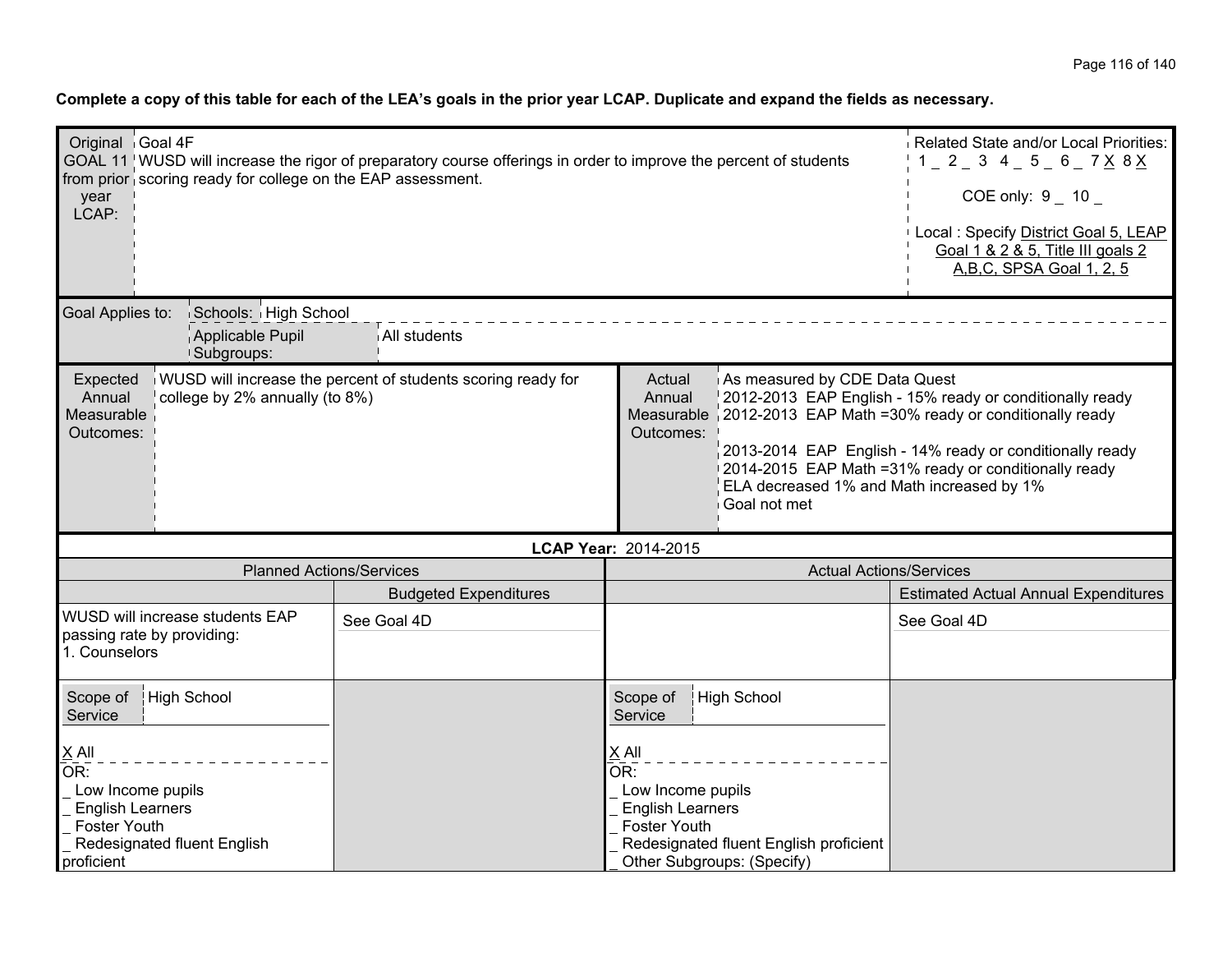**Complete a copy of this table for each of the LEA's goals in the prior year LCAP. Duplicate and expand the fields as necessary.**

| Original GOAL 11 from prior year LCAP: | Goal 4F<br>WUSD will increase the rigor of preparatory course offerings in order to improve the percent of students scoring ready for college on the EAP assessment. | Related State and/or Local Priorities:<br>1 _ 2 _ 3 4 _ 5 _ 6 _ 7 X 8 X<br><br>COE only: 9 _ 10 _<br><br>Local : Specify District Goal 5, LEAP Goal 1 & 2 & 5, Title III goals 2 A,B,C, SPSA Goal 1, 2, 5 |
|---|---|---|

| Goal Applies to: | Schools: | High School |
|---|---|---|
| | Applicable Pupil Subgroups: | All students |

| Expected Annual Measurable Outcomes: | WUSD will increase the percent of students scoring ready for college by 2% annually (to 8%) | Actual Annual Measurable Outcomes: | As measured by CDE Data Quest<br>2012-2013 EAP English - 15% ready or conditionally ready<br>2012-2013 EAP Math =30% ready or conditionally ready<br><br>2013-2014 EAP English - 14% ready or conditionally ready<br>2014-2015 EAP Math =31% ready or conditionally ready<br>ELA decreased 1% and Math increased by 1%<br>Goal not met |
|---|---|---|---|

**LCAP Year:** 2014-2015

| Planned Actions/Services | | Actual Actions/Services | |
|---|---|---|---|
| | Budgeted Expenditures | | Estimated Actual Annual Expenditures |
| WUSD will increase students EAP passing rate by providing:<br>1. Counselors | See Goal 4D | | See Goal 4D |
| Scope of Service: High School<br><br>X All<br>OR:<br>_ Low Income pupils<br>_ English Learners<br>_ Foster Youth<br>_ Redesignated fluent English proficient | | Scope of Service: High School<br><br>X All<br>OR:<br>_ Low Income pupils<br>_ English Learners<br>_ Foster Youth<br>_ Redesignated fluent English proficient<br>_ Other Subgroups: (Specify) | |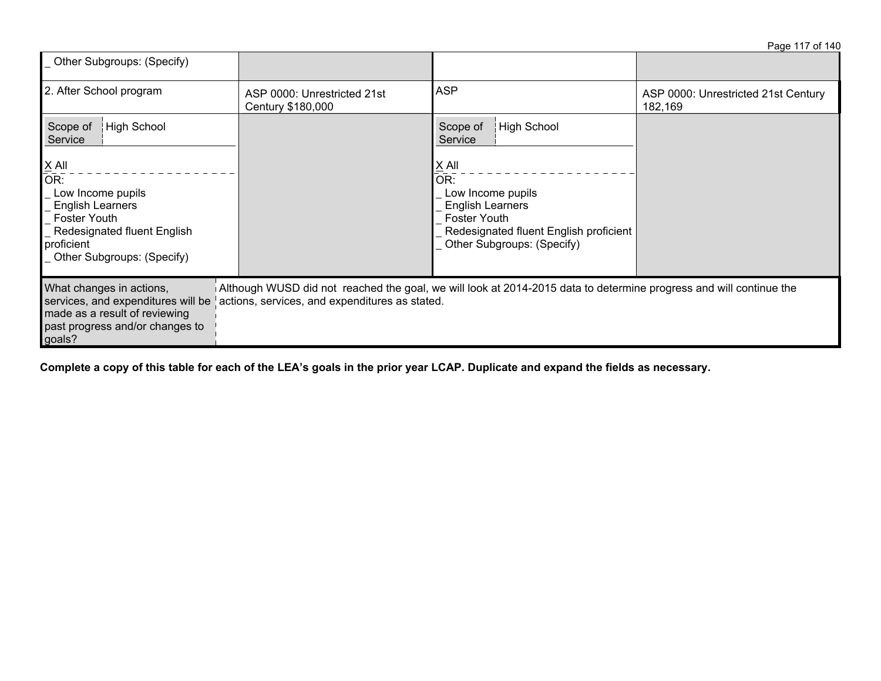| | | | |
|---|---|---|---|
| _ Other Subgroups: (Specify) | | | |
| 2. After School program | ASP 0000: Unrestricted 21st Century $180,000 | ASP | ASP 0000: Unrestricted 21st Century 182,169 |
| Scope of Service: High School<br><br>X All<br>OR:<br>_ Low Income pupils<br>_ English Learners<br>_ Foster Youth<br>_ Redesignated fluent English proficient<br>_ Other Subgroups: (Specify) | | Scope of Service: High School<br><br>X All<br>OR:<br>_ Low Income pupils<br>_ English Learners<br>_ Foster Youth<br>_ Redesignated fluent English proficient<br>_ Other Subgroups: (Specify) | |

| What changes in actions, services, and expenditures will be made as a result of reviewing past progress and/or changes to goals? | Although WUSD did not reached the goal, we will look at 2014-2015 data to determine progress and will continue the actions, services, and expenditures as stated. |
|---|---|

**Complete a copy of this table for each of the LEA's goals in the prior year LCAP. Duplicate and expand the fields as necessary.**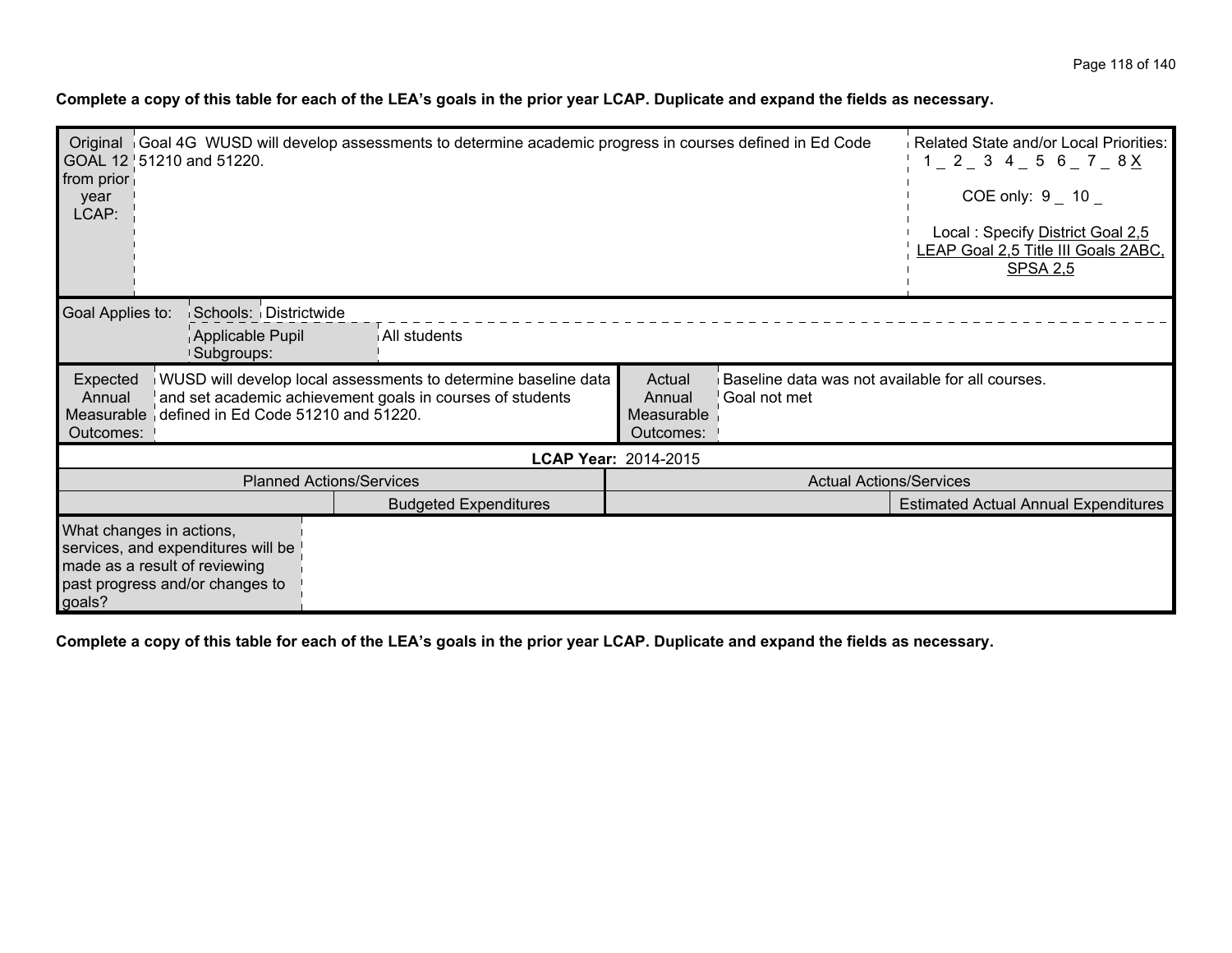**Complete a copy of this table for each of the LEA's goals in the prior year LCAP. Duplicate and expand the fields as necessary.**

| Original GOAL 12 from prior year LCAP: | Goal 4G WUSD will develop assessments to determine academic progress in courses defined in Ed Code 51210 and 51220. | | | Related State and/or Local Priorities: 1 _ 2 _ 3 4 _ 5 6 _ 7 _ 8 X<br><br>COE only: 9 _ 10 _<br><br>Local : Specify District Goal 2,5 LEAP Goal 2,5 Title III Goals 2ABC, SPSA 2,5 |
|---|---|---|---|---|
| Goal Applies to: | Schools: | Districtwide | | |
| | Applicable Pupil Subgroups: | All students | | |
| Expected Annual Measurable Outcomes: | WUSD will develop local assessments to determine baseline data and set academic achievement goals in courses of students defined in Ed Code 51210 and 51220. | Actual Annual Measurable Outcomes: | Baseline data was not available for all courses.<br>Goal not met | |
| **LCAP Year:** 2014-2015 | | | | |
| Planned Actions/Services | | Actual Actions/Services | | |
| | Budgeted Expenditures | | Estimated Actual Annual Expenditures | |
| What changes in actions, services, and expenditures will be made as a result of reviewing past progress and/or changes to goals? | | | | |

**Complete a copy of this table for each of the LEA's goals in the prior year LCAP. Duplicate and expand the fields as necessary.**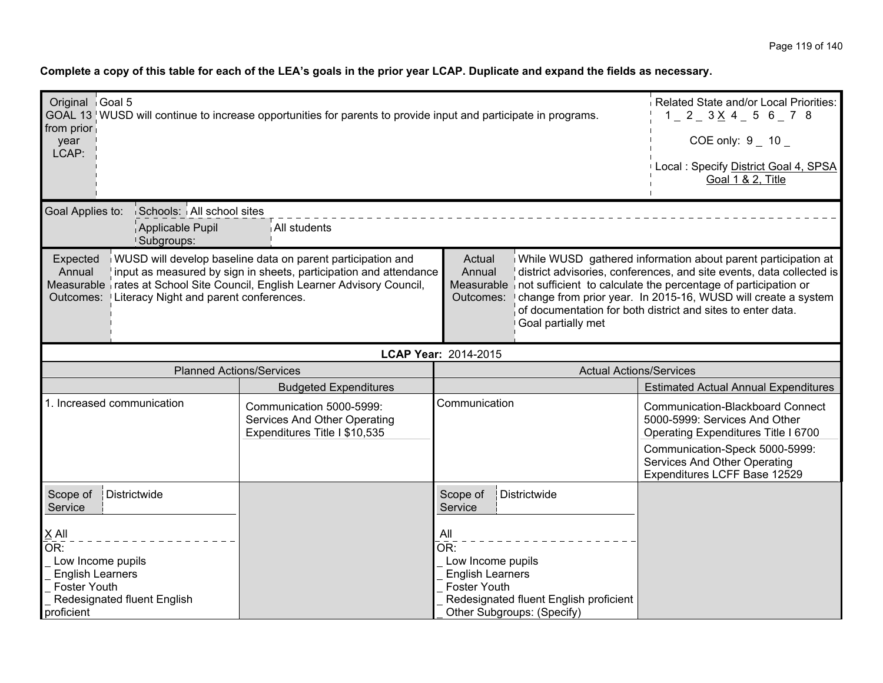**Complete a copy of this table for each of the LEA's goals in the prior year LCAP. Duplicate and expand the fields as necessary.**

| Original GOAL 13 from prior year LCAP: | Goal 5<br>WUSD will continue to increase opportunities for parents to provide input and participate in programs. | Related State and/or Local Priorities:<br>1 _ 2 _ 3 X 4 _ 5 6 _ 7 8<br>COE only: 9 _ 10 _<br>Local : Specify District Goal 4, SPSA Goal 1 & 2, Title |
|---|---|---|

| Goal Applies to: | Schools: | All school sites |
|---|---|---|
| | Applicable Pupil Subgroups: | All students |

| Expected Annual Measurable Outcomes: | WUSD will develop baseline data on parent participation and input as measured by sign in sheets, participation and attendance rates at School Site Council, English Learner Advisory Council, Literacy Night and parent conferences. | Actual Annual Measurable Outcomes: | While WUSD gathered information about parent participation at district advisories, conferences, and site events, data collected is not sufficient to calculate the percentage of participation or change from prior year. In 2015-16, WUSD will create a system of documentation for both district and sites to enter data.<br>Goal partially met |
|---|---|---|---|

**LCAP Year:** 2014-2015

| Planned Actions/Services | Budgeted Expenditures | Actual Actions/Services | Estimated Actual Annual Expenditures |
|---|---|---|---|
| 1. Increased communication | Communication 5000-5999: Services And Other Operating Expenditures Title I $10,535 | Communication | Communication-Blackboard Connect 5000-5999: Services And Other Operating Expenditures Title I 6700<br>Communication-Speck 5000-5999: Services And Other Operating Expenditures LCFF Base 12529 |
| Scope of Service: Districtwide<br>X All<br>OR:<br>_ Low Income pupils<br>_ English Learners<br>_ Foster Youth<br>_ Redesignated fluent English proficient | | Scope of Service: Districtwide<br>All<br>OR:<br>_ Low Income pupils<br>_ English Learners<br>_ Foster Youth<br>_ Redesignated fluent English proficient<br>_ Other Subgroups: (Specify) | |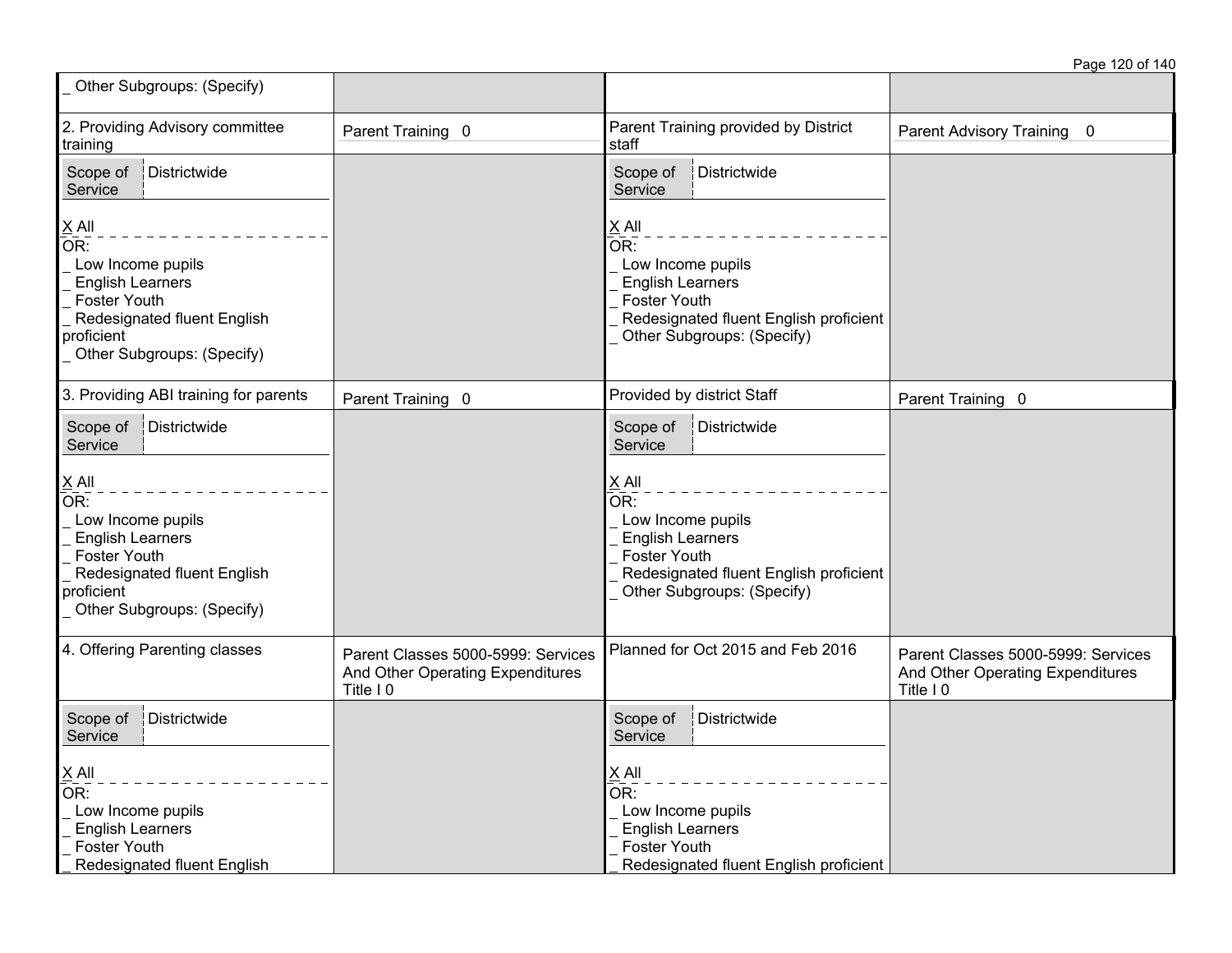| | | | |
|---|---|---|---|
| _ Other Subgroups: (Specify) | | | |
| 2. Providing Advisory committee training | Parent Training 0 | Parent Training provided by District staff | Parent Advisory Training 0 |
| Scope of Service: Districtwide<br><br>X All<br>OR:<br>_ Low Income pupils<br>_ English Learners<br>_ Foster Youth<br>_ Redesignated fluent English proficient<br>_ Other Subgroups: (Specify) | | Scope of Service: Districtwide<br><br>X All<br>OR:<br>_ Low Income pupils<br>_ English Learners<br>_ Foster Youth<br>_ Redesignated fluent English proficient<br>_ Other Subgroups: (Specify) | |
| 3. Providing ABI training for parents | Parent Training 0 | Provided by district Staff | Parent Training 0 |
| Scope of Service: Districtwide<br><br>X All<br>OR:<br>_ Low Income pupils<br>_ English Learners<br>_ Foster Youth<br>_ Redesignated fluent English proficient<br>_ Other Subgroups: (Specify) | | Scope of Service: Districtwide<br><br>X All<br>OR:<br>_ Low Income pupils<br>_ English Learners<br>_ Foster Youth<br>_ Redesignated fluent English proficient<br>_ Other Subgroups: (Specify) | |
| 4. Offering Parenting classes | Parent Classes 5000-5999: Services And Other Operating Expenditures Title I 0 | Planned for Oct 2015 and Feb 2016 | Parent Classes 5000-5999: Services And Other Operating Expenditures Title I 0 |
| Scope of Service: Districtwide<br><br>X All<br>OR:<br>_ Low Income pupils<br>_ English Learners<br>_ Foster Youth<br>_ Redesignated fluent English | | Scope of Service: Districtwide<br><br>X All<br>OR:<br>_ Low Income pupils<br>_ English Learners<br>_ Foster Youth<br>_ Redesignated fluent English proficient | |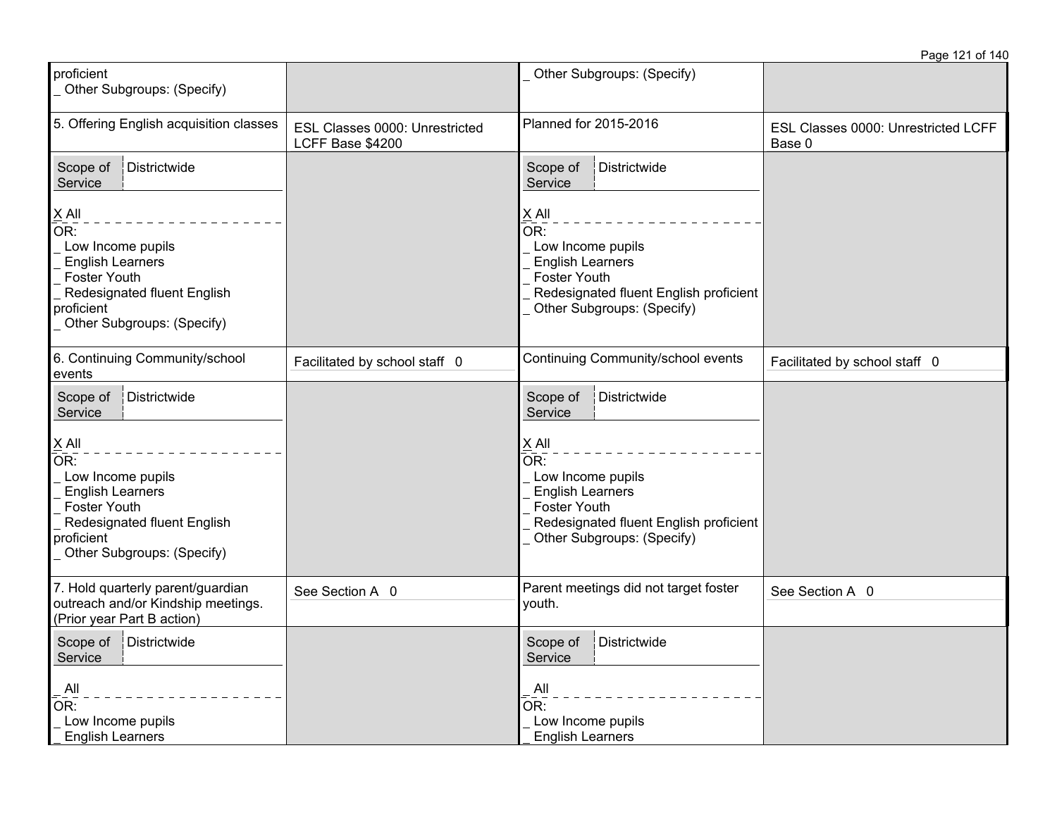| | | | |
|---|---|---|---|
| proficient<br>_ Other Subgroups: (Specify) | | _ Other Subgroups: (Specify) | |
| 5. Offering English acquisition classes | ESL Classes 0000: Unrestricted LCFF Base $4200 | Planned for 2015-2016 | ESL Classes 0000: Unrestricted LCFF Base 0 |
| Scope of Service: Districtwide<br>X All<br>OR:<br>_ Low Income pupils<br>_ English Learners<br>_ Foster Youth<br>_ Redesignated fluent English proficient<br>_ Other Subgroups: (Specify) | | Scope of Service: Districtwide<br>X All<br>OR:<br>_ Low Income pupils<br>_ English Learners<br>_ Foster Youth<br>_ Redesignated fluent English proficient<br>_ Other Subgroups: (Specify) | |
| 6. Continuing Community/school events | Facilitated by school staff 0 | Continuing Community/school events | Facilitated by school staff 0 |
| Scope of Service: Districtwide<br>X All<br>OR:<br>_ Low Income pupils<br>_ English Learners<br>_ Foster Youth<br>_ Redesignated fluent English proficient<br>_ Other Subgroups: (Specify) | | Scope of Service: Districtwide<br>X All<br>OR:<br>_ Low Income pupils<br>_ English Learners<br>_ Foster Youth<br>_ Redesignated fluent English proficient<br>_ Other Subgroups: (Specify) | |
| 7. Hold quarterly parent/guardian outreach and/or Kindship meetings. (Prior year Part B action) | See Section A 0 | Parent meetings did not target foster youth. | See Section A 0 |
| Scope of Service: Districtwide<br>_ All<br>OR:<br>_ Low Income pupils<br>_ English Learners | | Scope of Service: Districtwide<br>_ All<br>OR:<br>_ Low Income pupils<br>_ English Learners | |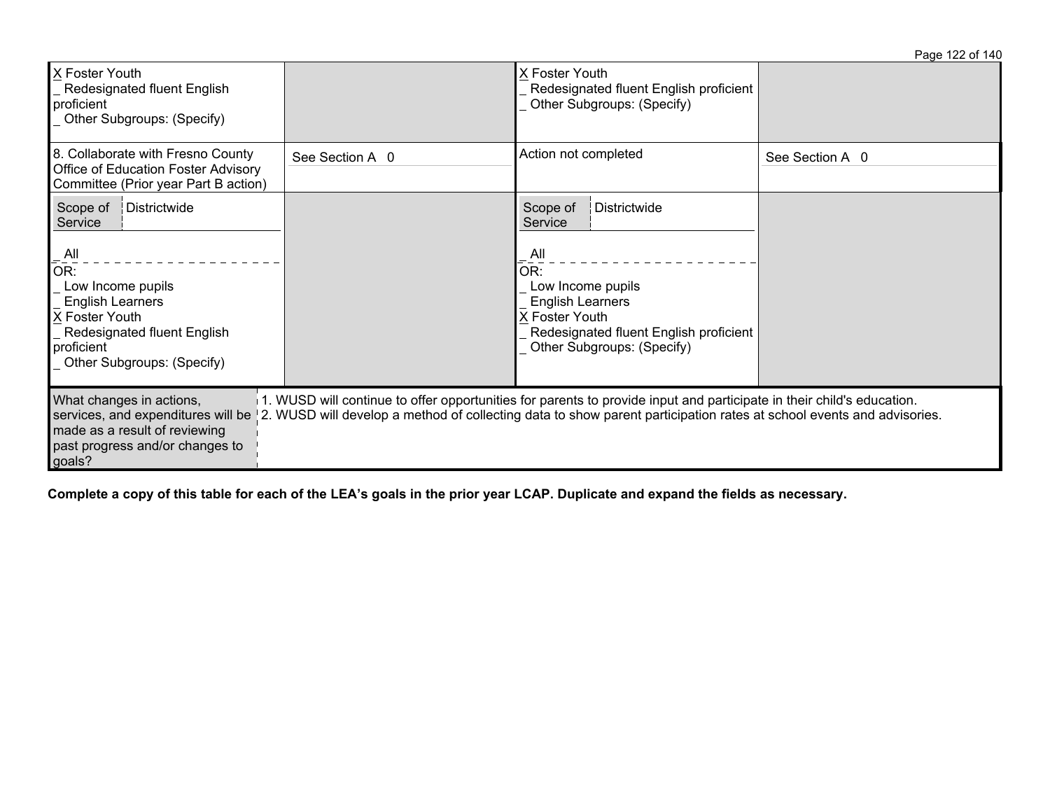| | | | |
|---|---|---|---|
| X Foster Youth<br>_ Redesignated fluent English proficient<br>_ Other Subgroups: (Specify) | | X Foster Youth<br>_ Redesignated fluent English proficient<br>_ Other Subgroups: (Specify) | |
| 8. Collaborate with Fresno County Office of Education Foster Advisory Committee (Prior year Part B action) | See Section A 0 | Action not completed | See Section A 0 |
| Scope of Service: Districtwide<br>_ All<br>OR:<br>_ Low Income pupils<br>_ English Learners<br>X Foster Youth<br>_ Redesignated fluent English proficient<br>_ Other Subgroups: (Specify) | | Scope of Service: Districtwide<br>_ All<br>OR:<br>_ Low Income pupils<br>_ English Learners<br>X Foster Youth<br>_ Redesignated fluent English proficient<br>_ Other Subgroups: (Specify) | |

| What changes in actions, services, and expenditures will be made as a result of reviewing past progress and/or changes to goals? | 1. WUSD will continue to offer opportunities for parents to provide input and participate in their child's education.<br>2. WUSD will develop a method of collecting data to show parent participation rates at school events and advisories. |
|---|---|

**Complete a copy of this table for each of the LEA's goals in the prior year LCAP. Duplicate and expand the fields as necessary.**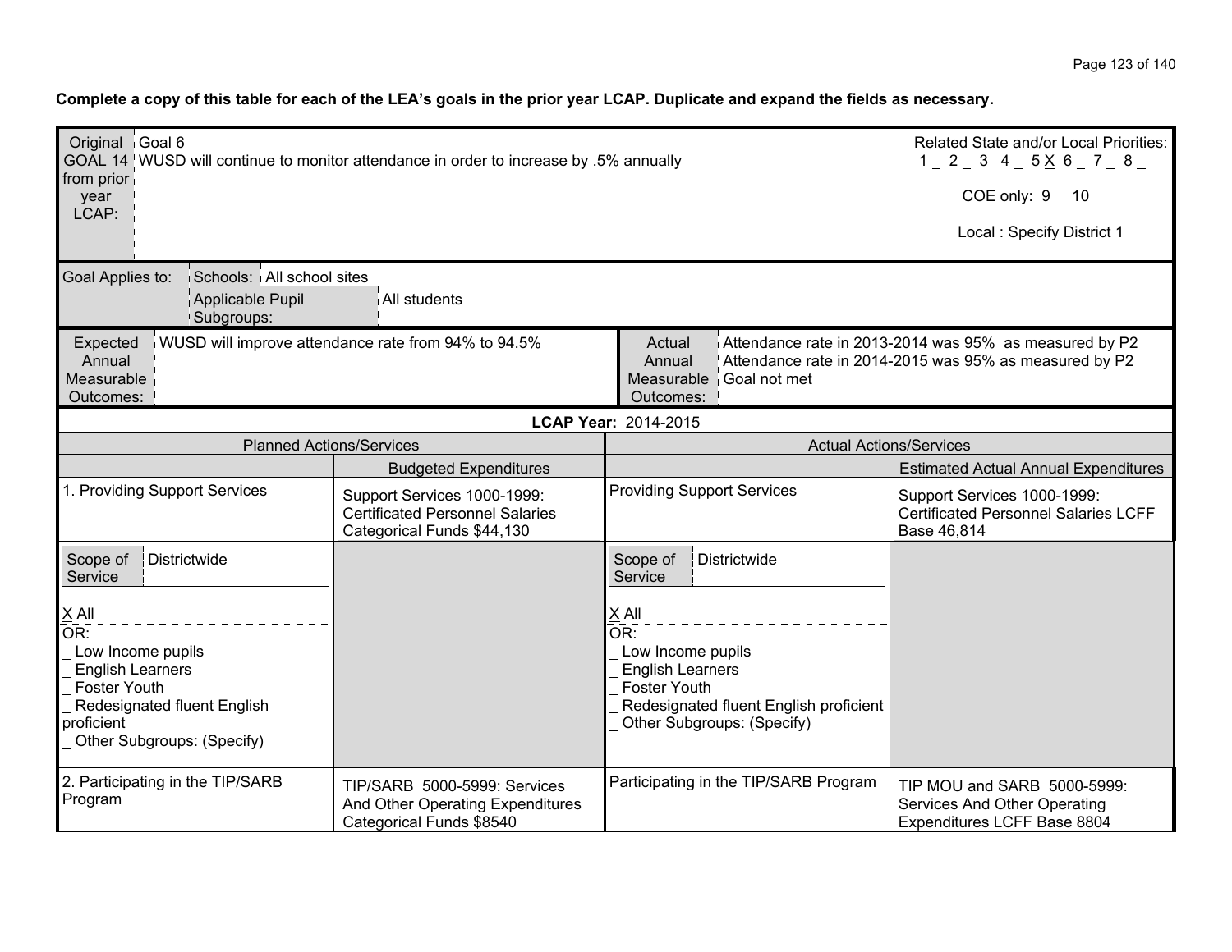**Complete a copy of this table for each of the LEA's goals in the prior year LCAP. Duplicate and expand the fields as necessary.**

| Original GOAL 14 from prior year LCAP: | Goal 6<br>WUSD will continue to monitor attendance in order to increase by .5% annually | Related State and/or Local Priorities:<br>1 _ 2 _ 3 4 _ 5 X 6 _ 7 _ 8 _<br><br>COE only: 9 _ 10 _<br><br>Local : Specify District 1 |
|---|---|---|

| Goal Applies to: | Schools: | All school sites |
|---|---|---|
| | Applicable Pupil Subgroups: | All students |

| Expected Annual Measurable Outcomes: | WUSD will improve attendance rate from 94% to 94.5% | Actual Annual Measurable Outcomes: | Attendance rate in 2013-2014 was 95% as measured by P2<br>Attendance rate in 2014-2015 was 95% as measured by P2<br>Goal not met |
|---|---|---|---|

**LCAP Year:** 2014-2015

| Planned Actions/Services | | Actual Actions/Services | |
|---|---|---|---|
| | Budgeted Expenditures | | Estimated Actual Annual Expenditures |
| 1. Providing Support Services | Support Services 1000-1999: Certificated Personnel Salaries Categorical Funds $44,130 | Providing Support Services | Support Services 1000-1999: Certificated Personnel Salaries LCFF Base 46,814 |
| Scope of Service: Districtwide<br><br>X All<br>OR:<br>_ Low Income pupils<br>_ English Learners<br>_ Foster Youth<br>_ Redesignated fluent English proficient<br>_ Other Subgroups: (Specify) | | Scope of Service: Districtwide<br><br>X All<br>OR:<br>_ Low Income pupils<br>_ English Learners<br>_ Foster Youth<br>_ Redesignated fluent English proficient<br>_ Other Subgroups: (Specify) | |
| 2. Participating in the TIP/SARB Program | TIP/SARB 5000-5999: Services And Other Operating Expenditures Categorical Funds $8540 | Participating in the TIP/SARB Program | TIP MOU and SARB 5000-5999: Services And Other Operating Expenditures LCFF Base 8804 |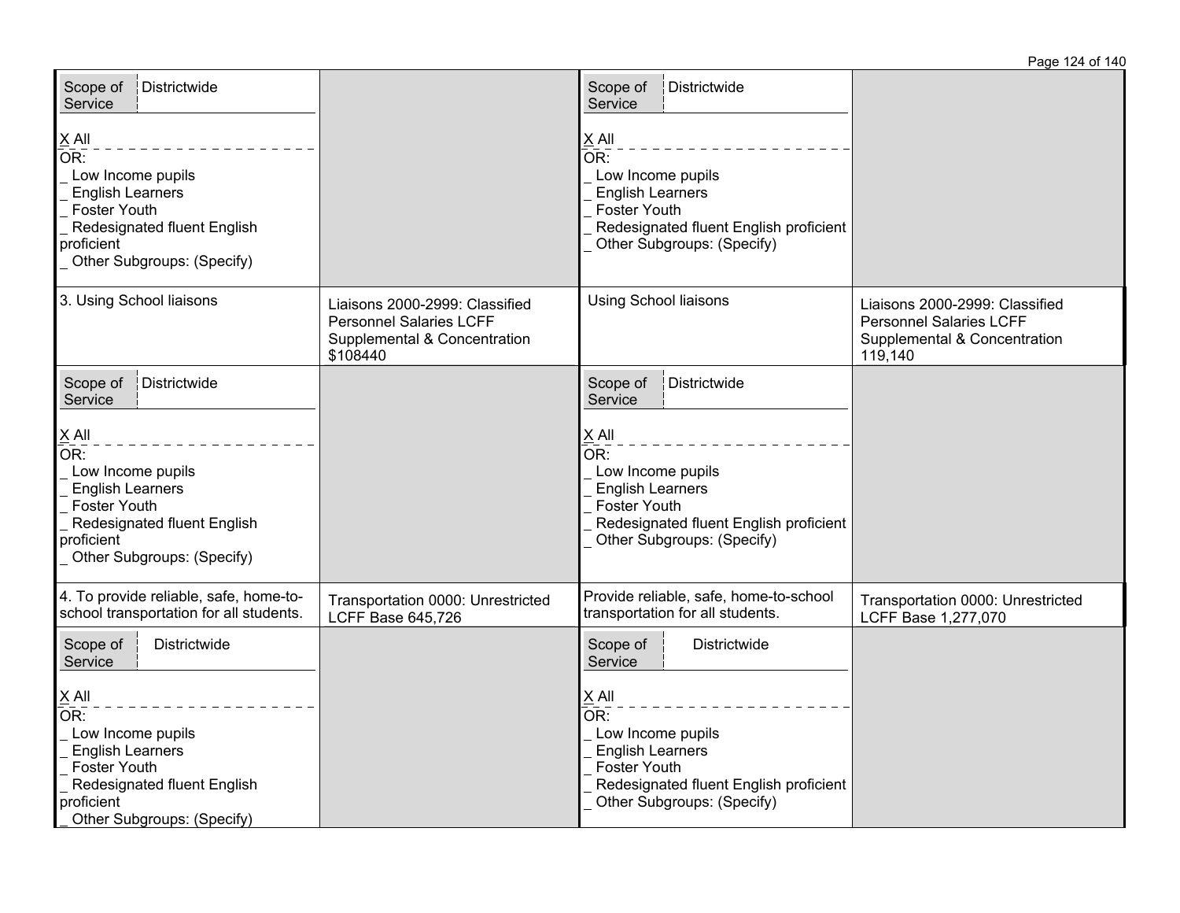| | | | |
|---|---|---|---|
| Scope of Service: Districtwide<br><br>X All<br>OR:<br>_ Low Income pupils<br>_ English Learners<br>_ Foster Youth<br>_ Redesignated fluent English proficient<br>_ Other Subgroups: (Specify) | | Scope of Service: Districtwide<br><br>X All<br>OR:<br>_ Low Income pupils<br>_ English Learners<br>_ Foster Youth<br>_ Redesignated fluent English proficient<br>_ Other Subgroups: (Specify) | |
| 3. Using School liaisons | Liaisons 2000-2999: Classified Personnel Salaries LCFF Supplemental & Concentration $108440 | Using School liaisons | Liaisons 2000-2999: Classified Personnel Salaries LCFF Supplemental & Concentration 119,140 |
| Scope of Service: Districtwide<br><br>X All<br>OR:<br>_ Low Income pupils<br>_ English Learners<br>_ Foster Youth<br>_ Redesignated fluent English proficient<br>_ Other Subgroups: (Specify) | | Scope of Service: Districtwide<br><br>X All<br>OR:<br>_ Low Income pupils<br>_ English Learners<br>_ Foster Youth<br>_ Redesignated fluent English proficient<br>_ Other Subgroups: (Specify) | |
| 4. To provide reliable, safe, home-to-school transportation for all students. | Transportation 0000: Unrestricted LCFF Base 645,726 | Provide reliable, safe, home-to-school transportation for all students. | Transportation 0000: Unrestricted LCFF Base 1,277,070 |
| Scope of Service: Districtwide<br><br>X All<br>OR:<br>_ Low Income pupils<br>_ English Learners<br>_ Foster Youth<br>_ Redesignated fluent English proficient<br>_ Other Subgroups: (Specify) | | Scope of Service: Districtwide<br><br>X All<br>OR:<br>_ Low Income pupils<br>_ English Learners<br>_ Foster Youth<br>_ Redesignated fluent English proficient<br>_ Other Subgroups: (Specify) | |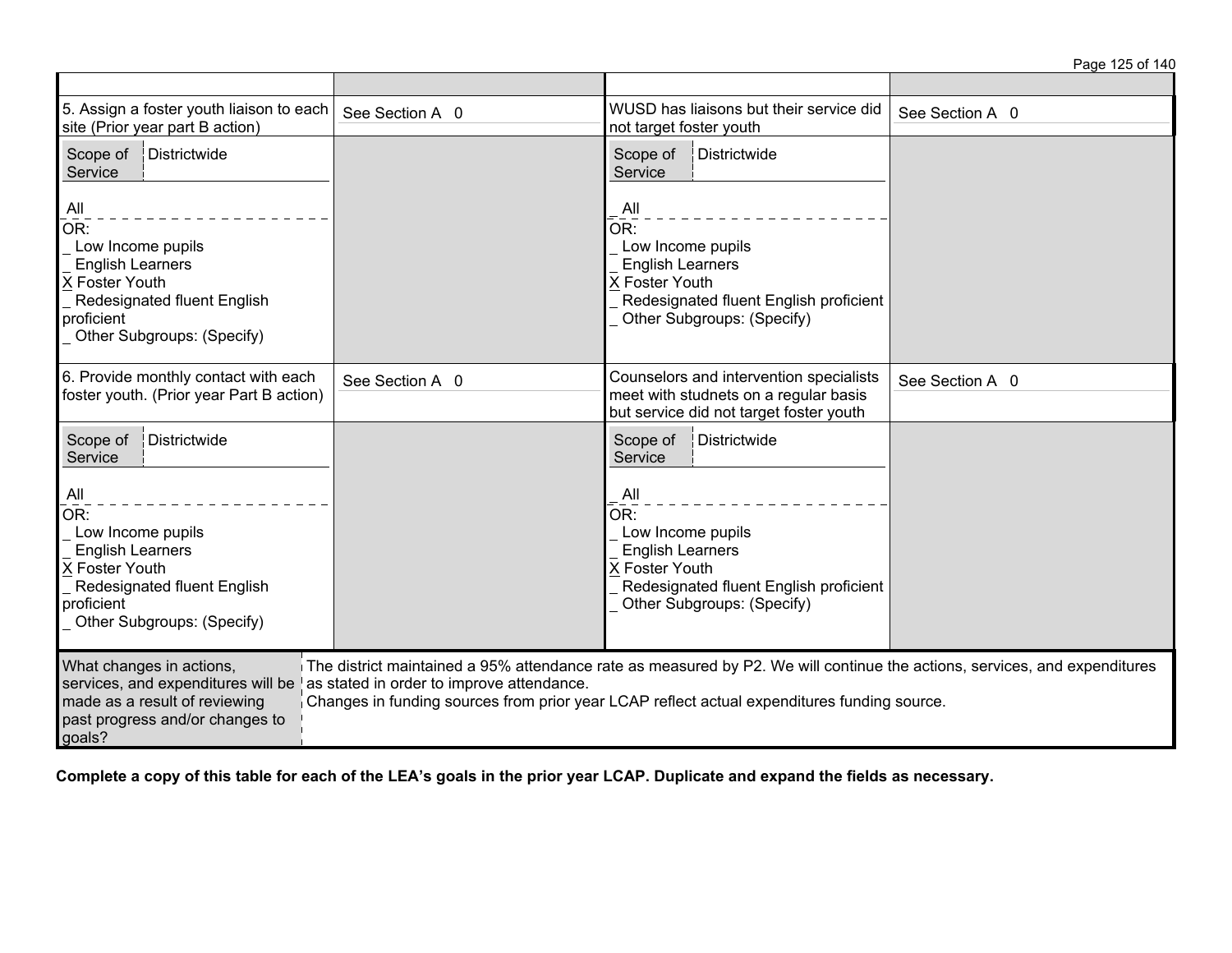| | | | |
|---|---|---|---|
| 5. Assign a foster youth liaison to each site (Prior year part B action) | See Section A 0 | WUSD has liaisons but their service did not target foster youth | See Section A 0 |
| Scope of Service: Districtwide<br><br>All<br>OR:<br>_ Low Income pupils<br>_ English Learners<br>X Foster Youth<br>_ Redesignated fluent English proficient<br>_ Other Subgroups: (Specify) | | Scope of Service: Districtwide<br><br>_ All<br>OR:<br>_ Low Income pupils<br>_ English Learners<br>X Foster Youth<br>_ Redesignated fluent English proficient<br>_ Other Subgroups: (Specify) | |
| 6. Provide monthly contact with each foster youth. (Prior year Part B action) | See Section A 0 | Counselors and intervention specialists meet with studnets on a regular basis but service did not target foster youth | See Section A 0 |
| Scope of Service: Districtwide<br><br>All<br>OR:<br>_ Low Income pupils<br>_ English Learners<br>X Foster Youth<br>_ Redesignated fluent English proficient<br>_ Other Subgroups: (Specify) | | Scope of Service: Districtwide<br><br>_ All<br>OR:<br>_ Low Income pupils<br>_ English Learners<br>X Foster Youth<br>_ Redesignated fluent English proficient<br>_ Other Subgroups: (Specify) | |

| What changes in actions, services, and expenditures will be made as a result of reviewing past progress and/or changes to goals? | The district maintained a 95% attendance rate as measured by P2. We will continue the actions, services, and expenditures as stated in order to improve attendance.<br>Changes in funding sources from prior year LCAP reflect actual expenditures funding source. |
|---|---|

**Complete a copy of this table for each of the LEA's goals in the prior year LCAP. Duplicate and expand the fields as necessary.**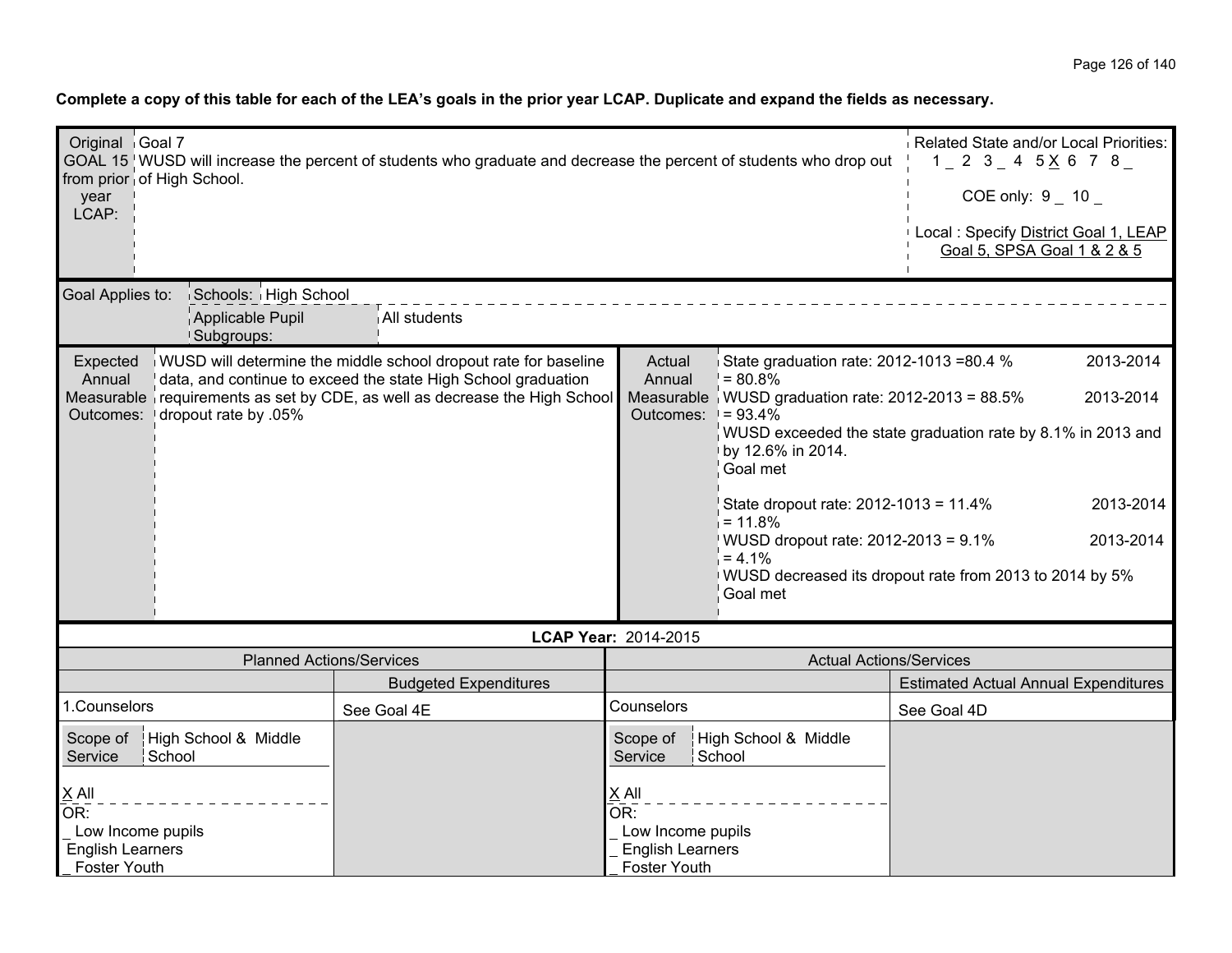**Complete a copy of this table for each of the LEA's goals in the prior year LCAP. Duplicate and expand the fields as necessary.**

| Original GOAL 15 from prior year LCAP: | Goal 7<br>WUSD will increase the percent of students who graduate and decrease the percent of students who drop out of High School. | Related State and/or Local Priorities:<br>1 _ 2 3 _ 4 5 X 6 7 8 _<br><br>COE only: 9 _ 10 _<br><br>Local : Specify District Goal 1, LEAP Goal 5, SPSA Goal 1 & 2 & 5 |
|---|---|---|

| Goal Applies to: | Schools: | High School |
|---|---|---|
| | Applicable Pupil Subgroups: | All students |

| Expected Annual Measurable Outcomes: | WUSD will determine the middle school dropout rate for baseline data, and continue to exceed the state High School graduation requirements as set by CDE, as well as decrease the High School dropout rate by .05% | Actual Annual Measurable Outcomes: | State graduation rate: 2012-1013 =80.4 % 2013-2014 = 80.8%<br>WUSD graduation rate: 2012-2013 = 88.5% 2013-2014 = 93.4%<br>WUSD exceeded the state graduation rate by 8.1% in 2013 and by 12.6% in 2014.<br>Goal met<br><br>State dropout rate: 2012-1013 = 11.4% 2013-2014 = 11.8%<br>WUSD dropout rate: 2012-2013 = 9.1% 2013-2014 = 4.1%<br>WUSD decreased its dropout rate from 2013 to 2014 by 5%<br>Goal met |
|---|---|---|---|

**LCAP Year:** 2014-2015

| Planned Actions/Services | | Actual Actions/Services | |
|---|---|---|---|
| | Budgeted Expenditures | | Estimated Actual Annual Expenditures |
| 1.Counselors | See Goal 4E | Counselors | See Goal 4D |
| Scope of Service: High School & Middle School<br><br>X All<br>OR:<br>_ Low Income pupils<br>English Learners<br>_ Foster Youth | | Scope of Service: High School & Middle School<br><br>X All<br>OR:<br>_ Low Income pupils<br>_ English Learners<br>_ Foster Youth | |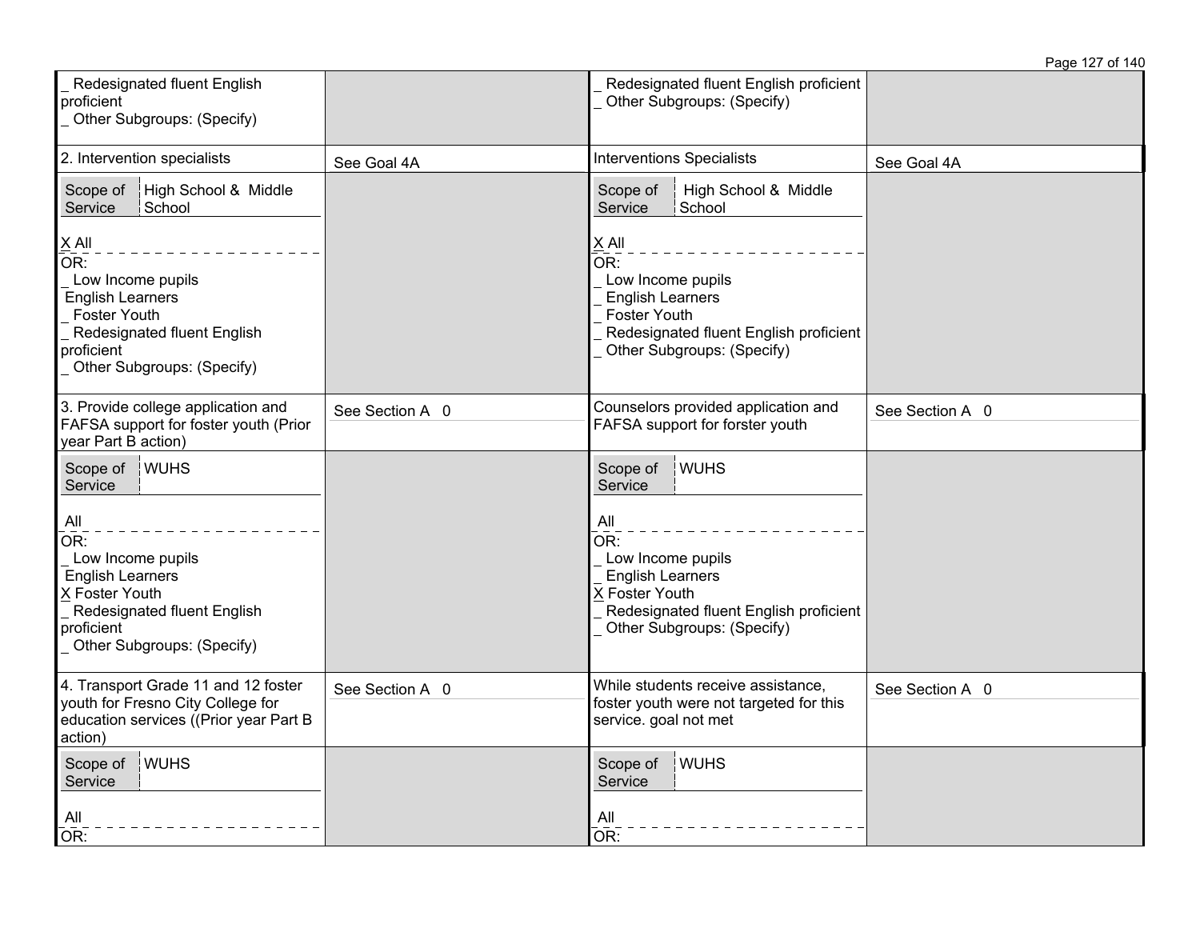| | | | |
|---|---|---|---|
| _ Redesignated fluent English proficient<br>_ Other Subgroups: (Specify) | | _ Redesignated fluent English proficient<br>_ Other Subgroups: (Specify) | |
| 2. Intervention specialists | See Goal 4A | Interventions Specialists | See Goal 4A |
| Scope of Service: High School & Middle School<br><br>X All<br>OR:<br>_ Low Income pupils<br>English Learners<br>_ Foster Youth<br>_ Redesignated fluent English proficient<br>_ Other Subgroups: (Specify) | | Scope of Service: High School & Middle School<br><br>X All<br>OR:<br>_ Low Income pupils<br>_ English Learners<br>_ Foster Youth<br>_ Redesignated fluent English proficient<br>_ Other Subgroups: (Specify) | |
| 3. Provide college application and FAFSA support for foster youth (Prior year Part B action) | See Section A 0 | Counselors provided application and FAFSA support for forster youth | See Section A 0 |
| Scope of Service: WUHS<br><br>All<br>OR:<br>_ Low Income pupils<br>English Learners<br>X Foster Youth<br>_ Redesignated fluent English proficient<br>_ Other Subgroups: (Specify) | | Scope of Service: WUHS<br><br>All<br>OR:<br>_ Low Income pupils<br>_ English Learners<br>X Foster Youth<br>_ Redesignated fluent English proficient<br>_ Other Subgroups: (Specify) | |
| 4. Transport Grade 11 and 12 foster youth for Fresno City College for education services ((Prior year Part B action) | See Section A 0 | While students receive assistance, foster youth were not targeted for this service. goal not met | See Section A 0 |
| Scope of Service: WUHS<br><br>All<br>OR: | | Scope of Service: WUHS<br><br>All<br>OR: | |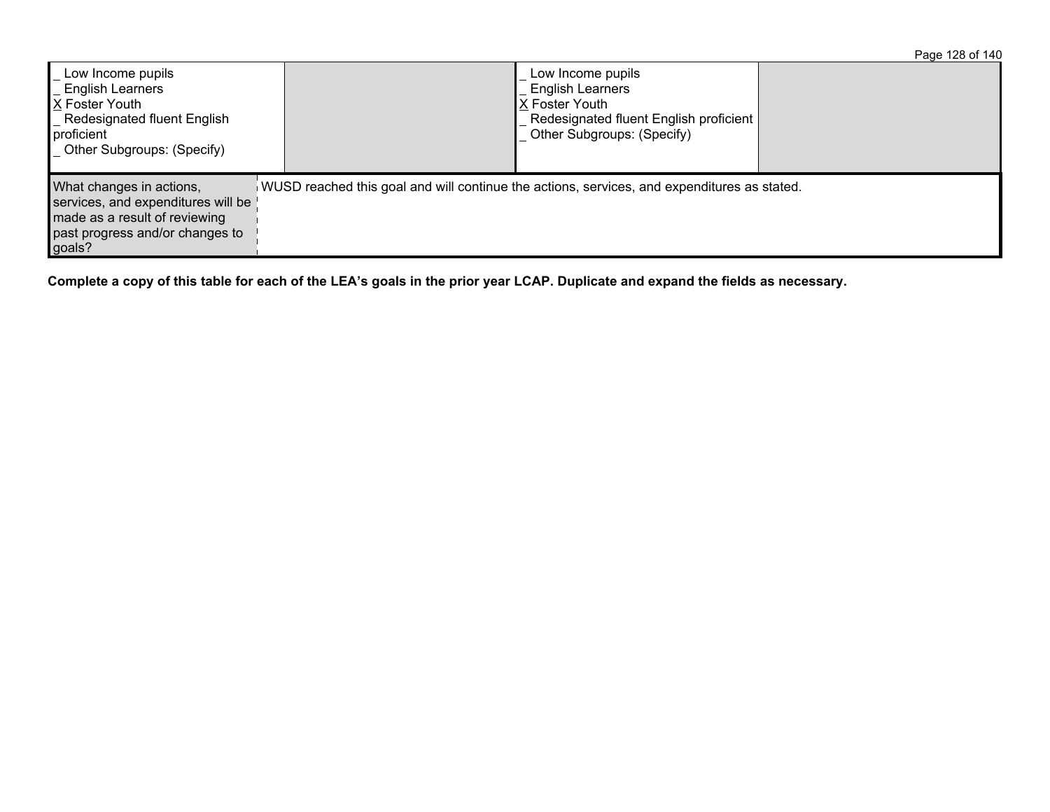| _ Low Income pupils<br>_ English Learners<br>X Foster Youth<br>_ Redesignated fluent English proficient<br>_ Other Subgroups: (Specify) | | _ Low Income pupils<br>_ English Learners<br>X Foster Youth<br>_ Redesignated fluent English proficient<br>_ Other Subgroups: (Specify) | |
|---|---|---|---|

| What changes in actions, services, and expenditures will be made as a result of reviewing past progress and/or changes to goals? | WUSD reached this goal and will continue the actions, services, and expenditures as stated. |
|---|---|

**Complete a copy of this table for each of the LEA's goals in the prior year LCAP. Duplicate and expand the fields as necessary.**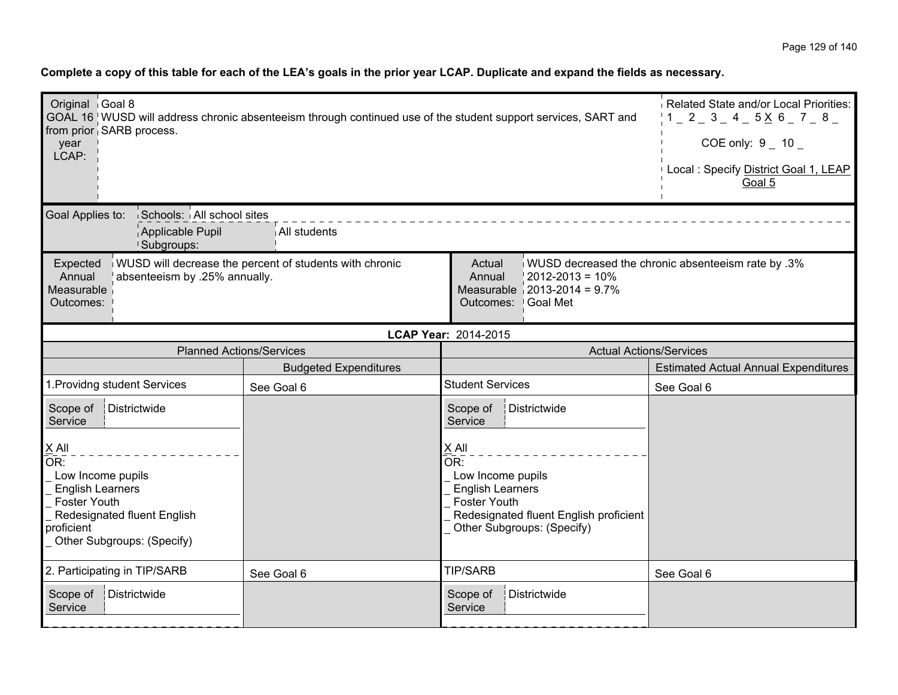**Complete a copy of this table for each of the LEA's goals in the prior year LCAP. Duplicate and expand the fields as necessary.**

| Original GOAL 16 from prior year LCAP: | Goal 8<br>WUSD will address chronic absenteeism through continued use of the student support services, SART and SARB process. | Related State and/or Local Priorities:<br>1 _ 2 _ 3 _ 4 _ 5 X 6 _ 7 _ 8 _<br>COE only: 9 _ 10 _<br>Local : Specify District Goal 1, LEAP Goal 5 |
|---|---|---|

| Goal Applies to: | Schools: | All school sites |
|---|---|---|
| | Applicable Pupil Subgroups: | All students |

| Expected Annual Measurable Outcomes: | WUSD will decrease the percent of students with chronic absenteeism by .25% annually. | Actual Annual Measurable Outcomes: | WUSD decreased the chronic absenteeism rate by .3%<br>2012-2013 = 10%<br>2013-2014 = 9.7%<br>Goal Met |
|---|---|---|---|

**LCAP Year:** 2014-2015

| Planned Actions/Services | Budgeted Expenditures | Actual Actions/Services | Estimated Actual Annual Expenditures |
|---|---|---|---|
| 1.Providng student Services | See Goal 6 | Student Services | See Goal 6 |
| Scope of Service: Districtwide<br>X All<br>OR:<br>_ Low Income pupils<br>_ English Learners<br>_ Foster Youth<br>_ Redesignated fluent English proficient<br>_ Other Subgroups: (Specify) | | Scope of Service: Districtwide<br>X All<br>OR:<br>_ Low Income pupils<br>_ English Learners<br>_ Foster Youth<br>_ Redesignated fluent English proficient<br>_ Other Subgroups: (Specify) | |
| 2. Participating in TIP/SARB | See Goal 6 | TIP/SARB | See Goal 6 |
| Scope of Service: Districtwide | | Scope of Service: Districtwide | |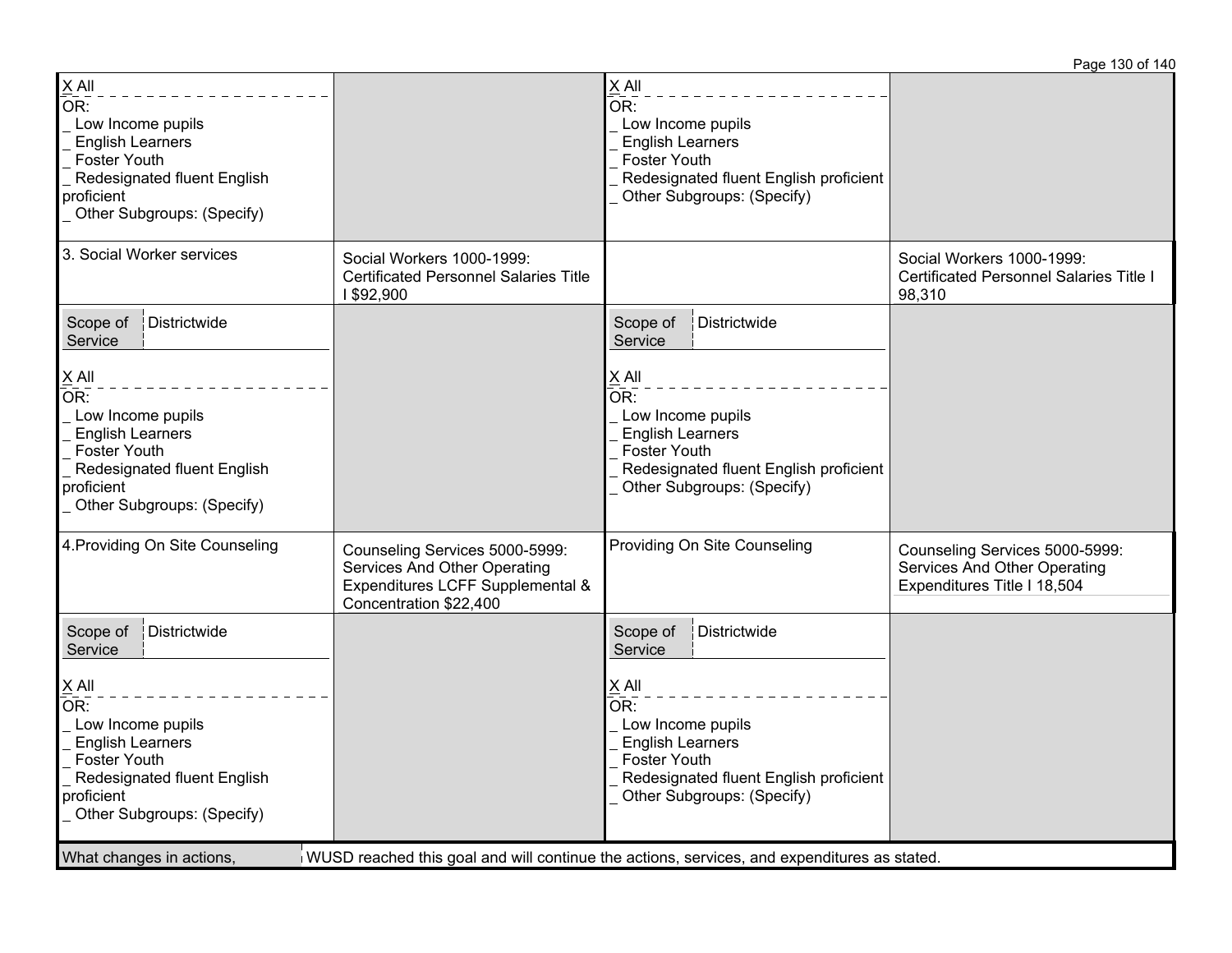| | | | |
|---|---|---|---|
| X All<br>OR:<br>_ Low Income pupils<br>_ English Learners<br>_ Foster Youth<br>_ Redesignated fluent English proficient<br>_ Other Subgroups: (Specify) | | X All<br>OR:<br>_ Low Income pupils<br>_ English Learners<br>_ Foster Youth<br>_ Redesignated fluent English proficient<br>_ Other Subgroups: (Specify) | |
| 3. Social Worker services | Social Workers 1000-1999: Certificated Personnel Salaries Title I $92,900 | | Social Workers 1000-1999: Certificated Personnel Salaries Title I 98,310 |
| Scope of Service: Districtwide<br><br>X All<br>OR:<br>_ Low Income pupils<br>_ English Learners<br>_ Foster Youth<br>_ Redesignated fluent English proficient<br>_ Other Subgroups: (Specify) | | Scope of Service: Districtwide<br><br>X All<br>OR:<br>_ Low Income pupils<br>_ English Learners<br>_ Foster Youth<br>_ Redesignated fluent English proficient<br>_ Other Subgroups: (Specify) | |
| 4.Providing On Site Counseling | Counseling Services 5000-5999: Services And Other Operating Expenditures LCFF Supplemental & Concentration $22,400 | Providing On Site Counseling | Counseling Services 5000-5999: Services And Other Operating Expenditures Title I 18,504 |
| Scope of Service: Districtwide<br><br>X All<br>OR:<br>_ Low Income pupils<br>_ English Learners<br>_ Foster Youth<br>_ Redesignated fluent English proficient<br>_ Other Subgroups: (Specify) | | Scope of Service: Districtwide<br><br>X All<br>OR:<br>_ Low Income pupils<br>_ English Learners<br>_ Foster Youth<br>_ Redesignated fluent English proficient<br>_ Other Subgroups: (Specify) | |

| What changes in actions, | WUSD reached this goal and will continue the actions, services, and expenditures as stated. |
|---|---|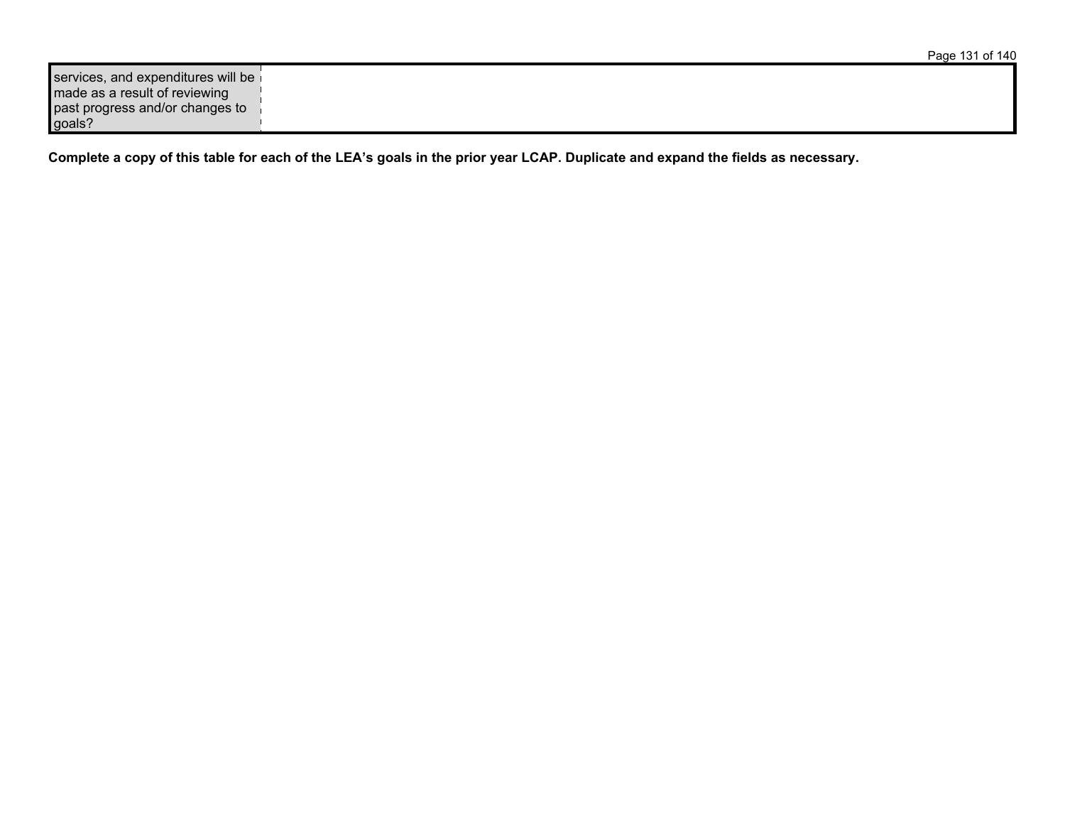| services, and expenditures will be made as a result of reviewing past progress and/or changes to goals? | |
|---|---|

**Complete a copy of this table for each of the LEA's goals in the prior year LCAP. Duplicate and expand the fields as necessary.**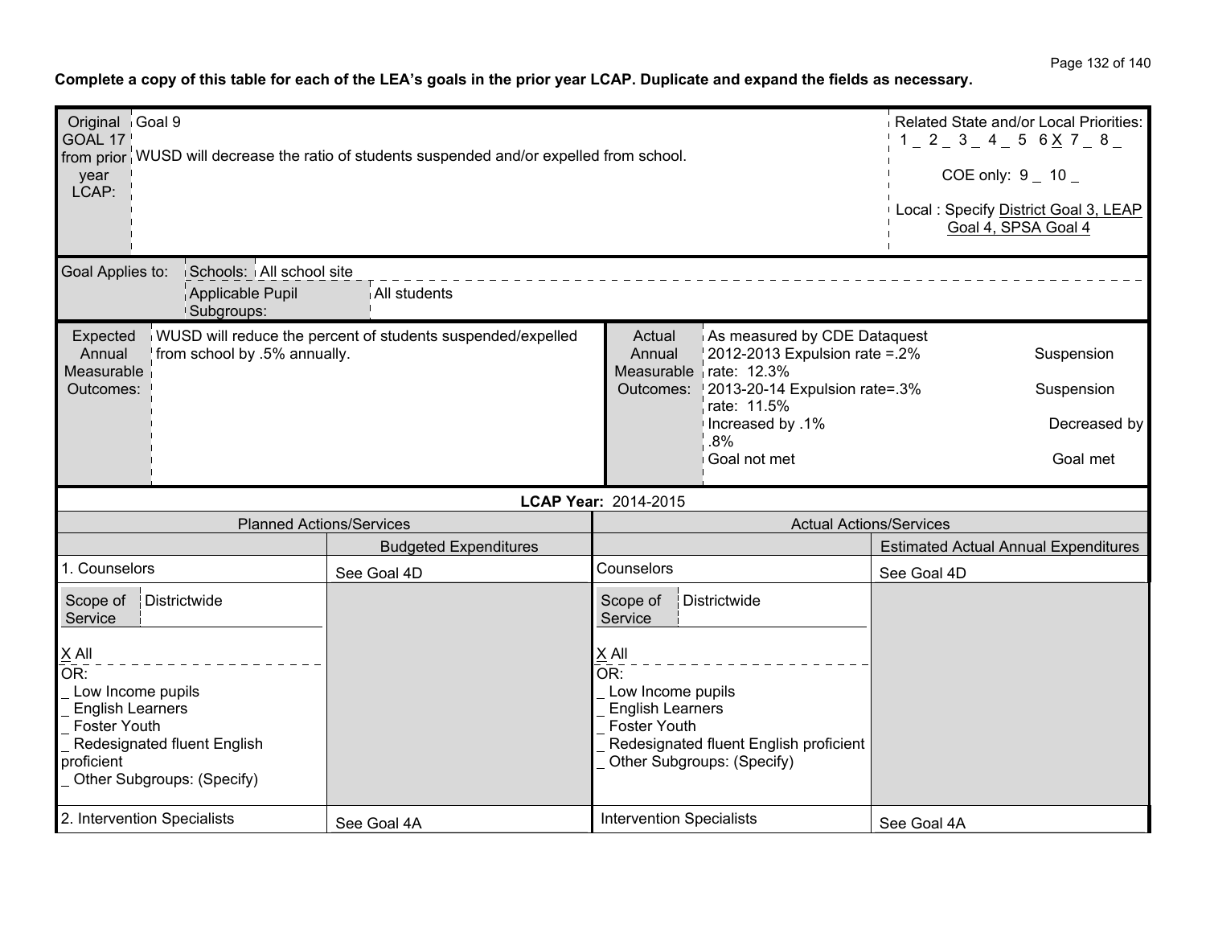**Complete a copy of this table for each of the LEA's goals in the prior year LCAP. Duplicate and expand the fields as necessary.**

| Original GOAL 17 from prior year LCAP: | Goal 9<br><br>WUSD will decrease the ratio of students suspended and/or expelled from school. | Related State and/or Local Priorities:<br>1 _ 2 _ 3 _ 4 _ 5 6 X 7 _ 8 _<br><br>COE only: 9 _ 10 _<br><br>Local : Specify District Goal 3, LEAP Goal 4, SPSA Goal 4 |
|---|---|---|

| Goal Applies to: | Schools: | All school site |
|---|---|---|
| | Applicable Pupil Subgroups: | All students |

| Expected Annual Measurable Outcomes: | WUSD will reduce the percent of students suspended/expelled from school by .5% annually. | Actual Annual Measurable Outcomes: | As measured by CDE Dataquest<br>2012-2013 Expulsion rate =.2% Suspension rate: 12.3%<br>2013-20-14 Expulsion rate=.3% Suspension rate: 11.5%<br>Increased by .1% Decreased by .8%<br>Goal not met Goal met |
|---|---|---|---|

**LCAP Year:** 2014-2015

| Planned Actions/Services | | Actual Actions/Services | |
|---|---|---|---|
| | Budgeted Expenditures | | Estimated Actual Annual Expenditures |
| 1. Counselors | See Goal 4D | Counselors | See Goal 4D |
| Scope of Service: Districtwide<br><br>X All<br>OR:<br>_ Low Income pupils<br>_ English Learners<br>_ Foster Youth<br>_ Redesignated fluent English proficient<br>_ Other Subgroups: (Specify) | | Scope of Service: Districtwide<br><br>X All<br>OR:<br>_ Low Income pupils<br>_ English Learners<br>_ Foster Youth<br>_ Redesignated fluent English proficient<br>_ Other Subgroups: (Specify) | |
| 2. Intervention Specialists | See Goal 4A | Intervention Specialists | See Goal 4A |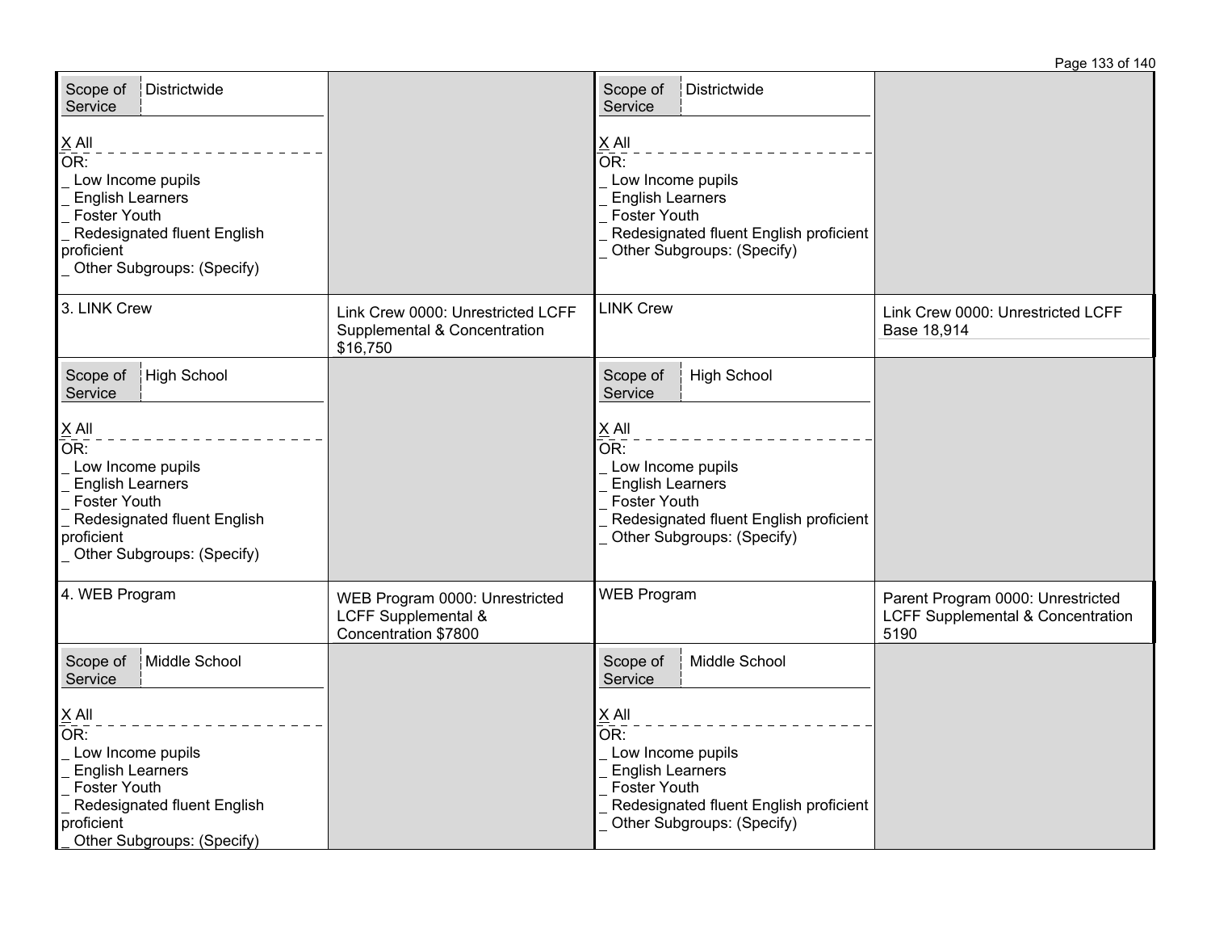| | | | |
|---|---|---|---|
| Scope of Service: Districtwide<br><br>X All<br>OR:<br>_ Low Income pupils<br>_ English Learners<br>_ Foster Youth<br>_ Redesignated fluent English proficient<br>_ Other Subgroups: (Specify) | | Scope of Service: Districtwide<br><br>X All<br>OR:<br>_ Low Income pupils<br>_ English Learners<br>_ Foster Youth<br>_ Redesignated fluent English proficient<br>_ Other Subgroups: (Specify) | |
| 3. LINK Crew | Link Crew 0000: Unrestricted LCFF Supplemental & Concentration $16,750 | LINK Crew | Link Crew 0000: Unrestricted LCFF Base 18,914 |
| Scope of Service: High School<br><br>X All<br>OR:<br>_ Low Income pupils<br>_ English Learners<br>_ Foster Youth<br>_ Redesignated fluent English proficient<br>_ Other Subgroups: (Specify) | | Scope of Service: High School<br><br>X All<br>OR:<br>_ Low Income pupils<br>_ English Learners<br>_ Foster Youth<br>_ Redesignated fluent English proficient<br>_ Other Subgroups: (Specify) | |
| 4. WEB Program | WEB Program 0000: Unrestricted LCFF Supplemental & Concentration $7800 | WEB Program | Parent Program 0000: Unrestricted LCFF Supplemental & Concentration 5190 |
| Scope of Service: Middle School<br><br>X All<br>OR:<br>_ Low Income pupils<br>_ English Learners<br>_ Foster Youth<br>_ Redesignated fluent English proficient<br>_ Other Subgroups: (Specify) | | Scope of Service: Middle School<br><br>X All<br>OR:<br>_ Low Income pupils<br>_ English Learners<br>_ Foster Youth<br>_ Redesignated fluent English proficient<br>_ Other Subgroups: (Specify) | |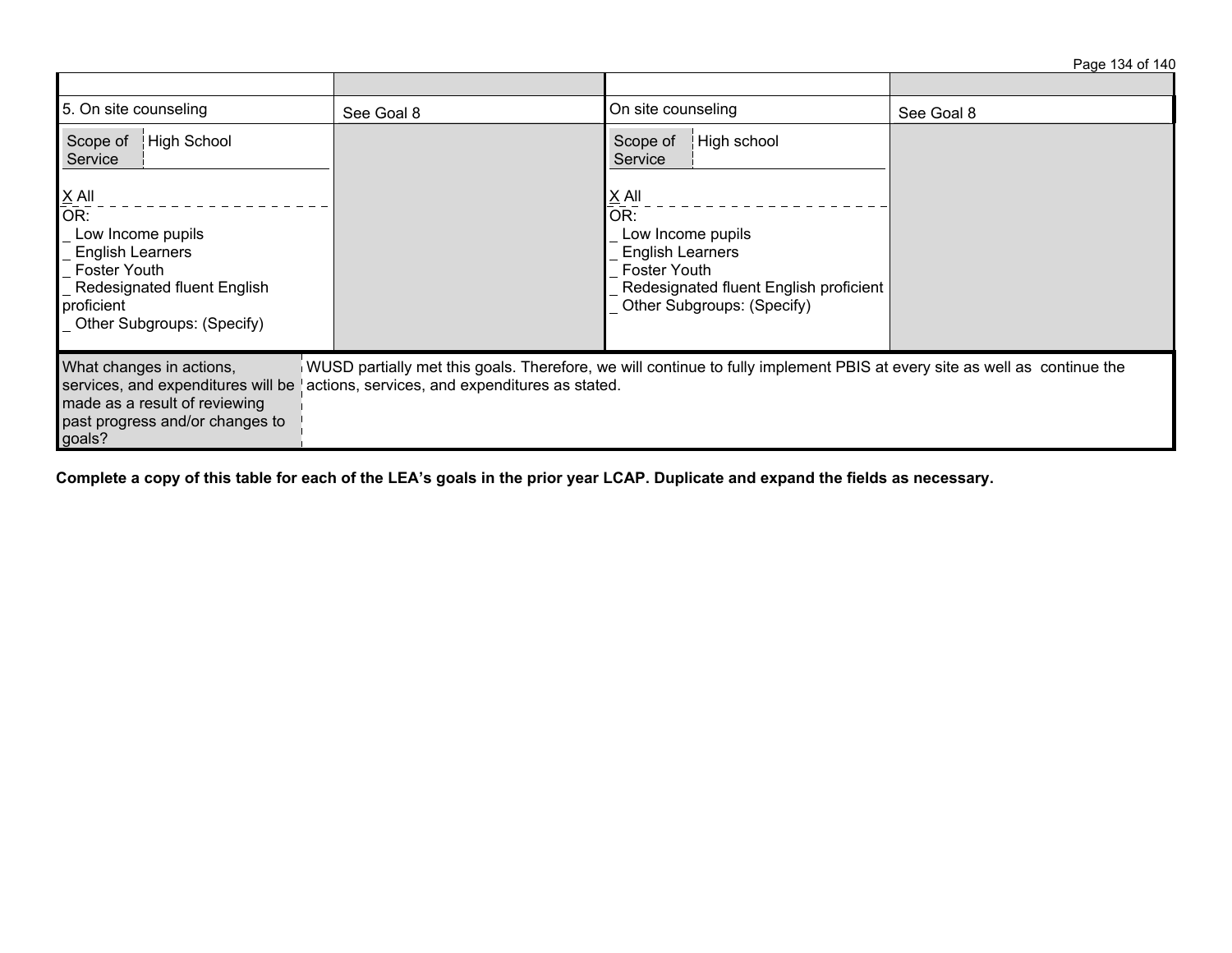| | | | |
|---|---|---|---|
| 5. On site counseling | See Goal 8 | On site counseling | See Goal 8 |
| Scope of Service: High School<br><br>X All<br>OR:<br>_ Low Income pupils<br>_ English Learners<br>_ Foster Youth<br>_ Redesignated fluent English proficient<br>_ Other Subgroups: (Specify) | | Scope of Service: High school<br><br>X All<br>OR:<br>_ Low Income pupils<br>_ English Learners<br>_ Foster Youth<br>_ Redesignated fluent English proficient<br>_ Other Subgroups: (Specify) | |

| | |
|---|---|
| What changes in actions, services, and expenditures will be made as a result of reviewing past progress and/or changes to goals? | WUSD partially met this goals. Therefore, we will continue to fully implement PBIS at every site as well as continue the actions, services, and expenditures as stated. |

**Complete a copy of this table for each of the LEA's goals in the prior year LCAP. Duplicate and expand the fields as necessary.**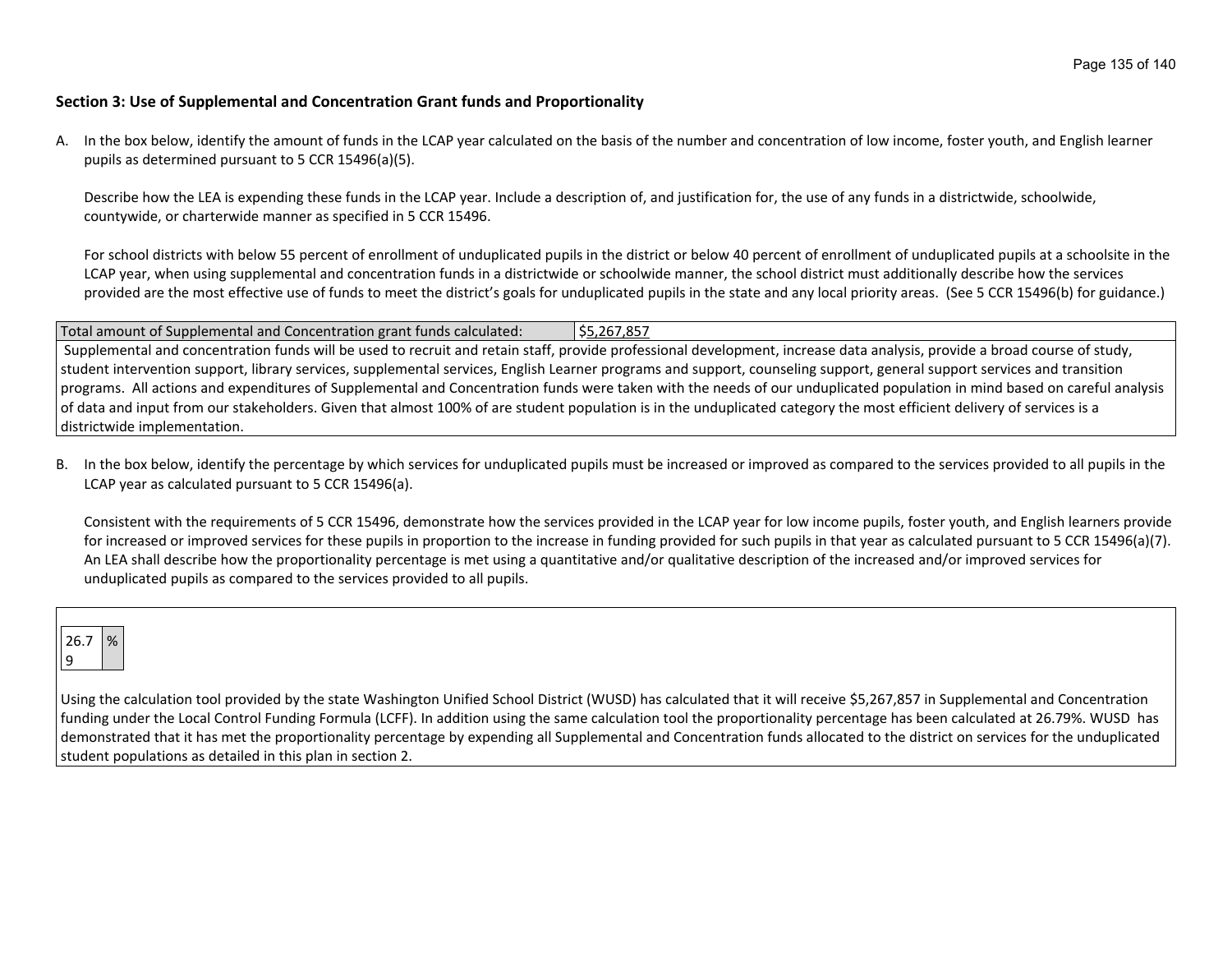### Section 3: Use of Supplemental and Concentration Grant funds and Proportionality

A. In the box below, identify the amount of funds in the LCAP year calculated on the basis of the number and concentration of low income, foster youth, and English learner pupils as determined pursuant to 5 CCR 15496(a)(5).

   Describe how the LEA is expending these funds in the LCAP year. Include a description of, and justification for, the use of any funds in a districtwide, schoolwide, countywide, or charterwide manner as specified in 5 CCR 15496.

   For school districts with below 55 percent of enrollment of unduplicated pupils in the district or below 40 percent of enrollment of unduplicated pupils at a schoolsite in the LCAP year, when using supplemental and concentration funds in a districtwide or schoolwide manner, the school district must additionally describe how the services provided are the most effective use of funds to meet the district's goals for unduplicated pupils in the state and any local priority areas. (See 5 CCR 15496(b) for guidance.)

| Total amount of Supplemental and Concentration grant funds calculated: | $5,267,857 |
|---|---|
| Supplemental and concentration funds will be used to recruit and retain staff, provide professional development, increase data analysis, provide a broad course of study, student intervention support, library services, supplemental services, English Learner programs and support, counseling support, general support services and transition programs. All actions and expenditures of Supplemental and Concentration funds were taken with the needs of our unduplicated population in mind based on careful analysis of data and input from our stakeholders. Given that almost 100% of are student population is in the unduplicated category the most efficient delivery of services is a districtwide implementation. | |

B. In the box below, identify the percentage by which services for unduplicated pupils must be increased or improved as compared to the services provided to all pupils in the LCAP year as calculated pursuant to 5 CCR 15496(a).

   Consistent with the requirements of 5 CCR 15496, demonstrate how the services provided in the LCAP year for low income pupils, foster youth, and English learners provide for increased or improved services for these pupils in proportion to the increase in funding provided for such pupils in that year as calculated pursuant to 5 CCR 15496(a)(7). An LEA shall describe how the proportionality percentage is met using a quantitative and/or qualitative description of the increased and/or improved services for unduplicated pupils as compared to the services provided to all pupils.

| 26.79 | % |
|---|---|

Using the calculation tool provided by the state Washington Unified School District (WUSD) has calculated that it will receive $5,267,857 in Supplemental and Concentration funding under the Local Control Funding Formula (LCFF). In addition using the same calculation tool the proportionality percentage has been calculated at 26.79%. WUSD has demonstrated that it has met the proportionality percentage by expending all Supplemental and Concentration funds allocated to the district on services for the unduplicated student populations as detailed in this plan in section 2.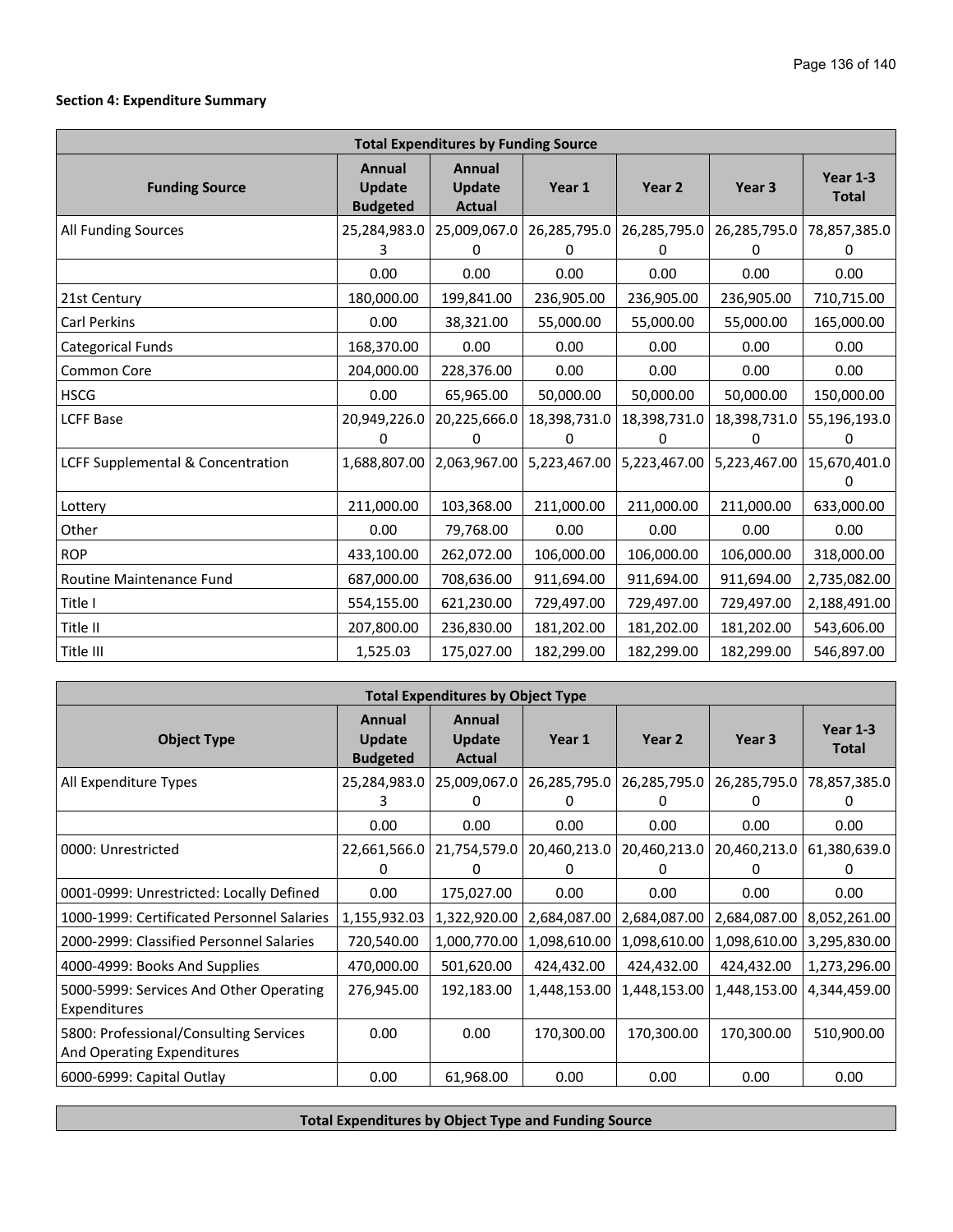**Section 4: Expenditure Summary**

| Total Expenditures by Funding Source | | | | | | |
|---|---|---|---|---|---|---|
| **Funding Source** | **Annual Update Budgeted** | **Annual Update Actual** | **Year 1** | **Year 2** | **Year 3** | **Year 1-3 Total** |
| All Funding Sources | 25,284,983.03 | 25,009,067.00 | 26,285,795.00 | 26,285,795.00 | 26,285,795.00 | 78,857,385.00 |
| | 0.00 | 0.00 | 0.00 | 0.00 | 0.00 | 0.00 |
| 21st Century | 180,000.00 | 199,841.00 | 236,905.00 | 236,905.00 | 236,905.00 | 710,715.00 |
| Carl Perkins | 0.00 | 38,321.00 | 55,000.00 | 55,000.00 | 55,000.00 | 165,000.00 |
| Categorical Funds | 168,370.00 | 0.00 | 0.00 | 0.00 | 0.00 | 0.00 |
| Common Core | 204,000.00 | 228,376.00 | 0.00 | 0.00 | 0.00 | 0.00 |
| HSCG | 0.00 | 65,965.00 | 50,000.00 | 50,000.00 | 50,000.00 | 150,000.00 |
| LCFF Base | 20,949,226.00 | 20,225,666.00 | 18,398,731.00 | 18,398,731.00 | 18,398,731.00 | 55,196,193.00 |
| LCFF Supplemental & Concentration | 1,688,807.00 | 2,063,967.00 | 5,223,467.00 | 5,223,467.00 | 5,223,467.00 | 15,670,401.00 |
| Lottery | 211,000.00 | 103,368.00 | 211,000.00 | 211,000.00 | 211,000.00 | 633,000.00 |
| Other | 0.00 | 79,768.00 | 0.00 | 0.00 | 0.00 | 0.00 |
| ROP | 433,100.00 | 262,072.00 | 106,000.00 | 106,000.00 | 106,000.00 | 318,000.00 |
| Routine Maintenance Fund | 687,000.00 | 708,636.00 | 911,694.00 | 911,694.00 | 911,694.00 | 2,735,082.00 |
| Title I | 554,155.00 | 621,230.00 | 729,497.00 | 729,497.00 | 729,497.00 | 2,188,491.00 |
| Title II | 207,800.00 | 236,830.00 | 181,202.00 | 181,202.00 | 181,202.00 | 543,606.00 |
| Title III | 1,525.03 | 175,027.00 | 182,299.00 | 182,299.00 | 182,299.00 | 546,897.00 |

| Total Expenditures by Object Type | | | | | | |
|---|---|---|---|---|---|---|
| **Object Type** | **Annual Update Budgeted** | **Annual Update Actual** | **Year 1** | **Year 2** | **Year 3** | **Year 1-3 Total** |
| All Expenditure Types | 25,284,983.03 | 25,009,067.00 | 26,285,795.00 | 26,285,795.00 | 26,285,795.00 | 78,857,385.00 |
| | 0.00 | 0.00 | 0.00 | 0.00 | 0.00 | 0.00 |
| 0000: Unrestricted | 22,661,566.00 | 21,754,579.00 | 20,460,213.00 | 20,460,213.00 | 20,460,213.00 | 61,380,639.00 |
| 0001-0999: Unrestricted: Locally Defined | 0.00 | 175,027.00 | 0.00 | 0.00 | 0.00 | 0.00 |
| 1000-1999: Certificated Personnel Salaries | 1,155,932.03 | 1,322,920.00 | 2,684,087.00 | 2,684,087.00 | 2,684,087.00 | 8,052,261.00 |
| 2000-2999: Classified Personnel Salaries | 720,540.00 | 1,000,770.00 | 1,098,610.00 | 1,098,610.00 | 1,098,610.00 | 3,295,830.00 |
| 4000-4999: Books And Supplies | 470,000.00 | 501,620.00 | 424,432.00 | 424,432.00 | 424,432.00 | 1,273,296.00 |
| 5000-5999: Services And Other Operating Expenditures | 276,945.00 | 192,183.00 | 1,448,153.00 | 1,448,153.00 | 1,448,153.00 | 4,344,459.00 |
| 5800: Professional/Consulting Services And Operating Expenditures | 0.00 | 0.00 | 170,300.00 | 170,300.00 | 170,300.00 | 510,900.00 |
| 6000-6999: Capital Outlay | 0.00 | 61,968.00 | 0.00 | 0.00 | 0.00 | 0.00 |

| Total Expenditures by Object Type and Funding Source |
|---|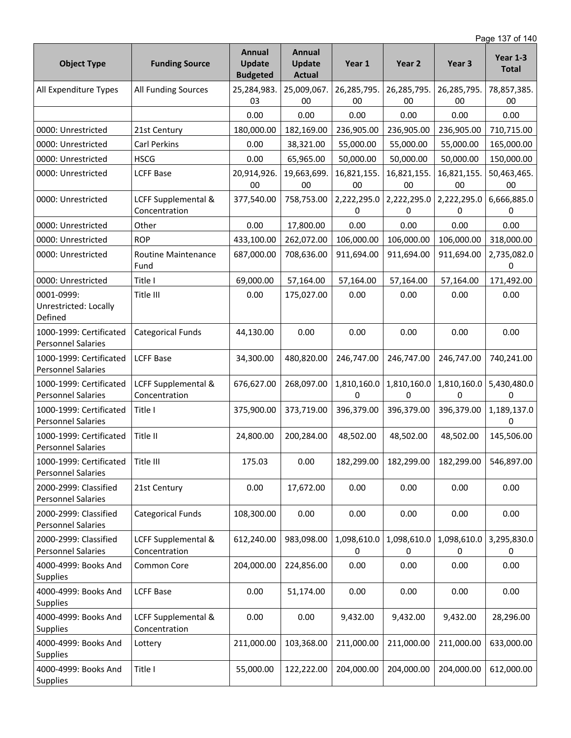| Object Type | Funding Source | Annual Update Budgeted | Annual Update Actual | Year 1 | Year 2 | Year 3 | Year 1-3 Total |
|---|---|---|---|---|---|---|---|
| All Expenditure Types | All Funding Sources | 25,284,983.03 | 25,009,067.00 | 26,285,795.00 | 26,285,795.00 | 26,285,795.00 | 78,857,385.00 |
| | | 0.00 | 0.00 | 0.00 | 0.00 | 0.00 | 0.00 |
| 0000: Unrestricted | 21st Century | 180,000.00 | 182,169.00 | 236,905.00 | 236,905.00 | 236,905.00 | 710,715.00 |
| 0000: Unrestricted | Carl Perkins | 0.00 | 38,321.00 | 55,000.00 | 55,000.00 | 55,000.00 | 165,000.00 |
| 0000: Unrestricted | HSCG | 0.00 | 65,965.00 | 50,000.00 | 50,000.00 | 50,000.00 | 150,000.00 |
| 0000: Unrestricted | LCFF Base | 20,914,926.00 | 19,663,699.00 | 16,821,155.00 | 16,821,155.00 | 16,821,155.00 | 50,463,465.00 |
| 0000: Unrestricted | LCFF Supplemental & Concentration | 377,540.00 | 758,753.00 | 2,222,295.00 | 2,222,295.00 | 2,222,295.00 | 6,666,885.00 |
| 0000: Unrestricted | Other | 0.00 | 17,800.00 | 0.00 | 0.00 | 0.00 | 0.00 |
| 0000: Unrestricted | ROP | 433,100.00 | 262,072.00 | 106,000.00 | 106,000.00 | 106,000.00 | 318,000.00 |
| 0000: Unrestricted | Routine Maintenance Fund | 687,000.00 | 708,636.00 | 911,694.00 | 911,694.00 | 911,694.00 | 2,735,082.00 |
| 0000: Unrestricted | Title I | 69,000.00 | 57,164.00 | 57,164.00 | 57,164.00 | 57,164.00 | 171,492.00 |
| 0001-0999: Unrestricted: Locally Defined | Title III | 0.00 | 175,027.00 | 0.00 | 0.00 | 0.00 | 0.00 |
| 1000-1999: Certificated Personnel Salaries | Categorical Funds | 44,130.00 | 0.00 | 0.00 | 0.00 | 0.00 | 0.00 |
| 1000-1999: Certificated Personnel Salaries | LCFF Base | 34,300.00 | 480,820.00 | 246,747.00 | 246,747.00 | 246,747.00 | 740,241.00 |
| 1000-1999: Certificated Personnel Salaries | LCFF Supplemental & Concentration | 676,627.00 | 268,097.00 | 1,810,160.00 | 1,810,160.00 | 1,810,160.00 | 5,430,480.00 |
| 1000-1999: Certificated Personnel Salaries | Title I | 375,900.00 | 373,719.00 | 396,379.00 | 396,379.00 | 396,379.00 | 1,189,137.00 |
| 1000-1999: Certificated Personnel Salaries | Title II | 24,800.00 | 200,284.00 | 48,502.00 | 48,502.00 | 48,502.00 | 145,506.00 |
| 1000-1999: Certificated Personnel Salaries | Title III | 175.03 | 0.00 | 182,299.00 | 182,299.00 | 182,299.00 | 546,897.00 |
| 2000-2999: Classified Personnel Salaries | 21st Century | 0.00 | 17,672.00 | 0.00 | 0.00 | 0.00 | 0.00 |
| 2000-2999: Classified Personnel Salaries | Categorical Funds | 108,300.00 | 0.00 | 0.00 | 0.00 | 0.00 | 0.00 |
| 2000-2999: Classified Personnel Salaries | LCFF Supplemental & Concentration | 612,240.00 | 983,098.00 | 1,098,610.00 | 1,098,610.00 | 1,098,610.00 | 3,295,830.00 |
| 4000-4999: Books And Supplies | Common Core | 204,000.00 | 224,856.00 | 0.00 | 0.00 | 0.00 | 0.00 |
| 4000-4999: Books And Supplies | LCFF Base | 0.00 | 51,174.00 | 0.00 | 0.00 | 0.00 | 0.00 |
| 4000-4999: Books And Supplies | LCFF Supplemental & Concentration | 0.00 | 0.00 | 9,432.00 | 9,432.00 | 9,432.00 | 28,296.00 |
| 4000-4999: Books And Supplies | Lottery | 211,000.00 | 103,368.00 | 211,000.00 | 211,000.00 | 211,000.00 | 633,000.00 |
| 4000-4999: Books And Supplies | Title I | 55,000.00 | 122,222.00 | 204,000.00 | 204,000.00 | 204,000.00 | 612,000.00 |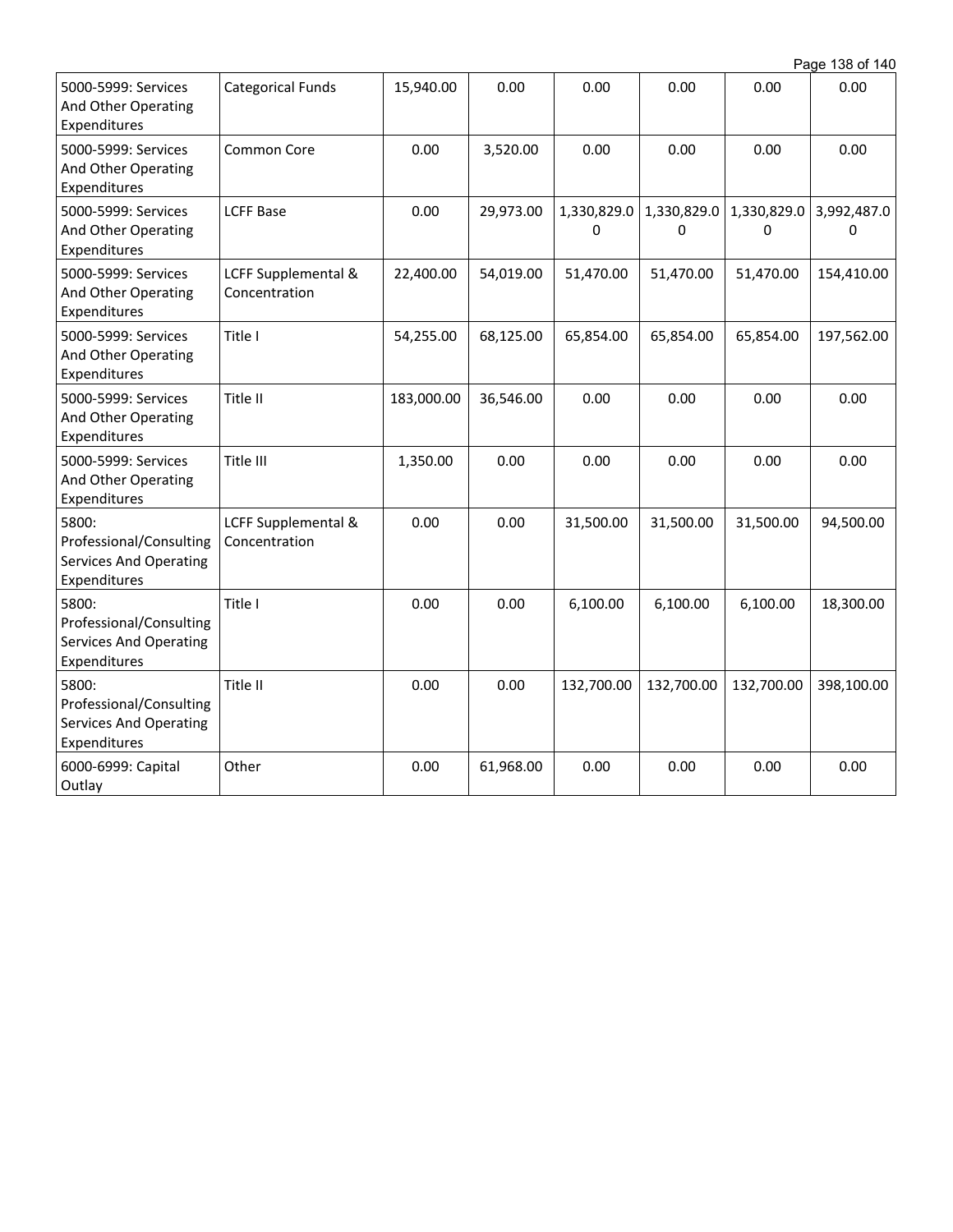| 5000-5999: Services And Other Operating Expenditures | Categorical Funds | 15,940.00 | 0.00 | 0.00 | 0.00 | 0.00 | 0.00 |
|---|---|---|---|---|---|---|---|
| 5000-5999: Services And Other Operating Expenditures | Common Core | 0.00 | 3,520.00 | 0.00 | 0.00 | 0.00 | 0.00 |
| 5000-5999: Services And Other Operating Expenditures | LCFF Base | 0.00 | 29,973.00 | 1,330,829.00 | 1,330,829.00 | 1,330,829.00 | 3,992,487.00 |
| 5000-5999: Services And Other Operating Expenditures | LCFF Supplemental & Concentration | 22,400.00 | 54,019.00 | 51,470.00 | 51,470.00 | 51,470.00 | 154,410.00 |
| 5000-5999: Services And Other Operating Expenditures | Title I | 54,255.00 | 68,125.00 | 65,854.00 | 65,854.00 | 65,854.00 | 197,562.00 |
| 5000-5999: Services And Other Operating Expenditures | Title II | 183,000.00 | 36,546.00 | 0.00 | 0.00 | 0.00 | 0.00 |
| 5000-5999: Services And Other Operating Expenditures | Title III | 1,350.00 | 0.00 | 0.00 | 0.00 | 0.00 | 0.00 |
| 5800: Professional/Consulting Services And Operating Expenditures | LCFF Supplemental & Concentration | 0.00 | 0.00 | 31,500.00 | 31,500.00 | 31,500.00 | 94,500.00 |
| 5800: Professional/Consulting Services And Operating Expenditures | Title I | 0.00 | 0.00 | 6,100.00 | 6,100.00 | 6,100.00 | 18,300.00 |
| 5800: Professional/Consulting Services And Operating Expenditures | Title II | 0.00 | 0.00 | 132,700.00 | 132,700.00 | 132,700.00 | 398,100.00 |
| 6000-6999: Capital Outlay | Other | 0.00 | 61,968.00 | 0.00 | 0.00 | 0.00 | 0.00 |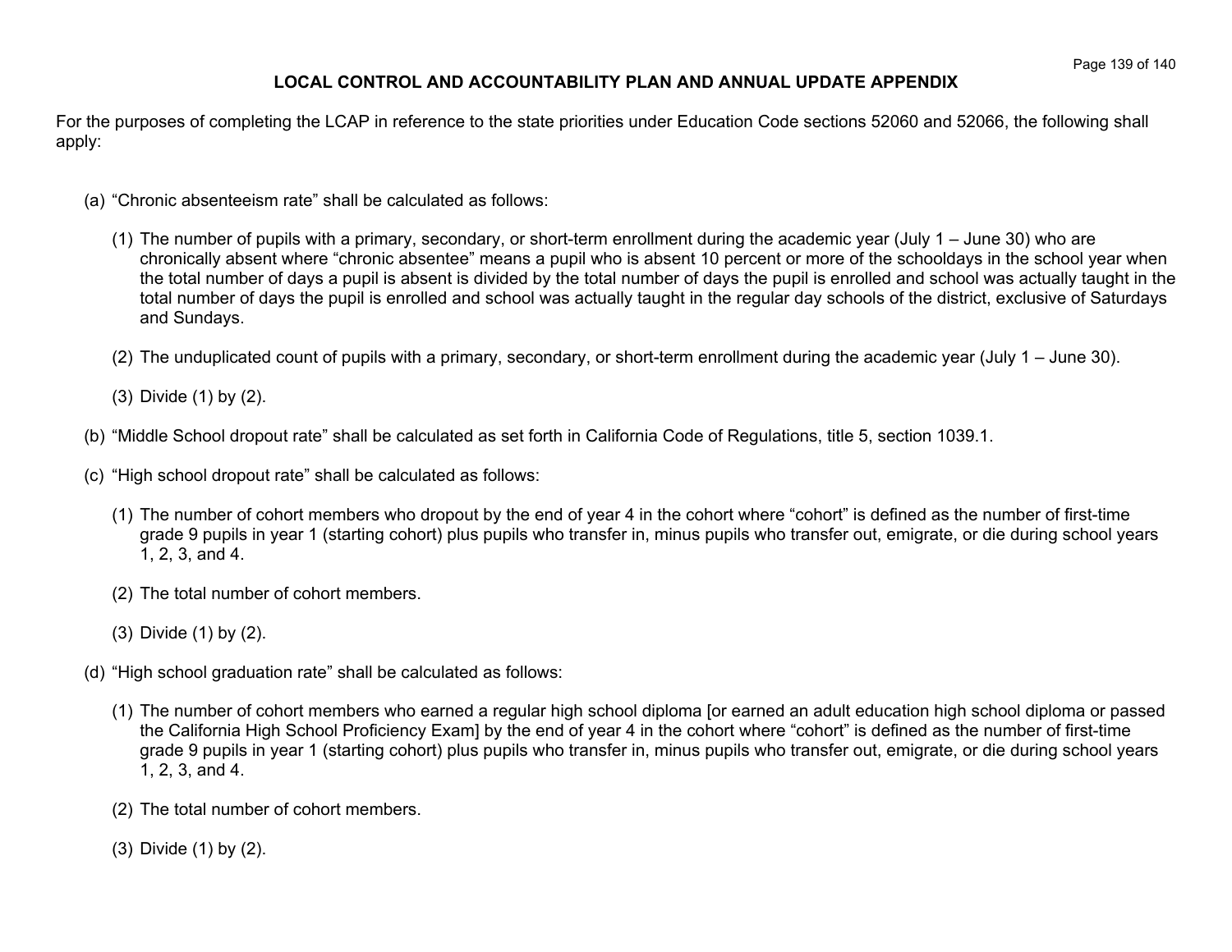## LOCAL CONTROL AND ACCOUNTABILITY PLAN AND ANNUAL UPDATE APPENDIX

For the purposes of completing the LCAP in reference to the state priorities under Education Code sections 52060 and 52066, the following shall apply:

(a) "Chronic absenteeism rate" shall be calculated as follows:

(1) The number of pupils with a primary, secondary, or short-term enrollment during the academic year (July 1 – June 30) who are chronically absent where "chronic absentee" means a pupil who is absent 10 percent or more of the schooldays in the school year when the total number of days a pupil is absent is divided by the total number of days the pupil is enrolled and school was actually taught in the total number of days the pupil is enrolled and school was actually taught in the regular day schools of the district, exclusive of Saturdays and Sundays.

(2) The unduplicated count of pupils with a primary, secondary, or short-term enrollment during the academic year (July 1 – June 30).

(3) Divide (1) by (2).

(b) "Middle School dropout rate" shall be calculated as set forth in California Code of Regulations, title 5, section 1039.1.

(c) "High school dropout rate" shall be calculated as follows:

(1) The number of cohort members who dropout by the end of year 4 in the cohort where "cohort" is defined as the number of first-time grade 9 pupils in year 1 (starting cohort) plus pupils who transfer in, minus pupils who transfer out, emigrate, or die during school years 1, 2, 3, and 4.

(2) The total number of cohort members.

(3) Divide (1) by (2).

(d) "High school graduation rate" shall be calculated as follows:

(1) The number of cohort members who earned a regular high school diploma [or earned an adult education high school diploma or passed the California High School Proficiency Exam] by the end of year 4 in the cohort where "cohort" is defined as the number of first-time grade 9 pupils in year 1 (starting cohort) plus pupils who transfer in, minus pupils who transfer out, emigrate, or die during school years 1, 2, 3, and 4.

(2) The total number of cohort members.

(3) Divide (1) by (2).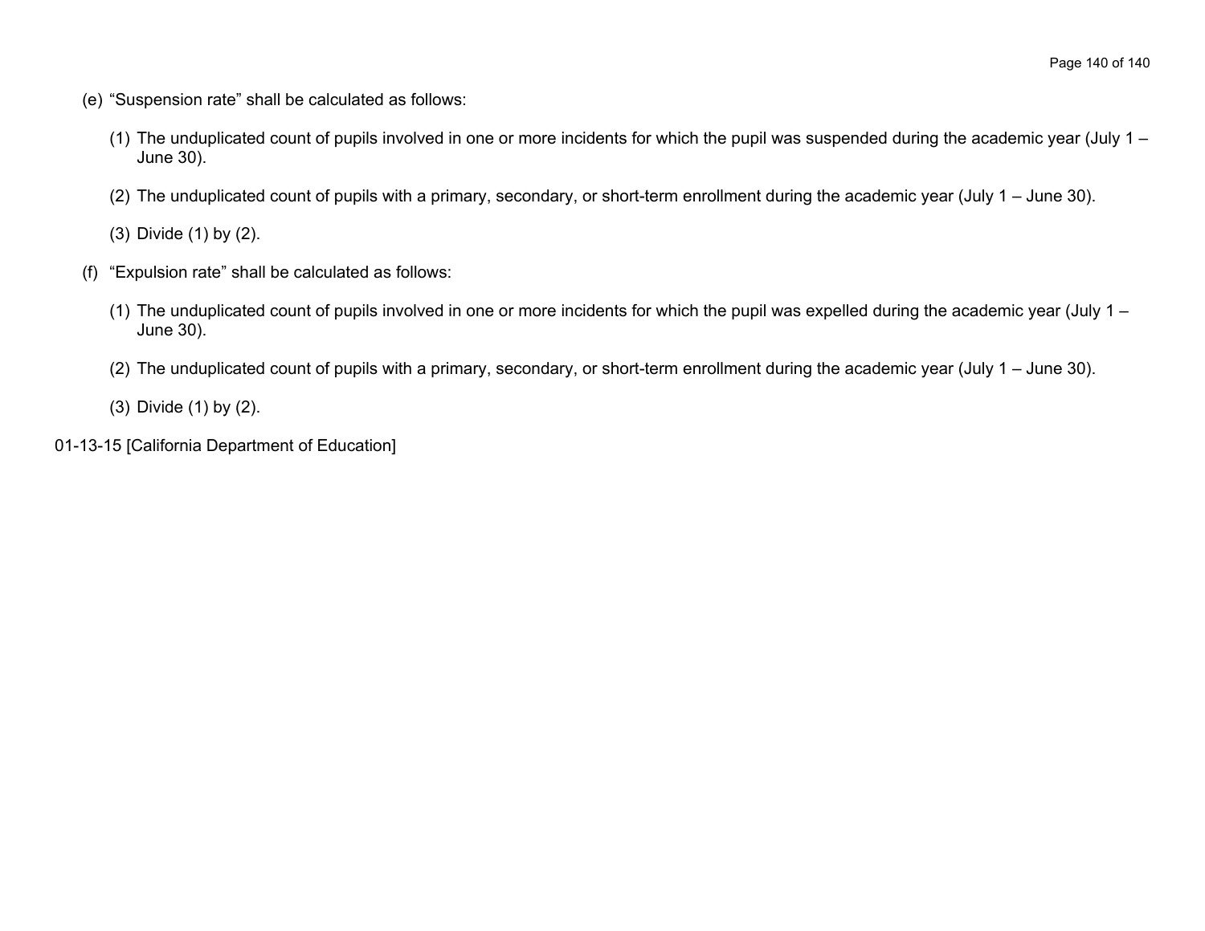(e) “Suspension rate” shall be calculated as follows:

   (1) The unduplicated count of pupils involved in one or more incidents for which the pupil was suspended during the academic year (July 1 – June 30).

   (2) The unduplicated count of pupils with a primary, secondary, or short-term enrollment during the academic year (July 1 – June 30).

   (3) Divide (1) by (2).

(f) “Expulsion rate” shall be calculated as follows:

   (1) The unduplicated count of pupils involved in one or more incidents for which the pupil was expelled during the academic year (July 1 – June 30).

   (2) The unduplicated count of pupils with a primary, secondary, or short-term enrollment during the academic year (July 1 – June 30).

   (3) Divide (1) by (2).

01-13-15 [California Department of Education]